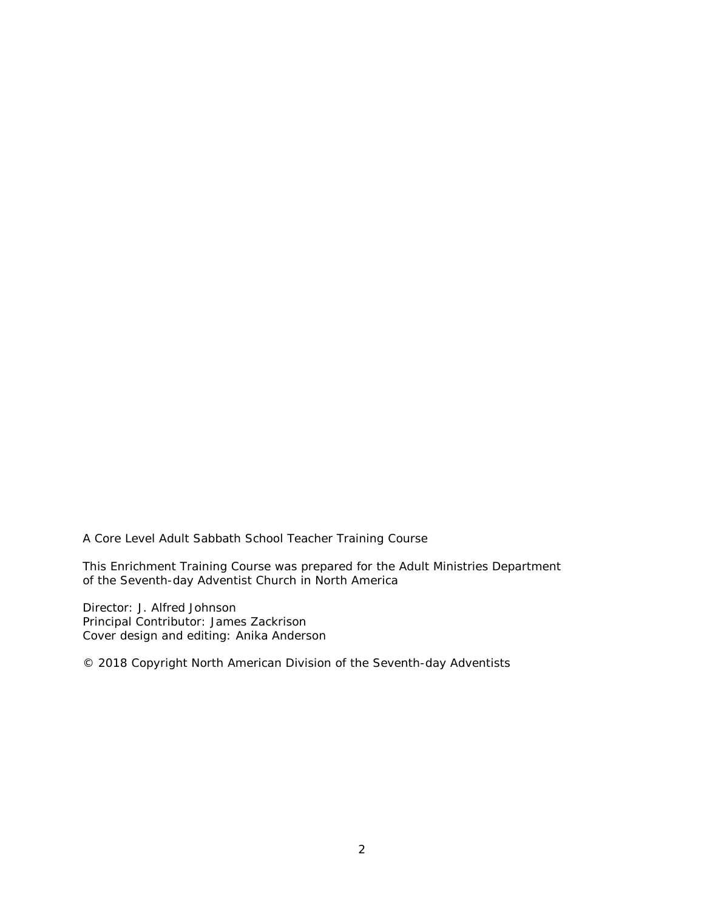A Core Level Adult Sabbath School Teacher Training Course

This Enrichment Training Course was prepared for the Adult Ministries Department of the Seventh-day Adventist Church in North America

Director: J. Alfred Johnson
Principal Contributor: James Zackrison
Cover design and editing: Anika Anderson

© 2018 Copyright North American Division of the Seventh-day Adventists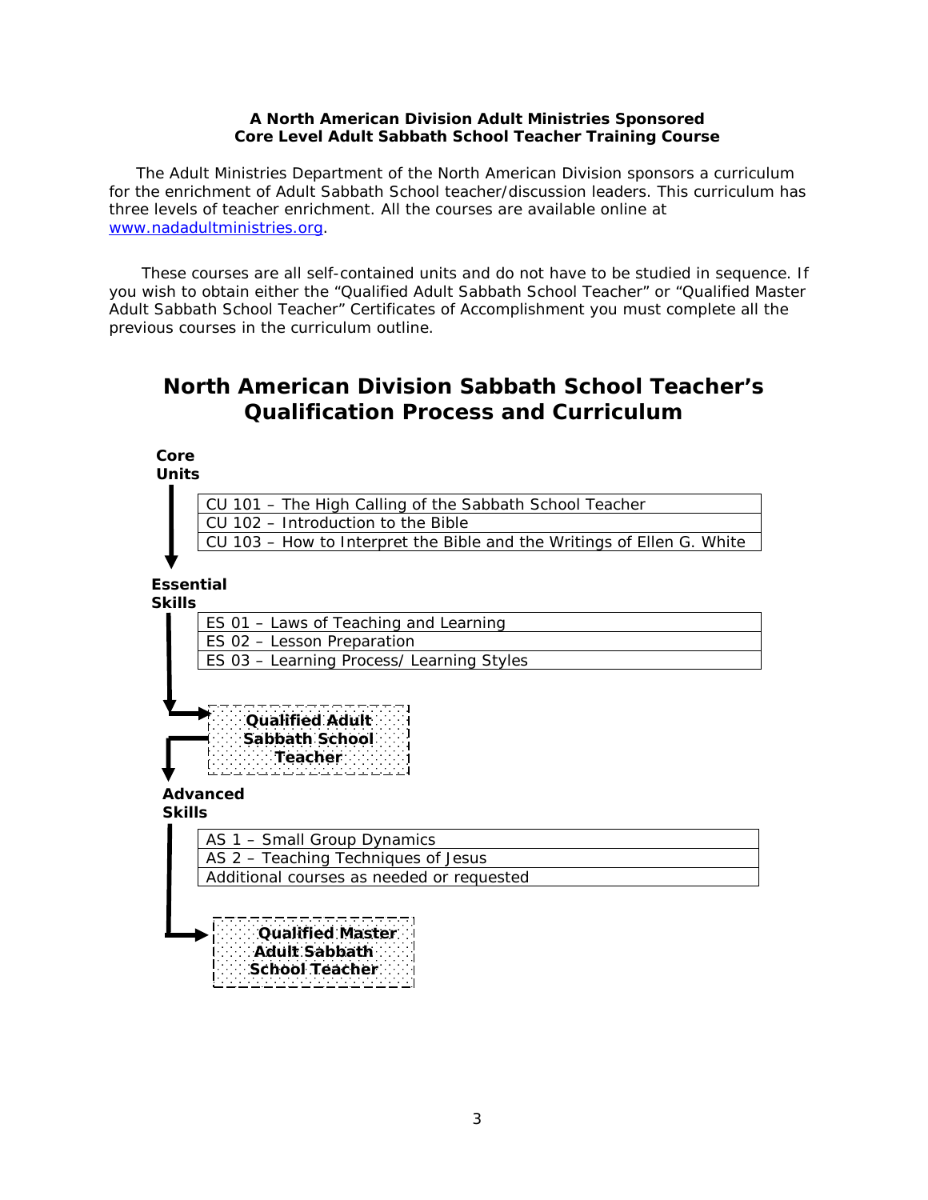**A North American Division Adult Ministries Sponsored**
**Core Level Adult Sabbath School Teacher Training Course**

The Adult Ministries Department of the North American Division sponsors a curriculum for the enrichment of Adult Sabbath School teacher/discussion leaders. This curriculum has three levels of teacher enrichment. All the courses are available online at [www.nadadultministries.org](http://www.nadadultministries.org).

These courses are all self-contained units and do not have to be studied in sequence. If you wish to obtain either the "Qualified Adult Sabbath School Teacher" or "Qualified Master Adult Sabbath School Teacher" Certificates of Accomplishment you must complete all the previous courses in the curriculum outline.

# North American Division Sabbath School Teacher's Qualification Process and Curriculum

**Core Units**

| CU 101 – The High Calling of the Sabbath School Teacher |
|---|
| CU 102 – Introduction to the Bible |
| CU 103 – How to Interpret the Bible and the Writings of Ellen G. White |

**Essential Skills**

| ES 01 – Laws of Teaching and Learning |
|---|
| ES 02 – Lesson Preparation |
| ES 03 – Learning Process/ Learning Styles |

**Qualified Adult Sabbath School Teacher**

**Advanced Skills**

| AS 1 – Small Group Dynamics |
|---|
| AS 2 – Teaching Techniques of Jesus |
| Additional courses as needed or requested |

**Qualified Master Adult Sabbath School Teacher**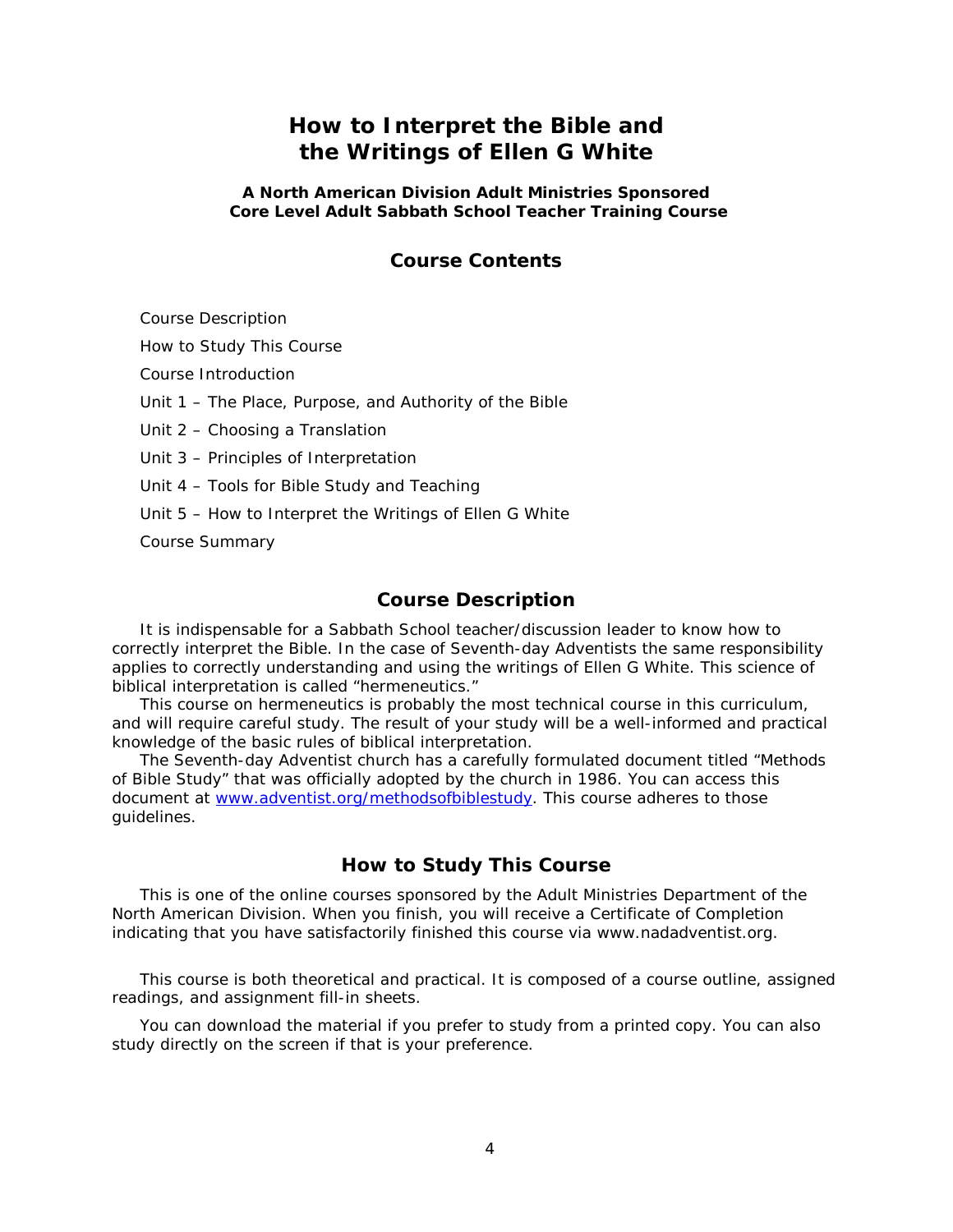# How to Interpret the Bible and the Writings of Ellen G White

**A North American Division Adult Ministries Sponsored Core Level Adult Sabbath School Teacher Training Course**

## Course Contents

Course Description

How to Study This Course

Course Introduction

Unit 1 – The Place, Purpose, and Authority of the Bible

Unit 2 – Choosing a Translation

Unit 3 – Principles of Interpretation

Unit 4 – Tools for Bible Study and Teaching

Unit 5 – How to Interpret the Writings of Ellen G White

Course Summary

## Course Description

It is indispensable for a Sabbath School teacher/discussion leader to know how to correctly interpret the Bible. In the case of Seventh-day Adventists the same responsibility applies to correctly understanding and using the writings of Ellen G White. This science of biblical interpretation is called "hermeneutics."

This course on hermeneutics is probably the most technical course in this curriculum, and will require careful study. The result of your study will be a well-informed and practical knowledge of the basic rules of biblical interpretation.

The Seventh-day Adventist church has a carefully formulated document titled "Methods of Bible Study" that was officially adopted by the church in 1986. You can access this document at [www.adventist.org/methodsofbiblestudy](www.adventist.org/methodsofbiblestudy). This course adheres to those guidelines.

## How to Study This Course

This is one of the online courses sponsored by the Adult Ministries Department of the North American Division. When you finish, you will receive a Certificate of Completion indicating that you have satisfactorily finished this course via www.nadadventist.org.

This course is both theoretical and practical. It is composed of a course outline, assigned readings, and assignment fill-in sheets.

You can download the material if you prefer to study from a printed copy. You can also study directly on the screen if that is your preference.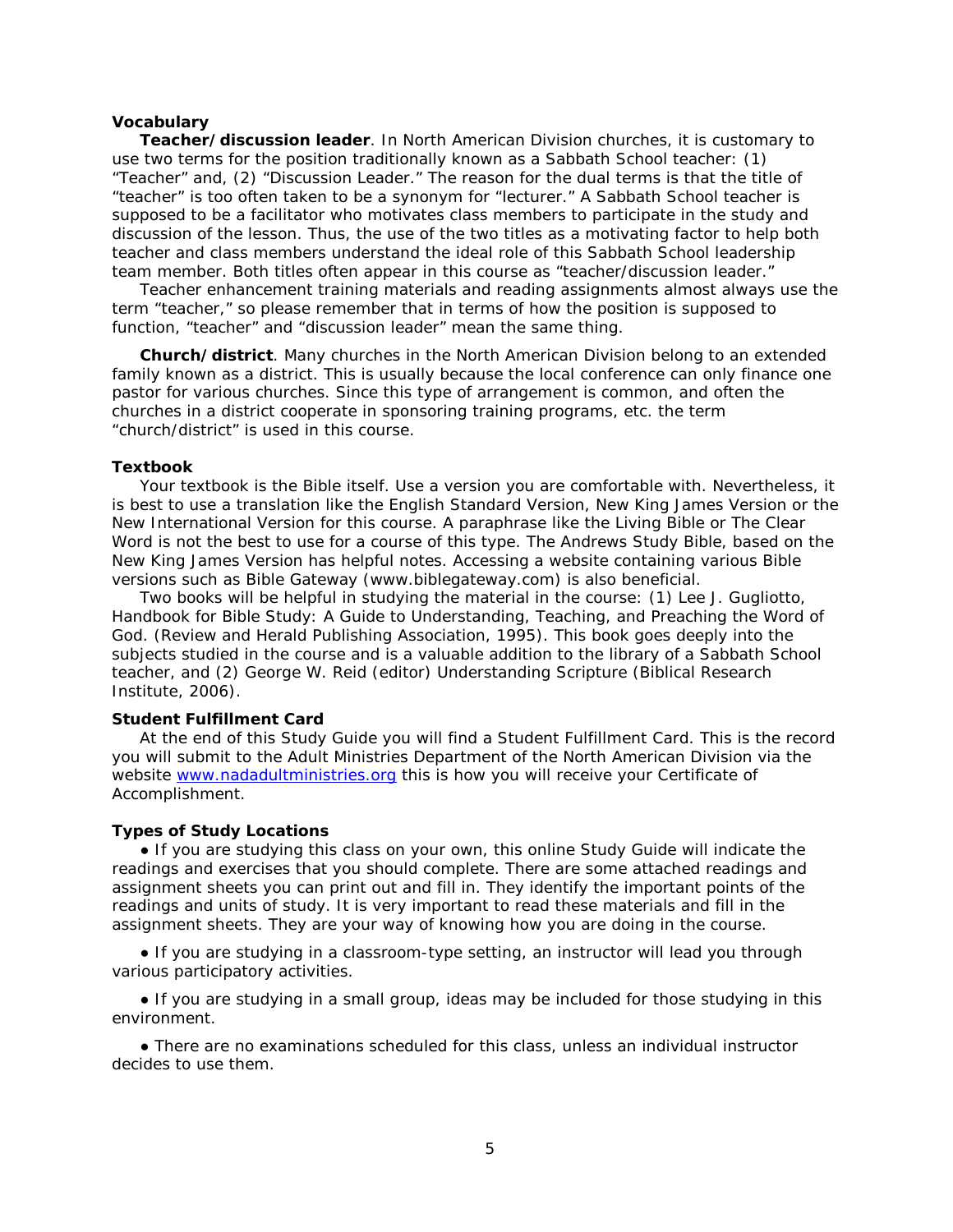### Vocabulary

**Teacher/discussion leader**. In North American Division churches, it is customary to use two terms for the position traditionally known as a Sabbath School teacher: (1) "Teacher" and, (2) "Discussion Leader." The reason for the dual terms is that the title of "teacher" is too often taken to be a synonym for "lecturer." A Sabbath School teacher is supposed to be a facilitator who motivates class members to participate in the study and discussion of the lesson. Thus, the use of the two titles as a motivating factor to help both teacher and class members understand the ideal role of this Sabbath School leadership team member. Both titles often appear in this course as "teacher/discussion leader."

Teacher enhancement training materials and reading assignments almost always use the term "teacher," so please remember that in terms of how the position is supposed to function, "teacher" and "discussion leader" mean the same thing.

**Church/district**. Many churches in the North American Division belong to an extended family known as a district. This is usually because the local conference can only finance one pastor for various churches. Since this type of arrangement is common, and often the churches in a district cooperate in sponsoring training programs, etc. the term "church/district" is used in this course.

### Textbook

Your textbook is the Bible itself. Use a version you are comfortable with. Nevertheless, it is best to use a translation like the English Standard Version, New King James Version or the New International Version for this course. A paraphrase like the Living Bible or The Clear Word is not the best to use for a course of this type. The Andrews Study Bible, based on the New King James Version has helpful notes. Accessing a website containing various Bible versions such as Bible Gateway (www.biblegateway.com) is also beneficial.

Two books will be helpful in studying the material in the course: (1) Lee J. Gugliotto, Handbook for Bible Study: A Guide to Understanding, Teaching, and Preaching the Word of God. (Review and Herald Publishing Association, 1995). This book goes deeply into the subjects studied in the course and is a valuable addition to the library of a Sabbath School teacher, and (2) George W. Reid (editor) Understanding Scripture (Biblical Research Institute, 2006).

### Student Fulfillment Card

At the end of this Study Guide you will find a Student Fulfillment Card. This is the record you will submit to the Adult Ministries Department of the North American Division via the website [www.nadadultministries.org](http://www.nadadultministries.org) this is how you will receive your Certificate of Accomplishment.

### Types of Study Locations

● If you are studying this class on your own, this online Study Guide will indicate the readings and exercises that you should complete. There are some attached readings and assignment sheets you can print out and fill in. They identify the important points of the readings and units of study. It is very important to read these materials and fill in the assignment sheets. They are your way of knowing how you are doing in the course.

● If you are studying in a classroom-type setting, an instructor will lead you through various participatory activities.

● If you are studying in a small group, ideas may be included for those studying in this environment.

● There are no examinations scheduled for this class, unless an individual instructor decides to use them.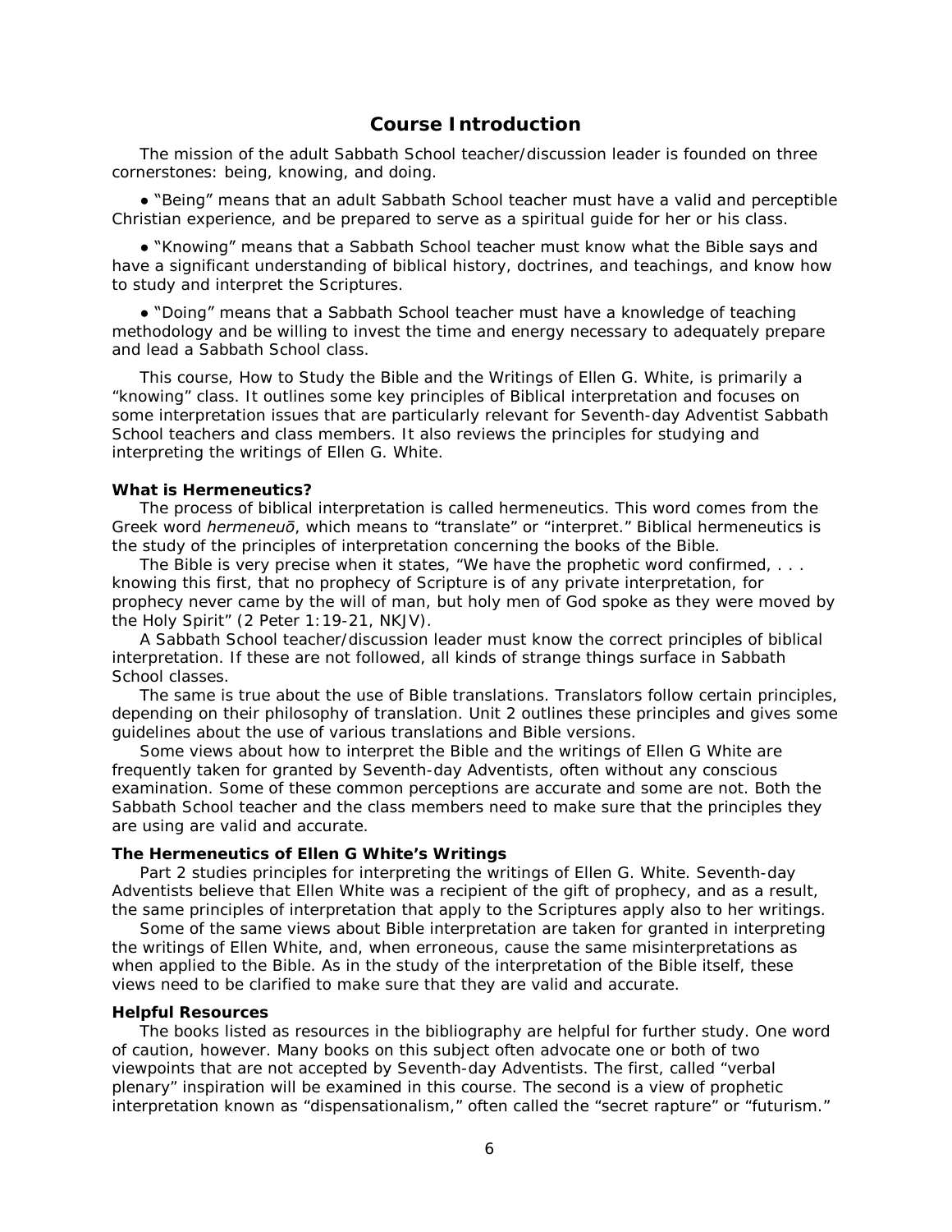## Course Introduction

The mission of the adult Sabbath School teacher/discussion leader is founded on three cornerstones: being, knowing, and doing.

- "Being" means that an adult Sabbath School teacher must have a valid and perceptible Christian experience, and be prepared to serve as a spiritual guide for her or his class.

- "Knowing" means that a Sabbath School teacher must know what the Bible says and have a significant understanding of biblical history, doctrines, and teachings, and know how to study and interpret the Scriptures.

- "Doing" means that a Sabbath School teacher must have a knowledge of teaching methodology and be willing to invest the time and energy necessary to adequately prepare and lead a Sabbath School class.

This course, How to Study the Bible and the Writings of Ellen G. White, is primarily a "knowing" class. It outlines some key principles of Biblical interpretation and focuses on some interpretation issues that are particularly relevant for Seventh-day Adventist Sabbath School teachers and class members. It also reviews the principles for studying and interpreting the writings of Ellen G. White.

**What is Hermeneutics?**

The process of biblical interpretation is called hermeneutics. This word comes from the Greek word *hermeneuō*, which means to "translate" or "interpret." Biblical hermeneutics is the study of the principles of interpretation concerning the books of the Bible.

The Bible is very precise when it states, "We have the prophetic word confirmed, . . . knowing this first, that no prophecy of Scripture is of any private interpretation, for prophecy never came by the will of man, but holy men of God spoke as they were moved by the Holy Spirit" (2 Peter 1:19-21, NKJV).

A Sabbath School teacher/discussion leader must know the correct principles of biblical interpretation. If these are not followed, all kinds of strange things surface in Sabbath School classes.

The same is true about the use of Bible translations. Translators follow certain principles, depending on their philosophy of translation. Unit 2 outlines these principles and gives some guidelines about the use of various translations and Bible versions.

Some views about how to interpret the Bible and the writings of Ellen G White are frequently taken for granted by Seventh-day Adventists, often without any conscious examination. Some of these common perceptions are accurate and some are not. Both the Sabbath School teacher and the class members need to make sure that the principles they are using are valid and accurate.

**The Hermeneutics of Ellen G White's Writings**

Part 2 studies principles for interpreting the writings of Ellen G. White. Seventh-day Adventists believe that Ellen White was a recipient of the gift of prophecy, and as a result, the same principles of interpretation that apply to the Scriptures apply also to her writings.

Some of the same views about Bible interpretation are taken for granted in interpreting the writings of Ellen White, and, when erroneous, cause the same misinterpretations as when applied to the Bible. As in the study of the interpretation of the Bible itself, these views need to be clarified to make sure that they are valid and accurate.

**Helpful Resources**

The books listed as resources in the bibliography are helpful for further study. One word of caution, however. Many books on this subject often advocate one or both of two viewpoints that are not accepted by Seventh-day Adventists. The first, called "verbal plenary" inspiration will be examined in this course. The second is a view of prophetic interpretation known as "dispensationalism," often called the "secret rapture" or "futurism."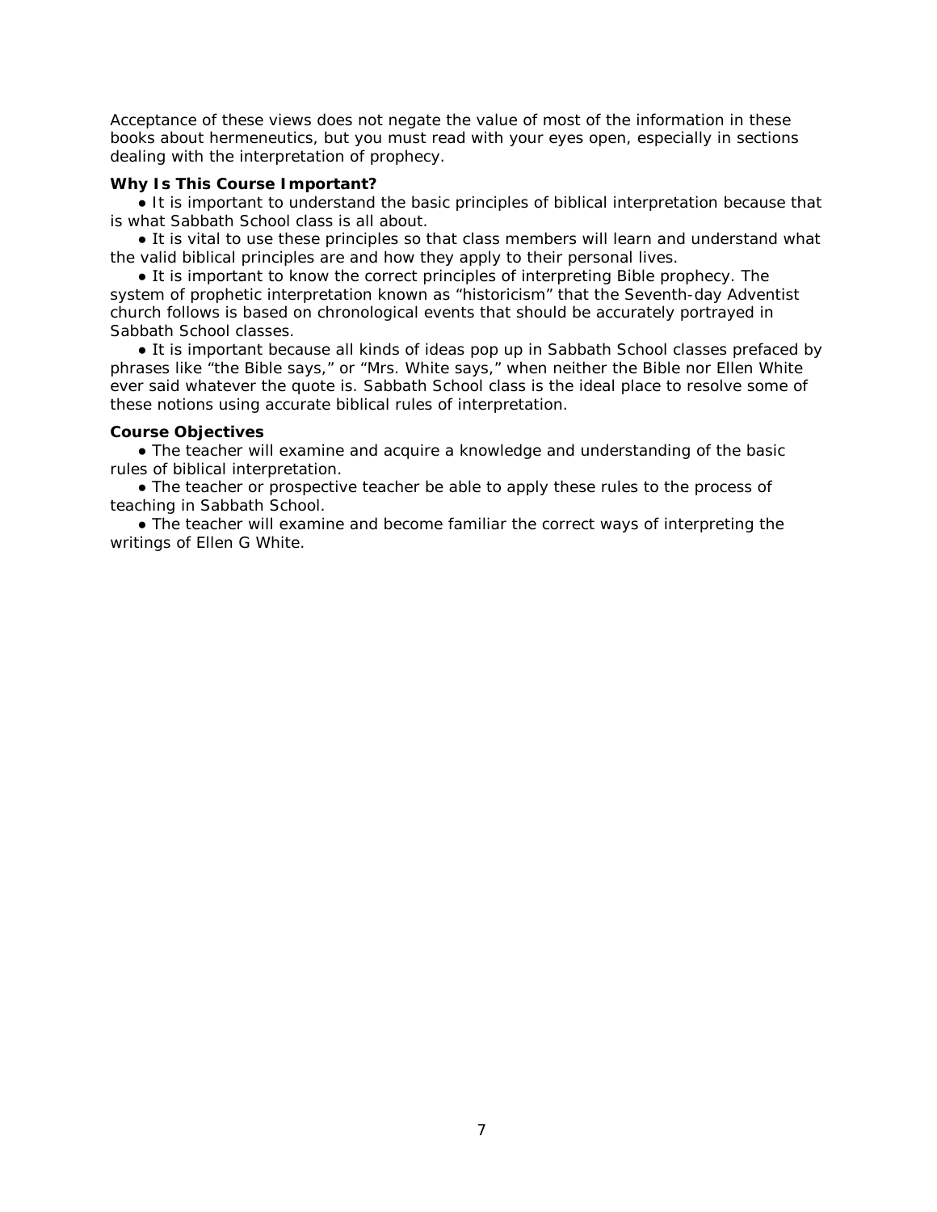Acceptance of these views does not negate the value of most of the information in these books about hermeneutics, but you must read with your eyes open, especially in sections dealing with the interpretation of prophecy.

**Why Is This Course Important?**

- It is important to understand the basic principles of biblical interpretation because that is what Sabbath School class is all about.
- It is vital to use these principles so that class members will learn and understand what the valid biblical principles are and how they apply to their personal lives.
- It is important to know the correct principles of interpreting Bible prophecy. The system of prophetic interpretation known as "historicism" that the Seventh-day Adventist church follows is based on chronological events that should be accurately portrayed in Sabbath School classes.
- It is important because all kinds of ideas pop up in Sabbath School classes prefaced by phrases like "the Bible says," or "Mrs. White says," when neither the Bible nor Ellen White ever said whatever the quote is. Sabbath School class is the ideal place to resolve some of these notions using accurate biblical rules of interpretation.

**Course Objectives**

- The teacher will examine and acquire a knowledge and understanding of the basic rules of biblical interpretation.
- The teacher or prospective teacher be able to apply these rules to the process of teaching in Sabbath School.
- The teacher will examine and become familiar the correct ways of interpreting the writings of Ellen G White.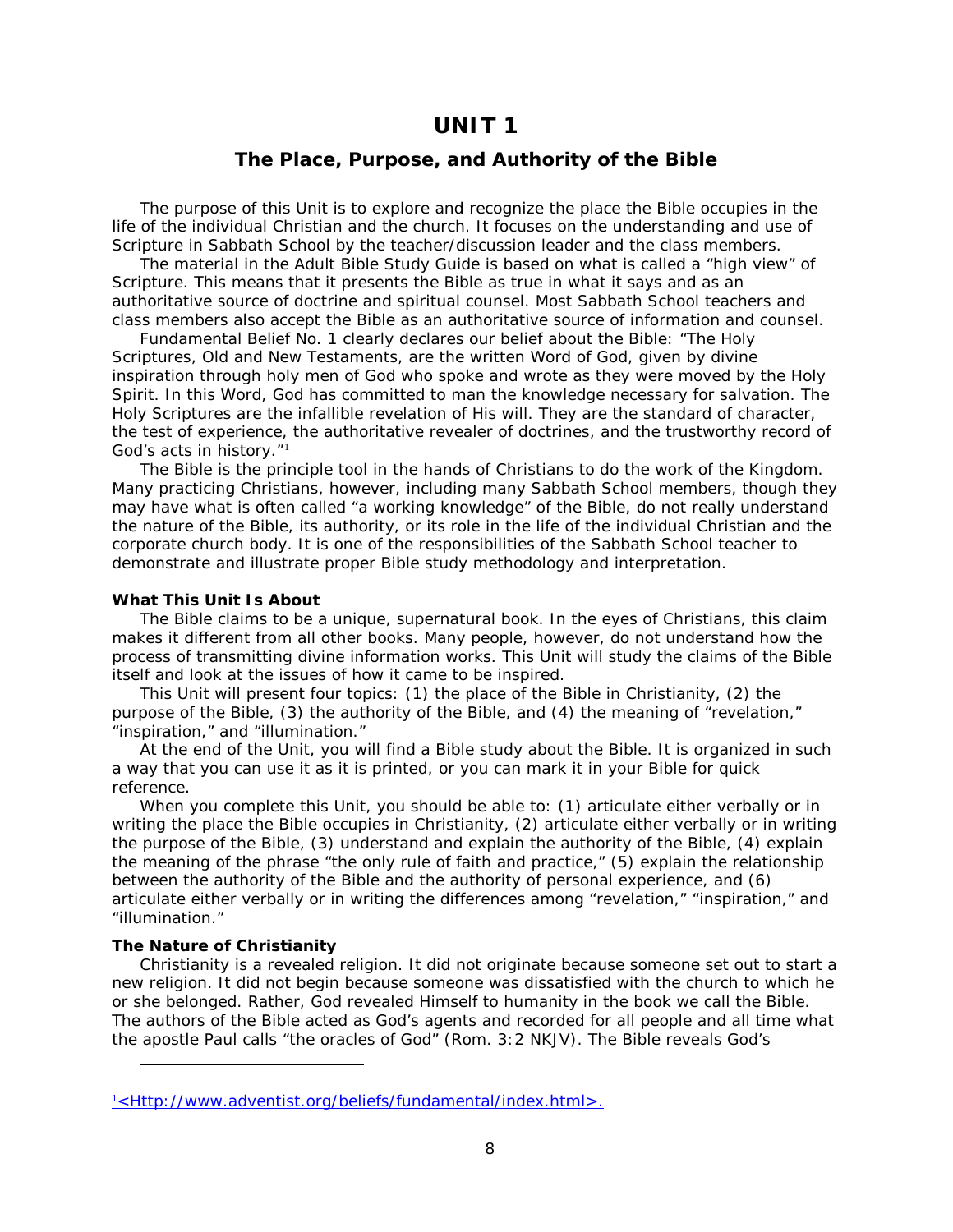# UNIT 1

## The Place, Purpose, and Authority of the Bible

The purpose of this Unit is to explore and recognize the place the Bible occupies in the life of the individual Christian and the church. It focuses on the understanding and use of Scripture in Sabbath School by the teacher/discussion leader and the class members.

The material in the Adult Bible Study Guide is based on what is called a "high view" of Scripture. This means that it presents the Bible as true in what it says and as an authoritative source of doctrine and spiritual counsel. Most Sabbath School teachers and class members also accept the Bible as an authoritative source of information and counsel.

Fundamental Belief No. 1 clearly declares our belief about the Bible: "The Holy Scriptures, Old and New Testaments, are the written Word of God, given by divine inspiration through holy men of God who spoke and wrote as they were moved by the Holy Spirit. In this Word, God has committed to man the knowledge necessary for salvation. The Holy Scriptures are the infallible revelation of His will. They are the standard of character, the test of experience, the authoritative revealer of doctrines, and the trustworthy record of God's acts in history."[1]

The Bible is the principle tool in the hands of Christians to do the work of the Kingdom. Many practicing Christians, however, including many Sabbath School members, though they may have what is often called "a working knowledge" of the Bible, do not really understand the nature of the Bible, its authority, or its role in the life of the individual Christian and the corporate church body. It is one of the responsibilities of the Sabbath School teacher to demonstrate and illustrate proper Bible study methodology and interpretation.

### What This Unit Is About

The Bible claims to be a unique, supernatural book. In the eyes of Christians, this claim makes it different from all other books. Many people, however, do not understand how the process of transmitting divine information works. This Unit will study the claims of the Bible itself and look at the issues of how it came to be inspired.

This Unit will present four topics: (1) the place of the Bible in Christianity, (2) the purpose of the Bible, (3) the authority of the Bible, and (4) the meaning of "revelation," "inspiration," and "illumination."

At the end of the Unit, you will find a Bible study about the Bible. It is organized in such a way that you can use it as it is printed, or you can mark it in your Bible for quick reference.

When you complete this Unit, you should be able to: (1) articulate either verbally or in writing the place the Bible occupies in Christianity, (2) articulate either verbally or in writing the purpose of the Bible, (3) understand and explain the authority of the Bible, (4) explain the meaning of the phrase "the only rule of faith and practice," (5) explain the relationship between the authority of the Bible and the authority of personal experience, and (6) articulate either verbally or in writing the differences among "revelation," "inspiration," and "illumination."

### The Nature of Christianity

Christianity is a revealed religion. It did not originate because someone set out to start a new religion. It did not begin because someone was dissatisfied with the church to which he or she belonged. Rather, God revealed Himself to humanity in the book we call the Bible. The authors of the Bible acted as God's agents and recorded for all people and all time what the apostle Paul calls "the oracles of God" (Rom. 3:2 NKJV). The Bible reveals God's

---

[1] <Http://www.adventist.org/beliefs/fundamental/index.html>.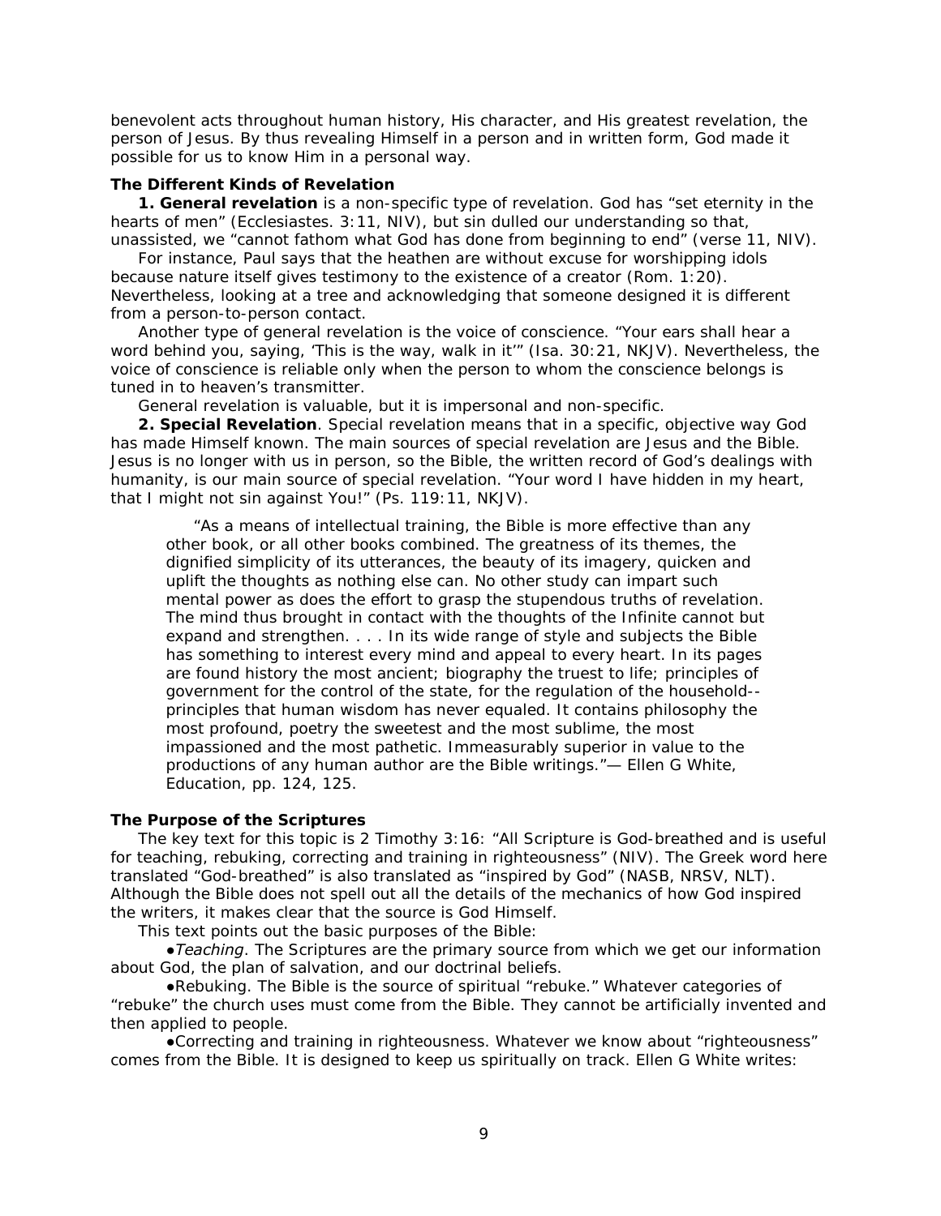benevolent acts throughout human history, His character, and His greatest revelation, the person of Jesus. By thus revealing Himself in a person and in written form, God made it possible for us to know Him in a personal way.

**The Different Kinds of Revelation**

**1. General revelation** is a non-specific type of revelation. God has "set eternity in the hearts of men" (Ecclesiastes. 3:11, NIV), but sin dulled our understanding so that, unassisted, we "cannot fathom what God has done from beginning to end" (verse 11, NIV).

For instance, Paul says that the heathen are without excuse for worshipping idols because nature itself gives testimony to the existence of a creator (Rom. 1:20). Nevertheless, looking at a tree and acknowledging that someone designed it is different from a person-to-person contact.

Another type of general revelation is the voice of conscience. "Your ears shall hear a word behind you, saying, 'This is the way, walk in it'" (Isa. 30:21, NKJV). Nevertheless, the voice of conscience is reliable only when the person to whom the conscience belongs is tuned in to heaven's transmitter.

General revelation is valuable, but it is impersonal and non-specific.

**2. Special Revelation**. Special revelation means that in a specific, objective way God has made Himself known. The main sources of special revelation are Jesus and the Bible. Jesus is no longer with us in person, so the Bible, the written record of God's dealings with humanity, is our main source of special revelation. "Your word I have hidden in my heart, that I might not sin against You!" (Ps. 119:11, NKJV).

> "As a means of intellectual training, the Bible is more effective than any other book, or all other books combined. The greatness of its themes, the dignified simplicity of its utterances, the beauty of its imagery, quicken and uplift the thoughts as nothing else can. No other study can impart such mental power as does the effort to grasp the stupendous truths of revelation. The mind thus brought in contact with the thoughts of the Infinite cannot but expand and strengthen. . . . In its wide range of style and subjects the Bible has something to interest every mind and appeal to every heart. In its pages are found history the most ancient; biography the truest to life; principles of government for the control of the state, for the regulation of the household--principles that human wisdom has never equaled. It contains philosophy the most profound, poetry the sweetest and the most sublime, the most impassioned and the most pathetic. Immeasurably superior in value to the productions of any human author are the Bible writings."— Ellen G White, Education, pp. 124, 125.

**The Purpose of the Scriptures**

The key text for this topic is 2 Timothy 3:16: "All Scripture is God-breathed and is useful for teaching, rebuking, correcting and training in righteousness" (NIV). The Greek word here translated "God-breathed" is also translated as "inspired by God" (NASB, NRSV, NLT). Although the Bible does not spell out all the details of the mechanics of how God inspired the writers, it makes clear that the source is God Himself.

This text points out the basic purposes of the Bible:

- *Teaching*. The Scriptures are the primary source from which we get our information about God, the plan of salvation, and our doctrinal beliefs.
- Rebuking. The Bible is the source of spiritual "rebuke." Whatever categories of "rebuke" the church uses must come from the Bible. They cannot be artificially invented and then applied to people.
- Correcting and training in righteousness. Whatever we know about "righteousness" comes from the Bible. It is designed to keep us spiritually on track. Ellen G White writes: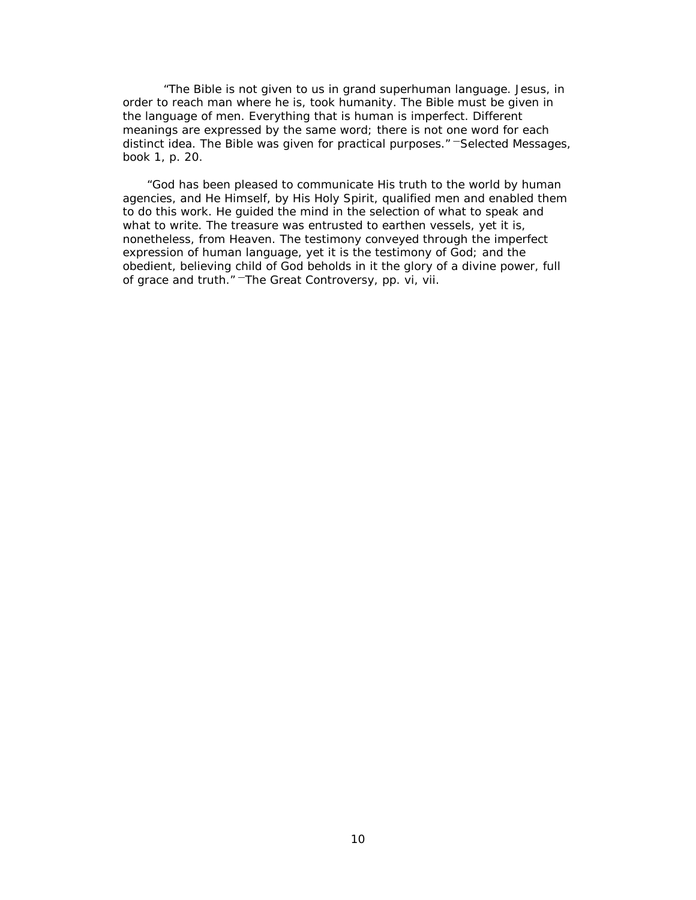"The Bible is not given to us in grand superhuman language. Jesus, in order to reach man where he is, took humanity. The Bible must be given in the language of men. Everything that is human is imperfect. Different meanings are expressed by the same word; there is not one word for each distinct idea. The Bible was given for practical purposes."—Selected Messages, book 1, p. 20.

"God has been pleased to communicate His truth to the world by human agencies, and He Himself, by His Holy Spirit, qualified men and enabled them to do this work. He guided the mind in the selection of what to speak and what to write. The treasure was entrusted to earthen vessels, yet it is, nonetheless, from Heaven. The testimony conveyed through the imperfect expression of human language, yet it is the testimony of God; and the obedient, believing child of God beholds in it the glory of a divine power, full of grace and truth."—The Great Controversy, pp. vi, vii.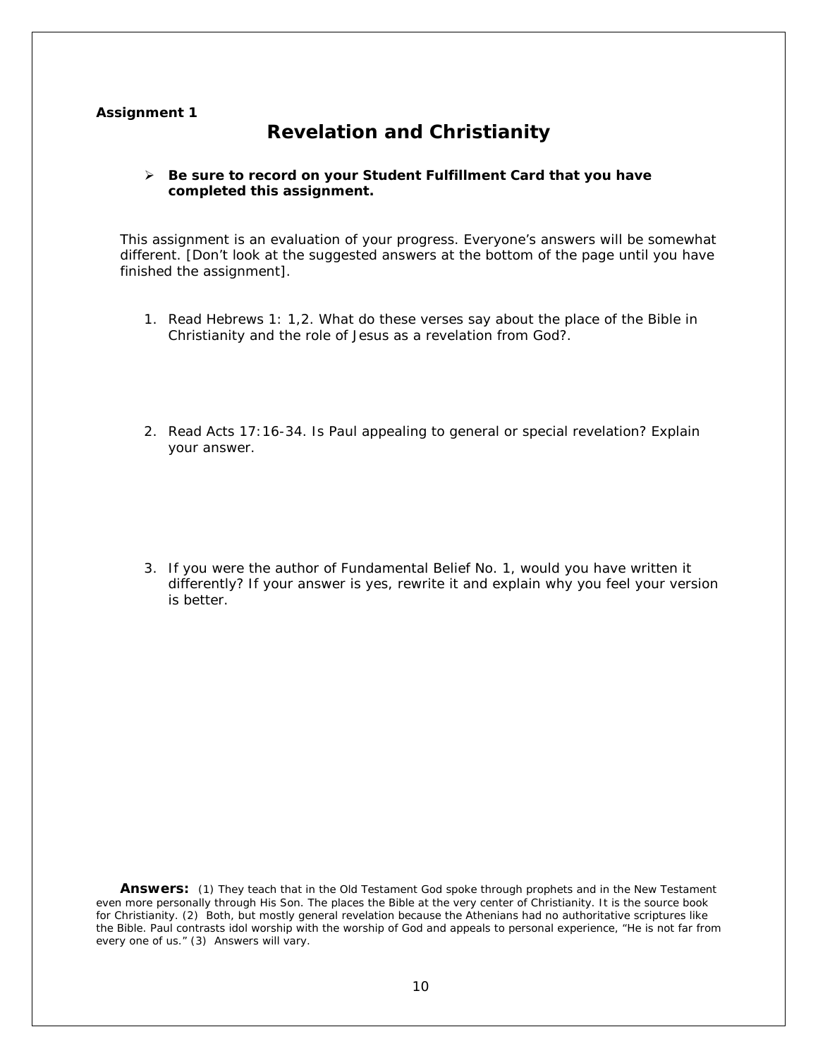**Assignment 1**

## Revelation and Christianity

- **Be sure to record on your Student Fulfillment Card that you have completed this assignment.**

This assignment is an evaluation of your progress. Everyone's answers will be somewhat different. [Don't look at the suggested answers at the bottom of the page until you have finished the assignment].

1. Read Hebrews 1: 1,2. What do these verses say about the place of the Bible in Christianity and the role of Jesus as a revelation from God?.

2. Read Acts 17:16-34. Is Paul appealing to general or special revelation? Explain your answer.

3. If you were the author of Fundamental Belief No. 1, would you have written it differently? If your answer is yes, rewrite it and explain why you feel your version is better.

**Answers:** (1) They teach that in the Old Testament God spoke through prophets and in the New Testament even more personally through His Son. The places the Bible at the very center of Christianity. It is the source book for Christianity. (2) Both, but mostly general revelation because the Athenians had no authoritative scriptures like the Bible. Paul contrasts idol worship with the worship of God and appeals to personal experience, "He is not far from every one of us." (3) Answers will vary.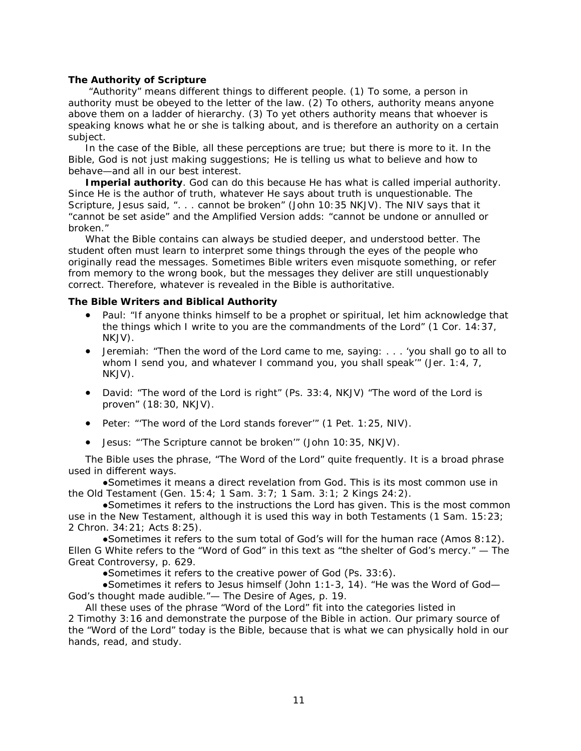**The Authority of Scripture**

"Authority" means different things to different people. (1) To some, a person in authority must be obeyed to the letter of the law. (2) To others, authority means anyone above them on a ladder of hierarchy. (3) To yet others authority means that whoever is speaking knows what he or she is talking about, and is therefore an authority on a certain subject.

In the case of the Bible, all these perceptions are true; but there is more to it. In the Bible, God is not just making suggestions; He is telling us what to believe and how to behave—and all in our best interest.

**Imperial authority**. God can do this because He has what is called imperial authority. Since He is the author of truth, whatever He says about truth is unquestionable. The Scripture, Jesus said, ". . . cannot be broken" (John 10:35 NKJV). The NIV says that it "cannot be set aside" and the Amplified Version adds: "cannot be undone or annulled or broken."

What the Bible contains can always be studied deeper, and understood better. The student often must learn to interpret some things through the eyes of the people who originally read the messages. Sometimes Bible writers even misquote something, or refer from memory to the wrong book, but the messages they deliver are still unquestionably correct. Therefore, whatever is revealed in the Bible is authoritative.

**The Bible Writers and Biblical Authority**

- Paul: "If anyone thinks himself to be a prophet or spiritual, let him acknowledge that the things which I write to you are the commandments of the Lord" (1 Cor. 14:37, NKJV).
- Jeremiah: "Then the word of the Lord came to me, saying: . . . 'you shall go to all to whom I send you, and whatever I command you, you shall speak'" (Jer. 1:4, 7, NKJV).
- David: "The word of the Lord is right" (Ps. 33:4, NKJV) "The word of the Lord is proven" (18:30, NKJV).
- Peter: "'The word of the Lord stands forever'" (1 Pet. 1:25, NIV).
- Jesus: "'The Scripture cannot be broken'" (John 10:35, NKJV).

The Bible uses the phrase, "The Word of the Lord" quite frequently. It is a broad phrase used in different ways.

●Sometimes it means a direct revelation from God. This is its most common use in the Old Testament (Gen. 15:4; 1 Sam. 3:7; 1 Sam. 3:1; 2 Kings 24:2).

●Sometimes it refers to the instructions the Lord has given. This is the most common use in the New Testament, although it is used this way in both Testaments (1 Sam. 15:23; 2 Chron. 34:21; Acts 8:25).

●Sometimes it refers to the sum total of God's will for the human race (Amos 8:12). Ellen G White refers to the "Word of God" in this text as "the shelter of God's mercy." — The Great Controversy, p. 629.

●Sometimes it refers to the creative power of God (Ps. 33:6).

●Sometimes it refers to Jesus himself (John 1:1-3, 14). "He was the Word of God—God's thought made audible."— The Desire of Ages, p. 19.

All these uses of the phrase "Word of the Lord" fit into the categories listed in 2 Timothy 3:16 and demonstrate the purpose of the Bible in action. Our primary source of the "Word of the Lord" today is the Bible, because that is what we can physically hold in our hands, read, and study.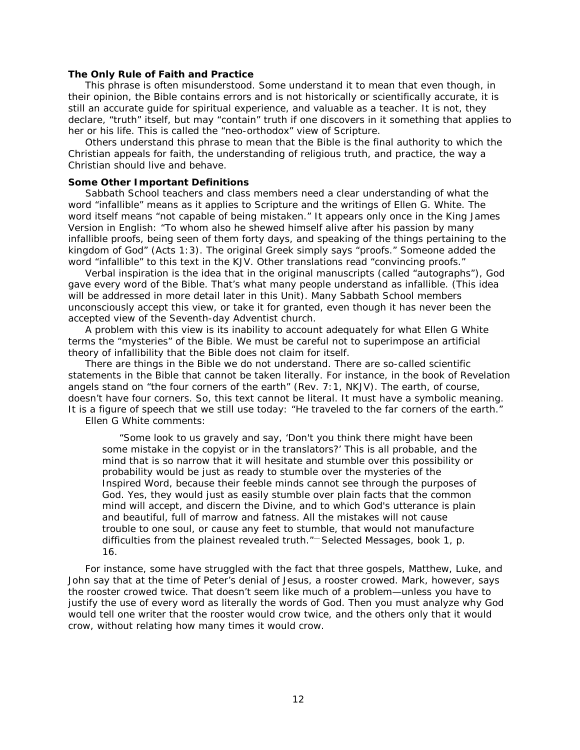**The Only Rule of Faith and Practice**

This phrase is often misunderstood. Some understand it to mean that even though, in their opinion, the Bible contains errors and is not historically or scientifically accurate, it is still an accurate guide for spiritual experience, and valuable as a teacher. It is not, they declare, "truth" itself, but may "contain" truth if one discovers in it something that applies to her or his life. This is called the "neo-orthodox" view of Scripture.

Others understand this phrase to mean that the Bible is the final authority to which the Christian appeals for faith, the understanding of religious truth, and practice, the way a Christian should live and behave.

**Some Other Important Definitions**

Sabbath School teachers and class members need a clear understanding of what the word "infallible" means as it applies to Scripture and the writings of Ellen G. White. The word itself means "not capable of being mistaken." It appears only once in the King James Version in English: "To whom also he shewed himself alive after his passion by many infallible proofs, being seen of them forty days, and speaking of the things pertaining to the kingdom of God" (Acts 1:3). The original Greek simply says "proofs." Someone added the word "infallible" to this text in the KJV. Other translations read "convincing proofs."

Verbal inspiration is the idea that in the original manuscripts (called "autographs"), God gave every word of the Bible. That's what many people understand as infallible. (This idea will be addressed in more detail later in this Unit). Many Sabbath School members unconsciously accept this view, or take it for granted, even though it has never been the accepted view of the Seventh-day Adventist church.

A problem with this view is its inability to account adequately for what Ellen G White terms the "mysteries" of the Bible. We must be careful not to superimpose an artificial theory of infallibility that the Bible does not claim for itself.

There are things in the Bible we do not understand. There are so-called scientific statements in the Bible that cannot be taken literally. For instance, in the book of Revelation angels stand on "the four corners of the earth" (Rev. 7:1, NKJV). The earth, of course, doesn't have four corners. So, this text cannot be literal. It must have a symbolic meaning. It is a figure of speech that we still use today: "He traveled to the far corners of the earth."

Ellen G White comments:

> "Some look to us gravely and say, 'Don't you think there might have been some mistake in the copyist or in the translators?' This is all probable, and the mind that is so narrow that it will hesitate and stumble over this possibility or probability would be just as ready to stumble over the mysteries of the Inspired Word, because their feeble minds cannot see through the purposes of God. Yes, they would just as easily stumble over plain facts that the common mind will accept, and discern the Divine, and to which God's utterance is plain and beautiful, full of marrow and fatness. All the mistakes will not cause trouble to one soul, or cause any feet to stumble, that would not manufacture difficulties from the plainest revealed truth."—Selected Messages, book 1, p. 16.

For instance, some have struggled with the fact that three gospels, Matthew, Luke, and John say that at the time of Peter's denial of Jesus, a rooster crowed. Mark, however, says the rooster crowed twice. That doesn't seem like much of a problem—unless you have to justify the use of every word as literally the words of God. Then you must analyze why God would tell one writer that the rooster would crow twice, and the others only that it would crow, without relating how many times it would crow.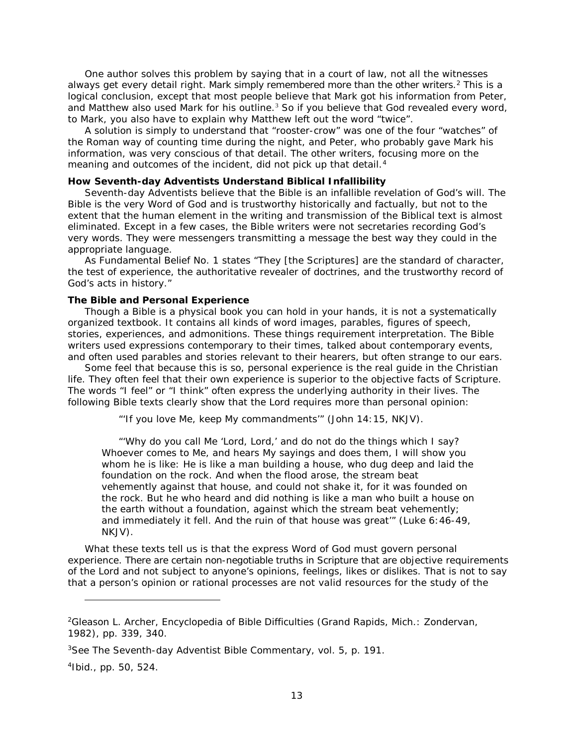One author solves this problem by saying that in a court of law, not all the witnesses always get every detail right. Mark simply remembered more than the other writers.[2] This is a logical conclusion, except that most people believe that Mark got his information from Peter, and Matthew also used Mark for his outline.[3] So if you believe that God revealed every word, to Mark, you also have to explain why Matthew left out the word "twice".

A solution is simply to understand that "rooster-crow" was one of the four "watches" of the Roman way of counting time during the night, and Peter, who probably gave Mark his information, was very conscious of that detail. The other writers, focusing more on the meaning and outcomes of the incident, did not pick up that detail.[4]

**How Seventh-day Adventists Understand Biblical Infallibility**

Seventh-day Adventists believe that the Bible is an infallible revelation of God's will. The Bible is the very Word of God and is trustworthy historically and factually, but not to the extent that the human element in the writing and transmission of the Biblical text is almost eliminated. Except in a few cases, the Bible writers were not secretaries recording God's very words. They were messengers transmitting a message the best way they could in the appropriate language.

As Fundamental Belief No. 1 states "They [the Scriptures] are the standard of character, the test of experience, the authoritative revealer of doctrines, and the trustworthy record of God's acts in history."

**The Bible and Personal Experience**

Though a Bible is a physical book you can hold in your hands, it is not a systematically organized textbook. It contains all kinds of word images, parables, figures of speech, stories, experiences, and admonitions. These things requirement interpretation. The Bible writers used expressions contemporary to their times, talked about contemporary events, and often used parables and stories relevant to their hearers, but often strange to our ears.

Some feel that because this is so, personal experience is the real guide in the Christian life. They often feel that their own experience is superior to the objective facts of Scripture. The words "I feel" or "I think" often express the underlying authority in their lives. The following Bible texts clearly show that the Lord requires more than personal opinion:

> "'If you love Me, keep My commandments'" (John 14:15, NKJV).
>
> "'Why do you call Me 'Lord, Lord,' and do not do the things which I say? Whoever comes to Me, and hears My sayings and does them, I will show you whom he is like: He is like a man building a house, who dug deep and laid the foundation on the rock. And when the flood arose, the stream beat vehemently against that house, and could not shake it, for it was founded on the rock. But he who heard and did nothing is like a man who built a house on the earth without a foundation, against which the stream beat vehemently; and immediately it fell. And the ruin of that house was great'" (Luke 6:46-49, NKJV).

What these texts tell us is that the express Word of God must govern personal experience. There are certain non-negotiable truths in Scripture that are objective requirements of the Lord and not subject to anyone's opinions, feelings, likes or dislikes. That is not to say that a person's opinion or rational processes are not valid resources for the study of the

---

[2]Gleason L. Archer, Encyclopedia of Bible Difficulties (Grand Rapids, Mich.: Zondervan, 1982), pp. 339, 340.

[3]See The Seventh-day Adventist Bible Commentary, vol. 5, p. 191.

[4]Ibid., pp. 50, 524.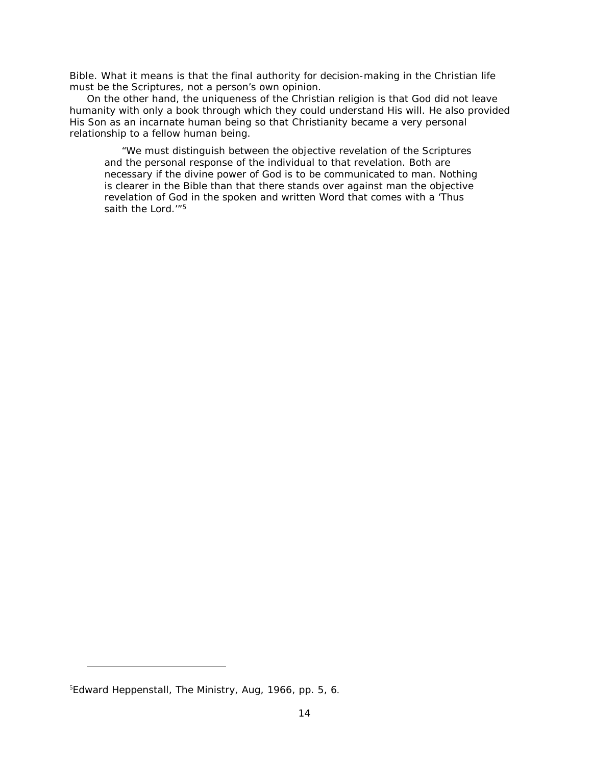Bible. What it means is that the final authority for decision-making in the Christian life must be the Scriptures, not a person's own opinion.

On the other hand, the uniqueness of the Christian religion is that God did not leave humanity with only a book through which they could understand His will. He also provided His Son as an incarnate human being so that Christianity became a very personal relationship to a fellow human being.

> "We must distinguish between the objective revelation of the Scriptures and the personal response of the individual to that revelation. Both are necessary if the divine power of God is to be communicated to man. Nothing is clearer in the Bible than that there stands over against man the objective revelation of God in the spoken and written Word that comes with a 'Thus saith the Lord.'"[5]

---

[5]Edward Heppenstall, The Ministry, Aug, 1966, pp. 5, 6.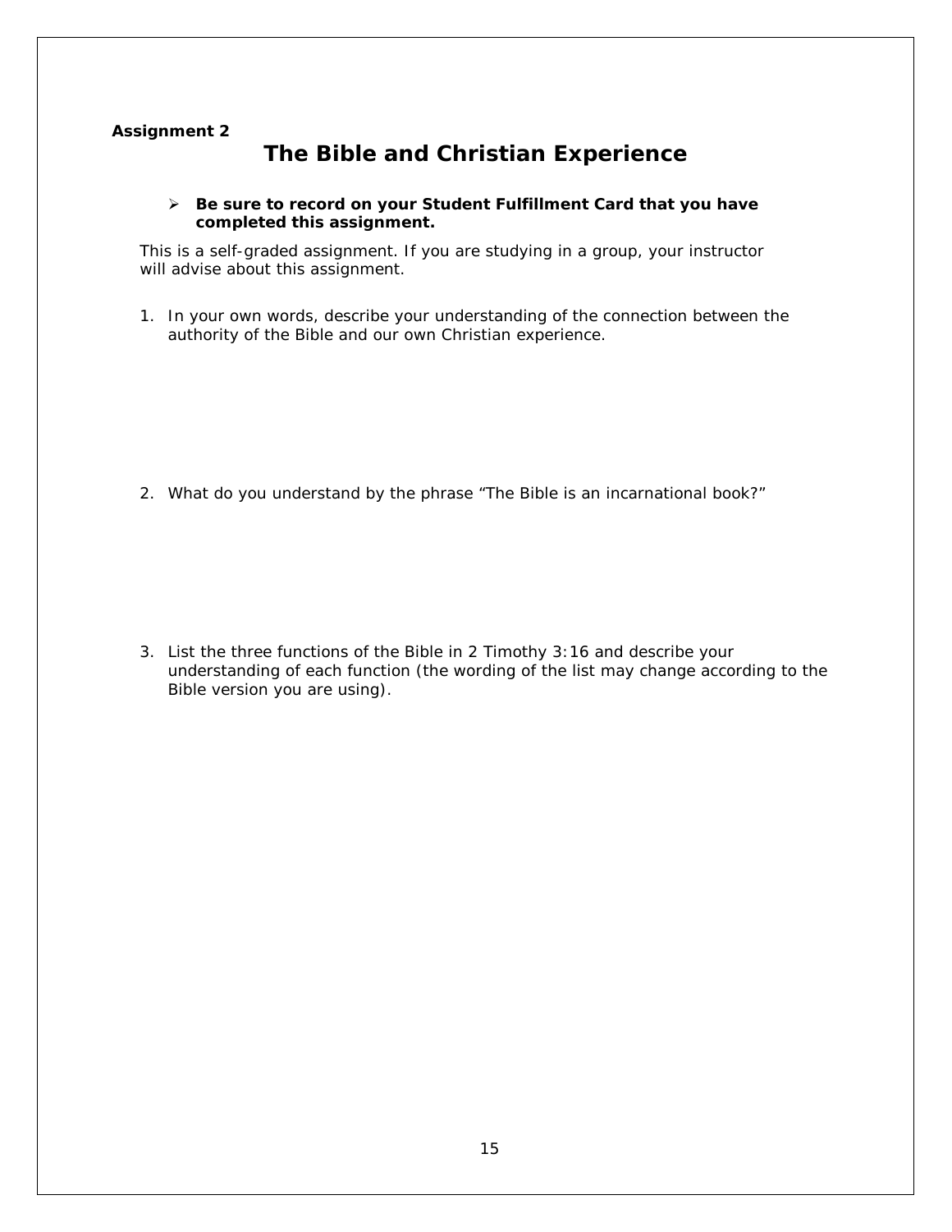**Assignment 2**

# The Bible and Christian Experience

- **Be sure to record on your Student Fulfillment Card that you have completed this assignment.**

This is a self-graded assignment. If you are studying in a group, your instructor will advise about this assignment.

1. In your own words, describe your understanding of the connection between the authority of the Bible and our own Christian experience.

2. What do you understand by the phrase "The Bible is an incarnational book?"

3. List the three functions of the Bible in 2 Timothy 3:16 and describe your understanding of each function (the wording of the list may change according to the Bible version you are using).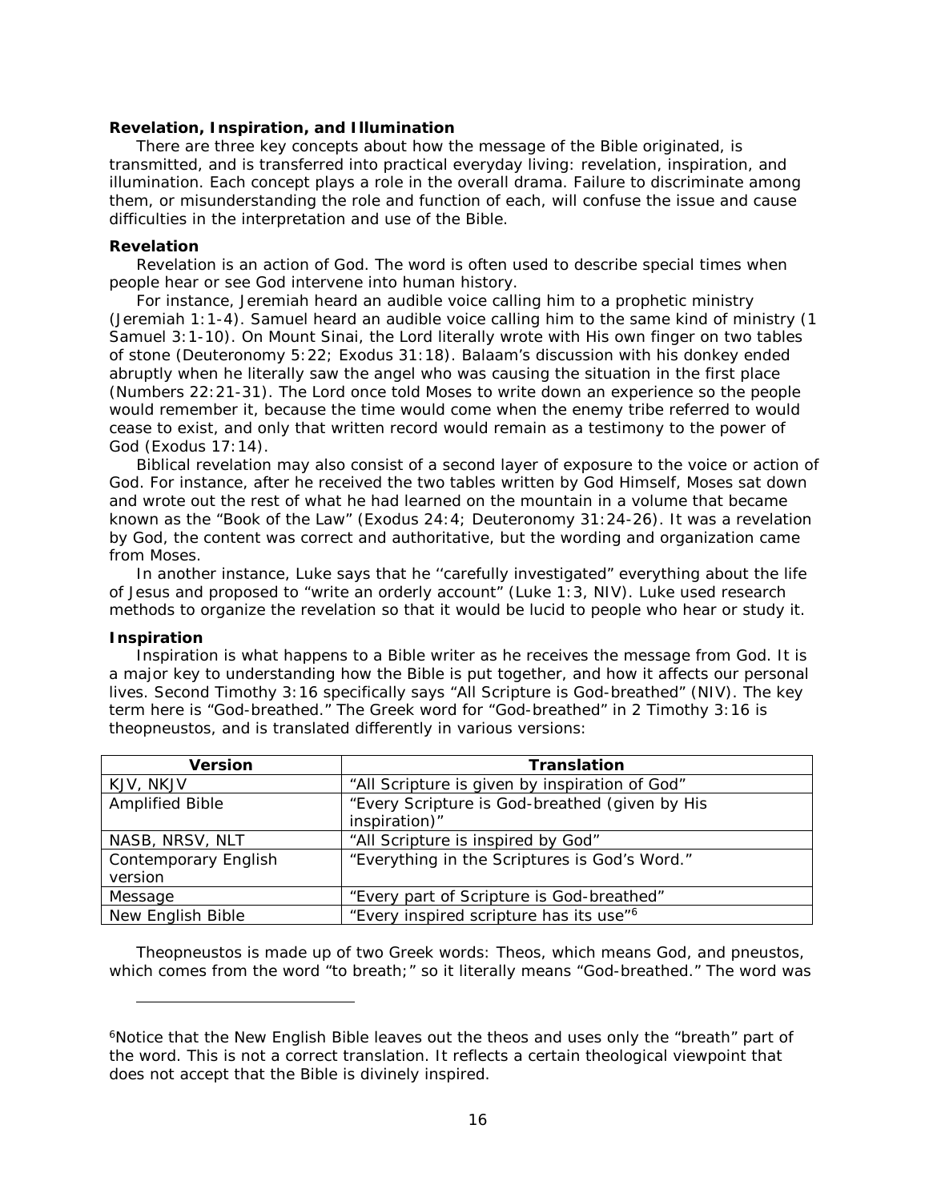### Revelation, Inspiration, and Illumination

There are three key concepts about how the message of the Bible originated, is transmitted, and is transferred into practical everyday living: revelation, inspiration, and illumination. Each concept plays a role in the overall drama. Failure to discriminate among them, or misunderstanding the role and function of each, will confuse the issue and cause difficulties in the interpretation and use of the Bible.

#### Revelation

Revelation is an action of God. The word is often used to describe special times when people hear or see God intervene into human history.

For instance, Jeremiah heard an audible voice calling him to a prophetic ministry (Jeremiah 1:1-4). Samuel heard an audible voice calling him to the same kind of ministry (1 Samuel 3:1-10). On Mount Sinai, the Lord literally wrote with His own finger on two tables of stone (Deuteronomy 5:22; Exodus 31:18). Balaam's discussion with his donkey ended abruptly when he literally saw the angel who was causing the situation in the first place (Numbers 22:21-31). The Lord once told Moses to write down an experience so the people would remember it, because the time would come when the enemy tribe referred to would cease to exist, and only that written record would remain as a testimony to the power of God (Exodus 17:14).

Biblical revelation may also consist of a second layer of exposure to the voice or action of God. For instance, after he received the two tables written by God Himself, Moses sat down and wrote out the rest of what he had learned on the mountain in a volume that became known as the "Book of the Law" (Exodus 24:4; Deuteronomy 31:24-26). It was a revelation by God, the content was correct and authoritative, but the wording and organization came from Moses.

In another instance, Luke says that he ''carefully investigated" everything about the life of Jesus and proposed to "write an orderly account" (Luke 1:3, NIV). Luke used research methods to organize the revelation so that it would be lucid to people who hear or study it.

#### Inspiration

Inspiration is what happens to a Bible writer as he receives the message from God. It is a major key to understanding how the Bible is put together, and how it affects our personal lives. Second Timothy 3:16 specifically says "All Scripture is God-breathed" (NIV). The key term here is "God-breathed." The Greek word for "God-breathed" in 2 Timothy 3:16 is theopneustos, and is translated differently in various versions:

| Version | Translation |
|---|---|
| KJV, NKJV | "All Scripture is given by inspiration of God" |
| Amplified Bible | "Every Scripture is God-breathed (given by His inspiration)" |
| NASB, NRSV, NLT | "All Scripture is inspired by God" |
| Contemporary English version | "Everything in the Scriptures is God's Word." |
| Message | "Every part of Scripture is God-breathed" |
| New English Bible | "Every inspired scripture has its use"[6] |

Theopneustos is made up of two Greek words: Theos, which means God, and pneustos, which comes from the word "to breath;" so it literally means "God-breathed." The word was

---

[6]Notice that the New English Bible leaves out the theos and uses only the "breath" part of the word. This is not a correct translation. It reflects a certain theological viewpoint that does not accept that the Bible is divinely inspired.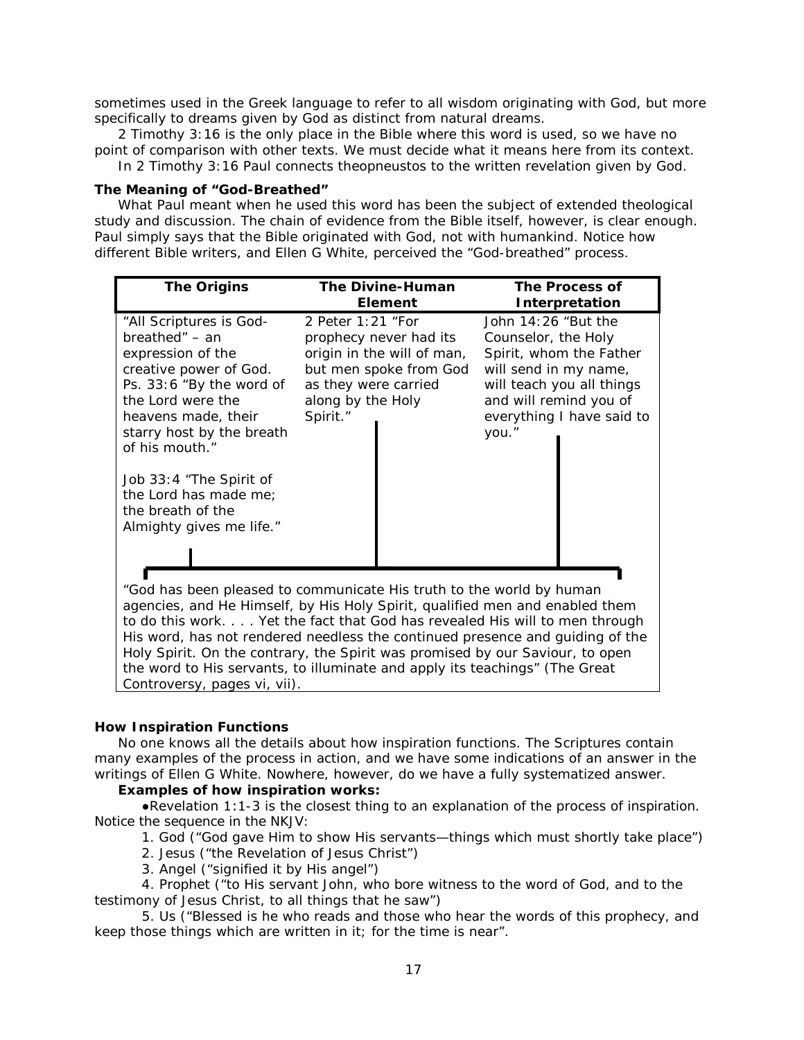sometimes used in the Greek language to refer to all wisdom originating with God, but more specifically to dreams given by God as distinct from natural dreams.

2 Timothy 3:16 is the only place in the Bible where this word is used, so we have no point of comparison with other texts. We must decide what it means here from its context.

In 2 Timothy 3:16 Paul connects theopneustos to the written revelation given by God.

**The Meaning of "God-Breathed"**

What Paul meant when he used this word has been the subject of extended theological study and discussion. The chain of evidence from the Bible itself, however, is clear enough. Paul simply says that the Bible originated with God, not with humankind. Notice how different Bible writers, and Ellen G White, perceived the "God-breathed" process.

| The Origins | The Divine-Human Element | The Process of Interpretation |
|---|---|---|
| "All Scriptures is God-breathed" – an expression of the creative power of God. Ps. 33:6 "By the word of the Lord were the heavens made, their starry host by the breath of his mouth." Job 33:4 "The Spirit of the Lord has made me; the breath of the Almighty gives me life." | 2 Peter 1:21 "For prophecy never had its origin in the will of man, but men spoke from God as they were carried along by the Holy Spirit." | John 14:26 "But the Counselor, the Holy Spirit, whom the Father will send in my name, will teach you all things and will remind you of everything I have said to you." |

"God has been pleased to communicate His truth to the world by human agencies, and He Himself, by His Holy Spirit, qualified men and enabled them to do this work. . . . Yet the fact that God has revealed His will to men through His word, has not rendered needless the continued presence and guiding of the Holy Spirit. On the contrary, the Spirit was promised by our Saviour, to open the word to His servants, to illuminate and apply its teachings" (The Great Controversy, pages vi, vii).

**How Inspiration Functions**

No one knows all the details about how inspiration functions. The Scriptures contain many examples of the process in action, and we have some indications of an answer in the writings of Ellen G White. Nowhere, however, do we have a fully systematized answer.

**Examples of how inspiration works:**

- Revelation 1:1-3 is the closest thing to an explanation of the process of inspiration. Notice the sequence in the NKJV:

1. God ("God gave Him to show His servants—things which must shortly take place")
2. Jesus ("the Revelation of Jesus Christ")
3. Angel ("signified it by His angel")
4. Prophet ("to His servant John, who bore witness to the word of God, and to the testimony of Jesus Christ, to all things that he saw")
5. Us ("Blessed is he who reads and those who hear the words of this prophecy, and keep those things which are written in it; for the time is near".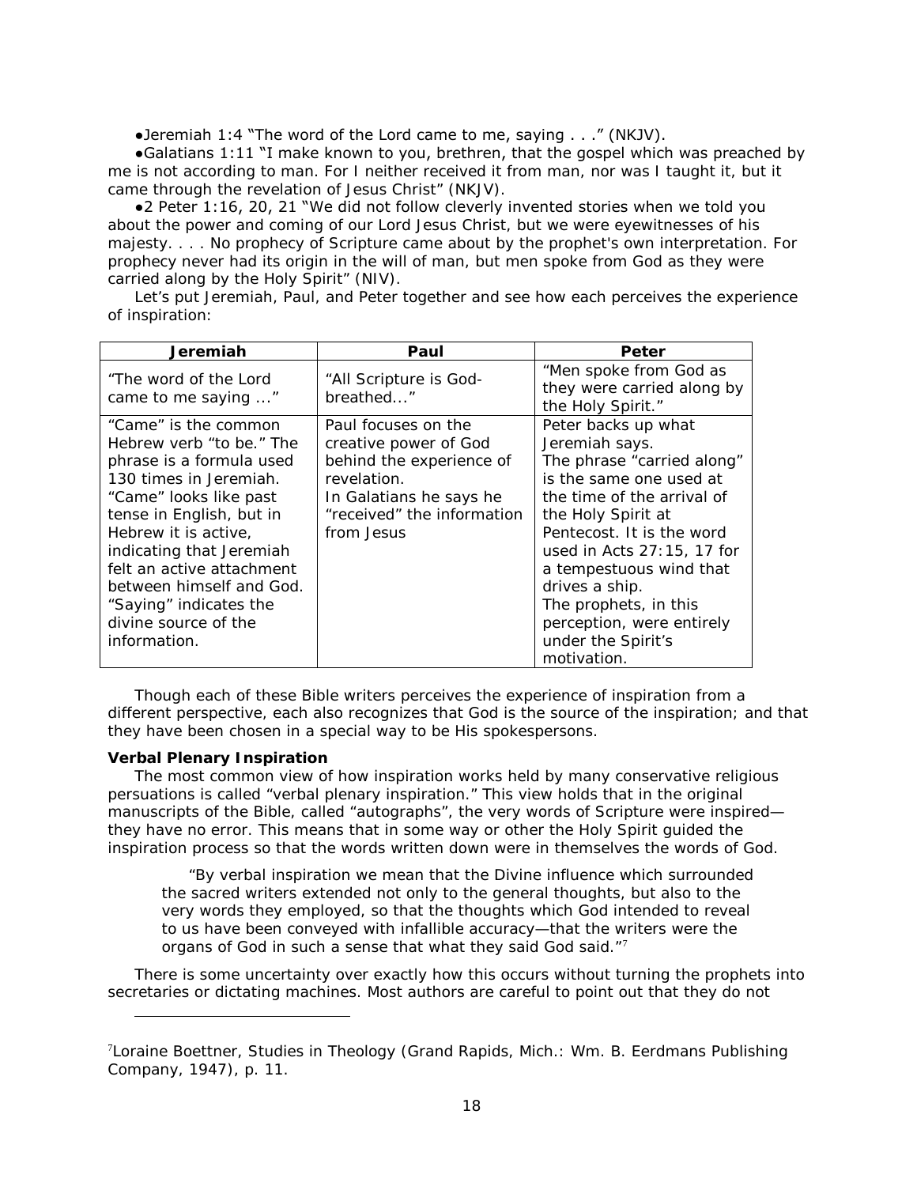- Jeremiah 1:4 "The word of the Lord came to me, saying . . ." (NKJV).
- Galatians 1:11 "I make known to you, brethren, that the gospel which was preached by me is not according to man. For I neither received it from man, nor was I taught it, but it came through the revelation of Jesus Christ" (NKJV).
- 2 Peter 1:16, 20, 21 "We did not follow cleverly invented stories when we told you about the power and coming of our Lord Jesus Christ, but we were eyewitnesses of his majesty. . . . No prophecy of Scripture came about by the prophet's own interpretation. For prophecy never had its origin in the will of man, but men spoke from God as they were carried along by the Holy Spirit" (NIV).

Let's put Jeremiah, Paul, and Peter together and see how each perceives the experience of inspiration:

| Jeremiah | Paul | Peter |
|---|---|---|
| "The word of the Lord came to me saying ..." | "All Scripture is God-breathed..." | "Men spoke from God as they were carried along by the Holy Spirit." |
| "Came" is the common Hebrew verb "to be." The phrase is a formula used 130 times in Jeremiah. "Came" looks like past tense in English, but in Hebrew it is active, indicating that Jeremiah felt an active attachment between himself and God. "Saying" indicates the divine source of the information. | Paul focuses on the creative power of God behind the experience of revelation. In Galatians he says he "received" the information from Jesus | Peter backs up what Jeremiah says. The phrase "carried along" is the same one used at the time of the arrival of the Holy Spirit at Pentecost. It is the word used in Acts 27:15, 17 for a tempestuous wind that drives a ship. The prophets, in this perception, were entirely under the Spirit's motivation. |

Though each of these Bible writers perceives the experience of inspiration from a different perspective, each also recognizes that God is the source of the inspiration; and that they have been chosen in a special way to be His spokespersons.

**Verbal Plenary Inspiration**

The most common view of how inspiration works held by many conservative religious persuasions is called "verbal plenary inspiration." This view holds that in the original manuscripts of the Bible, called "autographs", the very words of Scripture were inspired—they have no error. This means that in some way or other the Holy Spirit guided the inspiration process so that the words written down were in themselves the words of God.

> "By verbal inspiration we mean that the Divine influence which surrounded the sacred writers extended not only to the general thoughts, but also to the very words they employed, so that the thoughts which God intended to reveal to us have been conveyed with infallible accuracy—that the writers were the organs of God in such a sense that what they said God said."[7]

There is some uncertainty over exactly how this occurs without turning the prophets into secretaries or dictating machines. Most authors are careful to point out that they do not

[7] Loraine Boettner, Studies in Theology (Grand Rapids, Mich.: Wm. B. Eerdmans Publishing Company, 1947), p. 11.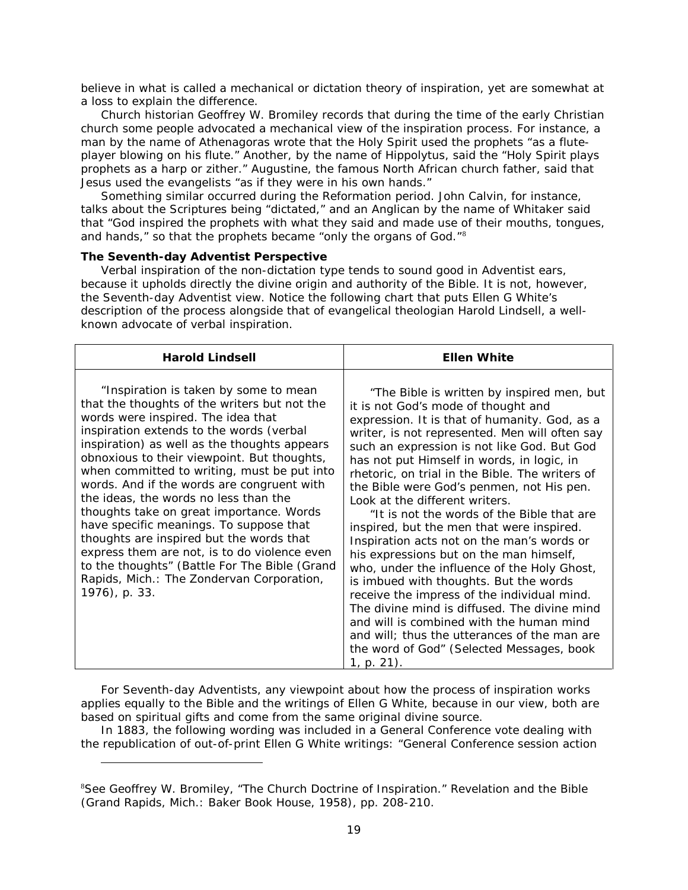believe in what is called a mechanical or dictation theory of inspiration, yet are somewhat at a loss to explain the difference.

Church historian Geoffrey W. Bromiley records that during the time of the early Christian church some people advocated a mechanical view of the inspiration process. For instance, a man by the name of Athenagoras wrote that the Holy Spirit used the prophets "as a flute-player blowing on his flute." Another, by the name of Hippolytus, said the "Holy Spirit plays prophets as a harp or zither." Augustine, the famous North African church father, said that Jesus used the evangelists "as if they were in his own hands."

Something similar occurred during the Reformation period. John Calvin, for instance, talks about the Scriptures being "dictated," and an Anglican by the name of Whitaker said that "God inspired the prophets with what they said and made use of their mouths, tongues, and hands," so that the prophets became "only the organs of God."[8]

**The Seventh-day Adventist Perspective**

Verbal inspiration of the non-dictation type tends to sound good in Adventist ears, because it upholds directly the divine origin and authority of the Bible. It is not, however, the Seventh-day Adventist view. Notice the following chart that puts Ellen G White's description of the process alongside that of evangelical theologian Harold Lindsell, a well-known advocate of verbal inspiration.

| Harold Lindsell | Ellen White |
| --- | --- |
| "Inspiration is taken by some to mean that the thoughts of the writers but not the words were inspired. The idea that inspiration extends to the words (verbal inspiration) as well as the thoughts appears obnoxious to their viewpoint. But thoughts, when committed to writing, must be put into words. And if the words are congruent with the ideas, the words no less than the thoughts take on great importance. Words have specific meanings. To suppose that thoughts are inspired but the words that express them are not, is to do violence even to the thoughts" (Battle For The Bible (Grand Rapids, Mich.: The Zondervan Corporation, 1976), p. 33. | "The Bible is written by inspired men, but it is not God's mode of thought and expression. It is that of humanity. God, as a writer, is not represented. Men will often say such an expression is not like God. But God has not put Himself in words, in logic, in rhetoric, on trial in the Bible. The writers of the Bible were God's penmen, not His pen. Look at the different writers. "It is not the words of the Bible that are inspired, but the men that were inspired. Inspiration acts not on the man's words or his expressions but on the man himself, who, under the influence of the Holy Ghost, is imbued with thoughts. But the words receive the impress of the individual mind. The divine mind is diffused. The divine mind and will is combined with the human mind and will; thus the utterances of the man are the word of God" (Selected Messages, book 1, p. 21). |

For Seventh-day Adventists, any viewpoint about how the process of inspiration works applies equally to the Bible and the writings of Ellen G White, because in our view, both are based on spiritual gifts and come from the same original divine source.

In 1883, the following wording was included in a General Conference vote dealing with the republication of out-of-print Ellen G White writings: "General Conference session action

---

[8] See Geoffrey W. Bromiley, "The Church Doctrine of Inspiration." Revelation and the Bible (Grand Rapids, Mich.: Baker Book House, 1958), pp. 208-210.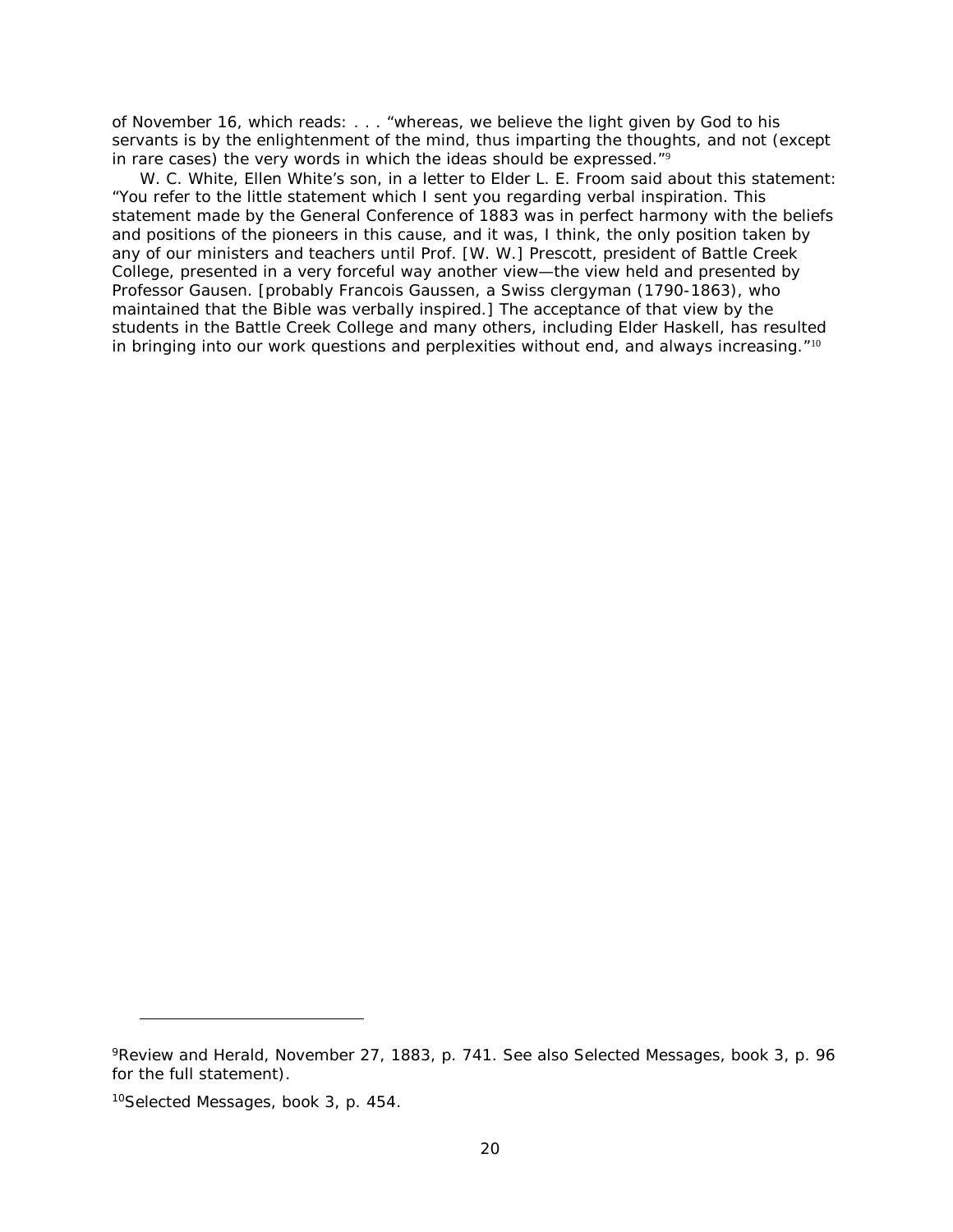of November 16, which reads: . . . "whereas, we believe the light given by God to his servants is by the enlightenment of the mind, thus imparting the thoughts, and not (except in rare cases) the very words in which the ideas should be expressed."[9]

W. C. White, Ellen White's son, in a letter to Elder L. E. Froom said about this statement: "You refer to the little statement which I sent you regarding verbal inspiration. This statement made by the General Conference of 1883 was in perfect harmony with the beliefs and positions of the pioneers in this cause, and it was, I think, the only position taken by any of our ministers and teachers until Prof. [W. W.] Prescott, president of Battle Creek College, presented in a very forceful way another view—the view held and presented by Professor Gausen. [probably Francois Gaussen, a Swiss clergyman (1790-1863), who maintained that the Bible was verbally inspired.] The acceptance of that view by the students in the Battle Creek College and many others, including Elder Haskell, has resulted in bringing into our work questions and perplexities without end, and always increasing."[10]

---

[9]Review and Herald, November 27, 1883, p. 741. See also Selected Messages, book 3, p. 96 for the full statement).

[10]Selected Messages, book 3, p. 454.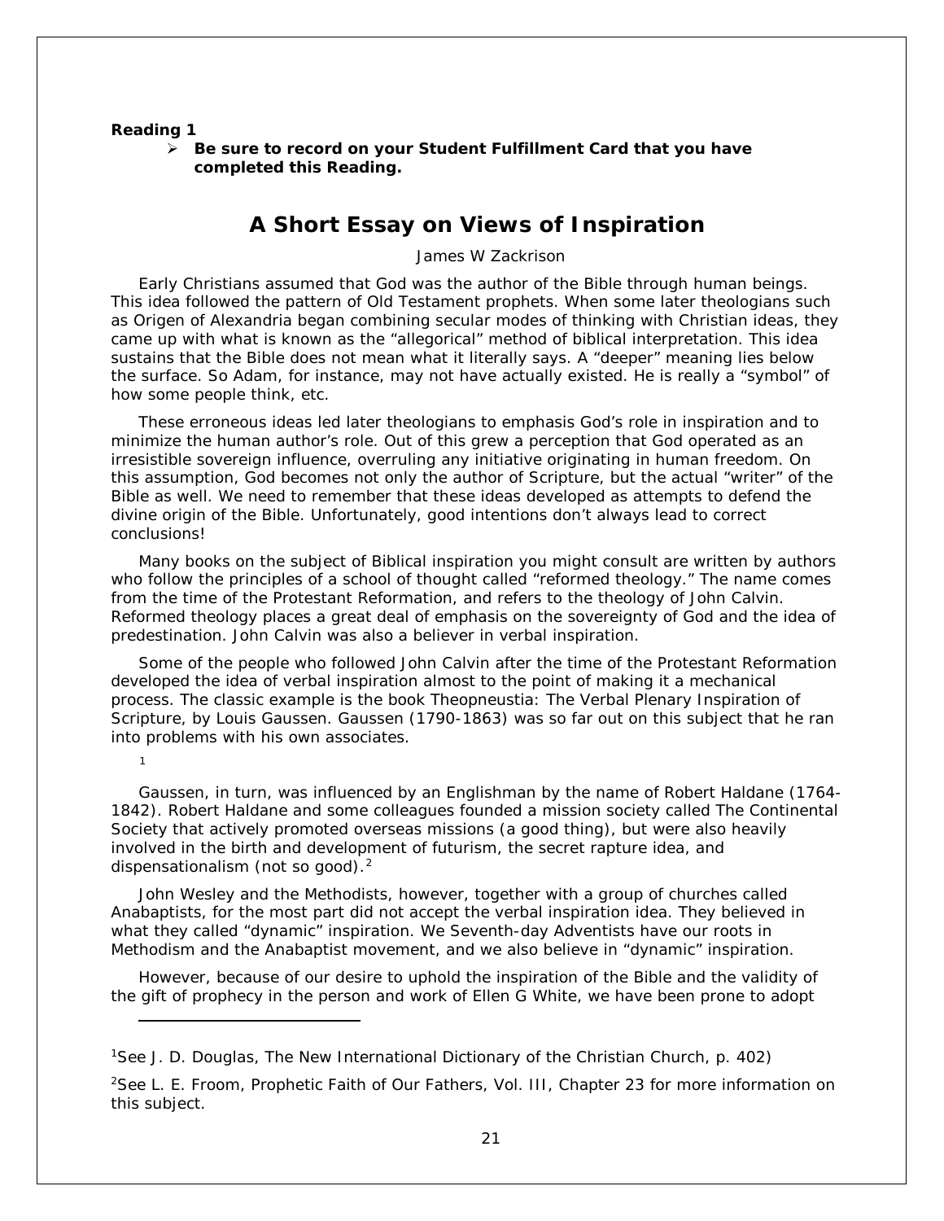**Reading 1**

- **Be sure to record on your Student Fulfillment Card that you have completed this Reading.**

# A Short Essay on Views of Inspiration

James W Zackrison

Early Christians assumed that God was the author of the Bible through human beings. This idea followed the pattern of Old Testament prophets. When some later theologians such as Origen of Alexandria began combining secular modes of thinking with Christian ideas, they came up with what is known as the "allegorical" method of biblical interpretation. This idea sustains that the Bible does not mean what it literally says. A "deeper" meaning lies below the surface. So Adam, for instance, may not have actually existed. He is really a "symbol" of how some people think, etc.

These erroneous ideas led later theologians to emphasis God's role in inspiration and to minimize the human author's role. Out of this grew a perception that God operated as an irresistible sovereign influence, overruling any initiative originating in human freedom. On this assumption, God becomes not only the author of Scripture, but the actual "writer" of the Bible as well. We need to remember that these ideas developed as attempts to defend the divine origin of the Bible. Unfortunately, good intentions don't always lead to correct conclusions!

Many books on the subject of Biblical inspiration you might consult are written by authors who follow the principles of a school of thought called "reformed theology." The name comes from the time of the Protestant Reformation, and refers to the theology of John Calvin. Reformed theology places a great deal of emphasis on the sovereignty of God and the idea of predestination. John Calvin was also a believer in verbal inspiration.

Some of the people who followed John Calvin after the time of the Protestant Reformation developed the idea of verbal inspiration almost to the point of making it a mechanical process. The classic example is the book Theopneustia: The Verbal Plenary Inspiration of Scripture, by Louis Gaussen. Gaussen (1790-1863) was so far out on this subject that he ran into problems with his own associates.[1]

Gaussen, in turn, was influenced by an Englishman by the name of Robert Haldane (1764-1842). Robert Haldane and some colleagues founded a mission society called The Continental Society that actively promoted overseas missions (a good thing), but were also heavily involved in the birth and development of futurism, the secret rapture idea, and dispensationalism (not so good).[2]

John Wesley and the Methodists, however, together with a group of churches called Anabaptists, for the most part did not accept the verbal inspiration idea. They believed in what they called "dynamic" inspiration. We Seventh-day Adventists have our roots in Methodism and the Anabaptist movement, and we also believe in "dynamic" inspiration.

However, because of our desire to uphold the inspiration of the Bible and the validity of the gift of prophecy in the person and work of Ellen G White, we have been prone to adopt

---

[1]See J. D. Douglas, The New International Dictionary of the Christian Church, p. 402)

[2]See L. E. Froom, Prophetic Faith of Our Fathers, Vol. III, Chapter 23 for more information on this subject.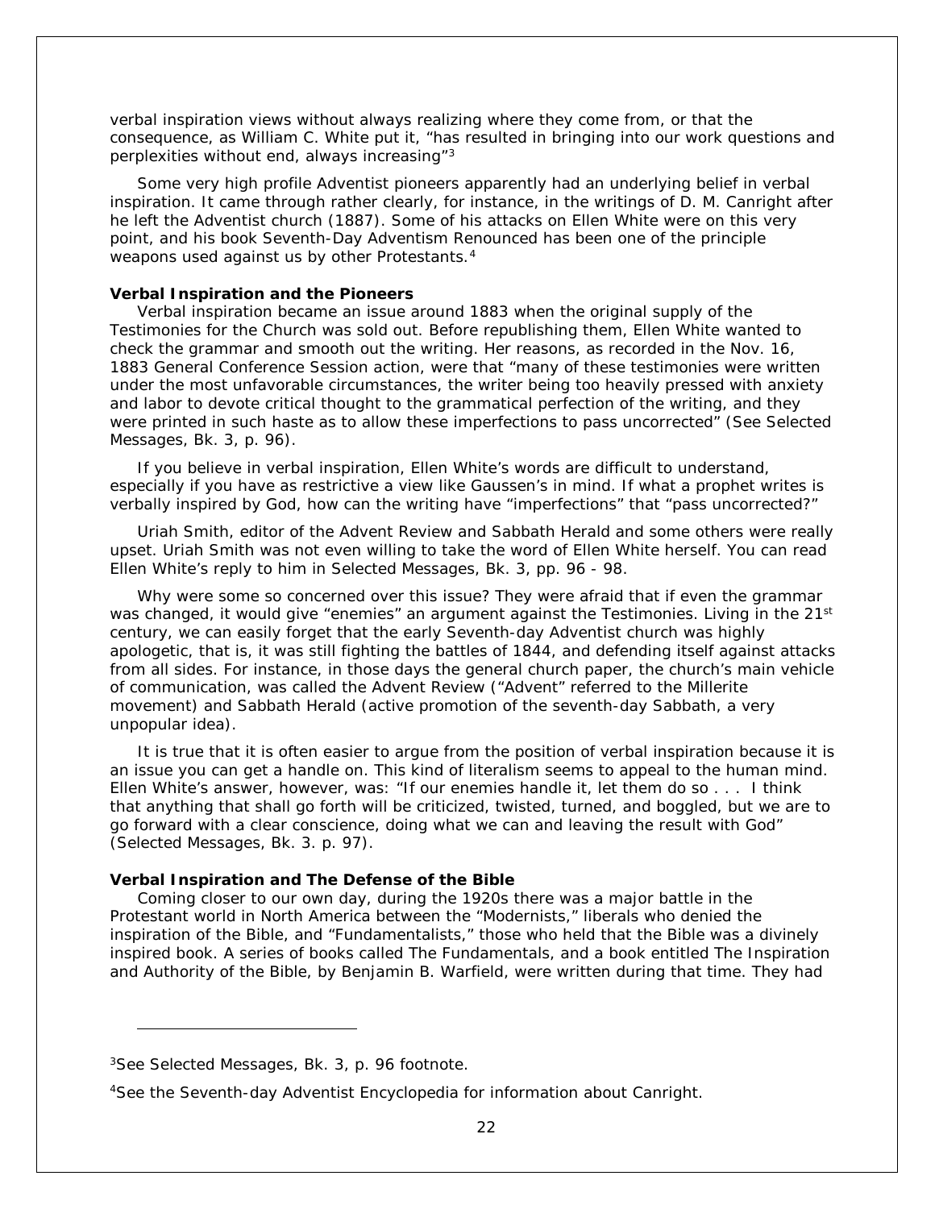verbal inspiration views without always realizing where they come from, or that the consequence, as William C. White put it, "has resulted in bringing into our work questions and perplexities without end, always increasing"[3]

Some very high profile Adventist pioneers apparently had an underlying belief in verbal inspiration. It came through rather clearly, for instance, in the writings of D. M. Canright after he left the Adventist church (1887). Some of his attacks on Ellen White were on this very point, and his book Seventh-Day Adventism Renounced has been one of the principle weapons used against us by other Protestants.[4]

**Verbal Inspiration and the Pioneers**

Verbal inspiration became an issue around 1883 when the original supply of the Testimonies for the Church was sold out. Before republishing them, Ellen White wanted to check the grammar and smooth out the writing. Her reasons, as recorded in the Nov. 16, 1883 General Conference Session action, were that "many of these testimonies were written under the most unfavorable circumstances, the writer being too heavily pressed with anxiety and labor to devote critical thought to the grammatical perfection of the writing, and they were printed in such haste as to allow these imperfections to pass uncorrected" (See Selected Messages, Bk. 3, p. 96).

If you believe in verbal inspiration, Ellen White's words are difficult to understand, especially if you have as restrictive a view like Gaussen's in mind. If what a prophet writes is verbally inspired by God, how can the writing have "imperfections" that "pass uncorrected?"

Uriah Smith, editor of the Advent Review and Sabbath Herald and some others were really upset. Uriah Smith was not even willing to take the word of Ellen White herself. You can read Ellen White's reply to him in Selected Messages, Bk. 3, pp. 96 - 98.

Why were some so concerned over this issue? They were afraid that if even the grammar was changed, it would give "enemies" an argument against the Testimonies. Living in the 21st century, we can easily forget that the early Seventh-day Adventist church was highly apologetic, that is, it was still fighting the battles of 1844, and defending itself against attacks from all sides. For instance, in those days the general church paper, the church's main vehicle of communication, was called the Advent Review ("Advent" referred to the Millerite movement) and Sabbath Herald (active promotion of the seventh-day Sabbath, a very unpopular idea).

It is true that it is often easier to argue from the position of verbal inspiration because it is an issue you can get a handle on. This kind of literalism seems to appeal to the human mind. Ellen White's answer, however, was: "If our enemies handle it, let them do so . . . I think that anything that shall go forth will be criticized, twisted, turned, and boggled, but we are to go forward with a clear conscience, doing what we can and leaving the result with God" (Selected Messages, Bk. 3. p. 97).

**Verbal Inspiration and The Defense of the Bible**

Coming closer to our own day, during the 1920s there was a major battle in the Protestant world in North America between the "Modernists," liberals who denied the inspiration of the Bible, and "Fundamentalists," those who held that the Bible was a divinely inspired book. A series of books called The Fundamentals, and a book entitled The Inspiration and Authority of the Bible, by Benjamin B. Warfield, were written during that time. They had

---

[3]See Selected Messages, Bk. 3, p. 96 footnote.

[4]See the Seventh-day Adventist Encyclopedia for information about Canright.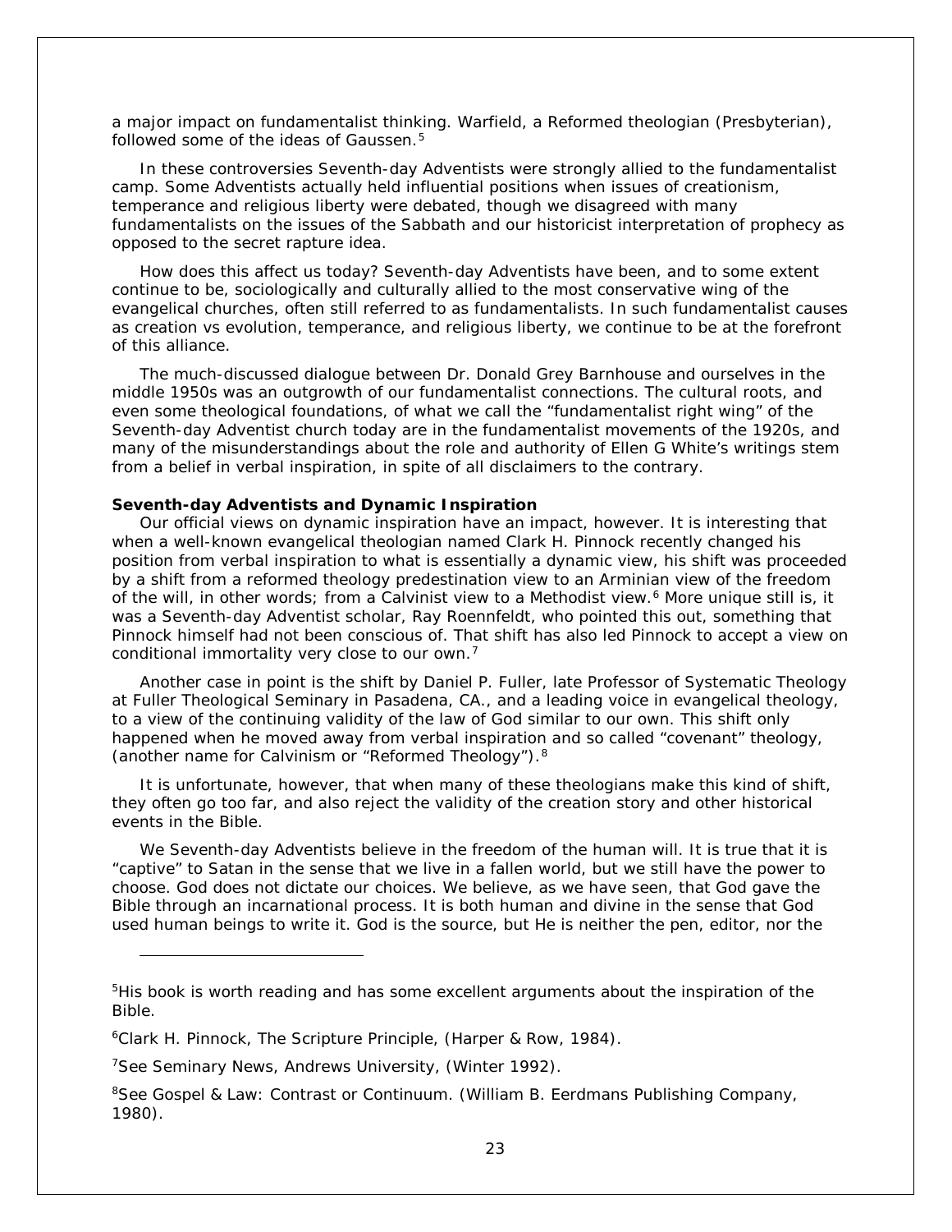a major impact on fundamentalist thinking. Warfield, a Reformed theologian (Presbyterian), followed some of the ideas of Gaussen.[5]

In these controversies Seventh-day Adventists were strongly allied to the fundamentalist camp. Some Adventists actually held influential positions when issues of creationism, temperance and religious liberty were debated, though we disagreed with many fundamentalists on the issues of the Sabbath and our historicist interpretation of prophecy as opposed to the secret rapture idea.

How does this affect us today? Seventh-day Adventists have been, and to some extent continue to be, sociologically and culturally allied to the most conservative wing of the evangelical churches, often still referred to as fundamentalists. In such fundamentalist causes as creation vs evolution, temperance, and religious liberty, we continue to be at the forefront of this alliance.

The much-discussed dialogue between Dr. Donald Grey Barnhouse and ourselves in the middle 1950s was an outgrowth of our fundamentalist connections. The cultural roots, and even some theological foundations, of what we call the "fundamentalist right wing" of the Seventh-day Adventist church today are in the fundamentalist movements of the 1920s, and many of the misunderstandings about the role and authority of Ellen G White's writings stem from a belief in verbal inspiration, in spite of all disclaimers to the contrary.

**Seventh-day Adventists and Dynamic Inspiration**

Our official views on dynamic inspiration have an impact, however. It is interesting that when a well-known evangelical theologian named Clark H. Pinnock recently changed his position from verbal inspiration to what is essentially a dynamic view, his shift was proceeded by a shift from a reformed theology predestination view to an Arminian view of the freedom of the will, in other words; from a Calvinist view to a Methodist view.[6] More unique still is, it was a Seventh-day Adventist scholar, Ray Roennfeldt, who pointed this out, something that Pinnock himself had not been conscious of. That shift has also led Pinnock to accept a view on conditional immortality very close to our own.[7]

Another case in point is the shift by Daniel P. Fuller, late Professor of Systematic Theology at Fuller Theological Seminary in Pasadena, CA., and a leading voice in evangelical theology, to a view of the continuing validity of the law of God similar to our own. This shift only happened when he moved away from verbal inspiration and so called "covenant" theology, (another name for Calvinism or "Reformed Theology").[8]

It is unfortunate, however, that when many of these theologians make this kind of shift, they often go too far, and also reject the validity of the creation story and other historical events in the Bible.

We Seventh-day Adventists believe in the freedom of the human will. It is true that it is "captive" to Satan in the sense that we live in a fallen world, but we still have the power to choose. God does not dictate our choices. We believe, as we have seen, that God gave the Bible through an incarnational process. It is both human and divine in the sense that God used human beings to write it. God is the source, but He is neither the pen, editor, nor the

---

[5]His book is worth reading and has some excellent arguments about the inspiration of the Bible.

[6]Clark H. Pinnock, The Scripture Principle, (Harper & Row, 1984).

[7]See Seminary News, Andrews University, (Winter 1992).

[8]See Gospel & Law: Contrast or Continuum. (William B. Eerdmans Publishing Company, 1980).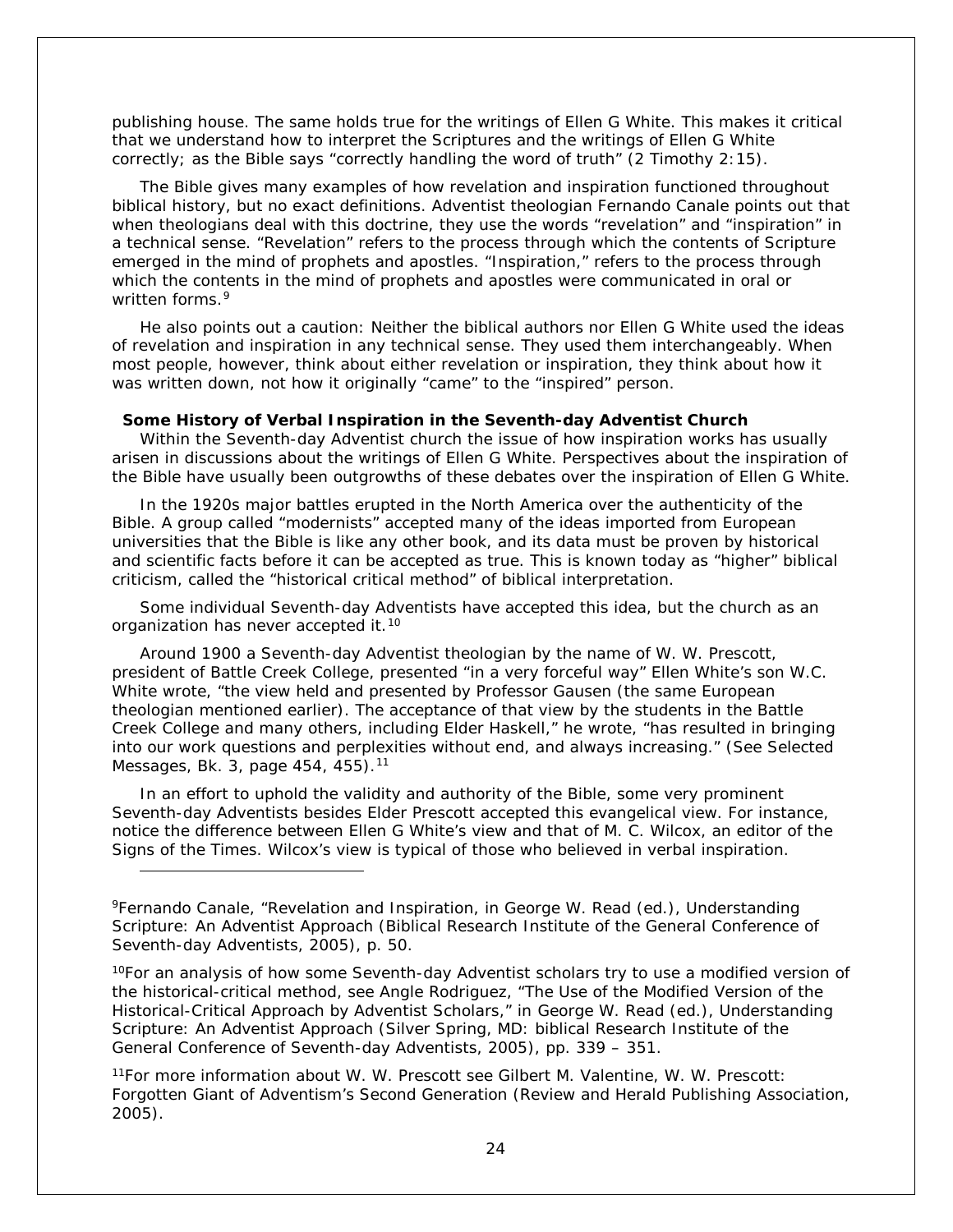publishing house. The same holds true for the writings of Ellen G White. This makes it critical that we understand how to interpret the Scriptures and the writings of Ellen G White correctly; as the Bible says "correctly handling the word of truth" (2 Timothy 2:15).

The Bible gives many examples of how revelation and inspiration functioned throughout biblical history, but no exact definitions. Adventist theologian Fernando Canale points out that when theologians deal with this doctrine, they use the words "revelation" and "inspiration" in a technical sense. "Revelation" refers to the process through which the contents of Scripture emerged in the mind of prophets and apostles. "Inspiration," refers to the process through which the contents in the mind of prophets and apostles were communicated in oral or written forms.[9]

He also points out a caution: Neither the biblical authors nor Ellen G White used the ideas of revelation and inspiration in any technical sense. They used them interchangeably. When most people, however, think about either revelation or inspiration, they think about how it was written down, not how it originally "came" to the "inspired" person.

**Some History of Verbal Inspiration in the Seventh-day Adventist Church**

Within the Seventh-day Adventist church the issue of how inspiration works has usually arisen in discussions about the writings of Ellen G White. Perspectives about the inspiration of the Bible have usually been outgrowths of these debates over the inspiration of Ellen G White.

In the 1920s major battles erupted in the North America over the authenticity of the Bible. A group called "modernists" accepted many of the ideas imported from European universities that the Bible is like any other book, and its data must be proven by historical and scientific facts before it can be accepted as true. This is known today as "higher" biblical criticism, called the "historical critical method" of biblical interpretation.

Some individual Seventh-day Adventists have accepted this idea, but the church as an organization has never accepted it.[10]

Around 1900 a Seventh-day Adventist theologian by the name of W. W. Prescott, president of Battle Creek College, presented "in a very forceful way" Ellen White's son W.C. White wrote, "the view held and presented by Professor Gausen (the same European theologian mentioned earlier). The acceptance of that view by the students in the Battle Creek College and many others, including Elder Haskell," he wrote, "has resulted in bringing into our work questions and perplexities without end, and always increasing." (See Selected Messages, Bk. 3, page 454, 455).[11]

In an effort to uphold the validity and authority of the Bible, some very prominent Seventh-day Adventists besides Elder Prescott accepted this evangelical view. For instance, notice the difference between Ellen G White's view and that of M. C. Wilcox, an editor of the Signs of the Times. Wilcox's view is typical of those who believed in verbal inspiration.

---

[9]Fernando Canale, "Revelation and Inspiration, in George W. Read (ed.), Understanding Scripture: An Adventist Approach (Biblical Research Institute of the General Conference of Seventh-day Adventists, 2005), p. 50.

[10]For an analysis of how some Seventh-day Adventist scholars try to use a modified version of the historical-critical method, see Angle Rodriguez, "The Use of the Modified Version of the Historical-Critical Approach by Adventist Scholars," in George W. Read (ed.), Understanding Scripture: An Adventist Approach (Silver Spring, MD: biblical Research Institute of the General Conference of Seventh-day Adventists, 2005), pp. 339 – 351.

[11]For more information about W. W. Prescott see Gilbert M. Valentine, W. W. Prescott: Forgotten Giant of Adventism's Second Generation (Review and Herald Publishing Association, 2005).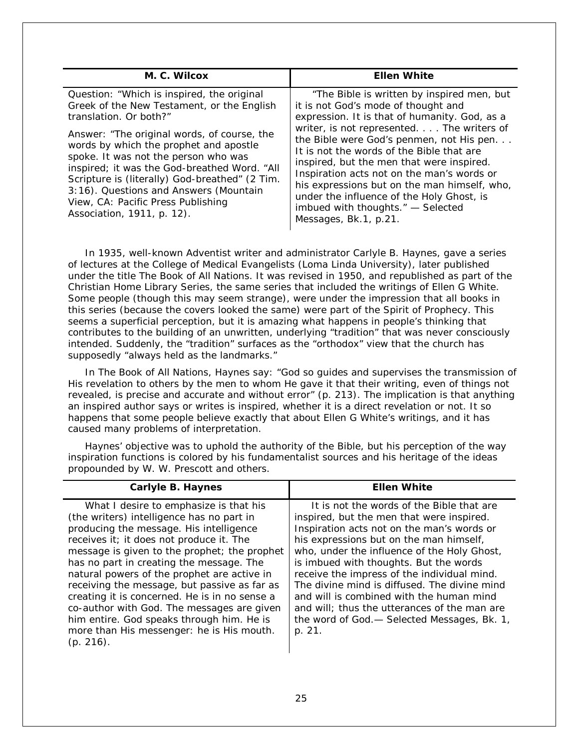| M. C. Wilcox | Ellen White |
|---|---|
| Question: "Which is inspired, the original Greek of the New Testament, or the English translation. Or both?"<br><br>Answer: "The original words, of course, the words by which the prophet and apostle spoke. It was not the person who was inspired; it was the God-breathed Word. "All Scripture is (literally) God-breathed" (2 Tim. 3:16). Questions and Answers (Mountain View, CA: Pacific Press Publishing Association, 1911, p. 12). | "The Bible is written by inspired men, but it is not God's mode of thought and expression. It is that of humanity. God, as a writer, is not represented. . . . The writers of the Bible were God's penmen, not His pen. . . It is not the words of the Bible that are inspired, but the men that were inspired. Inspiration acts not on the man's words or his expressions but on the man himself, who, under the influence of the Holy Ghost, is imbued with thoughts." — Selected Messages, Bk.1, p.21. |

In 1935, well-known Adventist writer and administrator Carlyle B. Haynes, gave a series of lectures at the College of Medical Evangelists (Loma Linda University), later published under the title The Book of All Nations. It was revised in 1950, and republished as part of the Christian Home Library Series, the same series that included the writings of Ellen G White. Some people (though this may seem strange), were under the impression that all books in this series (because the covers looked the same) were part of the Spirit of Prophecy. This seems a superficial perception, but it is amazing what happens in people's thinking that contributes to the building of an unwritten, underlying "tradition" that was never consciously intended. Suddenly, the "tradition" surfaces as the "orthodox" view that the church has supposedly "always held as the landmarks."

In The Book of All Nations, Haynes say: "God so guides and supervises the transmission of His revelation to others by the men to whom He gave it that their writing, even of things not revealed, is precise and accurate and without error" (p. 213). The implication is that anything an inspired author says or writes is inspired, whether it is a direct revelation or not. It so happens that some people believe exactly that about Ellen G White's writings, and it has caused many problems of interpretation.

Haynes' objective was to uphold the authority of the Bible, but his perception of the way inspiration functions is colored by his fundamentalist sources and his heritage of the ideas propounded by W. W. Prescott and others.

| Carlyle B. Haynes | Ellen White |
|---|---|
| What I desire to emphasize is that his (the writers) intelligence has no part in producing the message. His intelligence receives it; it does not produce it. The message is given to the prophet; the prophet has no part in creating the message. The natural powers of the prophet are active in receiving the message, but passive as far as creating it is concerned. He is in no sense a co-author with God. The messages are given him entire. God speaks through him. He is more than His messenger: he is His mouth. (p. 216). | It is not the words of the Bible that are inspired, but the men that were inspired. Inspiration acts not on the man's words or his expressions but on the man himself, who, under the influence of the Holy Ghost, is imbued with thoughts. But the words receive the impress of the individual mind. The divine mind is diffused. The divine mind and will is combined with the human mind and will; thus the utterances of the man are the word of God.— Selected Messages, Bk. 1, p. 21. |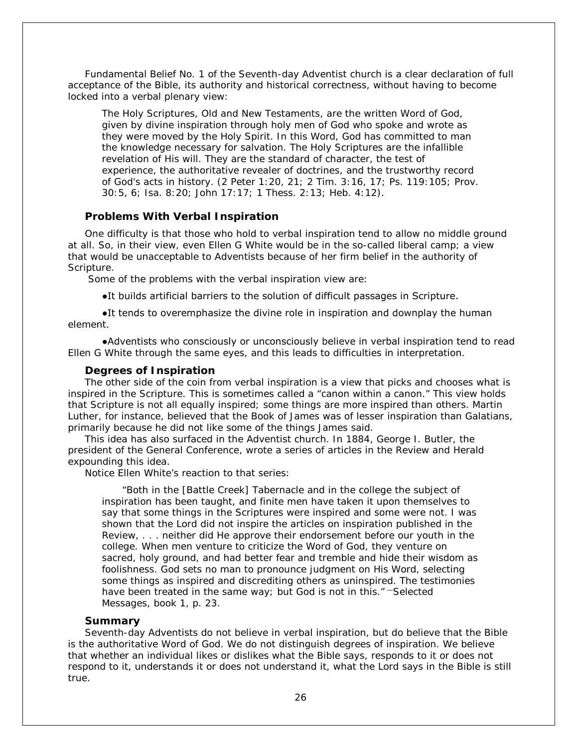Fundamental Belief No. 1 of the Seventh-day Adventist church is a clear declaration of full acceptance of the Bible, its authority and historical correctness, without having to become locked into a verbal plenary view:

> The Holy Scriptures, Old and New Testaments, are the written Word of God, given by divine inspiration through holy men of God who spoke and wrote as they were moved by the Holy Spirit. In this Word, God has committed to man the knowledge necessary for salvation. The Holy Scriptures are the infallible revelation of His will. They are the standard of character, the test of experience, the authoritative revealer of doctrines, and the trustworthy record of God's acts in history. (2 Peter 1:20, 21; 2 Tim. 3:16, 17; Ps. 119:105; Prov. 30:5, 6; Isa. 8:20; John 17:17; 1 Thess. 2:13; Heb. 4:12).

### Problems With Verbal Inspiration

One difficulty is that those who hold to verbal inspiration tend to allow no middle ground at all. So, in their view, even Ellen G White would be in the so-called liberal camp; a view that would be unacceptable to Adventists because of her firm belief in the authority of Scripture.

Some of the problems with the verbal inspiration view are:

- It builds artificial barriers to the solution of difficult passages in Scripture.
- It tends to overemphasize the divine role in inspiration and downplay the human element.
- Adventists who consciously or unconsciously believe in verbal inspiration tend to read Ellen G White through the same eyes, and this leads to difficulties in interpretation.

### Degrees of Inspiration

The other side of the coin from verbal inspiration is a view that picks and chooses what is inspired in the Scripture. This is sometimes called a "canon within a canon." This view holds that Scripture is not all equally inspired; some things are more inspired than others. Martin Luther, for instance, believed that the Book of James was of lesser inspiration than Galatians, primarily because he did not like some of the things James said.

This idea has also surfaced in the Adventist church. In 1884, George I. Butler, the president of the General Conference, wrote a series of articles in the Review and Herald expounding this idea.

Notice Ellen White's reaction to that series:

> "Both in the [Battle Creek] Tabernacle and in the college the subject of inspiration has been taught, and finite men have taken it upon themselves to say that some things in the Scriptures were inspired and some were not. I was shown that the Lord did not inspire the articles on inspiration published in the Review, . . . neither did He approve their endorsement before our youth in the college. When men venture to criticize the Word of God, they venture on sacred, holy ground, and had better fear and tremble and hide their wisdom as foolishness. God sets no man to pronounce judgment on His Word, selecting some things as inspired and discrediting others as uninspired. The testimonies have been treated in the same way; but God is not in this." —*Selected Messages*, book 1, p. 23.

### Summary

Seventh-day Adventists do not believe in verbal inspiration, but do believe that the Bible is the authoritative Word of God. We do not distinguish degrees of inspiration. We believe that whether an individual likes or dislikes what the Bible says, responds to it or does not respond to it, understands it or does not understand it, what the Lord says in the Bible is still true.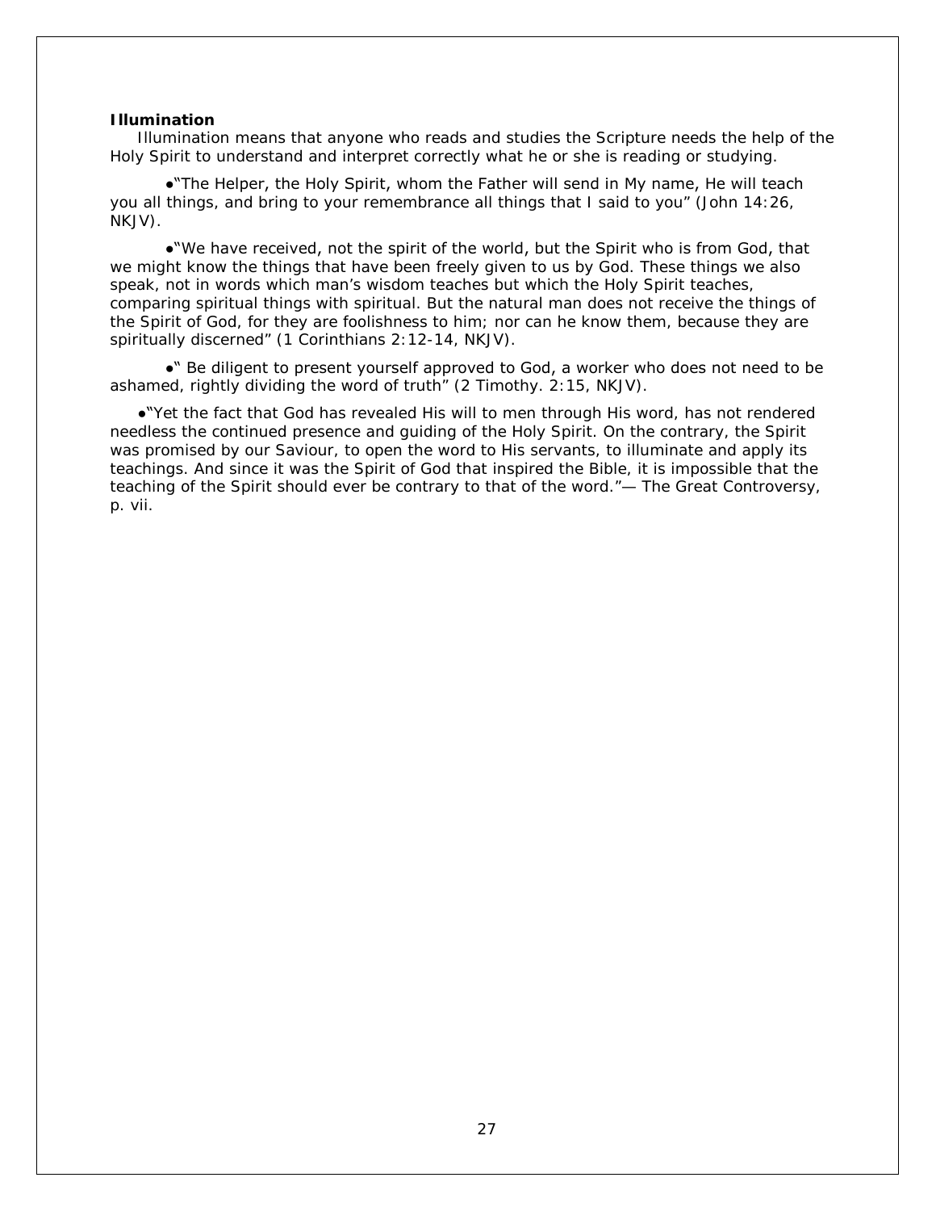**Illumination**

Illumination means that anyone who reads and studies the Scripture needs the help of the Holy Spirit to understand and interpret correctly what he or she is reading or studying.

●"The Helper, the Holy Spirit, whom the Father will send in My name, He will teach you all things, and bring to your remembrance all things that I said to you" (John 14:26, NKJV).

●"We have received, not the spirit of the world, but the Spirit who is from God, that we might know the things that have been freely given to us by God. These things we also speak, not in words which man's wisdom teaches but which the Holy Spirit teaches, comparing spiritual things with spiritual. But the natural man does not receive the things of the Spirit of God, for they are foolishness to him; nor can he know them, because they are spiritually discerned" (1 Corinthians 2:12-14, NKJV).

●" Be diligent to present yourself approved to God, a worker who does not need to be ashamed, rightly dividing the word of truth" (2 Timothy. 2:15, NKJV).

●"Yet the fact that God has revealed His will to men through His word, has not rendered needless the continued presence and guiding of the Holy Spirit. On the contrary, the Spirit was promised by our Saviour, to open the word to His servants, to illuminate and apply its teachings. And since it was the Spirit of God that inspired the Bible, it is impossible that the teaching of the Spirit should ever be contrary to that of the word."— The Great Controversy, p. vii.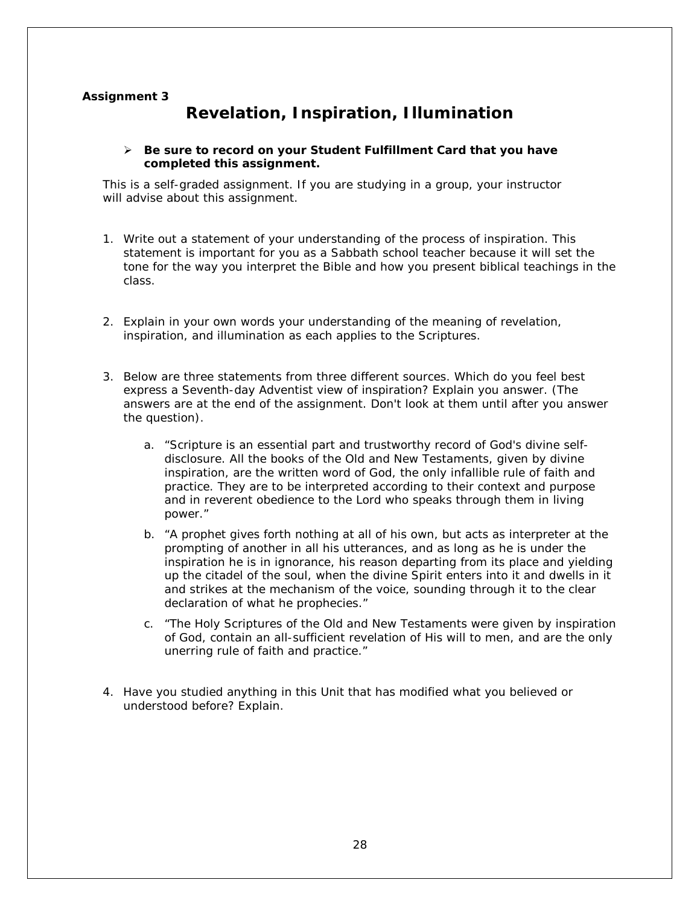**Assignment 3**

# Revelation, Inspiration, Illumination

- **Be sure to record on your Student Fulfillment Card that you have completed this assignment.**

This is a self-graded assignment. If you are studying in a group, your instructor will advise about this assignment.

1. Write out a statement of your understanding of the process of inspiration. This statement is important for you as a Sabbath school teacher because it will set the tone for the way you interpret the Bible and how you present biblical teachings in the class.

2. Explain in your own words your understanding of the meaning of revelation, inspiration, and illumination as each applies to the Scriptures.

3. Below are three statements from three different sources. Which do you feel best express a Seventh-day Adventist view of inspiration? Explain you answer. (The answers are at the end of the assignment. Don't look at them until after you answer the question).

    a. "Scripture is an essential part and trustworthy record of God's divine self-disclosure. All the books of the Old and New Testaments, given by divine inspiration, are the written word of God, the only infallible rule of faith and practice. They are to be interpreted according to their context and purpose and in reverent obedience to the Lord who speaks through them in living power."

    b. "A prophet gives forth nothing at all of his own, but acts as interpreter at the prompting of another in all his utterances, and as long as he is under the inspiration he is in ignorance, his reason departing from its place and yielding up the citadel of the soul, when the divine Spirit enters into it and dwells in it and strikes at the mechanism of the voice, sounding through it to the clear declaration of what he prophecies."

    c. "The Holy Scriptures of the Old and New Testaments were given by inspiration of God, contain an all-sufficient revelation of His will to men, and are the only unerring rule of faith and practice."

4. Have you studied anything in this Unit that has modified what you believed or understood before? Explain.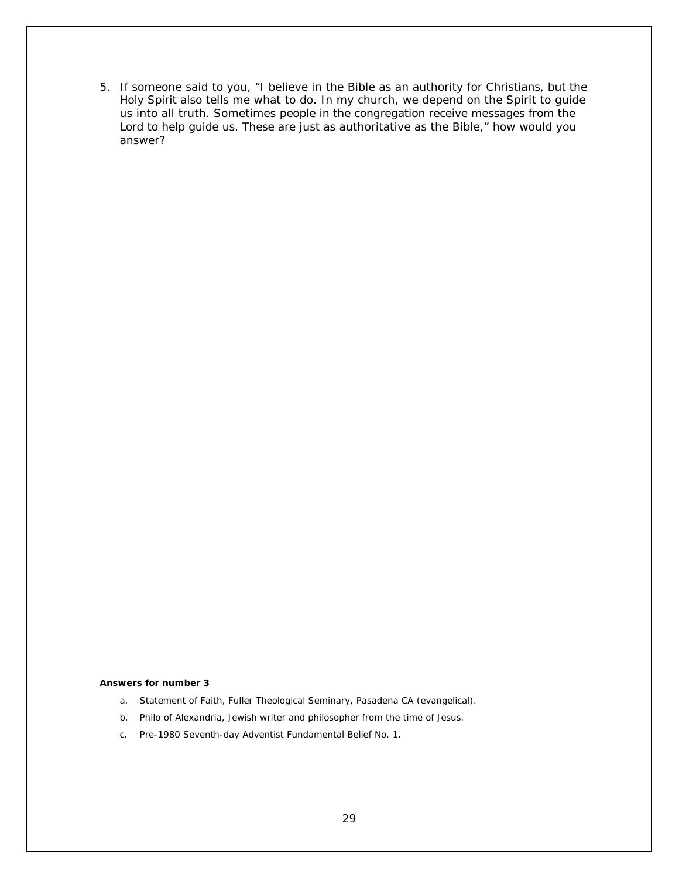5. If someone said to you, "I believe in the Bible as an authority for Christians, but the Holy Spirit also tells me what to do. In my church, we depend on the Spirit to guide us into all truth. Sometimes people in the congregation receive messages from the Lord to help guide us. These are just as authoritative as the Bible," how would you answer?

**Answers for number 3**

a. Statement of Faith, Fuller Theological Seminary, Pasadena CA (evangelical).

b. Philo of Alexandria, Jewish writer and philosopher from the time of Jesus.

c. Pre-1980 Seventh-day Adventist Fundamental Belief No. 1.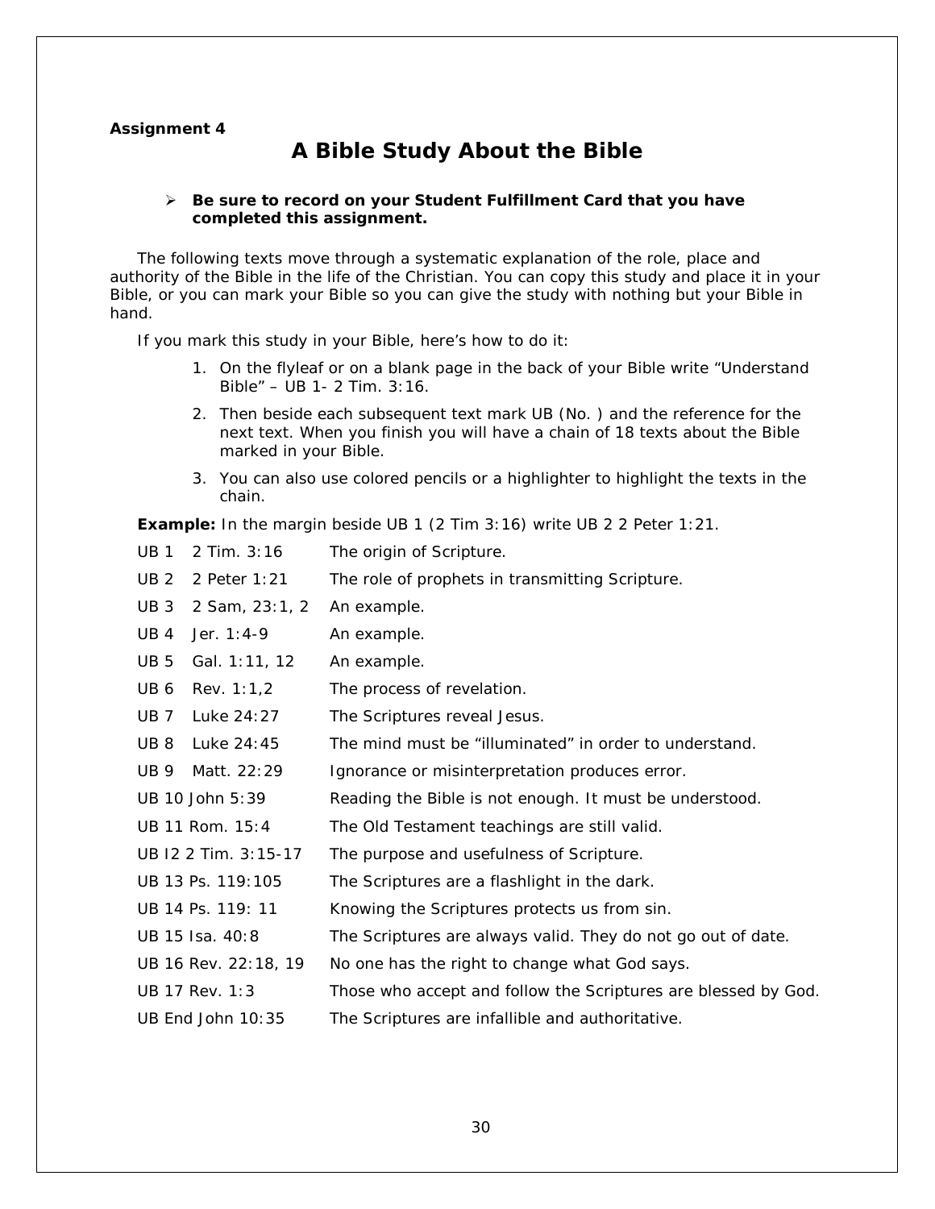**Assignment 4**

# A Bible Study About the Bible

- **Be sure to record on your Student Fulfillment Card that you have completed this assignment.**

The following texts move through a systematic explanation of the role, place and authority of the Bible in the life of the Christian. You can copy this study and place it in your Bible, or you can mark your Bible so you can give the study with nothing but your Bible in hand.

If you mark this study in your Bible, here's how to do it:

1. On the flyleaf or on a blank page in the back of your Bible write "Understand Bible" – UB 1- 2 Tim. 3:16.
2. Then beside each subsequent text mark UB (No. ) and the reference for the next text. When you finish you will have a chain of 18 texts about the Bible marked in your Bible.
3. You can also use colored pencils or a highlighter to highlight the texts in the chain.

**Example:** In the margin beside UB 1 (2 Tim 3:16) write UB 2 2 Peter 1:21.

| | | |
|---|---|---|
| UB 1 | 2 Tim. 3:16 | The origin of Scripture. |
| UB 2 | 2 Peter 1:21 | The role of prophets in transmitting Scripture. |
| UB 3 | 2 Sam, 23:1, 2 | An example. |
| UB 4 | Jer. 1:4-9 | An example. |
| UB 5 | Gal. 1:11, 12 | An example. |
| UB 6 | Rev. 1:1,2 | The process of revelation. |
| UB 7 | Luke 24:27 | The Scriptures reveal Jesus. |
| UB 8 | Luke 24:45 | The mind must be "illuminated" in order to understand. |
| UB 9 | Matt. 22:29 | Ignorance or misinterpretation produces error. |
| UB 10 | John 5:39 | Reading the Bible is not enough. It must be understood. |
| UB 11 | Rom. 15:4 | The Old Testament teachings are still valid. |
| UB I2 | 2 Tim. 3:15-17 | The purpose and usefulness of Scripture. |
| UB 13 | Ps. 119:105 | The Scriptures are a flashlight in the dark. |
| UB 14 | Ps. 119: 11 | Knowing the Scriptures protects us from sin. |
| UB 15 | Isa. 40:8 | The Scriptures are always valid. They do not go out of date. |
| UB 16 | Rev. 22:18, 19 | No one has the right to change what God says. |
| UB 17 | Rev. 1:3 | Those who accept and follow the Scriptures are blessed by God. |
| UB End | John 10:35 | The Scriptures are infallible and authoritative. |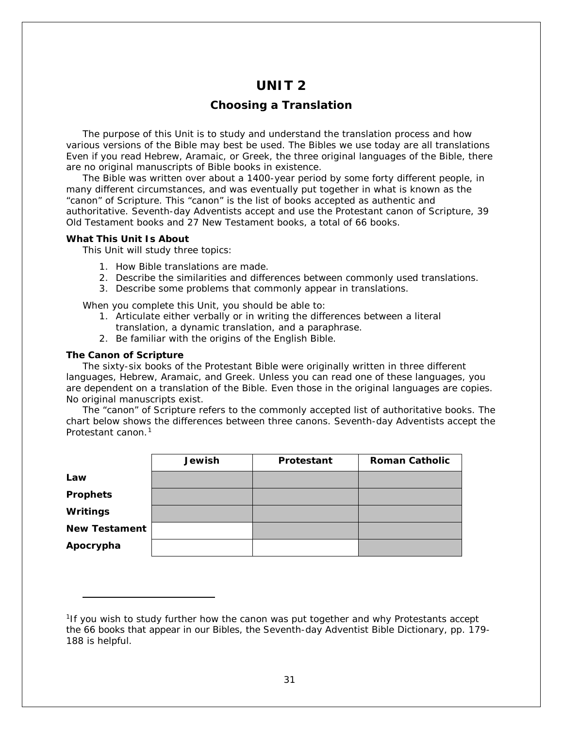# UNIT 2

## Choosing a Translation

The purpose of this Unit is to study and understand the translation process and how various versions of the Bible may best be used. The Bibles we use today are all translations Even if you read Hebrew, Aramaic, or Greek, the three original languages of the Bible, there are no original manuscripts of Bible books in existence.

The Bible was written over about a 1400-year period by some forty different people, in many different circumstances, and was eventually put together in what is known as the "canon" of Scripture. This "canon" is the list of books accepted as authentic and authoritative. Seventh-day Adventists accept and use the Protestant canon of Scripture, 39 Old Testament books and 27 New Testament books, a total of 66 books.

**What This Unit Is About**

This Unit will study three topics:

1. How Bible translations are made.
2. Describe the similarities and differences between commonly used translations.
3. Describe some problems that commonly appear in translations.

When you complete this Unit, you should be able to:

1. Articulate either verbally or in writing the differences between a literal translation, a dynamic translation, and a paraphrase.
2. Be familiar with the origins of the English Bible.

**The Canon of Scripture**

The sixty-six books of the Protestant Bible were originally written in three different languages, Hebrew, Aramaic, and Greek. Unless you can read one of these languages, you are dependent on a translation of the Bible. Even those in the original languages are copies. No original manuscripts exist.

The "canon" of Scripture refers to the commonly accepted list of authoritative books. The chart below shows the differences between three canons. Seventh-day Adventists accept the Protestant canon.[1]

| | Jewish | Protestant | Roman Catholic |
|---|---|---|---|
| **Law** | ■ | ■ | ■ |
| **Prophets** | ■ | ■ | ■ |
| **Writings** | ■ | ■ | ■ |
| **New Testament** | | ■ | ■ |
| **Apocrypha** | | | ■ |

(■ = shaded cell)

---

[1]If you wish to study further how the canon was put together and why Protestants accept the 66 books that appear in our Bibles, the Seventh-day Adventist Bible Dictionary, pp. 179-188 is helpful.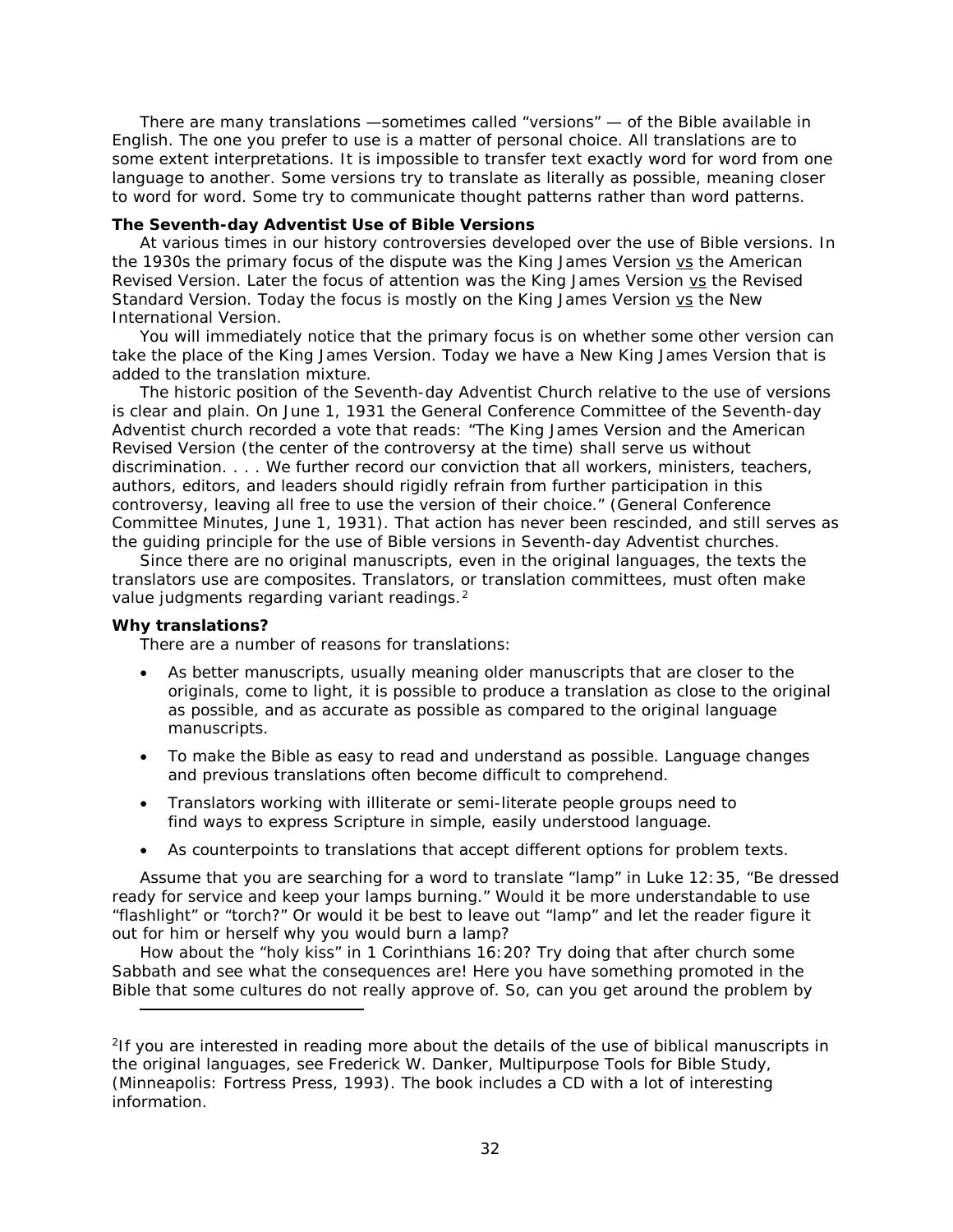There are many translations —sometimes called "versions" — of the Bible available in English. The one you prefer to use is a matter of personal choice. All translations are to some extent interpretations. It is impossible to transfer text exactly word for word from one language to another. Some versions try to translate as literally as possible, meaning closer to word for word. Some try to communicate thought patterns rather than word patterns.

**The Seventh-day Adventist Use of Bible Versions**

At various times in our history controversies developed over the use of Bible versions. In the 1930s the primary focus of the dispute was the King James Version vs the American Revised Version. Later the focus of attention was the King James Version vs the Revised Standard Version. Today the focus is mostly on the King James Version vs the New International Version.

You will immediately notice that the primary focus is on whether some other version can take the place of the King James Version. Today we have a New King James Version that is added to the translation mixture.

The historic position of the Seventh-day Adventist Church relative to the use of versions is clear and plain. On June 1, 1931 the General Conference Committee of the Seventh-day Adventist church recorded a vote that reads: "The King James Version and the American Revised Version (the center of the controversy at the time) shall serve us without discrimination. . . . We further record our conviction that all workers, ministers, teachers, authors, editors, and leaders should rigidly refrain from further participation in this controversy, leaving all free to use the version of their choice." (General Conference Committee Minutes, June 1, 1931). That action has never been rescinded, and still serves as the guiding principle for the use of Bible versions in Seventh-day Adventist churches.

Since there are no original manuscripts, even in the original languages, the texts the translators use are composites. Translators, or translation committees, must often make value judgments regarding variant readings.[2]

**Why translations?**

There are a number of reasons for translations:

- As better manuscripts, usually meaning older manuscripts that are closer to the originals, come to light, it is possible to produce a translation as close to the original as possible, and as accurate as possible as compared to the original language manuscripts.
- To make the Bible as easy to read and understand as possible. Language changes and previous translations often become difficult to comprehend.
- Translators working with illiterate or semi-literate people groups need to find ways to express Scripture in simple, easily understood language.
- As counterpoints to translations that accept different options for problem texts.

Assume that you are searching for a word to translate "lamp" in Luke 12:35, "Be dressed ready for service and keep your lamps burning." Would it be more understandable to use "flashlight" or "torch?" Or would it be best to leave out "lamp" and let the reader figure it out for him or herself why you would burn a lamp?

How about the "holy kiss" in 1 Corinthians 16:20? Try doing that after church some Sabbath and see what the consequences are! Here you have something promoted in the Bible that some cultures do not really approve of. So, can you get around the problem by

[2] If you are interested in reading more about the details of the use of biblical manuscripts in the original languages, see Frederick W. Danker, Multipurpose Tools for Bible Study, (Minneapolis: Fortress Press, 1993). The book includes a CD with a lot of interesting information.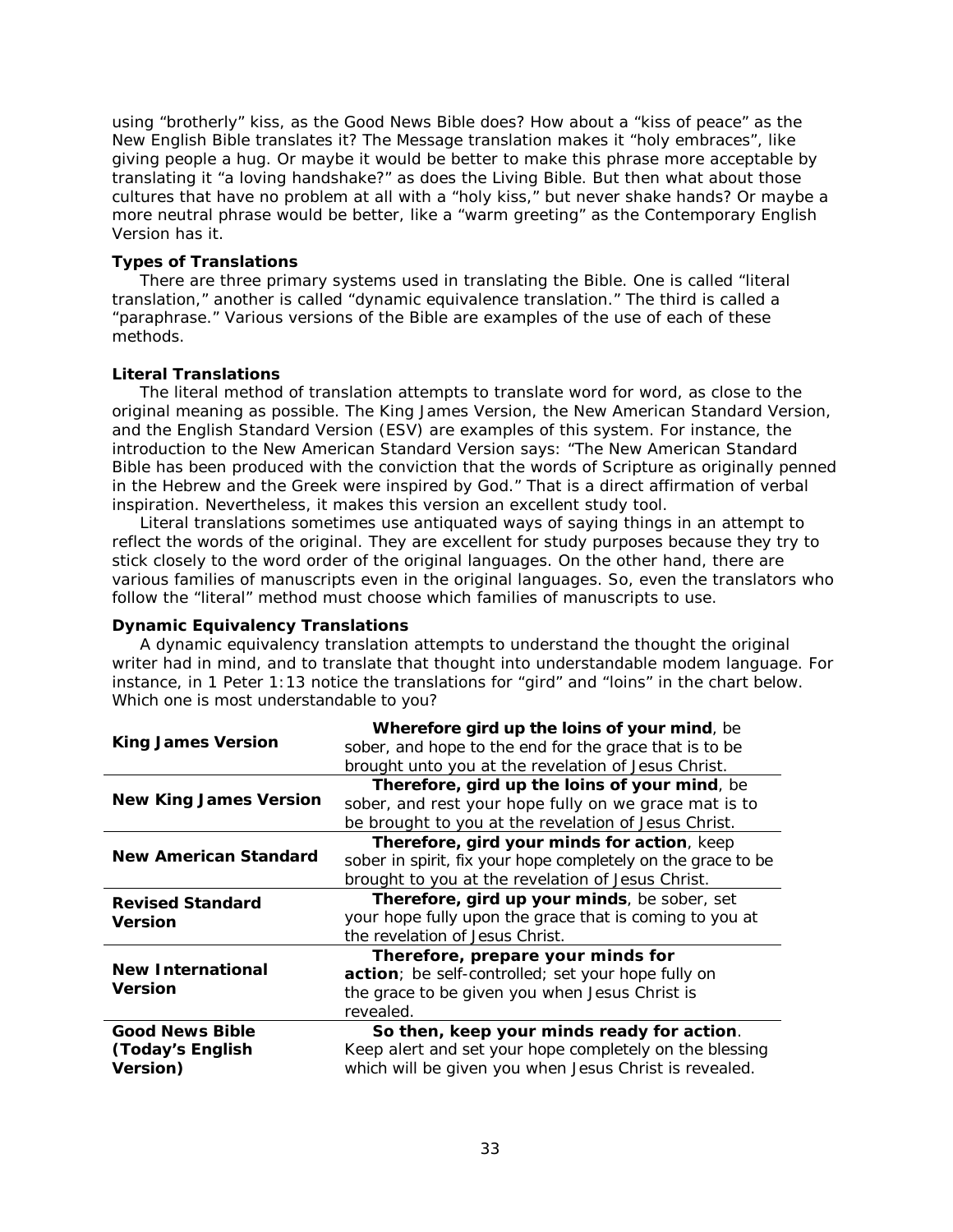using “brotherly” kiss, as the Good News Bible does? How about a “kiss of peace” as the New English Bible translates it? The Message translation makes it “holy embraces”, like giving people a hug. Or maybe it would be better to make this phrase more acceptable by translating it “a loving handshake?” as does the Living Bible. But then what about those cultures that have no problem at all with a “holy kiss,” but never shake hands? Or maybe a more neutral phrase would be better, like a “warm greeting” as the Contemporary English Version has it.

### Types of Translations

There are three primary systems used in translating the Bible. One is called “literal translation,” another is called “dynamic equivalence translation.” The third is called a “paraphrase.” Various versions of the Bible are examples of the use of each of these methods.

### Literal Translations

The literal method of translation attempts to translate word for word, as close to the original meaning as possible. The King James Version, the New American Standard Version, and the English Standard Version (ESV) are examples of this system. For instance, the introduction to the New American Standard Version says: “The New American Standard Bible has been produced with the conviction that the words of Scripture as originally penned in the Hebrew and the Greek were inspired by God.” That is a direct affirmation of verbal inspiration. Nevertheless, it makes this version an excellent study tool.

Literal translations sometimes use antiquated ways of saying things in an attempt to reflect the words of the original. They are excellent for study purposes because they try to stick closely to the word order of the original languages. On the other hand, there are various families of manuscripts even in the original languages. So, even the translators who follow the “literal” method must choose which families of manuscripts to use.

### Dynamic Equivalency Translations

A dynamic equivalency translation attempts to understand the thought the original writer had in mind, and to translate that thought into understandable modem language. For instance, in 1 Peter 1:13 notice the translations for “gird” and “loins” in the chart below. Which one is most understandable to you?

| | |
|---|---|
| **King James Version** | **Wherefore gird up the loins of your mind**, be sober, and hope to the end for the grace that is to be brought unto you at the revelation of Jesus Christ. |
| **New King James Version** | **Therefore, gird up the loins of your mind**, be sober, and rest your hope fully on we grace mat is to be brought to you at the revelation of Jesus Christ. |
| **New American Standard** | **Therefore, gird your minds for action**, keep sober in spirit, fix your hope completely on the grace to be brought to you at the revelation of Jesus Christ. |
| **Revised Standard Version** | **Therefore, gird up your minds**, be sober, set your hope fully upon the grace that is coming to you at the revelation of Jesus Christ. |
| **New International Version** | **Therefore, prepare your minds for action**; be self-controlled; set your hope fully on the grace to be given you when Jesus Christ is revealed. |
| **Good News Bible (Today’s English Version)** | **So then, keep your minds ready for action**. Keep alert and set your hope completely on the blessing which will be given you when Jesus Christ is revealed. |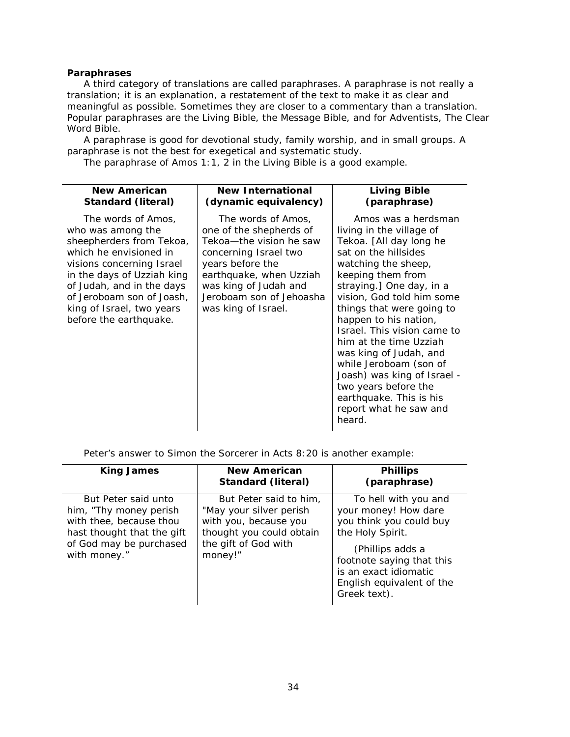**Paraphrases**

A third category of translations are called paraphrases. A paraphrase is not really a translation; it is an explanation, a restatement of the text to make it as clear and meaningful as possible. Sometimes they are closer to a commentary than a translation. Popular paraphrases are the Living Bible, the Message Bible, and for Adventists, The Clear Word Bible.

A paraphrase is good for devotional study, family worship, and in small groups. A paraphrase is not the best for exegetical and systematic study.

The paraphrase of Amos 1:1, 2 in the Living Bible is a good example.

| New American Standard (literal) | New International (dynamic equivalency) | Living Bible (paraphrase) |
|---|---|---|
| The words of Amos, who was among the sheepherders from Tekoa, which he envisioned in visions concerning Israel in the days of Uzziah king of Judah, and in the days of Jeroboam son of Joash, king of Israel, two years before the earthquake. | The words of Amos, one of the shepherds of Tekoa—the vision he saw concerning Israel two years before the earthquake, when Uzziah was king of Judah and Jeroboam son of Jehoasha was king of Israel. | Amos was a herdsman living in the village of Tekoa. [All day long he sat on the hillsides watching the sheep, keeping them from straying.] One day, in a vision, God told him some things that were going to happen to his nation, Israel. This vision came to him at the time Uzziah was king of Judah, and while Jeroboam (son of Joash) was king of Israel - two years before the earthquake. This is his report what he saw and heard. |

Peter's answer to Simon the Sorcerer in Acts 8:20 is another example:

| King James | New American Standard (literal) | Phillips (paraphrase) |
|---|---|---|
| But Peter said unto him, "Thy money perish with thee, because thou hast thought that the gift of God may be purchased with money." | But Peter said to him, "May your silver perish with you, because you thought you could obtain the gift of God with money!" | To hell with you and your money! How dare you think you could buy the Holy Spirit. (Phillips adds a footnote saying that this is an exact idiomatic English equivalent of the Greek text). |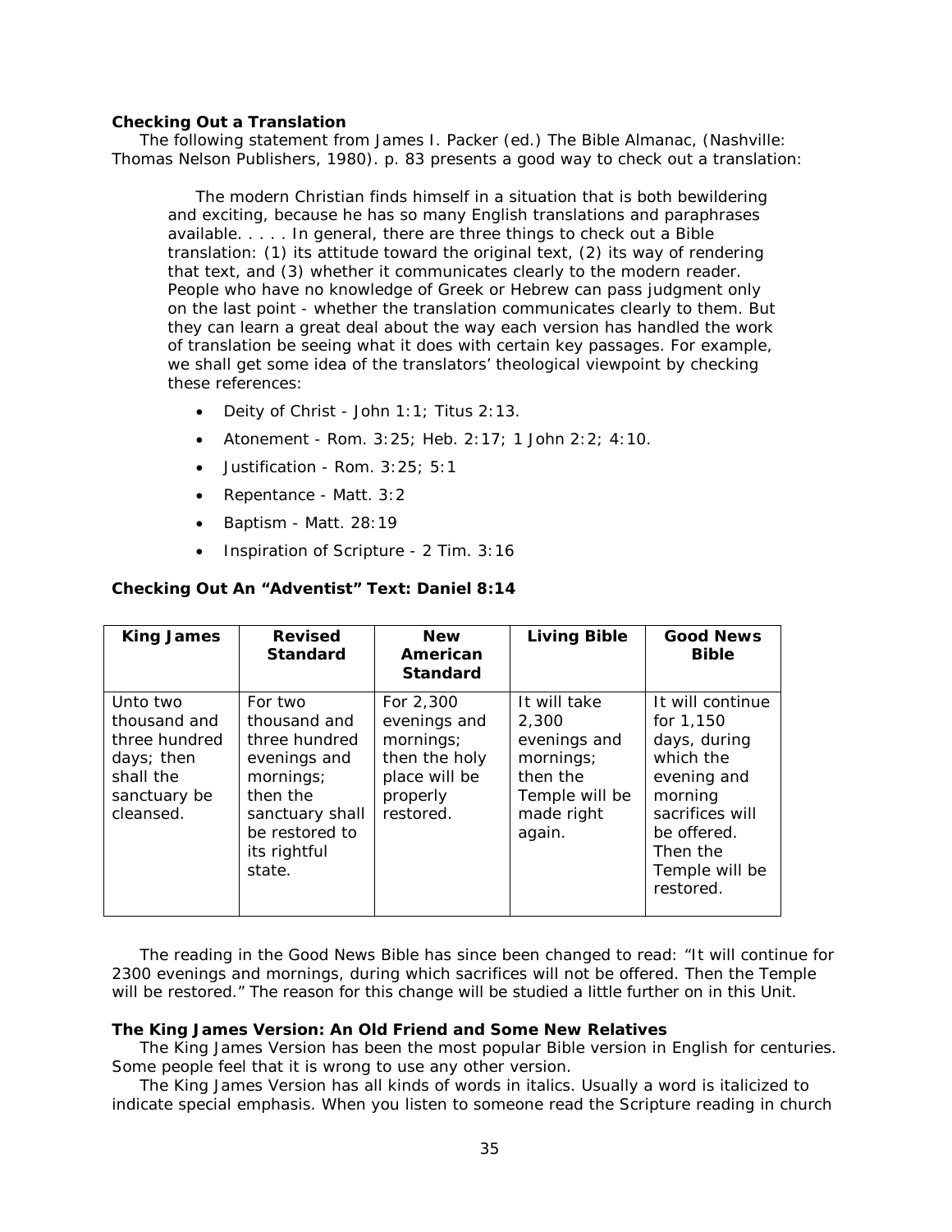**Checking Out a Translation**

The following statement from James I. Packer (ed.) The Bible Almanac, (Nashville: Thomas Nelson Publishers, 1980). p. 83 presents a good way to check out a translation:

> The modern Christian finds himself in a situation that is both bewildering and exciting, because he has so many English translations and paraphrases available. . . . . In general, there are three things to check out a Bible translation: (1) its attitude toward the original text, (2) its way of rendering that text, and (3) whether it communicates clearly to the modern reader. People who have no knowledge of Greek or Hebrew can pass judgment only on the last point - whether the translation communicates clearly to them. But they can learn a great deal about the way each version has handled the work of translation be seeing what it does with certain key passages. For example, we shall get some idea of the translators' theological viewpoint by checking these references:
>
> - Deity of Christ - John 1:1; Titus 2:13.
> - Atonement - Rom. 3:25; Heb. 2:17; 1 John 2:2; 4:10.
> - Justification - Rom. 3:25; 5:1
> - Repentance - Matt. 3:2
> - Baptism - Matt. 28:19
> - Inspiration of Scripture - 2 Tim. 3:16

**Checking Out An "Adventist" Text: Daniel 8:14**

| King James | Revised Standard | New American Standard | Living Bible | Good News Bible |
|---|---|---|---|---|
| Unto two thousand and three hundred days; then shall the sanctuary be cleansed. | For two thousand and three hundred evenings and mornings; then the sanctuary shall be restored to its rightful state. | For 2,300 evenings and mornings; then the holy place will be properly restored. | It will take 2,300 evenings and mornings; then the Temple will be made right again. | It will continue for 1,150 days, during which the evening and morning sacrifices will be offered. Then the Temple will be restored. |

The reading in the Good News Bible has since been changed to read: "It will continue for 2300 evenings and mornings, during which sacrifices will not be offered. Then the Temple will be restored." The reason for this change will be studied a little further on in this Unit.

**The King James Version: An Old Friend and Some New Relatives**

The King James Version has been the most popular Bible version in English for centuries. Some people feel that it is wrong to use any other version.

The King James Version has all kinds of words in italics. Usually a word is italicized to indicate special emphasis. When you listen to someone read the Scripture reading in church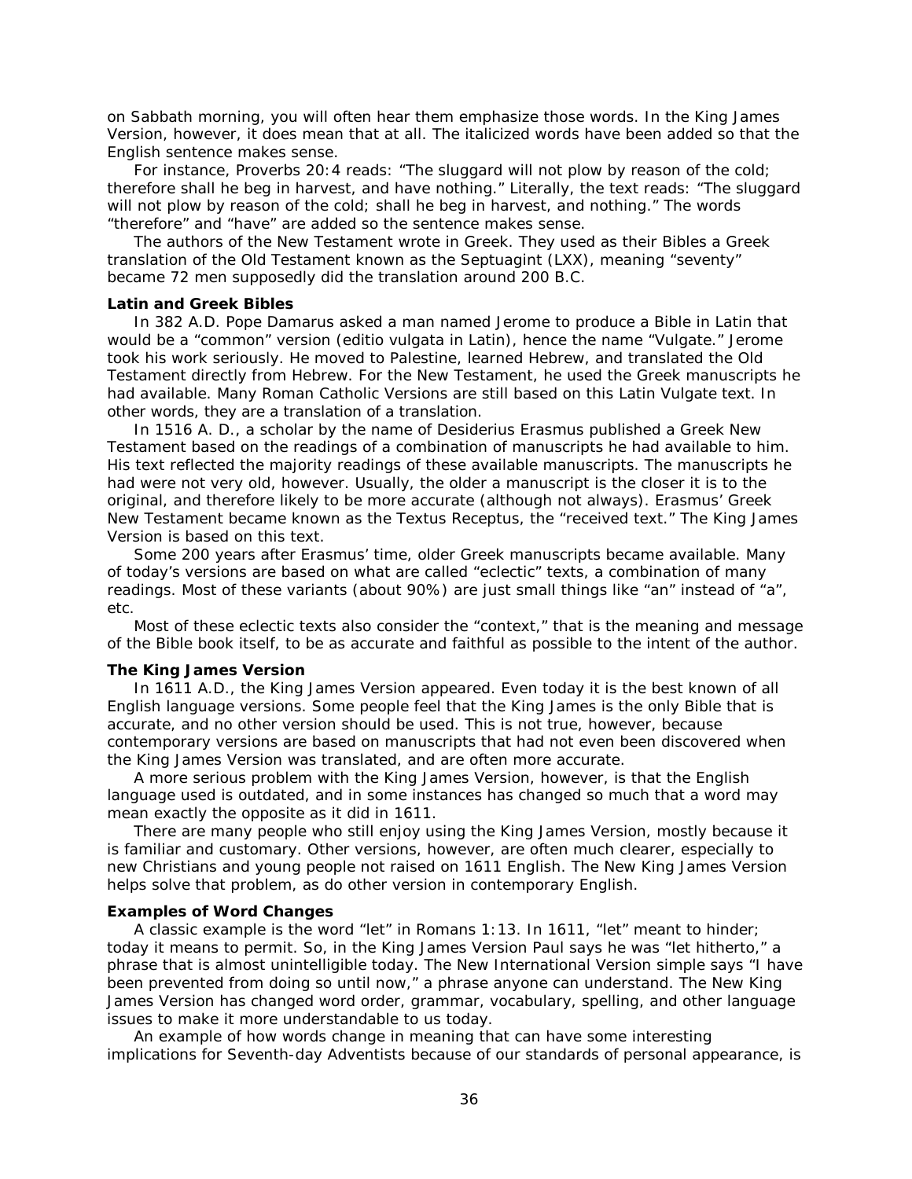on Sabbath morning, you will often hear them emphasize those words. In the King James Version, however, it does mean that at all. The italicized words have been added so that the English sentence makes sense.

For instance, Proverbs 20:4 reads: "The sluggard will not plow by reason of the cold; therefore shall he beg in harvest, and have nothing." Literally, the text reads: "The sluggard will not plow by reason of the cold; shall he beg in harvest, and nothing." The words "therefore" and "have" are added so the sentence makes sense.

The authors of the New Testament wrote in Greek. They used as their Bibles a Greek translation of the Old Testament known as the Septuagint (LXX), meaning "seventy" became 72 men supposedly did the translation around 200 B.C.

**Latin and Greek Bibles**

In 382 A.D. Pope Damarus asked a man named Jerome to produce a Bible in Latin that would be a "common" version (editio vulgata in Latin), hence the name "Vulgate." Jerome took his work seriously. He moved to Palestine, learned Hebrew, and translated the Old Testament directly from Hebrew. For the New Testament, he used the Greek manuscripts he had available. Many Roman Catholic Versions are still based on this Latin Vulgate text. In other words, they are a translation of a translation.

In 1516 A. D., a scholar by the name of Desiderius Erasmus published a Greek New Testament based on the readings of a combination of manuscripts he had available to him. His text reflected the majority readings of these available manuscripts. The manuscripts he had were not very old, however. Usually, the older a manuscript is the closer it is to the original, and therefore likely to be more accurate (although not always). Erasmus' Greek New Testament became known as the Textus Receptus, the "received text." The King James Version is based on this text.

Some 200 years after Erasmus' time, older Greek manuscripts became available. Many of today's versions are based on what are called "eclectic" texts, a combination of many readings. Most of these variants (about 90%) are just small things like "an" instead of "a", etc.

Most of these eclectic texts also consider the "context," that is the meaning and message of the Bible book itself, to be as accurate and faithful as possible to the intent of the author.

**The King James Version**

In 1611 A.D., the King James Version appeared. Even today it is the best known of all English language versions. Some people feel that the King James is the only Bible that is accurate, and no other version should be used. This is not true, however, because contemporary versions are based on manuscripts that had not even been discovered when the King James Version was translated, and are often more accurate.

A more serious problem with the King James Version, however, is that the English language used is outdated, and in some instances has changed so much that a word may mean exactly the opposite as it did in 1611.

There are many people who still enjoy using the King James Version, mostly because it is familiar and customary. Other versions, however, are often much clearer, especially to new Christians and young people not raised on 1611 English. The New King James Version helps solve that problem, as do other version in contemporary English.

**Examples of Word Changes**

A classic example is the word "let" in Romans 1:13. In 1611, "let" meant to hinder; today it means to permit. So, in the King James Version Paul says he was "let hitherto," a phrase that is almost unintelligible today. The New International Version simple says "I have been prevented from doing so until now," a phrase anyone can understand. The New King James Version has changed word order, grammar, vocabulary, spelling, and other language issues to make it more understandable to us today.

An example of how words change in meaning that can have some interesting implications for Seventh-day Adventists because of our standards of personal appearance, is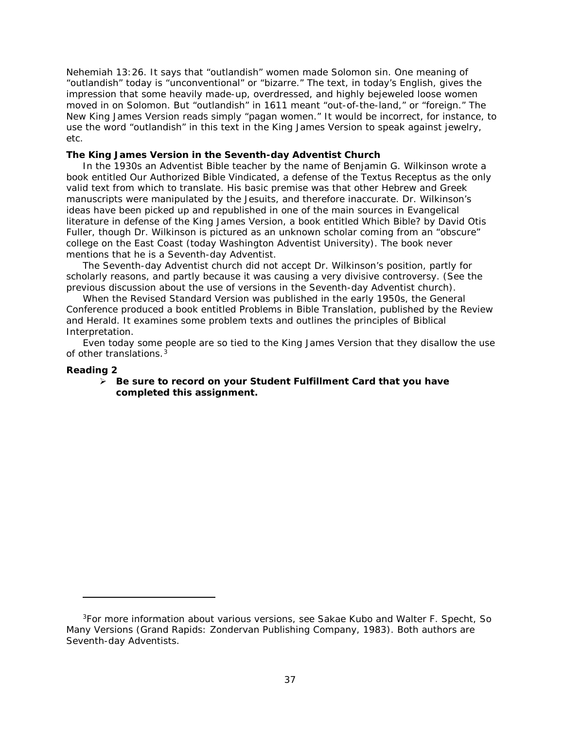Nehemiah 13:26. It says that "outlandish" women made Solomon sin. One meaning of "outlandish" today is "unconventional" or "bizarre." The text, in today's English, gives the impression that some heavily made-up, overdressed, and highly bejeweled loose women moved in on Solomon. But "outlandish" in 1611 meant "out-of-the-land," or "foreign." The New King James Version reads simply "pagan women." It would be incorrect, for instance, to use the word "outlandish" in this text in the King James Version to speak against jewelry, etc.

**The King James Version in the Seventh-day Adventist Church**

In the 1930s an Adventist Bible teacher by the name of Benjamin G. Wilkinson wrote a book entitled Our Authorized Bible Vindicated, a defense of the Textus Receptus as the only valid text from which to translate. His basic premise was that other Hebrew and Greek manuscripts were manipulated by the Jesuits, and therefore inaccurate. Dr. Wilkinson's ideas have been picked up and republished in one of the main sources in Evangelical literature in defense of the King James Version, a book entitled Which Bible? by David Otis Fuller, though Dr. Wilkinson is pictured as an unknown scholar coming from an "obscure" college on the East Coast (today Washington Adventist University). The book never mentions that he is a Seventh-day Adventist.

The Seventh-day Adventist church did not accept Dr. Wilkinson's position, partly for scholarly reasons, and partly because it was causing a very divisive controversy. (See the previous discussion about the use of versions in the Seventh-day Adventist church).

When the Revised Standard Version was published in the early 1950s, the General Conference produced a book entitled Problems in Bible Translation, published by the Review and Herald. It examines some problem texts and outlines the principles of Biblical Interpretation.

Even today some people are so tied to the King James Version that they disallow the use of other translations.[3]

**Reading 2**

- **Be sure to record on your Student Fulfillment Card that you have completed this assignment.**

---

[3]For more information about various versions, see Sakae Kubo and Walter F. Specht, So Many Versions (Grand Rapids: Zondervan Publishing Company, 1983). Both authors are Seventh-day Adventists.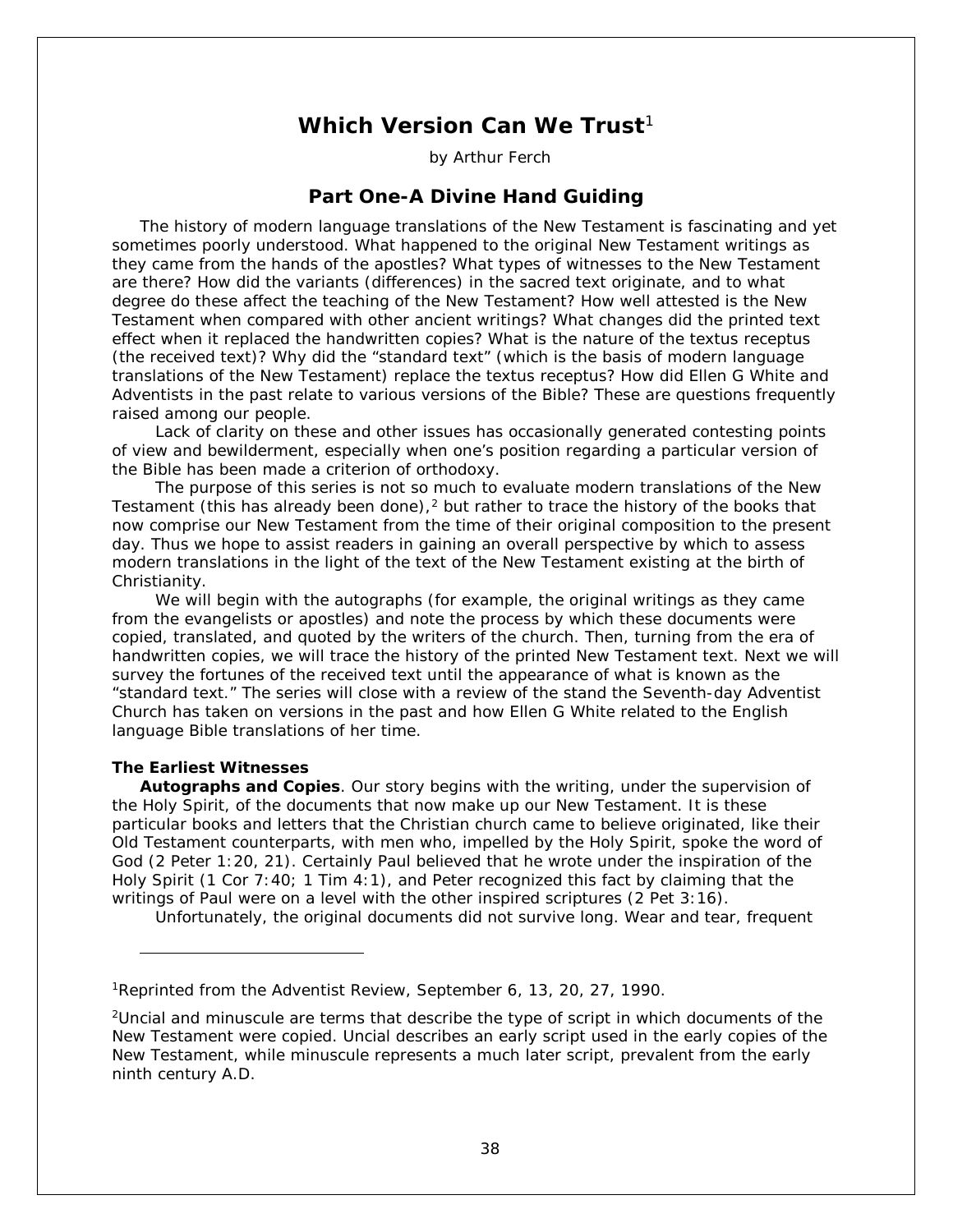# Which Version Can We Trust[1]

by Arthur Ferch

## Part One-A Divine Hand Guiding

The history of modern language translations of the New Testament is fascinating and yet sometimes poorly understood. What happened to the original New Testament writings as they came from the hands of the apostles? What types of witnesses to the New Testament are there? How did the variants (differences) in the sacred text originate, and to what degree do these affect the teaching of the New Testament? How well attested is the New Testament when compared with other ancient writings? What changes did the printed text effect when it replaced the handwritten copies? What is the nature of the textus receptus (the received text)? Why did the "standard text" (which is the basis of modern language translations of the New Testament) replace the textus receptus? How did Ellen G White and Adventists in the past relate to various versions of the Bible? These are questions frequently raised among our people.

Lack of clarity on these and other issues has occasionally generated contesting points of view and bewilderment, especially when one's position regarding a particular version of the Bible has been made a criterion of orthodoxy.

The purpose of this series is not so much to evaluate modern translations of the New Testament (this has already been done),[2] but rather to trace the history of the books that now comprise our New Testament from the time of their original composition to the present day. Thus we hope to assist readers in gaining an overall perspective by which to assess modern translations in the light of the text of the New Testament existing at the birth of Christianity.

We will begin with the autographs (for example, the original writings as they came from the evangelists or apostles) and note the process by which these documents were copied, translated, and quoted by the writers of the church. Then, turning from the era of handwritten copies, we will trace the history of the printed New Testament text. Next we will survey the fortunes of the received text until the appearance of what is known as the "standard text." The series will close with a review of the stand the Seventh-day Adventist Church has taken on versions in the past and how Ellen G White related to the English language Bible translations of her time.

### The Earliest Witnesses

**Autographs and Copies**. Our story begins with the writing, under the supervision of the Holy Spirit, of the documents that now make up our New Testament. It is these particular books and letters that the Christian church came to believe originated, like their Old Testament counterparts, with men who, impelled by the Holy Spirit, spoke the word of God (2 Peter 1:20, 21). Certainly Paul believed that he wrote under the inspiration of the Holy Spirit (1 Cor 7:40; 1 Tim 4:1), and Peter recognized this fact by claiming that the writings of Paul were on a level with the other inspired scriptures (2 Pet 3:16).

Unfortunately, the original documents did not survive long. Wear and tear, frequent

---

[1]Reprinted from the Adventist Review, September 6, 13, 20, 27, 1990.

[2]Uncial and minuscule are terms that describe the type of script in which documents of the New Testament were copied. Uncial describes an early script used in the early copies of the New Testament, while minuscule represents a much later script, prevalent from the early ninth century A.D.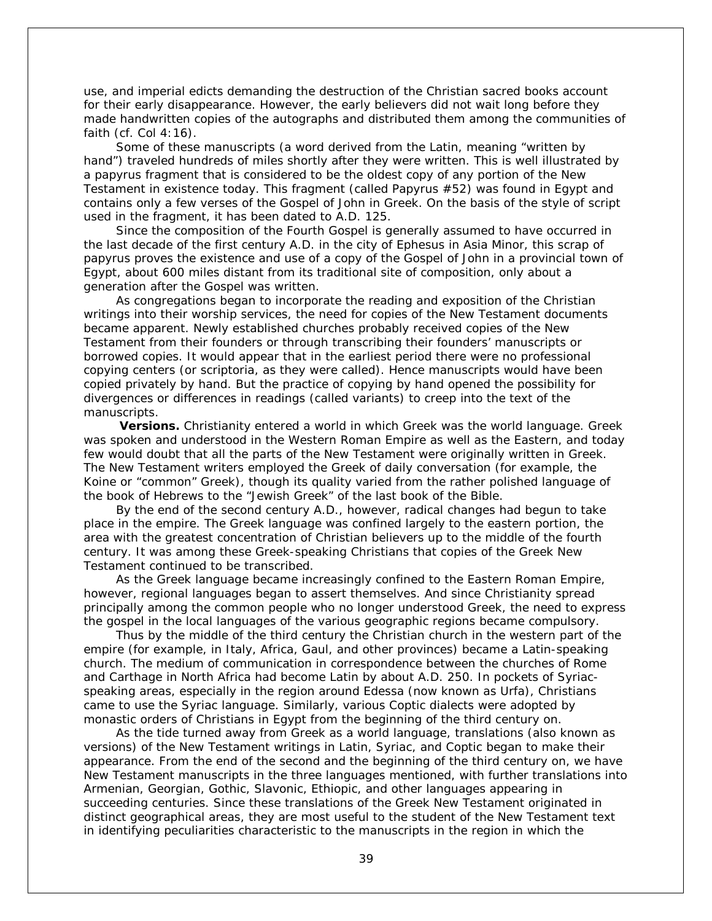use, and imperial edicts demanding the destruction of the Christian sacred books account for their early disappearance. However, the early believers did not wait long before they made handwritten copies of the autographs and distributed them among the communities of faith (cf. Col 4:16).

Some of these manuscripts (a word derived from the Latin, meaning "written by hand") traveled hundreds of miles shortly after they were written. This is well illustrated by a papyrus fragment that is considered to be the oldest copy of any portion of the New Testament in existence today. This fragment (called Papyrus #52) was found in Egypt and contains only a few verses of the Gospel of John in Greek. On the basis of the style of script used in the fragment, it has been dated to A.D. 125.

Since the composition of the Fourth Gospel is generally assumed to have occurred in the last decade of the first century A.D. in the city of Ephesus in Asia Minor, this scrap of papyrus proves the existence and use of a copy of the Gospel of John in a provincial town of Egypt, about 600 miles distant from its traditional site of composition, only about a generation after the Gospel was written.

As congregations began to incorporate the reading and exposition of the Christian writings into their worship services, the need for copies of the New Testament documents became apparent. Newly established churches probably received copies of the New Testament from their founders or through transcribing their founders' manuscripts or borrowed copies. It would appear that in the earliest period there were no professional copying centers (or scriptoria, as they were called). Hence manuscripts would have been copied privately by hand. But the practice of copying by hand opened the possibility for divergences or differences in readings (called variants) to creep into the text of the manuscripts.

**Versions.** Christianity entered a world in which Greek was the world language. Greek was spoken and understood in the Western Roman Empire as well as the Eastern, and today few would doubt that all the parts of the New Testament were originally written in Greek. The New Testament writers employed the Greek of daily conversation (for example, the Koine or "common" Greek), though its quality varied from the rather polished language of the book of Hebrews to the "Jewish Greek" of the last book of the Bible.

By the end of the second century A.D., however, radical changes had begun to take place in the empire. The Greek language was confined largely to the eastern portion, the area with the greatest concentration of Christian believers up to the middle of the fourth century. It was among these Greek-speaking Christians that copies of the Greek New Testament continued to be transcribed.

As the Greek language became increasingly confined to the Eastern Roman Empire, however, regional languages began to assert themselves. And since Christianity spread principally among the common people who no longer understood Greek, the need to express the gospel in the local languages of the various geographic regions became compulsory.

Thus by the middle of the third century the Christian church in the western part of the empire (for example, in Italy, Africa, Gaul, and other provinces) became a Latin-speaking church. The medium of communication in correspondence between the churches of Rome and Carthage in North Africa had become Latin by about A.D. 250. In pockets of Syriac-speaking areas, especially in the region around Edessa (now known as Urfa), Christians came to use the Syriac language. Similarly, various Coptic dialects were adopted by monastic orders of Christians in Egypt from the beginning of the third century on.

As the tide turned away from Greek as a world language, translations (also known as versions) of the New Testament writings in Latin, Syriac, and Coptic began to make their appearance. From the end of the second and the beginning of the third century on, we have New Testament manuscripts in the three languages mentioned, with further translations into Armenian, Georgian, Gothic, Slavonic, Ethiopic, and other languages appearing in succeeding centuries. Since these translations of the Greek New Testament originated in distinct geographical areas, they are most useful to the student of the New Testament text in identifying peculiarities characteristic to the manuscripts in the region in which the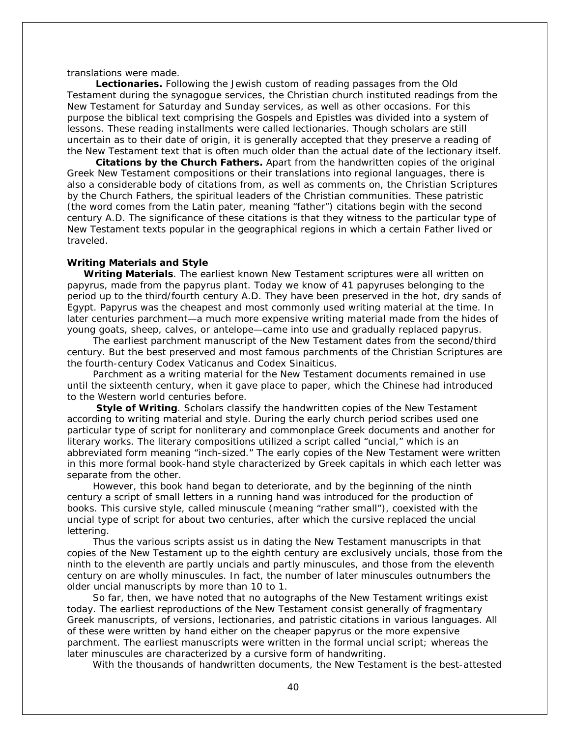translations were made.

**Lectionaries.** Following the Jewish custom of reading passages from the Old Testament during the synagogue services, the Christian church instituted readings from the New Testament for Saturday and Sunday services, as well as other occasions. For this purpose the biblical text comprising the Gospels and Epistles was divided into a system of lessons. These reading installments were called lectionaries. Though scholars are still uncertain as to their date of origin, it is generally accepted that they preserve a reading of the New Testament text that is often much older than the actual date of the lectionary itself.

**Citations by the Church Fathers.** Apart from the handwritten copies of the original Greek New Testament compositions or their translations into regional languages, there is also a considerable body of citations from, as well as comments on, the Christian Scriptures by the Church Fathers, the spiritual leaders of the Christian communities. These patristic (the word comes from the Latin pater, meaning "father") citations begin with the second century A.D. The significance of these citations is that they witness to the particular type of New Testament texts popular in the geographical regions in which a certain Father lived or traveled.

**Writing Materials and Style**

**Writing Materials**. The earliest known New Testament scriptures were all written on papyrus, made from the papyrus plant. Today we know of 41 papyruses belonging to the period up to the third/fourth century A.D. They have been preserved in the hot, dry sands of Egypt. Papyrus was the cheapest and most commonly used writing material at the time. In later centuries parchment—a much more expensive writing material made from the hides of young goats, sheep, calves, or antelope—came into use and gradually replaced papyrus.

The earliest parchment manuscript of the New Testament dates from the second/third century. But the best preserved and most famous parchments of the Christian Scriptures are the fourth-century Codex Vaticanus and Codex Sinaiticus.

Parchment as a writing material for the New Testament documents remained in use until the sixteenth century, when it gave place to paper, which the Chinese had introduced to the Western world centuries before.

**Style of Writing**. Scholars classify the handwritten copies of the New Testament according to writing material and style. During the early church period scribes used one particular type of script for nonliterary and commonplace Greek documents and another for literary works. The literary compositions utilized a script called "uncial," which is an abbreviated form meaning "inch-sized." The early copies of the New Testament were written in this more formal book-hand style characterized by Greek capitals in which each letter was separate from the other.

However, this book hand began to deteriorate, and by the beginning of the ninth century a script of small letters in a running hand was introduced for the production of books. This cursive style, called minuscule (meaning "rather small"), coexisted with the uncial type of script for about two centuries, after which the cursive replaced the uncial lettering.

Thus the various scripts assist us in dating the New Testament manuscripts in that copies of the New Testament up to the eighth century are exclusively uncials, those from the ninth to the eleventh are partly uncials and partly minuscules, and those from the eleventh century on are wholly minuscules. In fact, the number of later minuscules outnumbers the older uncial manuscripts by more than 10 to 1.

So far, then, we have noted that no autographs of the New Testament writings exist today. The earliest reproductions of the New Testament consist generally of fragmentary Greek manuscripts, of versions, lectionaries, and patristic citations in various languages. All of these were written by hand either on the cheaper papyrus or the more expensive parchment. The earliest manuscripts were written in the formal uncial script; whereas the later minuscules are characterized by a cursive form of handwriting.

With the thousands of handwritten documents, the New Testament is the best-attested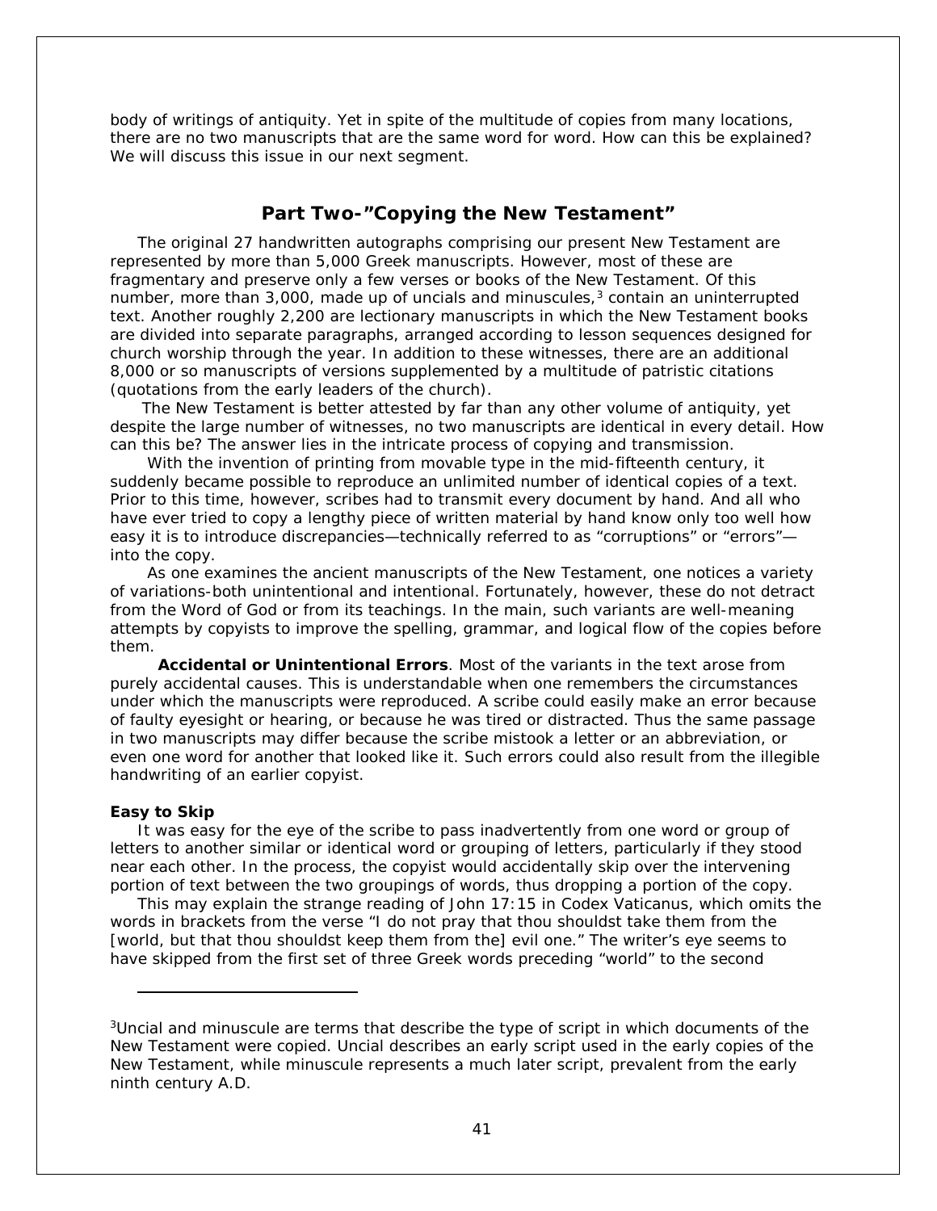body of writings of antiquity. Yet in spite of the multitude of copies from many locations, there are no two manuscripts that are the same word for word. How can this be explained? We will discuss this issue in our next segment.

## Part Two-"Copying the New Testament"

The original 27 handwritten autographs comprising our present New Testament are represented by more than 5,000 Greek manuscripts. However, most of these are fragmentary and preserve only a few verses or books of the New Testament. Of this number, more than 3,000, made up of uncials and minuscules,[3] contain an uninterrupted text. Another roughly 2,200 are lectionary manuscripts in which the New Testament books are divided into separate paragraphs, arranged according to lesson sequences designed for church worship through the year. In addition to these witnesses, there are an additional 8,000 or so manuscripts of versions supplemented by a multitude of patristic citations (quotations from the early leaders of the church).

The New Testament is better attested by far than any other volume of antiquity, yet despite the large number of witnesses, no two manuscripts are identical in every detail. How can this be? The answer lies in the intricate process of copying and transmission.

With the invention of printing from movable type in the mid-fifteenth century, it suddenly became possible to reproduce an unlimited number of identical copies of a text. Prior to this time, however, scribes had to transmit every document by hand. And all who have ever tried to copy a lengthy piece of written material by hand know only too well how easy it is to introduce discrepancies—technically referred to as "corruptions" or "errors"—into the copy.

As one examines the ancient manuscripts of the New Testament, one notices a variety of variations-both unintentional and intentional. Fortunately, however, these do not detract from the Word of God or from its teachings. In the main, such variants are well-meaning attempts by copyists to improve the spelling, grammar, and logical flow of the copies before them.

**Accidental or Unintentional Errors**. Most of the variants in the text arose from purely accidental causes. This is understandable when one remembers the circumstances under which the manuscripts were reproduced. A scribe could easily make an error because of faulty eyesight or hearing, or because he was tired or distracted. Thus the same passage in two manuscripts may differ because the scribe mistook a letter or an abbreviation, or even one word for another that looked like it. Such errors could also result from the illegible handwriting of an earlier copyist.

**Easy to Skip**

It was easy for the eye of the scribe to pass inadvertently from one word or group of letters to another similar or identical word or grouping of letters, particularly if they stood near each other. In the process, the copyist would accidentally skip over the intervening portion of text between the two groupings of words, thus dropping a portion of the copy.

This may explain the strange reading of John 17:15 in Codex Vaticanus, which omits the words in brackets from the verse "I do not pray that thou shouldst take them from the [world, but that thou shouldst keep them from the] evil one." The writer's eye seems to have skipped from the first set of three Greek words preceding "world" to the second

---

[3]Uncial and minuscule are terms that describe the type of script in which documents of the New Testament were copied. Uncial describes an early script used in the early copies of the New Testament, while minuscule represents a much later script, prevalent from the early ninth century A.D.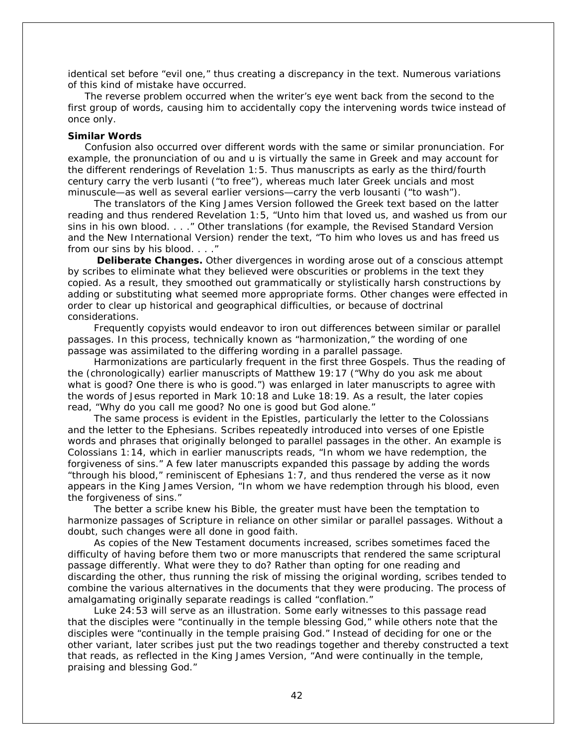identical set before "evil one," thus creating a discrepancy in the text. Numerous variations of this kind of mistake have occurred.

The reverse problem occurred when the writer's eye went back from the second to the first group of words, causing him to accidentally copy the intervening words twice instead of once only.

**Similar Words**

Confusion also occurred over different words with the same or similar pronunciation. For example, the pronunciation of ou and u is virtually the same in Greek and may account for the different renderings of Revelation 1:5. Thus manuscripts as early as the third/fourth century carry the verb lusanti ("to free"), whereas much later Greek uncials and most minuscule—as well as several earlier versions—carry the verb lousanti ("to wash").

The translators of the King James Version followed the Greek text based on the latter reading and thus rendered Revelation 1:5, "Unto him that loved us, and washed us from our sins in his own blood. . . ." Other translations (for example, the Revised Standard Version and the New International Version) render the text, "To him who loves us and has freed us from our sins by his blood. . . ."

**Deliberate Changes.** Other divergences in wording arose out of a conscious attempt by scribes to eliminate what they believed were obscurities or problems in the text they copied. As a result, they smoothed out grammatically or stylistically harsh constructions by adding or substituting what seemed more appropriate forms. Other changes were effected in order to clear up historical and geographical difficulties, or because of doctrinal considerations.

Frequently copyists would endeavor to iron out differences between similar or parallel passages. In this process, technically known as "harmonization," the wording of one passage was assimilated to the differing wording in a parallel passage.

Harmonizations are particularly frequent in the first three Gospels. Thus the reading of the (chronologically) earlier manuscripts of Matthew 19:17 ("Why do you ask me about what is good? One there is who is good.") was enlarged in later manuscripts to agree with the words of Jesus reported in Mark 10:18 and Luke 18:19. As a result, the later copies read, "Why do you call me good? No one is good but God alone."

The same process is evident in the Epistles, particularly the letter to the Colossians and the letter to the Ephesians. Scribes repeatedly introduced into verses of one Epistle words and phrases that originally belonged to parallel passages in the other. An example is Colossians 1:14, which in earlier manuscripts reads, "In whom we have redemption, the forgiveness of sins." A few later manuscripts expanded this passage by adding the words "through his blood," reminiscent of Ephesians 1:7, and thus rendered the verse as it now appears in the King James Version, "In whom we have redemption through his blood, even the forgiveness of sins."

The better a scribe knew his Bible, the greater must have been the temptation to harmonize passages of Scripture in reliance on other similar or parallel passages. Without a doubt, such changes were all done in good faith.

As copies of the New Testament documents increased, scribes sometimes faced the difficulty of having before them two or more manuscripts that rendered the same scriptural passage differently. What were they to do? Rather than opting for one reading and discarding the other, thus running the risk of missing the original wording, scribes tended to combine the various alternatives in the documents that they were producing. The process of amalgamating originally separate readings is called "conflation."

Luke 24:53 will serve as an illustration. Some early witnesses to this passage read that the disciples were "continually in the temple blessing God," while others note that the disciples were "continually in the temple praising God." Instead of deciding for one or the other variant, later scribes just put the two readings together and thereby constructed a text that reads, as reflected in the King James Version, "And were continually in the temple, praising and blessing God."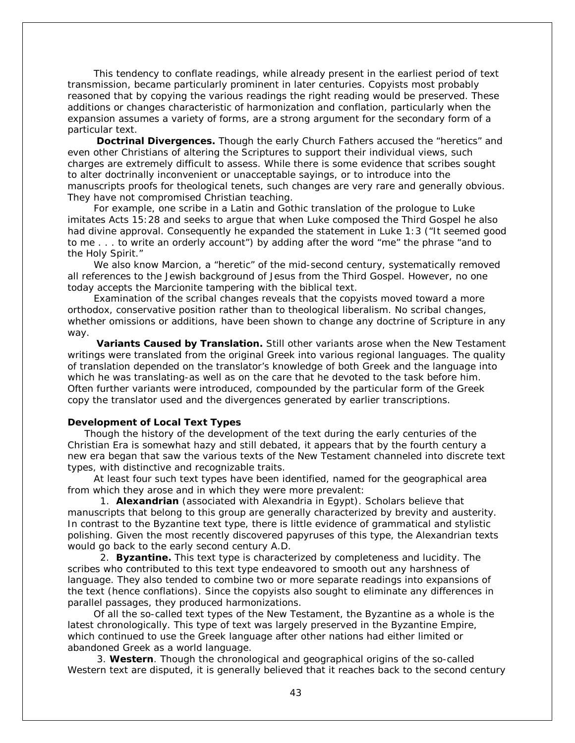This tendency to conflate readings, while already present in the earliest period of text transmission, became particularly prominent in later centuries. Copyists most probably reasoned that by copying the various readings the right reading would be preserved. These additions or changes characteristic of harmonization and conflation, particularly when the expansion assumes a variety of forms, are a strong argument for the secondary form of a particular text.

**Doctrinal Divergences.** Though the early Church Fathers accused the "heretics" and even other Christians of altering the Scriptures to support their individual views, such charges are extremely difficult to assess. While there is some evidence that scribes sought to alter doctrinally inconvenient or unacceptable sayings, or to introduce into the manuscripts proofs for theological tenets, such changes are very rare and generally obvious. They have not compromised Christian teaching.

For example, one scribe in a Latin and Gothic translation of the prologue to Luke imitates Acts 15:28 and seeks to argue that when Luke composed the Third Gospel he also had divine approval. Consequently he expanded the statement in Luke 1:3 ("It seemed good to me . . . to write an orderly account") by adding after the word "me" the phrase "and to the Holy Spirit."

We also know Marcion, a "heretic" of the mid-second century, systematically removed all references to the Jewish background of Jesus from the Third Gospel. However, no one today accepts the Marcionite tampering with the biblical text.

Examination of the scribal changes reveals that the copyists moved toward a more orthodox, conservative position rather than to theological liberalism. No scribal changes, whether omissions or additions, have been shown to change any doctrine of Scripture in any way.

**Variants Caused by Translation.** Still other variants arose when the New Testament writings were translated from the original Greek into various regional languages. The quality of translation depended on the translator's knowledge of both Greek and the language into which he was translating-as well as on the care that he devoted to the task before him. Often further variants were introduced, compounded by the particular form of the Greek copy the translator used and the divergences generated by earlier transcriptions.

**Development of Local Text Types**

Though the history of the development of the text during the early centuries of the Christian Era is somewhat hazy and still debated, it appears that by the fourth century a new era began that saw the various texts of the New Testament channeled into discrete text types, with distinctive and recognizable traits.

At least four such text types have been identified, named for the geographical area from which they arose and in which they were more prevalent:

1. **Alexandrian** (associated with Alexandria in Egypt). Scholars believe that manuscripts that belong to this group are generally characterized by brevity and austerity. In contrast to the Byzantine text type, there is little evidence of grammatical and stylistic polishing. Given the most recently discovered papyruses of this type, the Alexandrian texts would go back to the early second century A.D.

2. **Byzantine.** This text type is characterized by completeness and lucidity. The scribes who contributed to this text type endeavored to smooth out any harshness of language. They also tended to combine two or more separate readings into expansions of the text (hence conflations). Since the copyists also sought to eliminate any differences in parallel passages, they produced harmonizations.

Of all the so-called text types of the New Testament, the Byzantine as a whole is the latest chronologically. This type of text was largely preserved in the Byzantine Empire, which continued to use the Greek language after other nations had either limited or abandoned Greek as a world language.

3. **Western**. Though the chronological and geographical origins of the so-called Western text are disputed, it is generally believed that it reaches back to the second century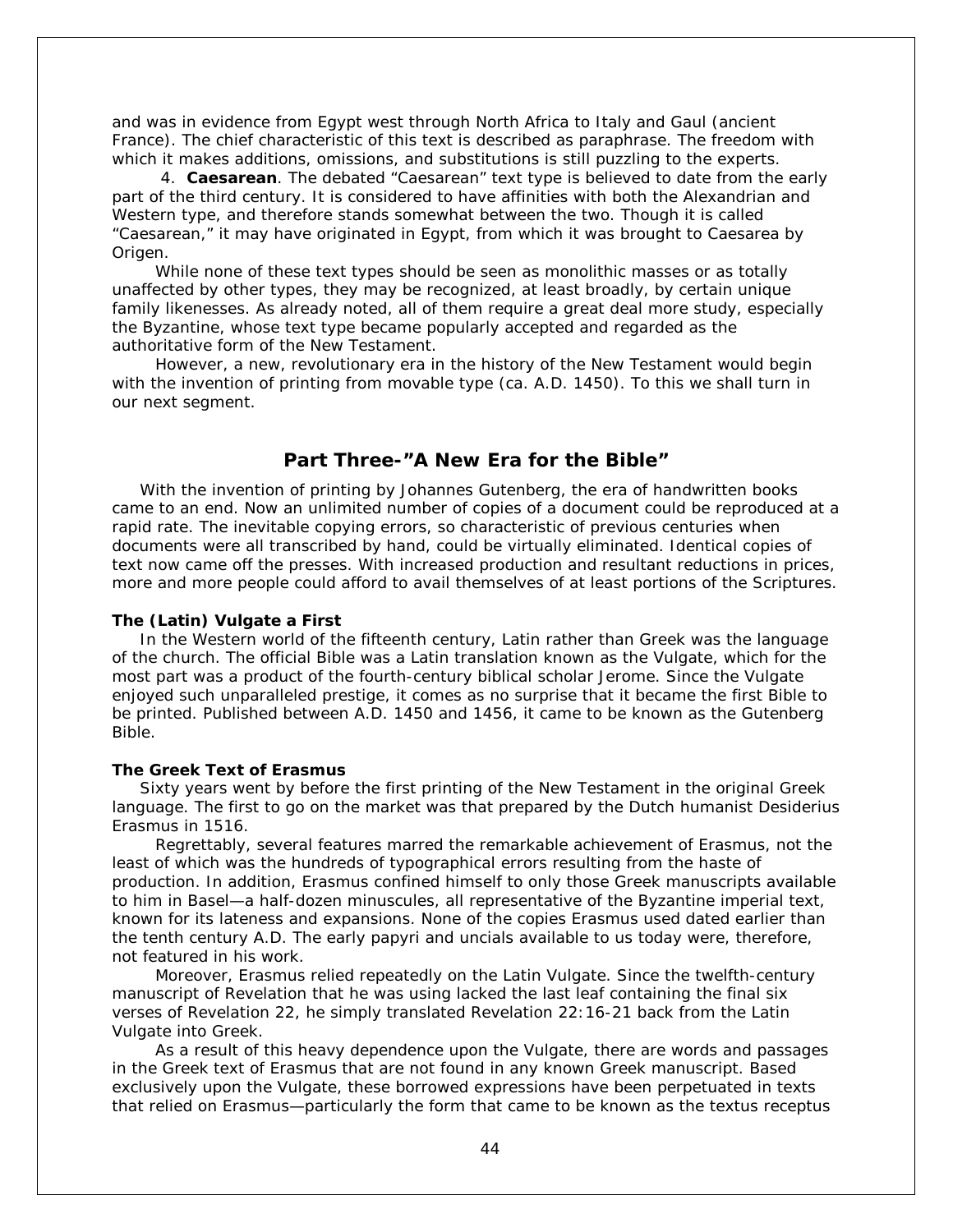and was in evidence from Egypt west through North Africa to Italy and Gaul (ancient France). The chief characteristic of this text is described as paraphrase. The freedom with which it makes additions, omissions, and substitutions is still puzzling to the experts.

4. **Caesarean**. The debated "Caesarean" text type is believed to date from the early part of the third century. It is considered to have affinities with both the Alexandrian and Western type, and therefore stands somewhat between the two. Though it is called "Caesarean," it may have originated in Egypt, from which it was brought to Caesarea by Origen.

While none of these text types should be seen as monolithic masses or as totally unaffected by other types, they may be recognized, at least broadly, by certain unique family likenesses. As already noted, all of them require a great deal more study, especially the Byzantine, whose text type became popularly accepted and regarded as the authoritative form of the New Testament.

However, a new, revolutionary era in the history of the New Testament would begin with the invention of printing from movable type (ca. A.D. 1450). To this we shall turn in our next segment.

## Part Three-"A New Era for the Bible"

With the invention of printing by Johannes Gutenberg, the era of handwritten books came to an end. Now an unlimited number of copies of a document could be reproduced at a rapid rate. The inevitable copying errors, so characteristic of previous centuries when documents were all transcribed by hand, could be virtually eliminated. Identical copies of text now came off the presses. With increased production and resultant reductions in prices, more and more people could afford to avail themselves of at least portions of the Scriptures.

### The (Latin) Vulgate a First

In the Western world of the fifteenth century, Latin rather than Greek was the language of the church. The official Bible was a Latin translation known as the Vulgate, which for the most part was a product of the fourth-century biblical scholar Jerome. Since the Vulgate enjoyed such unparalleled prestige, it comes as no surprise that it became the first Bible to be printed. Published between A.D. 1450 and 1456, it came to be known as the Gutenberg Bible.

### The Greek Text of Erasmus

Sixty years went by before the first printing of the New Testament in the original Greek language. The first to go on the market was that prepared by the Dutch humanist Desiderius Erasmus in 1516.

Regrettably, several features marred the remarkable achievement of Erasmus, not the least of which was the hundreds of typographical errors resulting from the haste of production. In addition, Erasmus confined himself to only those Greek manuscripts available to him in Basel—a half-dozen minuscules, all representative of the Byzantine imperial text, known for its lateness and expansions. None of the copies Erasmus used dated earlier than the tenth century A.D. The early papyri and uncials available to us today were, therefore, not featured in his work.

Moreover, Erasmus relied repeatedly on the Latin Vulgate. Since the twelfth-century manuscript of Revelation that he was using lacked the last leaf containing the final six verses of Revelation 22, he simply translated Revelation 22:16-21 back from the Latin Vulgate into Greek.

As a result of this heavy dependence upon the Vulgate, there are words and passages in the Greek text of Erasmus that are not found in any known Greek manuscript. Based exclusively upon the Vulgate, these borrowed expressions have been perpetuated in texts that relied on Erasmus—particularly the form that came to be known as the textus receptus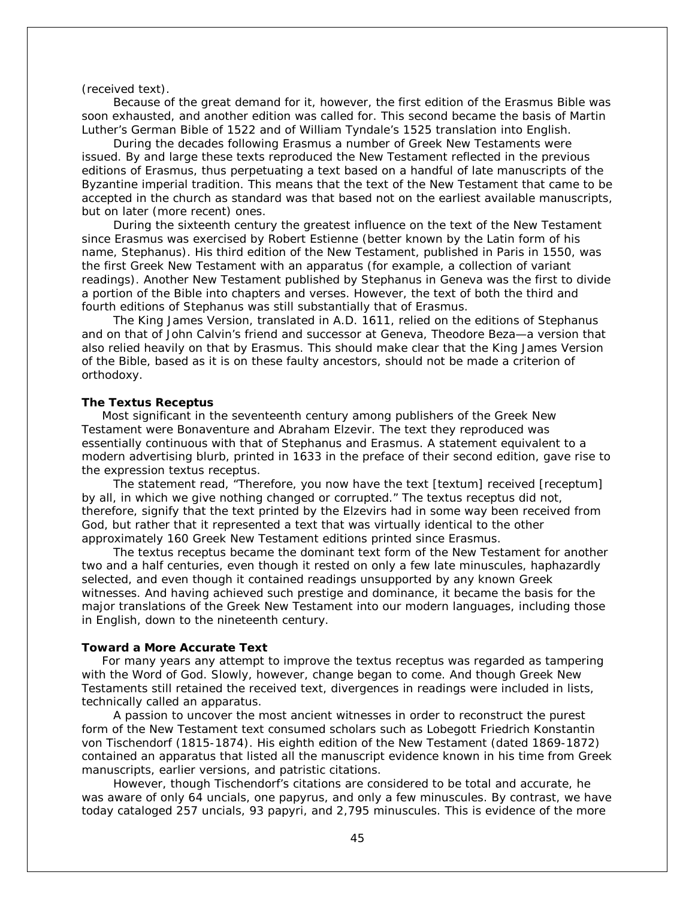(received text).

Because of the great demand for it, however, the first edition of the Erasmus Bible was soon exhausted, and another edition was called for. This second became the basis of Martin Luther's German Bible of 1522 and of William Tyndale's 1525 translation into English.

During the decades following Erasmus a number of Greek New Testaments were issued. By and large these texts reproduced the New Testament reflected in the previous editions of Erasmus, thus perpetuating a text based on a handful of late manuscripts of the Byzantine imperial tradition. This means that the text of the New Testament that came to be accepted in the church as standard was that based not on the earliest available manuscripts, but on later (more recent) ones.

During the sixteenth century the greatest influence on the text of the New Testament since Erasmus was exercised by Robert Estienne (better known by the Latin form of his name, Stephanus). His third edition of the New Testament, published in Paris in 1550, was the first Greek New Testament with an apparatus (for example, a collection of variant readings). Another New Testament published by Stephanus in Geneva was the first to divide a portion of the Bible into chapters and verses. However, the text of both the third and fourth editions of Stephanus was still substantially that of Erasmus.

The King James Version, translated in A.D. 1611, relied on the editions of Stephanus and on that of John Calvin's friend and successor at Geneva, Theodore Beza—a version that also relied heavily on that by Erasmus. This should make clear that the King James Version of the Bible, based as it is on these faulty ancestors, should not be made a criterion of orthodoxy.

**The Textus Receptus**

Most significant in the seventeenth century among publishers of the Greek New Testament were Bonaventure and Abraham Elzevir. The text they reproduced was essentially continuous with that of Stephanus and Erasmus. A statement equivalent to a modern advertising blurb, printed in 1633 in the preface of their second edition, gave rise to the expression textus receptus.

The statement read, "Therefore, you now have the text [textum] received [receptum] by all, in which we give nothing changed or corrupted." The textus receptus did not, therefore, signify that the text printed by the Elzevirs had in some way been received from God, but rather that it represented a text that was virtually identical to the other approximately 160 Greek New Testament editions printed since Erasmus.

The textus receptus became the dominant text form of the New Testament for another two and a half centuries, even though it rested on only a few late minuscules, haphazardly selected, and even though it contained readings unsupported by any known Greek witnesses. And having achieved such prestige and dominance, it became the basis for the major translations of the Greek New Testament into our modern languages, including those in English, down to the nineteenth century.

**Toward a More Accurate Text**

For many years any attempt to improve the textus receptus was regarded as tampering with the Word of God. Slowly, however, change began to come. And though Greek New Testaments still retained the received text, divergences in readings were included in lists, technically called an apparatus.

A passion to uncover the most ancient witnesses in order to reconstruct the purest form of the New Testament text consumed scholars such as Lobegott Friedrich Konstantin von Tischendorf (1815-1874). His eighth edition of the New Testament (dated 1869-1872) contained an apparatus that listed all the manuscript evidence known in his time from Greek manuscripts, earlier versions, and patristic citations.

However, though Tischendorf's citations are considered to be total and accurate, he was aware of only 64 uncials, one papyrus, and only a few minuscules. By contrast, we have today cataloged 257 uncials, 93 papyri, and 2,795 minuscules. This is evidence of the more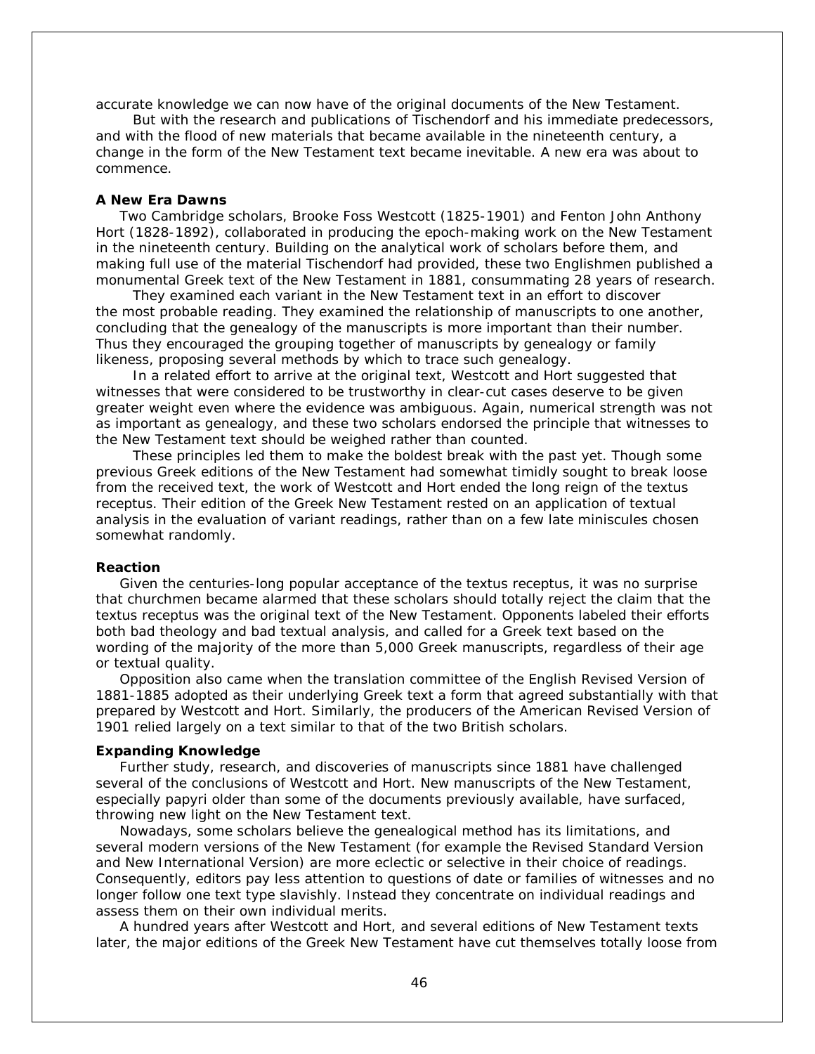accurate knowledge we can now have of the original documents of the New Testament.

But with the research and publications of Tischendorf and his immediate predecessors, and with the flood of new materials that became available in the nineteenth century, a change in the form of the New Testament text became inevitable. A new era was about to commence.

**A New Era Dawns**

Two Cambridge scholars, Brooke Foss Westcott (1825-1901) and Fenton John Anthony Hort (1828-1892), collaborated in producing the epoch-making work on the New Testament in the nineteenth century. Building on the analytical work of scholars before them, and making full use of the material Tischendorf had provided, these two Englishmen published a monumental Greek text of the New Testament in 1881, consummating 28 years of research.

They examined each variant in the New Testament text in an effort to discover the most probable reading. They examined the relationship of manuscripts to one another, concluding that the genealogy of the manuscripts is more important than their number. Thus they encouraged the grouping together of manuscripts by genealogy or family likeness, proposing several methods by which to trace such genealogy.

In a related effort to arrive at the original text, Westcott and Hort suggested that witnesses that were considered to be trustworthy in clear-cut cases deserve to be given greater weight even where the evidence was ambiguous. Again, numerical strength was not as important as genealogy, and these two scholars endorsed the principle that witnesses to the New Testament text should be weighed rather than counted.

These principles led them to make the boldest break with the past yet. Though some previous Greek editions of the New Testament had somewhat timidly sought to break loose from the received text, the work of Westcott and Hort ended the long reign of the textus receptus. Their edition of the Greek New Testament rested on an application of textual analysis in the evaluation of variant readings, rather than on a few late miniscules chosen somewhat randomly.

**Reaction**

Given the centuries-long popular acceptance of the textus receptus, it was no surprise that churchmen became alarmed that these scholars should totally reject the claim that the textus receptus was the original text of the New Testament. Opponents labeled their efforts both bad theology and bad textual analysis, and called for a Greek text based on the wording of the majority of the more than 5,000 Greek manuscripts, regardless of their age or textual quality.

Opposition also came when the translation committee of the English Revised Version of 1881-1885 adopted as their underlying Greek text a form that agreed substantially with that prepared by Westcott and Hort. Similarly, the producers of the American Revised Version of 1901 relied largely on a text similar to that of the two British scholars.

**Expanding Knowledge**

Further study, research, and discoveries of manuscripts since 1881 have challenged several of the conclusions of Westcott and Hort. New manuscripts of the New Testament, especially papyri older than some of the documents previously available, have surfaced, throwing new light on the New Testament text.

Nowadays, some scholars believe the genealogical method has its limitations, and several modern versions of the New Testament (for example the Revised Standard Version and New International Version) are more eclectic or selective in their choice of readings. Consequently, editors pay less attention to questions of date or families of witnesses and no longer follow one text type slavishly. Instead they concentrate on individual readings and assess them on their own individual merits.

A hundred years after Westcott and Hort, and several editions of New Testament texts later, the major editions of the Greek New Testament have cut themselves totally loose from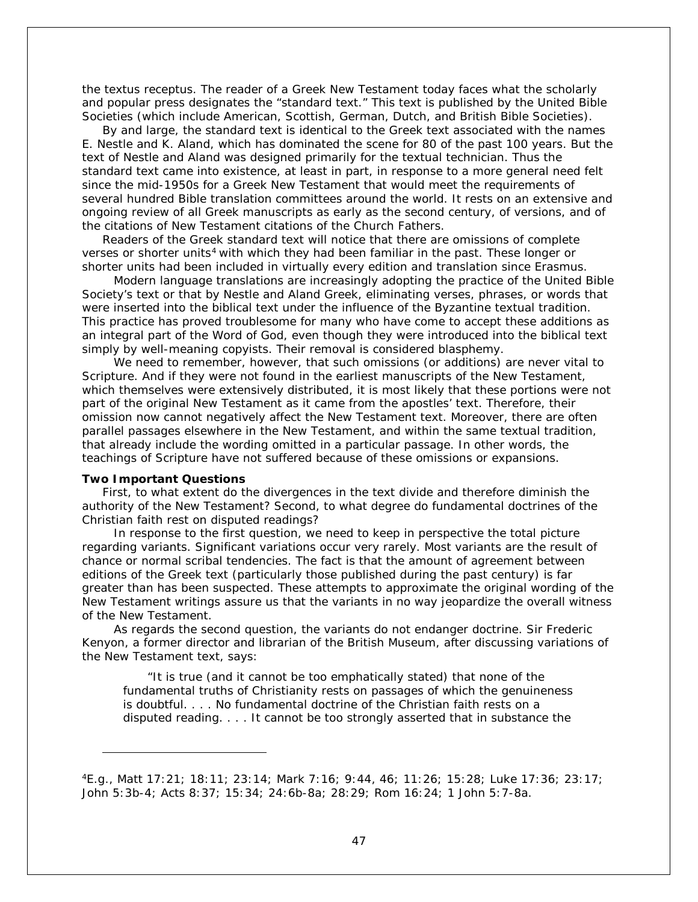the textus receptus. The reader of a Greek New Testament today faces what the scholarly and popular press designates the "standard text." This text is published by the United Bible Societies (which include American, Scottish, German, Dutch, and British Bible Societies).

By and large, the standard text is identical to the Greek text associated with the names E. Nestle and K. Aland, which has dominated the scene for 80 of the past 100 years. But the text of Nestle and Aland was designed primarily for the textual technician. Thus the standard text came into existence, at least in part, in response to a more general need felt since the mid-1950s for a Greek New Testament that would meet the requirements of several hundred Bible translation committees around the world. It rests on an extensive and ongoing review of all Greek manuscripts as early as the second century, of versions, and of the citations of New Testament citations of the Church Fathers.

Readers of the Greek standard text will notice that there are omissions of complete verses or shorter units[4] with which they had been familiar in the past. These longer or shorter units had been included in virtually every edition and translation since Erasmus.

Modern language translations are increasingly adopting the practice of the United Bible Society's text or that by Nestle and Aland Greek, eliminating verses, phrases, or words that were inserted into the biblical text under the influence of the Byzantine textual tradition. This practice has proved troublesome for many who have come to accept these additions as an integral part of the Word of God, even though they were introduced into the biblical text simply by well-meaning copyists. Their removal is considered blasphemy.

We need to remember, however, that such omissions (or additions) are never vital to Scripture. And if they were not found in the earliest manuscripts of the New Testament, which themselves were extensively distributed, it is most likely that these portions were not part of the original New Testament as it came from the apostles' text. Therefore, their omission now cannot negatively affect the New Testament text. Moreover, there are often parallel passages elsewhere in the New Testament, and within the same textual tradition, that already include the wording omitted in a particular passage. In other words, the teachings of Scripture have not suffered because of these omissions or expansions.

**Two Important Questions**

First, to what extent do the divergences in the text divide and therefore diminish the authority of the New Testament? Second, to what degree do fundamental doctrines of the Christian faith rest on disputed readings?

In response to the first question, we need to keep in perspective the total picture regarding variants. Significant variations occur very rarely. Most variants are the result of chance or normal scribal tendencies. The fact is that the amount of agreement between editions of the Greek text (particularly those published during the past century) is far greater than has been suspected. These attempts to approximate the original wording of the New Testament writings assure us that the variants in no way jeopardize the overall witness of the New Testament.

As regards the second question, the variants do not endanger doctrine. Sir Frederic Kenyon, a former director and librarian of the British Museum, after discussing variations of the New Testament text, says:

> "It is true (and it cannot be too emphatically stated) that none of the fundamental truths of Christianity rests on passages of which the genuineness is doubtful. . . . No fundamental doctrine of the Christian faith rests on a disputed reading. . . . It cannot be too strongly asserted that in substance the

---

[4]E.g., Matt 17:21; 18:11; 23:14; Mark 7:16; 9:44, 46; 11:26; 15:28; Luke 17:36; 23:17; John 5:3b-4; Acts 8:37; 15:34; 24:6b-8a; 28:29; Rom 16:24; 1 John 5:7-8a.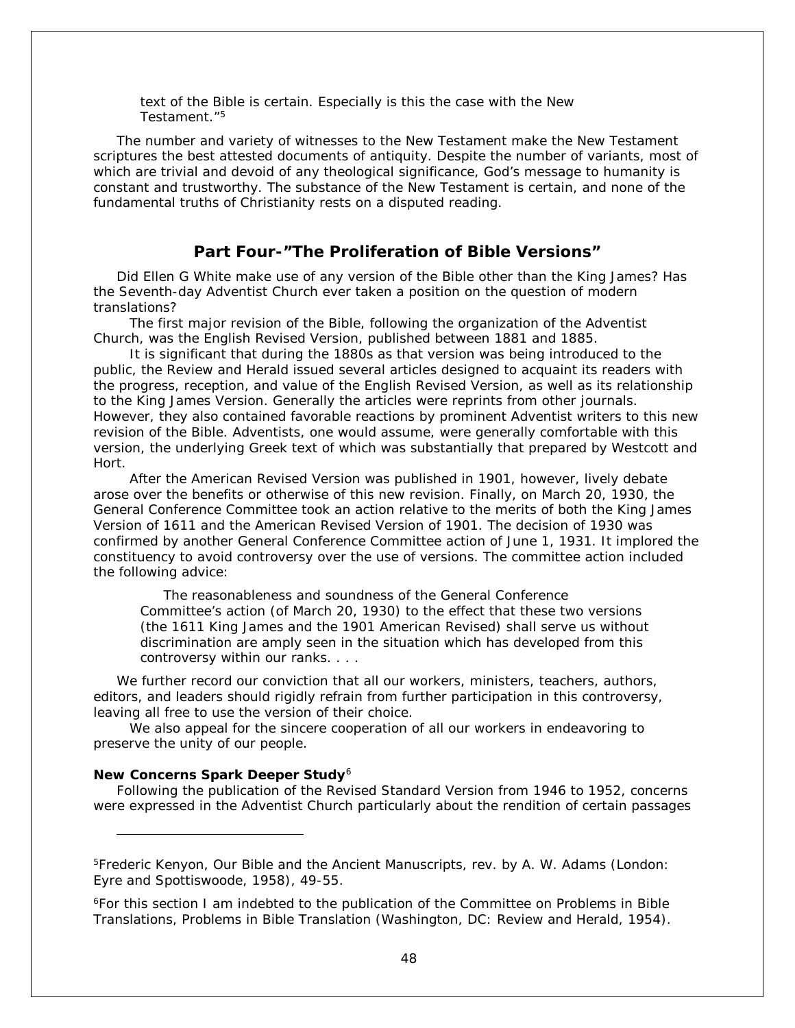> text of the Bible is certain. Especially is this the case with the New Testament."[5]

The number and variety of witnesses to the New Testament make the New Testament scriptures the best attested documents of antiquity. Despite the number of variants, most of which are trivial and devoid of any theological significance, God's message to humanity is constant and trustworthy. The substance of the New Testament is certain, and none of the fundamental truths of Christianity rests on a disputed reading.

## Part Four-"The Proliferation of Bible Versions"

Did Ellen G White make use of any version of the Bible other than the King James? Has the Seventh-day Adventist Church ever taken a position on the question of modern translations?

The first major revision of the Bible, following the organization of the Adventist Church, was the English Revised Version, published between 1881 and 1885.

It is significant that during the 1880s as that version was being introduced to the public, the Review and Herald issued several articles designed to acquaint its readers with the progress, reception, and value of the English Revised Version, as well as its relationship to the King James Version. Generally the articles were reprints from other journals. However, they also contained favorable reactions by prominent Adventist writers to this new revision of the Bible. Adventists, one would assume, were generally comfortable with this version, the underlying Greek text of which was substantially that prepared by Westcott and Hort.

After the American Revised Version was published in 1901, however, lively debate arose over the benefits or otherwise of this new revision. Finally, on March 20, 1930, the General Conference Committee took an action relative to the merits of both the King James Version of 1611 and the American Revised Version of 1901. The decision of 1930 was confirmed by another General Conference Committee action of June 1, 1931. It implored the constituency to avoid controversy over the use of versions. The committee action included the following advice:

> The reasonableness and soundness of the General Conference Committee's action (of March 20, 1930) to the effect that these two versions (the 1611 King James and the 1901 American Revised) shall serve us without discrimination are amply seen in the situation which has developed from this controversy within our ranks. . . .

We further record our conviction that all our workers, ministers, teachers, authors, editors, and leaders should rigidly refrain from further participation in this controversy, leaving all free to use the version of their choice.

We also appeal for the sincere cooperation of all our workers in endeavoring to preserve the unity of our people.

**New Concerns Spark Deeper Study**[6]

Following the publication of the Revised Standard Version from 1946 to 1952, concerns were expressed in the Adventist Church particularly about the rendition of certain passages

---

[5] Frederic Kenyon, Our Bible and the Ancient Manuscripts, rev. by A. W. Adams (London: Eyre and Spottiswoode, 1958), 49-55.

[6] For this section I am indebted to the publication of the Committee on Problems in Bible Translations, Problems in Bible Translation (Washington, DC: Review and Herald, 1954).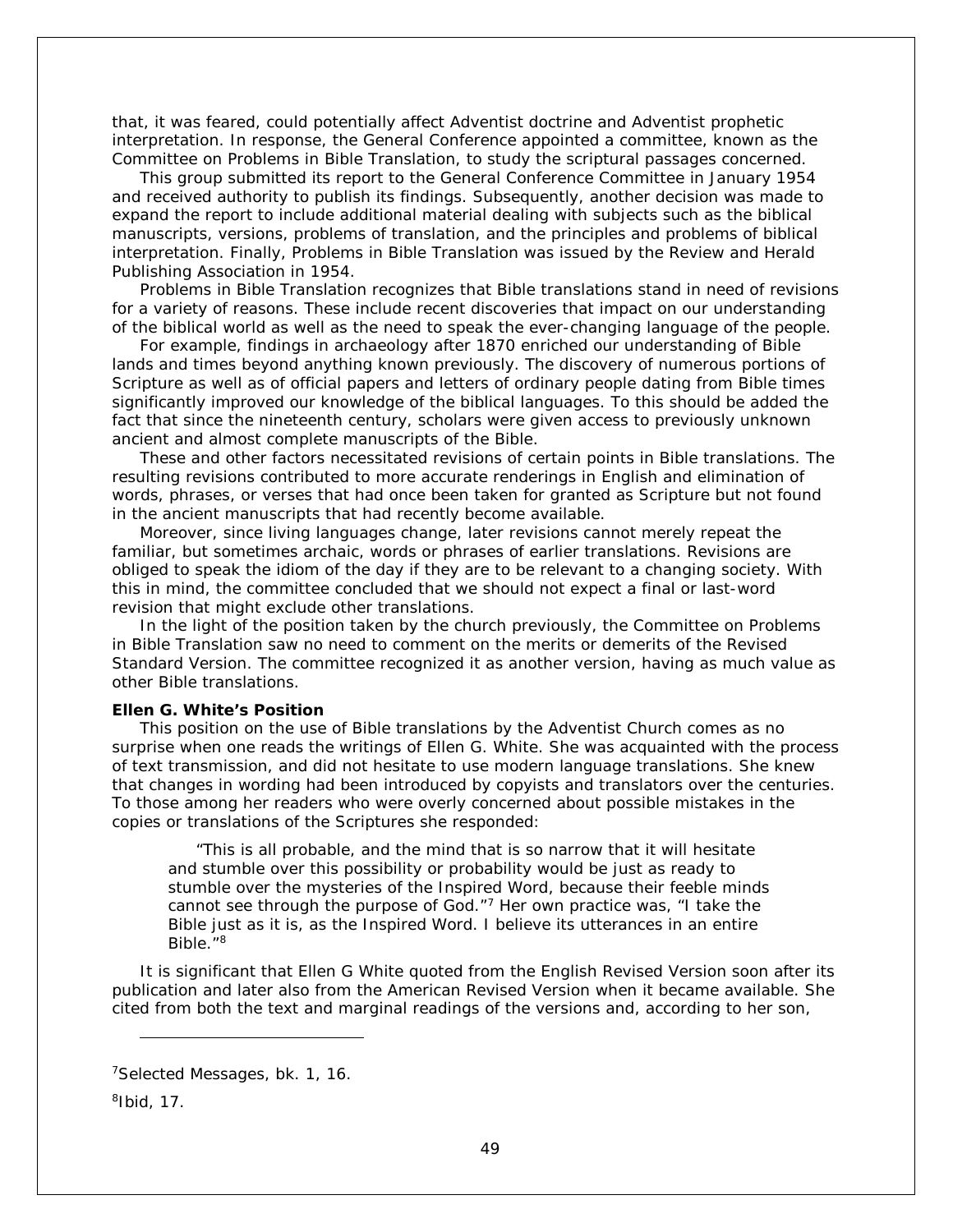that, it was feared, could potentially affect Adventist doctrine and Adventist prophetic interpretation. In response, the General Conference appointed a committee, known as the Committee on Problems in Bible Translation, to study the scriptural passages concerned.

This group submitted its report to the General Conference Committee in January 1954 and received authority to publish its findings. Subsequently, another decision was made to expand the report to include additional material dealing with subjects such as the biblical manuscripts, versions, problems of translation, and the principles and problems of biblical interpretation. Finally, Problems in Bible Translation was issued by the Review and Herald Publishing Association in 1954.

Problems in Bible Translation recognizes that Bible translations stand in need of revisions for a variety of reasons. These include recent discoveries that impact on our understanding of the biblical world as well as the need to speak the ever-changing language of the people.

For example, findings in archaeology after 1870 enriched our understanding of Bible lands and times beyond anything known previously. The discovery of numerous portions of Scripture as well as of official papers and letters of ordinary people dating from Bible times significantly improved our knowledge of the biblical languages. To this should be added the fact that since the nineteenth century, scholars were given access to previously unknown ancient and almost complete manuscripts of the Bible.

These and other factors necessitated revisions of certain points in Bible translations. The resulting revisions contributed to more accurate renderings in English and elimination of words, phrases, or verses that had once been taken for granted as Scripture but not found in the ancient manuscripts that had recently become available.

Moreover, since living languages change, later revisions cannot merely repeat the familiar, but sometimes archaic, words or phrases of earlier translations. Revisions are obliged to speak the idiom of the day if they are to be relevant to a changing society. With this in mind, the committee concluded that we should not expect a final or last-word revision that might exclude other translations.

In the light of the position taken by the church previously, the Committee on Problems in Bible Translation saw no need to comment on the merits or demerits of the Revised Standard Version. The committee recognized it as another version, having as much value as other Bible translations.

**Ellen G. White's Position**

This position on the use of Bible translations by the Adventist Church comes as no surprise when one reads the writings of Ellen G. White. She was acquainted with the process of text transmission, and did not hesitate to use modern language translations. She knew that changes in wording had been introduced by copyists and translators over the centuries. To those among her readers who were overly concerned about possible mistakes in the copies or translations of the Scriptures she responded:

> "This is all probable, and the mind that is so narrow that it will hesitate and stumble over this possibility or probability would be just as ready to stumble over the mysteries of the Inspired Word, because their feeble minds cannot see through the purpose of God."[7] Her own practice was, "I take the Bible just as it is, as the Inspired Word. I believe its utterances in an entire Bible."[8]

It is significant that Ellen G White quoted from the English Revised Version soon after its publication and later also from the American Revised Version when it became available. She cited from both the text and marginal readings of the versions and, according to her son,

---

[7] Selected Messages, bk. 1, 16.

[8] Ibid, 17.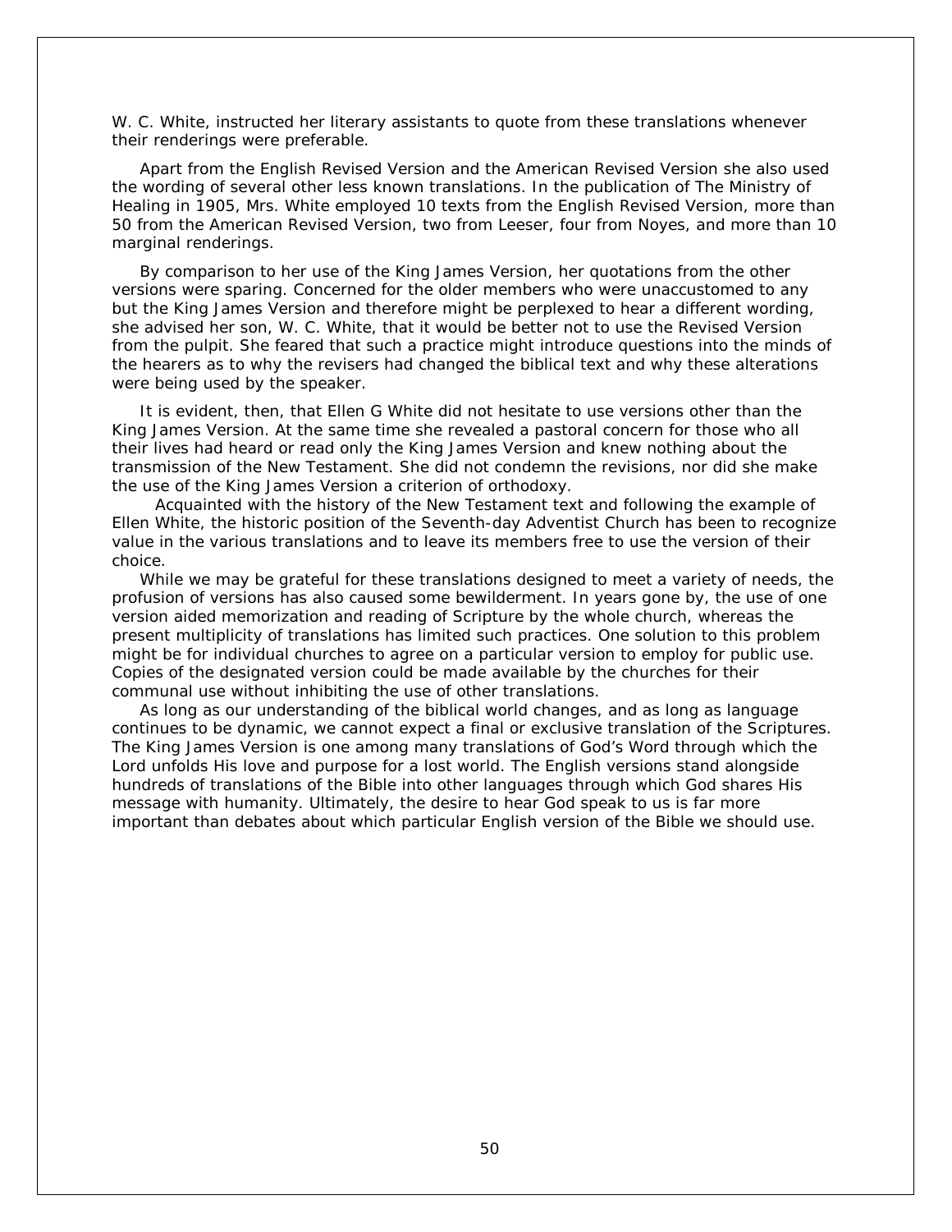W. C. White, instructed her literary assistants to quote from these translations whenever their renderings were preferable.

Apart from the English Revised Version and the American Revised Version she also used the wording of several other less known translations. In the publication of The Ministry of Healing in 1905, Mrs. White employed 10 texts from the English Revised Version, more than 50 from the American Revised Version, two from Leeser, four from Noyes, and more than 10 marginal renderings.

By comparison to her use of the King James Version, her quotations from the other versions were sparing. Concerned for the older members who were unaccustomed to any but the King James Version and therefore might be perplexed to hear a different wording, she advised her son, W. C. White, that it would be better not to use the Revised Version from the pulpit. She feared that such a practice might introduce questions into the minds of the hearers as to why the revisers had changed the biblical text and why these alterations were being used by the speaker.

It is evident, then, that Ellen G White did not hesitate to use versions other than the King James Version. At the same time she revealed a pastoral concern for those who all their lives had heard or read only the King James Version and knew nothing about the transmission of the New Testament. She did not condemn the revisions, nor did she make the use of the King James Version a criterion of orthodoxy.

Acquainted with the history of the New Testament text and following the example of Ellen White, the historic position of the Seventh-day Adventist Church has been to recognize value in the various translations and to leave its members free to use the version of their choice.

While we may be grateful for these translations designed to meet a variety of needs, the profusion of versions has also caused some bewilderment. In years gone by, the use of one version aided memorization and reading of Scripture by the whole church, whereas the present multiplicity of translations has limited such practices. One solution to this problem might be for individual churches to agree on a particular version to employ for public use. Copies of the designated version could be made available by the churches for their communal use without inhibiting the use of other translations.

As long as our understanding of the biblical world changes, and as long as language continues to be dynamic, we cannot expect a final or exclusive translation of the Scriptures. The King James Version is one among many translations of God's Word through which the Lord unfolds His love and purpose for a lost world. The English versions stand alongside hundreds of translations of the Bible into other languages through which God shares His message with humanity. Ultimately, the desire to hear God speak to us is far more important than debates about which particular English version of the Bible we should use.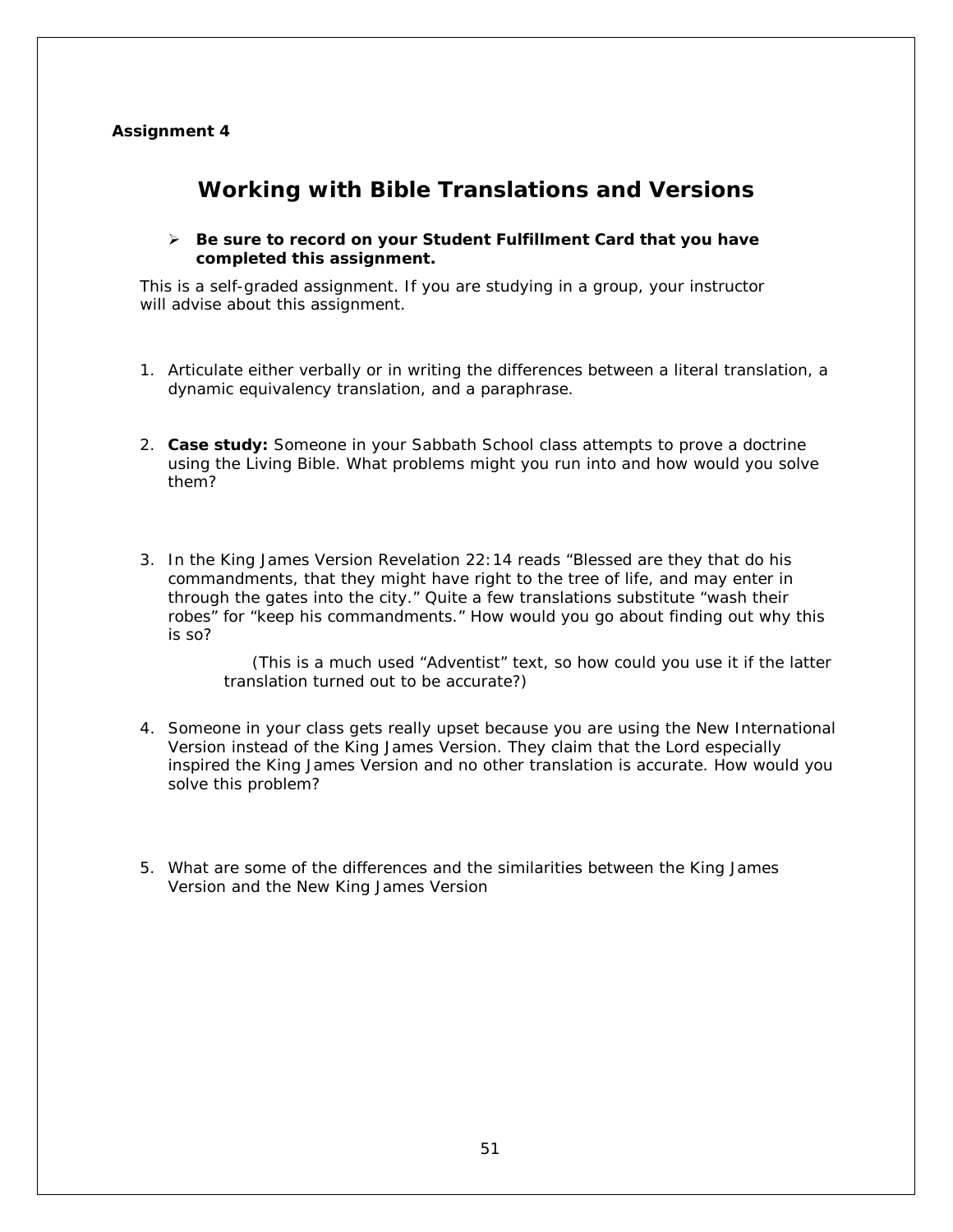**Assignment 4**

# Working with Bible Translations and Versions

- **Be sure to record on your Student Fulfillment Card that you have completed this assignment.**

This is a self-graded assignment. If you are studying in a group, your instructor will advise about this assignment.

1. Articulate either verbally or in writing the differences between a literal translation, a dynamic equivalency translation, and a paraphrase.

2. **Case study:** Someone in your Sabbath School class attempts to prove a doctrine using the Living Bible. What problems might you run into and how would you solve them?

3. In the King James Version Revelation 22:14 reads "Blessed are they that do his commandments, that they might have right to the tree of life, and may enter in through the gates into the city." Quite a few translations substitute "wash their robes" for "keep his commandments." How would you go about finding out why this is so?

   (This is a much used "Adventist" text, so how could you use it if the latter translation turned out to be accurate?)

4. Someone in your class gets really upset because you are using the New International Version instead of the King James Version. They claim that the Lord especially inspired the King James Version and no other translation is accurate. How would you solve this problem?

5. What are some of the differences and the similarities between the King James Version and the New King James Version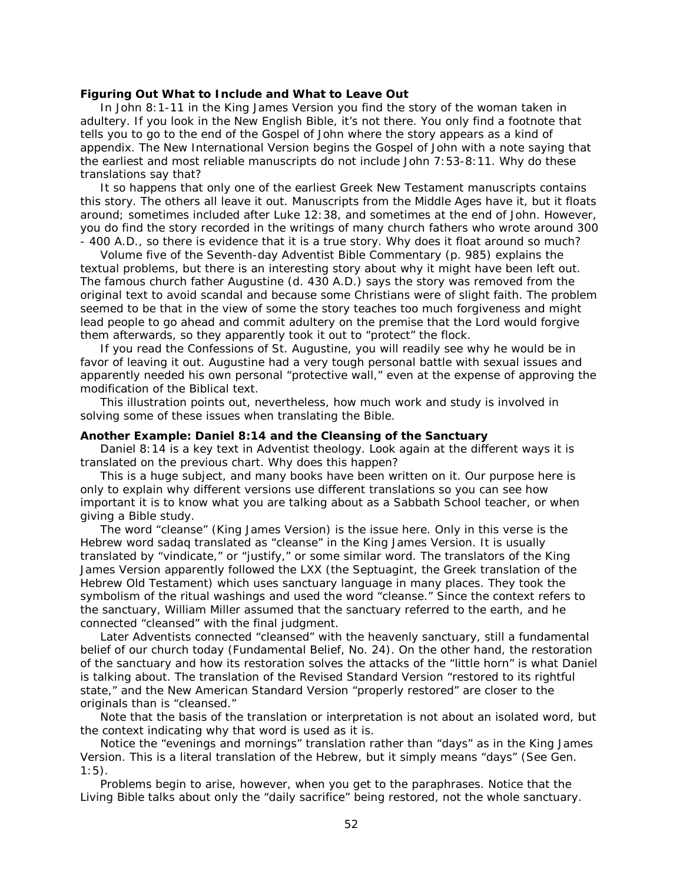**Figuring Out What to Include and What to Leave Out**

In John 8:1-11 in the King James Version you find the story of the woman taken in adultery. If you look in the New English Bible, it's not there. You only find a footnote that tells you to go to the end of the Gospel of John where the story appears as a kind of appendix. The New International Version begins the Gospel of John with a note saying that the earliest and most reliable manuscripts do not include John 7:53-8:11. Why do these translations say that?

It so happens that only one of the earliest Greek New Testament manuscripts contains this story. The others all leave it out. Manuscripts from the Middle Ages have it, but it floats around; sometimes included after Luke 12:38, and sometimes at the end of John. However, you do find the story recorded in the writings of many church fathers who wrote around 300 - 400 A.D., so there is evidence that it is a true story. Why does it float around so much?

Volume five of the Seventh-day Adventist Bible Commentary (p. 985) explains the textual problems, but there is an interesting story about why it might have been left out. The famous church father Augustine (d. 430 A.D.) says the story was removed from the original text to avoid scandal and because some Christians were of slight faith. The problem seemed to be that in the view of some the story teaches too much forgiveness and might lead people to go ahead and commit adultery on the premise that the Lord would forgive them afterwards, so they apparently took it out to "protect" the flock.

If you read the Confessions of St. Augustine, you will readily see why he would be in favor of leaving it out. Augustine had a very tough personal battle with sexual issues and apparently needed his own personal "protective wall," even at the expense of approving the modification of the Biblical text.

This illustration points out, nevertheless, how much work and study is involved in solving some of these issues when translating the Bible.

**Another Example: Daniel 8:14 and the Cleansing of the Sanctuary**

Daniel 8:14 is a key text in Adventist theology. Look again at the different ways it is translated on the previous chart. Why does this happen?

This is a huge subject, and many books have been written on it. Our purpose here is only to explain why different versions use different translations so you can see how important it is to know what you are talking about as a Sabbath School teacher, or when giving a Bible study.

The word "cleanse" (King James Version) is the issue here. Only in this verse is the Hebrew word sadaq translated as "cleanse" in the King James Version. It is usually translated by "vindicate," or "justify," or some similar word. The translators of the King James Version apparently followed the LXX (the Septuagint, the Greek translation of the Hebrew Old Testament) which uses sanctuary language in many places. They took the symbolism of the ritual washings and used the word "cleanse." Since the context refers to the sanctuary, William Miller assumed that the sanctuary referred to the earth, and he connected "cleansed" with the final judgment.

Later Adventists connected "cleansed" with the heavenly sanctuary, still a fundamental belief of our church today (Fundamental Belief, No. 24). On the other hand, the restoration of the sanctuary and how its restoration solves the attacks of the "little horn" is what Daniel is talking about. The translation of the Revised Standard Version "restored to its rightful state," and the New American Standard Version "properly restored" are closer to the originals than is "cleansed."

Note that the basis of the translation or interpretation is not about an isolated word, but the context indicating why that word is used as it is.

Notice the "evenings and mornings" translation rather than "days" as in the King James Version. This is a literal translation of the Hebrew, but it simply means "days" (See Gen. 1:5).

Problems begin to arise, however, when you get to the paraphrases. Notice that the Living Bible talks about only the "daily sacrifice" being restored, not the whole sanctuary.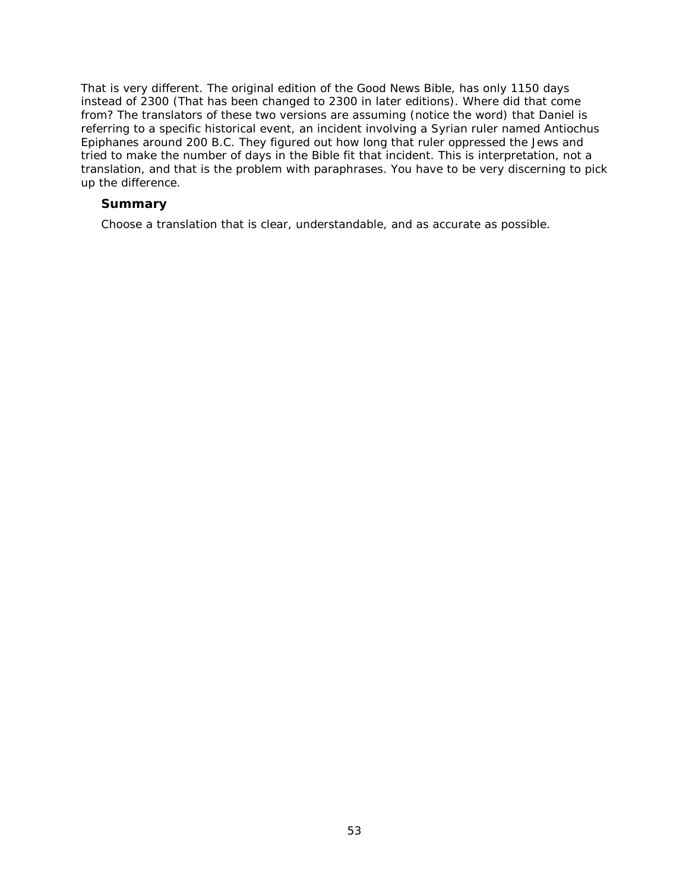That is very different. The original edition of the Good News Bible, has only 1150 days instead of 2300 (That has been changed to 2300 in later editions). Where did that come from? The translators of these two versions are assuming (notice the word) that Daniel is referring to a specific historical event, an incident involving a Syrian ruler named Antiochus Epiphanes around 200 B.C. They figured out how long that ruler oppressed the Jews and tried to make the number of days in the Bible fit that incident. This is interpretation, not a translation, and that is the problem with paraphrases. You have to be very discerning to pick up the difference.

### Summary

Choose a translation that is clear, understandable, and as accurate as possible.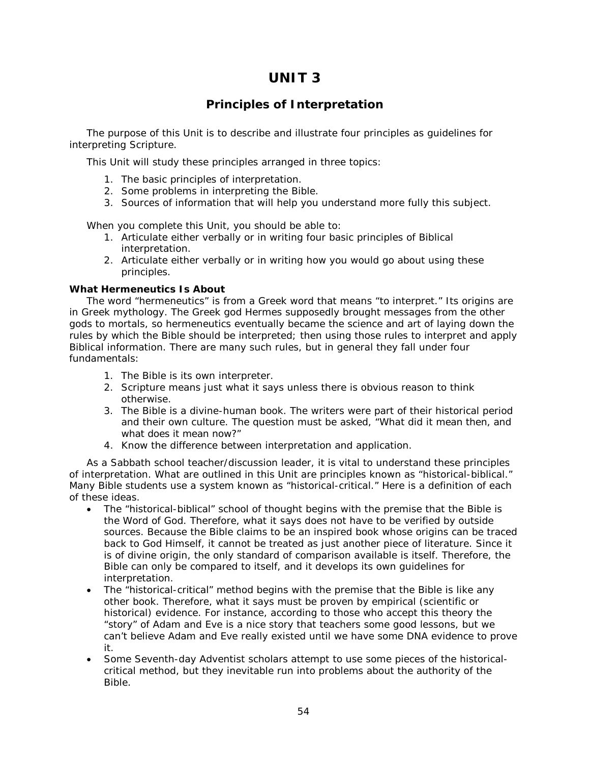# UNIT 3

## Principles of Interpretation

The purpose of this Unit is to describe and illustrate four principles as guidelines for interpreting Scripture.

This Unit will study these principles arranged in three topics:

1. The basic principles of interpretation.
2. Some problems in interpreting the Bible.
3. Sources of information that will help you understand more fully this subject.

When you complete this Unit, you should be able to:

1. Articulate either verbally or in writing four basic principles of Biblical interpretation.
2. Articulate either verbally or in writing how you would go about using these principles.

**What Hermeneutics Is About**

The word "hermeneutics" is from a Greek word that means "to interpret." Its origins are in Greek mythology. The Greek god Hermes supposedly brought messages from the other gods to mortals, so hermeneutics eventually became the science and art of laying down the rules by which the Bible should be interpreted; then using those rules to interpret and apply Biblical information. There are many such rules, but in general they fall under four fundamentals:

1. The Bible is its own interpreter.
2. Scripture means just what it says unless there is obvious reason to think otherwise.
3. The Bible is a divine-human book. The writers were part of their historical period and their own culture. The question must be asked, "What did it mean then, and what does it mean now?"
4. Know the difference between interpretation and application.

As a Sabbath school teacher/discussion leader, it is vital to understand these principles of interpretation. What are outlined in this Unit are principles known as "historic-biblical." Many Bible students use a system known as "historical-critical." Here is a definition of each of these ideas.

- The "historical-biblical" school of thought begins with the premise that the Bible is the Word of God. Therefore, what it says does not have to be verified by outside sources. Because the Bible claims to be an inspired book whose origins can be traced back to God Himself, it cannot be treated as just another piece of literature. Since it is of divine origin, the only standard of comparison available is itself. Therefore, the Bible can only be compared to itself, and it develops its own guidelines for interpretation.
- The "historical-critical" method begins with the premise that the Bible is like any other book. Therefore, what it says must be proven by empirical (scientific or historical) evidence. For instance, according to those who accept this theory the "story" of Adam and Eve is a nice story that teachers some good lessons, but we can't believe Adam and Eve really existed until we have some DNA evidence to prove it.
- Some Seventh-day Adventist scholars attempt to use some pieces of the historical-critical method, but they inevitable run into problems about the authority of the Bible.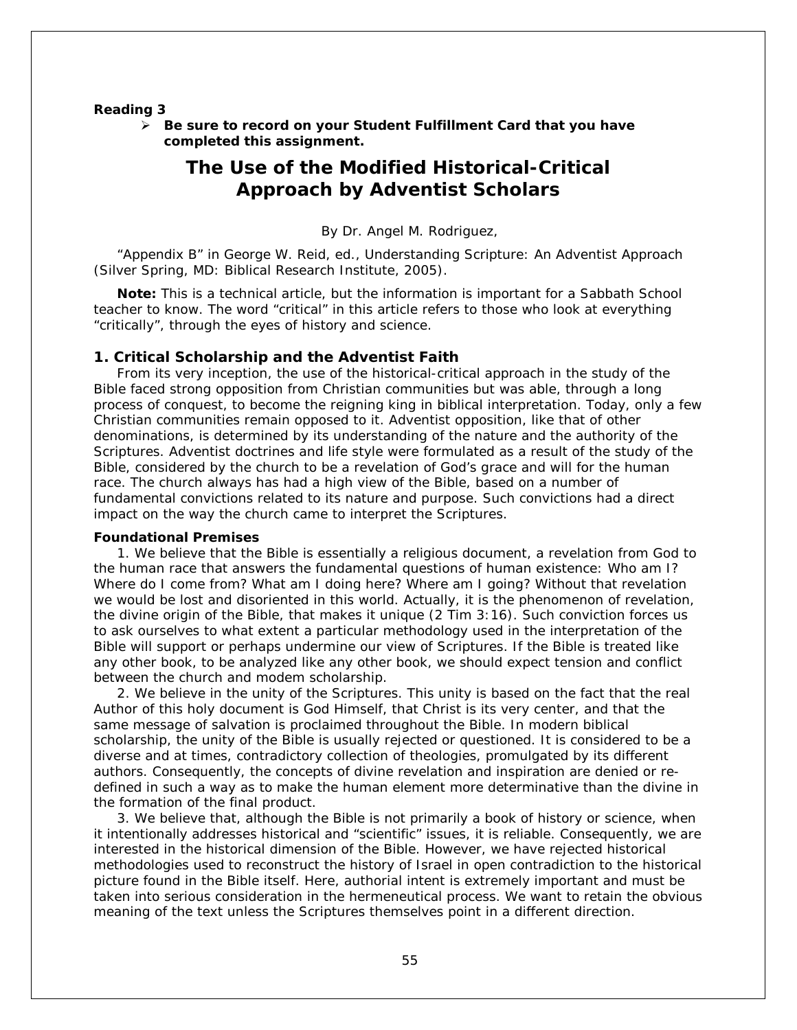**Reading 3**

- **Be sure to record on your Student Fulfillment Card that you have completed this assignment.**

# The Use of the Modified Historical-Critical Approach by Adventist Scholars

By Dr. Angel M. Rodriguez,

"Appendix B" in George W. Reid, ed., Understanding Scripture: An Adventist Approach (Silver Spring, MD: Biblical Research Institute, 2005).

**Note:** This is a technical article, but the information is important for a Sabbath School teacher to know. The word "critical" in this article refers to those who look at everything "critically", through the eyes of history and science.

## 1. Critical Scholarship and the Adventist Faith

From its very inception, the use of the historical-critical approach in the study of the Bible faced strong opposition from Christian communities but was able, through a long process of conquest, to become the reigning king in biblical interpretation. Today, only a few Christian communities remain opposed to it. Adventist opposition, like that of other denominations, is determined by its understanding of the nature and the authority of the Scriptures. Adventist doctrines and life style were formulated as a result of the study of the Bible, considered by the church to be a revelation of God's grace and will for the human race. The church always has had a high view of the Bible, based on a number of fundamental convictions related to its nature and purpose. Such convictions had a direct impact on the way the church came to interpret the Scriptures.

### Foundational Premises

1. We believe that the Bible is essentially a religious document, a revelation from God to the human race that answers the fundamental questions of human existence: Who am I? Where do I come from? What am I doing here? Where am I going? Without that revelation we would be lost and disoriented in this world. Actually, it is the phenomenon of revelation, the divine origin of the Bible, that makes it unique (2 Tim 3:16). Such conviction forces us to ask ourselves to what extent a particular methodology used in the interpretation of the Bible will support or perhaps undermine our view of Scriptures. If the Bible is treated like any other book, to be analyzed like any other book, we should expect tension and conflict between the church and modem scholarship.

2. We believe in the unity of the Scriptures. This unity is based on the fact that the real Author of this holy document is God Himself, that Christ is its very center, and that the same message of salvation is proclaimed throughout the Bible. In modern biblical scholarship, the unity of the Bible is usually rejected or questioned. It is considered to be a diverse and at times, contradictory collection of theologies, promulgated by its different authors. Consequently, the concepts of divine revelation and inspiration are denied or re-defined in such a way as to make the human element more determinative than the divine in the formation of the final product.

3. We believe that, although the Bible is not primarily a book of history or science, when it intentionally addresses historical and "scientific" issues, it is reliable. Consequently, we are interested in the historical dimension of the Bible. However, we have rejected historical methodologies used to reconstruct the history of Israel in open contradiction to the historical picture found in the Bible itself. Here, authorial intent is extremely important and must be taken into serious consideration in the hermeneutical process. We want to retain the obvious meaning of the text unless the Scriptures themselves point in a different direction.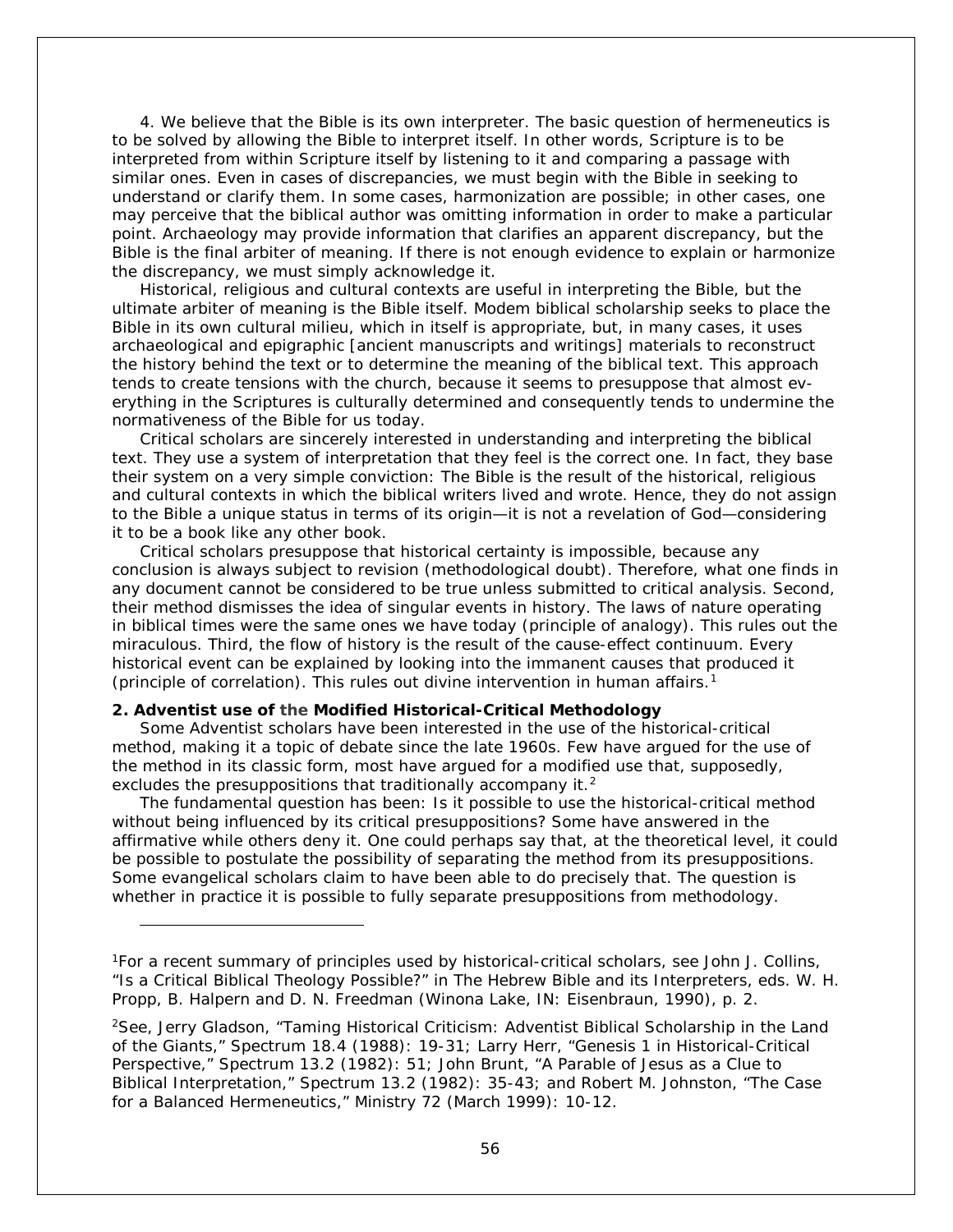4. We believe that the Bible is its own interpreter. The basic question of hermeneutics is to be solved by allowing the Bible to interpret itself. In other words, Scripture is to be interpreted from within Scripture itself by listening to it and comparing a passage with similar ones. Even in cases of discrepancies, we must begin with the Bible in seeking to understand or clarify them. In some cases, harmonization are possible; in other cases, one may perceive that the biblical author was omitting information in order to make a particular point. Archaeology may provide information that clarifies an apparent discrepancy, but the Bible is the final arbiter of meaning. If there is not enough evidence to explain or harmonize the discrepancy, we must simply acknowledge it.

Historical, religious and cultural contexts are useful in interpreting the Bible, but the ultimate arbiter of meaning is the Bible itself. Modem biblical scholarship seeks to place the Bible in its own cultural milieu, which in itself is appropriate, but, in many cases, it uses archaeological and epigraphic [ancient manuscripts and writings] materials to reconstruct the history behind the text or to determine the meaning of the biblical text. This approach tends to create tensions with the church, because it seems to presuppose that almost everything in the Scriptures is culturally determined and consequently tends to undermine the normativeness of the Bible for us today.

Critical scholars are sincerely interested in understanding and interpreting the biblical text. They use a system of interpretation that they feel is the correct one. In fact, they base their system on a very simple conviction: The Bible is the result of the historical, religious and cultural contexts in which the biblical writers lived and wrote. Hence, they do not assign to the Bible a unique status in terms of its origin—it is not a revelation of God—considering it to be a book like any other book.

Critical scholars presuppose that historical certainty is impossible, because any conclusion is always subject to revision (methodological doubt). Therefore, what one finds in any document cannot be considered to be true unless submitted to critical analysis. Second, their method dismisses the idea of singular events in history. The laws of nature operating in biblical times were the same ones we have today (principle of analogy). This rules out the miraculous. Third, the flow of history is the result of the cause-effect continuum. Every historical event can be explained by looking into the immanent causes that produced it (principle of correlation). This rules out divine intervention in human affairs.[1]

**2. Adventist use of the Modified Historical-Critical Methodology**

Some Adventist scholars have been interested in the use of the historical-critical method, making it a topic of debate since the late 1960s. Few have argued for the use of the method in its classic form, most have argued for a modified use that, supposedly, excludes the presuppositions that traditionally accompany it.[2]

The fundamental question has been: Is it possible to use the historical-critical method without being influenced by its critical presuppositions? Some have answered in the affirmative while others deny it. One could perhaps say that, at the theoretical level, it could be possible to postulate the possibility of separating the method from its presuppositions. Some evangelical scholars claim to have been able to do precisely that. The question is whether in practice it is possible to fully separate presuppositions from methodology.

---

[1]For a recent summary of principles used by historical-critical scholars, see John J. Collins, "Is a Critical Biblical Theology Possible?" in The Hebrew Bible and its Interpreters, eds. W. H. Propp, B. Halpern and D. N. Freedman (Winona Lake, IN: Eisenbraun, 1990), p. 2.

[2]See, Jerry Gladson, "Taming Historical Criticism: Adventist Biblical Scholarship in the Land of the Giants," Spectrum 18.4 (1988): 19-31; Larry Herr, "Genesis 1 in Historical-Critical Perspective," Spectrum 13.2 (1982): 51; John Brunt, "A Parable of Jesus as a Clue to Biblical Interpretation," Spectrum 13.2 (1982): 35-43; and Robert M. Johnston, "The Case for a Balanced Hermeneutics," Ministry 72 (March 1999): 10-12.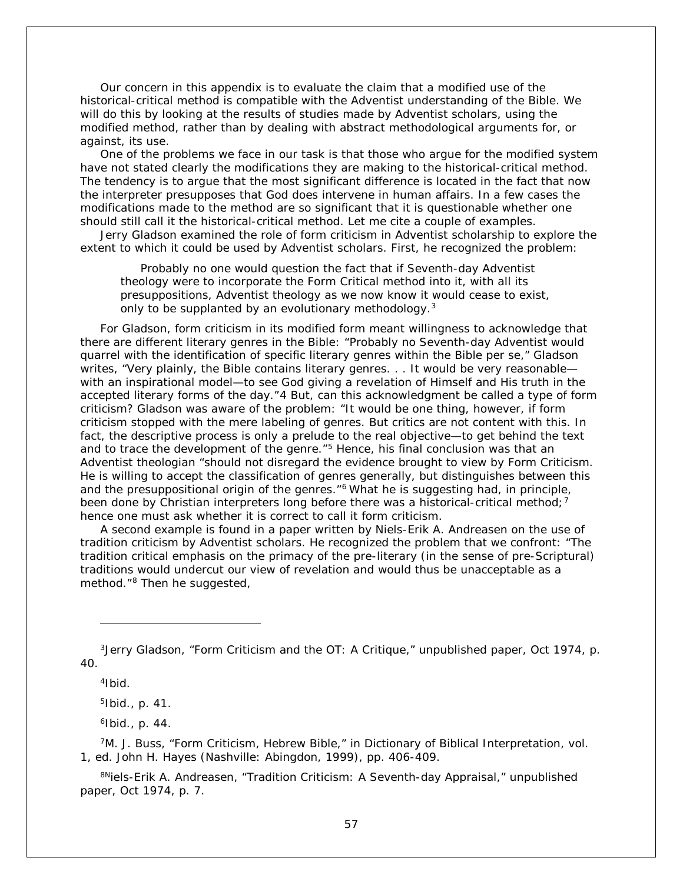Our concern in this appendix is to evaluate the claim that a modified use of the historical-critical method is compatible with the Adventist understanding of the Bible. We will do this by looking at the results of studies made by Adventist scholars, using the modified method, rather than by dealing with abstract methodological arguments for, or against, its use.

One of the problems we face in our task is that those who argue for the modified system have not stated clearly the modifications they are making to the historical-critical method. The tendency is to argue that the most significant difference is located in the fact that now the interpreter presupposes that God does intervene in human affairs. In a few cases the modifications made to the method are so significant that it is questionable whether one should still call it the historical-critical method. Let me cite a couple of examples.

Jerry Gladson examined the role of form criticism in Adventist scholarship to explore the extent to which it could be used by Adventist scholars. First, he recognized the problem:

> Probably no one would question the fact that if Seventh-day Adventist theology were to incorporate the Form Critical method into it, with all its presuppositions, Adventist theology as we now know it would cease to exist, only to be supplanted by an evolutionary methodology.[3]

For Gladson, form criticism in its modified form meant willingness to acknowledge that there are different literary genres in the Bible: "Probably no Seventh-day Adventist would quarrel with the identification of specific literary genres within the Bible per se," Gladson writes, "Very plainly, the Bible contains literary genres. . . It would be very reasonable—with an inspirational model—to see God giving a revelation of Himself and His truth in the accepted literary forms of the day."4 But, can this acknowledgment be called a type of form criticism? Gladson was aware of the problem: "It would be one thing, however, if form criticism stopped with the mere labeling of genres. But critics are not content with this. In fact, the descriptive process is only a prelude to the real objective—to get behind the text and to trace the development of the genre."[5] Hence, his final conclusion was that an Adventist theologian "should not disregard the evidence brought to view by Form Criticism. He is willing to accept the classification of genres generally, but distinguishes between this and the presuppositional origin of the genres."[6] What he is suggesting had, in principle, been done by Christian interpreters long before there was a historical-critical method;[7] hence one must ask whether it is correct to call it form criticism.

A second example is found in a paper written by Niels-Erik A. Andreasen on the use of tradition criticism by Adventist scholars. He recognized the problem that we confront: "The tradition critical emphasis on the primacy of the pre-literary (in the sense of pre-Scriptural) traditions would undercut our view of revelation and would thus be unacceptable as a method."[8] Then he suggested,

---

[3]Jerry Gladson, "Form Criticism and the OT: A Critique," unpublished paper, Oct 1974, p. 40.

[4]Ibid.

[5]Ibid., p. 41.

[6]Ibid., p. 44.

[7]M. J. Buss, "Form Criticism, Hebrew Bible," in Dictionary of Biblical Interpretation, vol. 1, ed. John H. Hayes (Nashville: Abingdon, 1999), pp. 406-409.

[8]Niels-Erik A. Andreasen, "Tradition Criticism: A Seventh-day Appraisal," unpublished paper, Oct 1974, p. 7.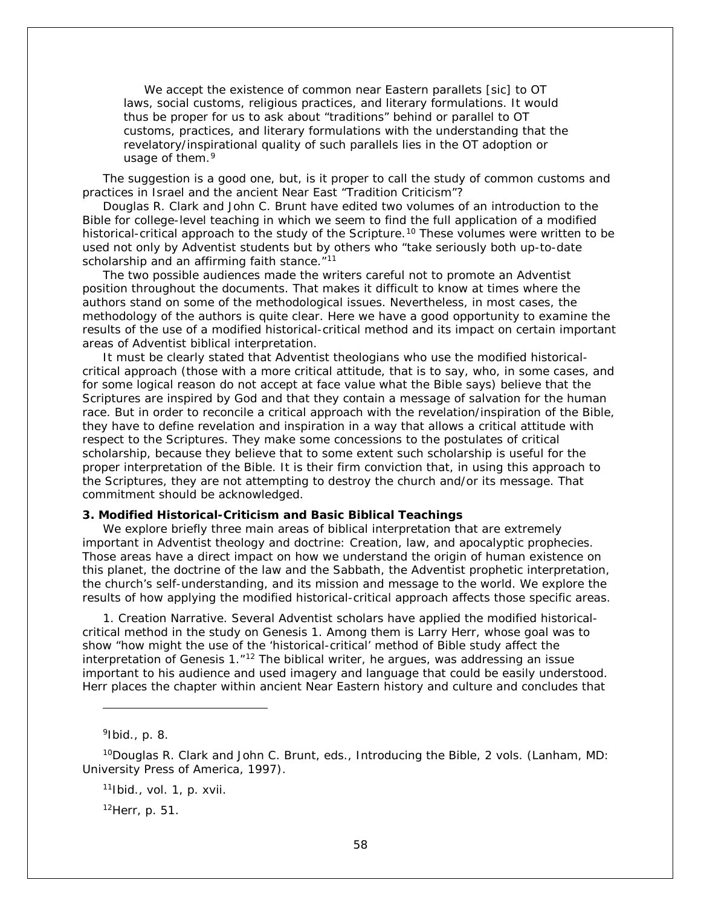> We accept the existence of common near Eastern parallels [sic] to OT laws, social customs, religious practices, and literary formulations. It would thus be proper for us to ask about "traditions" behind or parallel to OT customs, practices, and literary formulations with the understanding that the revelatory/inspirational quality of such parallels lies in the OT adoption or usage of them.[9]

The suggestion is a good one, but, is it proper to call the study of common customs and practices in Israel and the ancient Near East "Tradition Criticism"?

Douglas R. Clark and John C. Brunt have edited two volumes of an introduction to the Bible for college-level teaching in which we seem to find the full application of a modified historical-critical approach to the study of the Scripture.[10] These volumes were written to be used not only by Adventist students but by others who "take seriously both up-to-date scholarship and an affirming faith stance."[11]

The two possible audiences made the writers careful not to promote an Adventist position throughout the documents. That makes it difficult to know at times where the authors stand on some of the methodological issues. Nevertheless, in most cases, the methodology of the authors is quite clear. Here we have a good opportunity to examine the results of the use of a modified historical-critical method and its impact on certain important areas of Adventist biblical interpretation.

It must be clearly stated that Adventist theologians who use the modified historical-critical approach (those with a more critical attitude, that is to say, who, in some cases, and for some logical reason do not accept at face value what the Bible says) believe that the Scriptures are inspired by God and that they contain a message of salvation for the human race. But in order to reconcile a critical approach with the revelation/inspiration of the Bible, they have to define revelation and inspiration in a way that allows a critical attitude with respect to the Scriptures. They make some concessions to the postulates of critical scholarship, because they believe that to some extent such scholarship is useful for the proper interpretation of the Bible. It is their firm conviction that, in using this approach to the Scriptures, they are not attempting to destroy the church and/or its message. That commitment should be acknowledged.

**3. Modified Historical-Criticism and Basic Biblical Teachings**

We explore briefly three main areas of biblical interpretation that are extremely important in Adventist theology and doctrine: Creation, law, and apocalyptic prophecies. Those areas have a direct impact on how we understand the origin of human existence on this planet, the doctrine of the law and the Sabbath, the Adventist prophetic interpretation, the church's self-understanding, and its mission and message to the world. We explore the results of how applying the modified historical-critical approach affects those specific areas.

1. Creation Narrative. Several Adventist scholars have applied the modified historical-critical method in the study on Genesis 1. Among them is Larry Herr, whose goal was to show "how might the use of the 'historical-critical' method of Bible study affect the interpretation of Genesis 1."[12] The biblical writer, he argues, was addressing an issue important to his audience and used imagery and language that could be easily understood. Herr places the chapter within ancient Near Eastern history and culture and concludes that

---

[9]Ibid., p. 8.

[10]Douglas R. Clark and John C. Brunt, eds., Introducing the Bible, 2 vols. (Lanham, MD: University Press of America, 1997).

[11]Ibid., vol. 1, p. xvii.

[12]Herr, p. 51.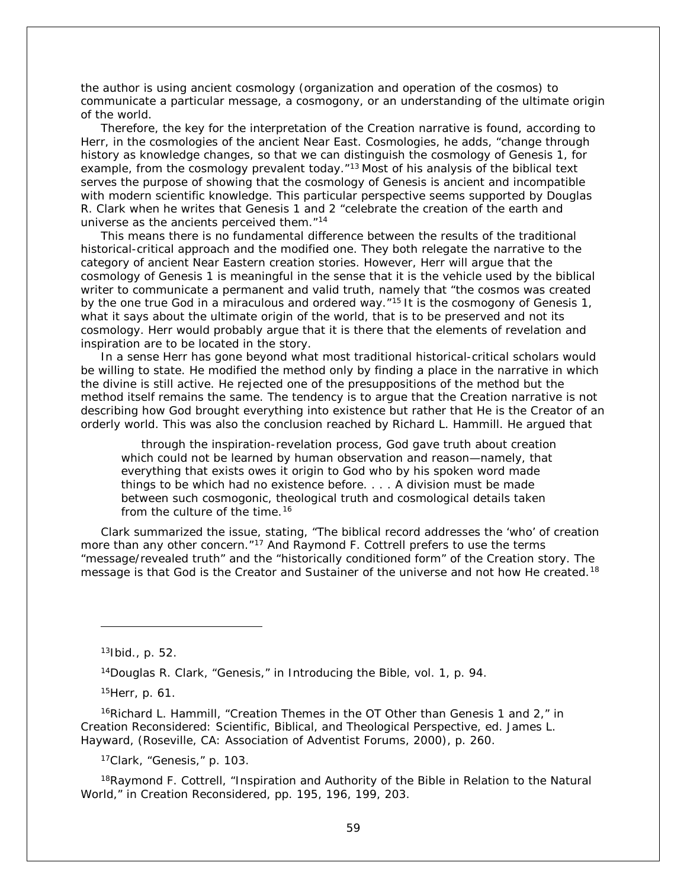the author is using ancient cosmology (organization and operation of the cosmos) to communicate a particular message, a cosmogony, or an understanding of the ultimate origin of the world.

Therefore, the key for the interpretation of the Creation narrative is found, according to Herr, in the cosmologies of the ancient Near East. Cosmologies, he adds, "change through history as knowledge changes, so that we can distinguish the cosmology of Genesis 1, for example, from the cosmology prevalent today."[13] Most of his analysis of the biblical text serves the purpose of showing that the cosmology of Genesis is ancient and incompatible with modern scientific knowledge. This particular perspective seems supported by Douglas R. Clark when he writes that Genesis 1 and 2 "celebrate the creation of the earth and universe as the ancients perceived them."[14]

This means there is no fundamental difference between the results of the traditional historical-critical approach and the modified one. They both relegate the narrative to the category of ancient Near Eastern creation stories. However, Herr will argue that the cosmology of Genesis 1 is meaningful in the sense that it is the vehicle used by the biblical writer to communicate a permanent and valid truth, namely that "the cosmos was created by the one true God in a miraculous and ordered way."[15] It is the cosmogony of Genesis 1, what it says about the ultimate origin of the world, that is to be preserved and not its cosmology. Herr would probably argue that it is there that the elements of revelation and inspiration are to be located in the story.

In a sense Herr has gone beyond what most traditional historical-critical scholars would be willing to state. He modified the method only by finding a place in the narrative in which the divine is still active. He rejected one of the presuppositions of the method but the method itself remains the same. The tendency is to argue that the Creation narrative is not describing how God brought everything into existence but rather that He is the Creator of an orderly world. This was also the conclusion reached by Richard L. Hammill. He argued that

> through the inspiration-revelation process, God gave truth about creation which could not be learned by human observation and reason—namely, that everything that exists owes it origin to God who by his spoken word made things to be which had no existence before. . . . A division must be made between such cosmogonic, theological truth and cosmological details taken from the culture of the time.[16]

Clark summarized the issue, stating, "The biblical record addresses the 'who' of creation more than any other concern."[17] And Raymond F. Cottrell prefers to use the terms "message/revealed truth" and the "historically conditioned form" of the Creation story. The message is that God is the Creator and Sustainer of the universe and not how He created.[18]

---

[13]Ibid., p. 52.

[14]Douglas R. Clark, "Genesis," in *Introducing the Bible*, vol. 1, p. 94.

[15]Herr, p. 61.

[16]Richard L. Hammill, "Creation Themes in the OT Other than Genesis 1 and 2," in *Creation Reconsidered: Scientific, Biblical, and Theological Perspective*, ed. James L. Hayward, (Roseville, CA: Association of Adventist Forums, 2000), p. 260.

[17]Clark, "Genesis," p. 103.

[18]Raymond F. Cottrell, "Inspiration and Authority of the Bible in Relation to the Natural World," in *Creation Reconsidered*, pp. 195, 196, 199, 203.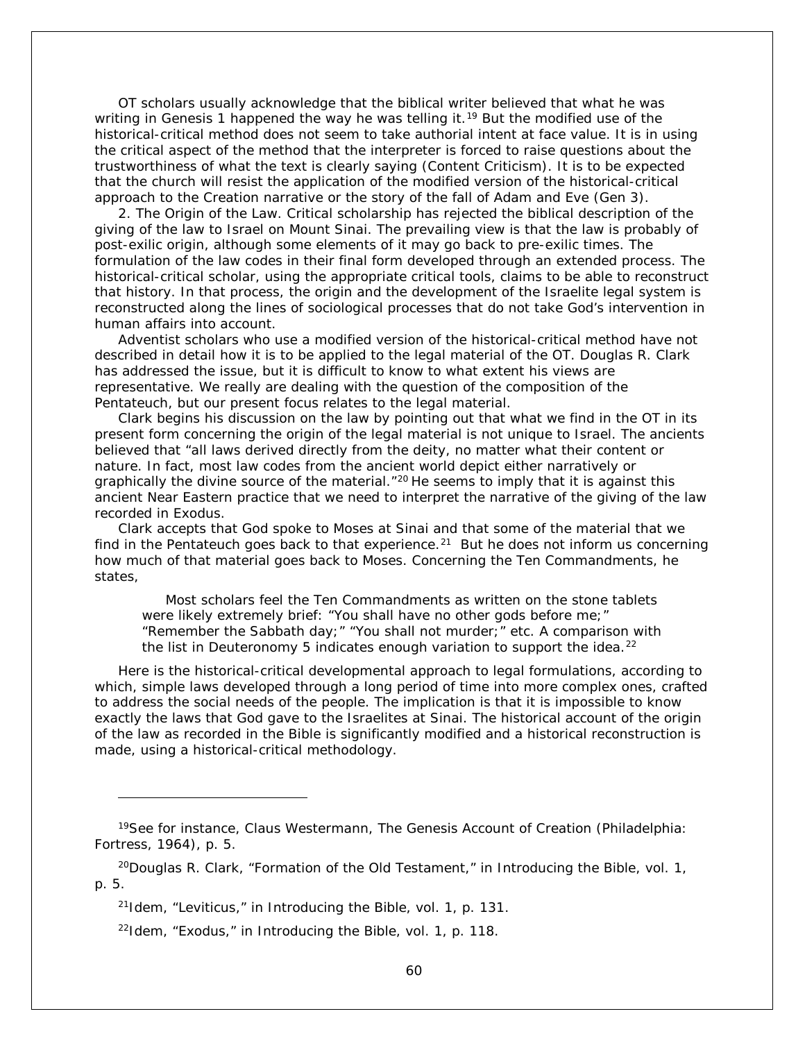OT scholars usually acknowledge that the biblical writer believed that what he was writing in Genesis 1 happened the way he was telling it.[19] But the modified use of the historical-critical method does not seem to take authorial intent at face value. It is in using the critical aspect of the method that the interpreter is forced to raise questions about the trustworthiness of what the text is clearly saying (Content Criticism). It is to be expected that the church will resist the application of the modified version of the historical-critical approach to the Creation narrative or the story of the fall of Adam and Eve (Gen 3).

2. The Origin of the Law. Critical scholarship has rejected the biblical description of the giving of the law to Israel on Mount Sinai. The prevailing view is that the law is probably of post-exilic origin, although some elements of it may go back to pre-exilic times. The formulation of the law codes in their final form developed through an extended process. The historical-critical scholar, using the appropriate critical tools, claims to be able to reconstruct that history. In that process, the origin and the development of the Israelite legal system is reconstructed along the lines of sociological processes that do not take God's intervention in human affairs into account.

Adventist scholars who use a modified version of the historical-critical method have not described in detail how it is to be applied to the legal material of the OT. Douglas R. Clark has addressed the issue, but it is difficult to know to what extent his views are representative. We really are dealing with the question of the composition of the Pentateuch, but our present focus relates to the legal material.

Clark begins his discussion on the law by pointing out that what we find in the OT in its present form concerning the origin of the legal material is not unique to Israel. The ancients believed that "all laws derived directly from the deity, no matter what their content or nature. In fact, most law codes from the ancient world depict either narratively or graphically the divine source of the material."[20] He seems to imply that it is against this ancient Near Eastern practice that we need to interpret the narrative of the giving of the law recorded in Exodus.

Clark accepts that God spoke to Moses at Sinai and that some of the material that we find in the Pentateuch goes back to that experience.[21] But he does not inform us concerning how much of that material goes back to Moses. Concerning the Ten Commandments, he states,

> Most scholars feel the Ten Commandments as written on the stone tablets were likely extremely brief: "You shall have no other gods before me;" "Remember the Sabbath day;" "You shall not murder;" etc. A comparison with the list in Deuteronomy 5 indicates enough variation to support the idea.[22]

Here is the historical-critical developmental approach to legal formulations, according to which, simple laws developed through a long period of time into more complex ones, crafted to address the social needs of the people. The implication is that it is impossible to know exactly the laws that God gave to the Israelites at Sinai. The historical account of the origin of the law as recorded in the Bible is significantly modified and a historical reconstruction is made, using a historical-critical methodology.

---

[19]See for instance, Claus Westermann, The Genesis Account of Creation (Philadelphia: Fortress, 1964), p. 5.

[20]Douglas R. Clark, "Formation of the Old Testament," in Introducing the Bible, vol. 1, p. 5.

[21]Idem, "Leviticus," in Introducing the Bible, vol. 1, p. 131.

[22]Idem, "Exodus," in Introducing the Bible, vol. 1, p. 118.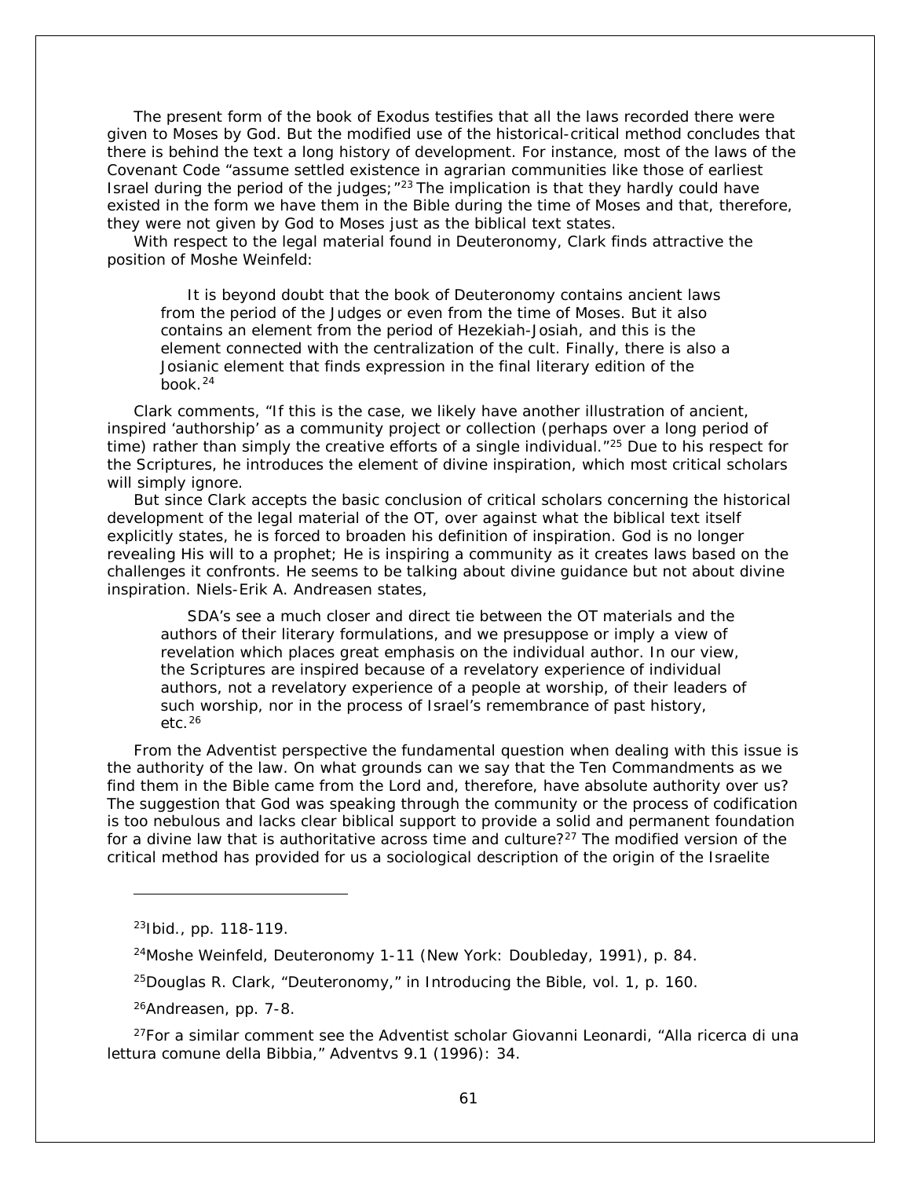The present form of the book of Exodus testifies that all the laws recorded there were given to Moses by God. But the modified use of the historical-critical method concludes that there is behind the text a long history of development. For instance, most of the laws of the Covenant Code "assume settled existence in agrarian communities like those of earliest Israel during the period of the judges;"[23] The implication is that they hardly could have existed in the form we have them in the Bible during the time of Moses and that, therefore, they were not given by God to Moses just as the biblical text states.

With respect to the legal material found in Deuteronomy, Clark finds attractive the position of Moshe Weinfeld:

> It is beyond doubt that the book of Deuteronomy contains ancient laws from the period of the Judges or even from the time of Moses. But it also contains an element from the period of Hezekiah-Josiah, and this is the element connected with the centralization of the cult. Finally, there is also a Josianic element that finds expression in the final literary edition of the book.[24]

Clark comments, "If this is the case, we likely have another illustration of ancient, inspired 'authorship' as a community project or collection (perhaps over a long period of time) rather than simply the creative efforts of a single individual."[25] Due to his respect for the Scriptures, he introduces the element of divine inspiration, which most critical scholars will simply ignore.

But since Clark accepts the basic conclusion of critical scholars concerning the historical development of the legal material of the OT, over against what the biblical text itself explicitly states, he is forced to broaden his definition of inspiration. God is no longer revealing His will to a prophet; He is inspiring a community as it creates laws based on the challenges it confronts. He seems to be talking about divine guidance but not about divine inspiration. Niels-Erik A. Andreasen states,

> SDA's see a much closer and direct tie between the OT materials and the authors of their literary formulations, and we presuppose or imply a view of revelation which places great emphasis on the individual author. In our view, the Scriptures are inspired because of a revelatory experience of individual authors, not a revelatory experience of a people at worship, of their leaders of such worship, nor in the process of Israel's remembrance of past history, etc.[26]

From the Adventist perspective the fundamental question when dealing with this issue is the authority of the law. On what grounds can we say that the Ten Commandments as we find them in the Bible came from the Lord and, therefore, have absolute authority over us? The suggestion that God was speaking through the community or the process of codification is too nebulous and lacks clear biblical support to provide a solid and permanent foundation for a divine law that is authoritative across time and culture?[27] The modified version of the critical method has provided for us a sociological description of the origin of the Israelite

---

[23] Ibid., pp. 118-119.

[24] Moshe Weinfeld, *Deuteronomy 1-11* (New York: Doubleday, 1991), p. 84.

[25] Douglas R. Clark, "Deuteronomy," in *Introducing the Bible*, vol. 1, p. 160.

[26] Andreasen, pp. 7-8.

[27] For a similar comment see the Adventist scholar Giovanni Leonardi, "Alla ricerca di una lettura comune della Bibbia," *Adventvs* 9.1 (1996): 34.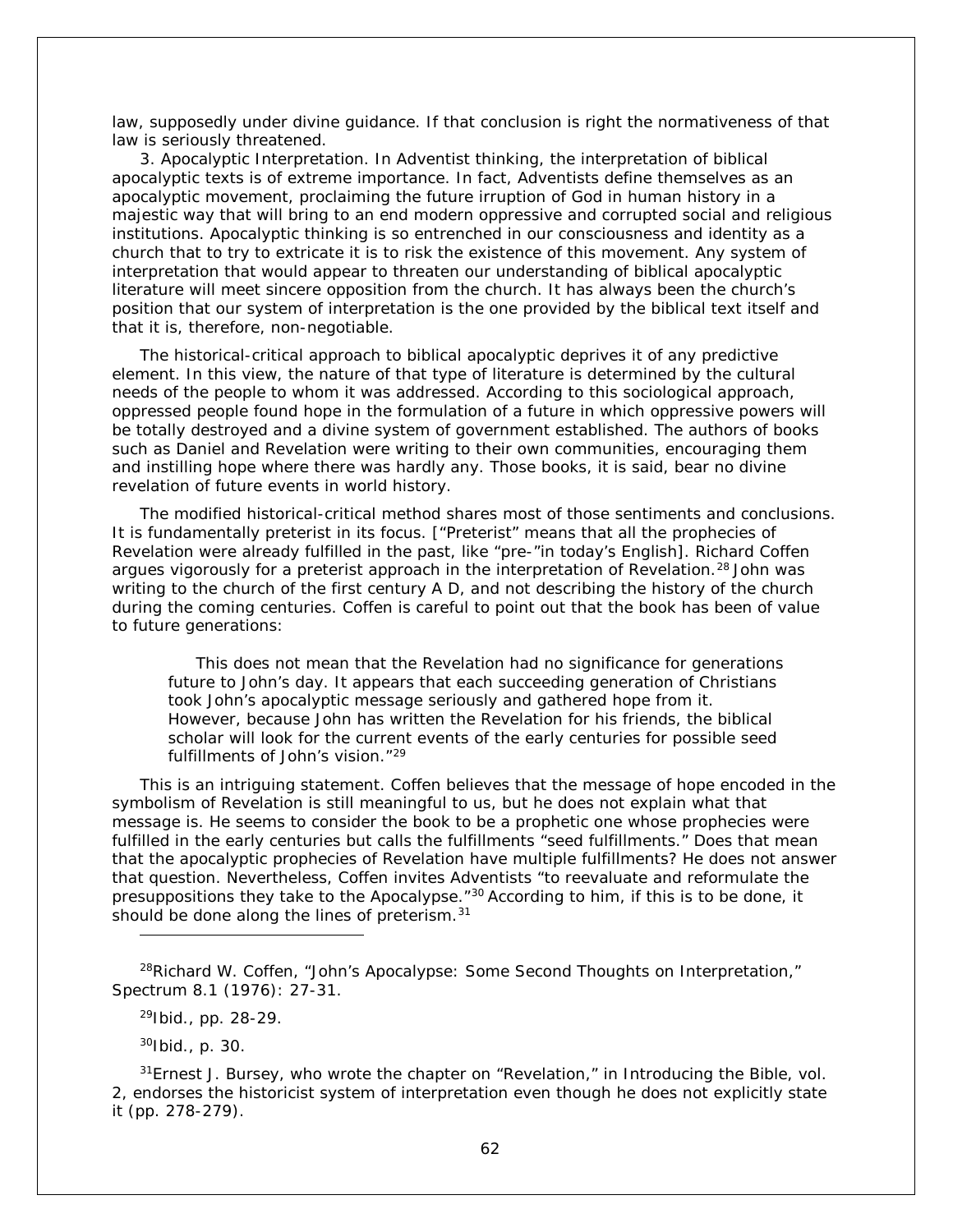law, supposedly under divine guidance. If that conclusion is right the normativeness of that law is seriously threatened.

3. Apocalyptic Interpretation. In Adventist thinking, the interpretation of biblical apocalyptic texts is of extreme importance. In fact, Adventists define themselves as an apocalyptic movement, proclaiming the future irruption of God in human history in a majestic way that will bring to an end modern oppressive and corrupted social and religious institutions. Apocalyptic thinking is so entrenched in our consciousness and identity as a church that to try to extricate it is to risk the existence of this movement. Any system of interpretation that would appear to threaten our understanding of biblical apocalyptic literature will meet sincere opposition from the church. It has always been the church's position that our system of interpretation is the one provided by the biblical text itself and that it is, therefore, non-negotiable.

The historical-critical approach to biblical apocalyptic deprives it of any predictive element. In this view, the nature of that type of literature is determined by the cultural needs of the people to whom it was addressed. According to this sociological approach, oppressed people found hope in the formulation of a future in which oppressive powers will be totally destroyed and a divine system of government established. The authors of books such as Daniel and Revelation were writing to their own communities, encouraging them and instilling hope where there was hardly any. Those books, it is said, bear no divine revelation of future events in world history.

The modified historical-critical method shares most of those sentiments and conclusions. It is fundamentally preterist in its focus. ["Preterist" means that all the prophecies of Revelation were already fulfilled in the past, like "pre-"in today's English]. Richard Coffen argues vigorously for a preterist approach in the interpretation of Revelation.[28] John was writing to the church of the first century A D, and not describing the history of the church during the coming centuries. Coffen is careful to point out that the book has been of value to future generations:

> This does not mean that the Revelation had no significance for generations future to John's day. It appears that each succeeding generation of Christians took John's apocalyptic message seriously and gathered hope from it. However, because John has written the Revelation for his friends, the biblical scholar will look for the current events of the early centuries for possible seed fulfillments of John's vision."[29]

This is an intriguing statement. Coffen believes that the message of hope encoded in the symbolism of Revelation is still meaningful to us, but he does not explain what that message is. He seems to consider the book to be a prophetic one whose prophecies were fulfilled in the early centuries but calls the fulfillments "seed fulfillments." Does that mean that the apocalyptic prophecies of Revelation have multiple fulfillments? He does not answer that question. Nevertheless, Coffen invites Adventists "to reevaluate and reformulate the presuppositions they take to the Apocalypse."[30] According to him, if this is to be done, it should be done along the lines of preterism.[31]

---

[28]Richard W. Coffen, "John's Apocalypse: Some Second Thoughts on Interpretation," *Spectrum* 8.1 (1976): 27-31.

[29]Ibid., pp. 28-29.

[30]Ibid., p. 30.

[31]Ernest J. Bursey, who wrote the chapter on "Revelation," in *Introducing the Bible*, vol. 2, endorses the historicist system of interpretation even though he does not explicitly state it (pp. 278-279).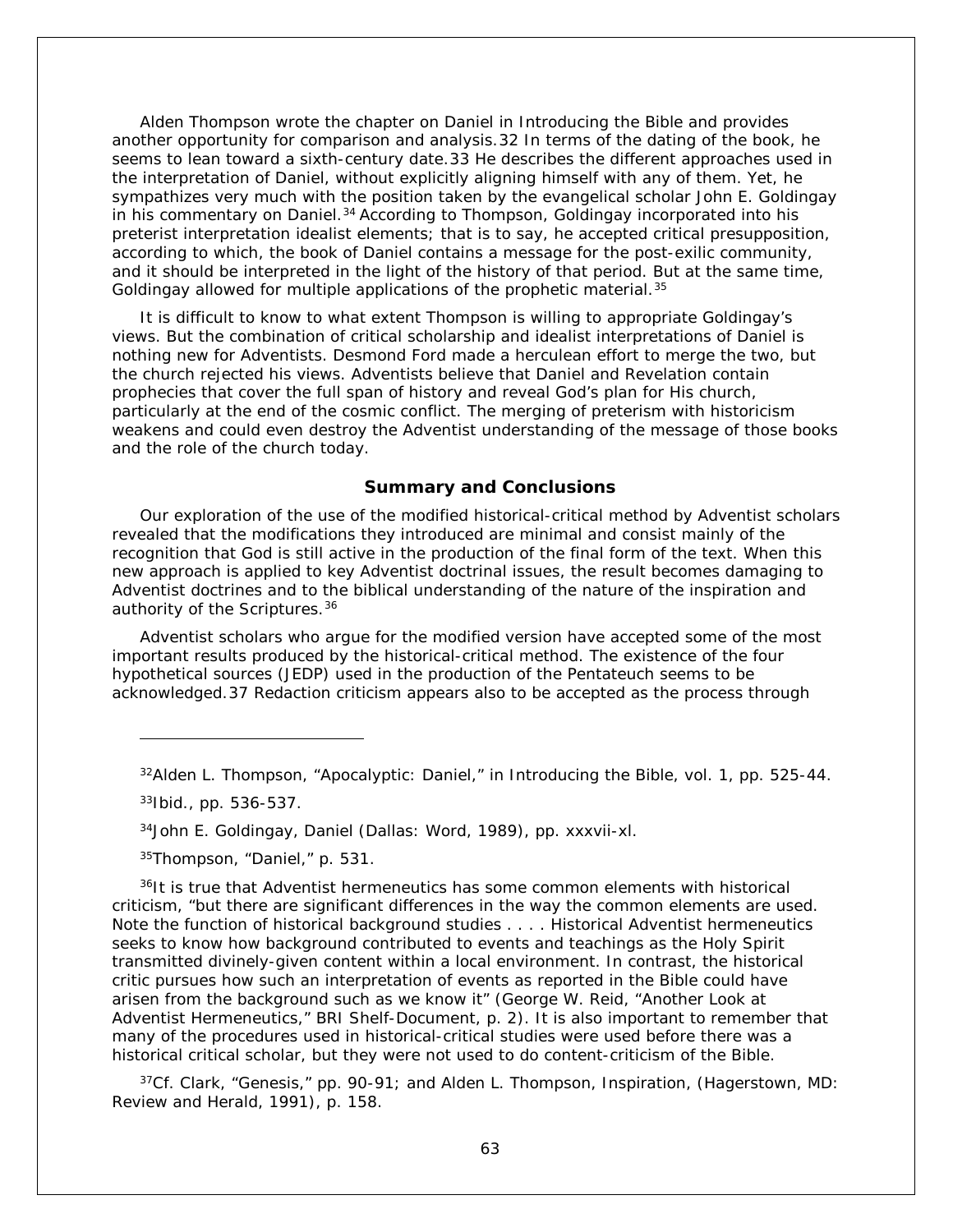Alden Thompson wrote the chapter on Daniel in *Introducing the Bible* and provides another opportunity for comparison and analysis.[32] In terms of the dating of the book, he seems to lean toward a sixth-century date.[33] He describes the different approaches used in the interpretation of Daniel, without explicitly aligning himself with any of them. Yet, he sympathizes very much with the position taken by the evangelical scholar John E. Goldingay in his commentary on Daniel.[34] According to Thompson, Goldingay incorporated into his preterist interpretation idealist elements; that is to say, he accepted critical presupposition, according to which, the book of Daniel contains a message for the post-exilic community, and it should be interpreted in the light of the history of that period. But at the same time, Goldingay allowed for multiple applications of the prophetic material.[35]

It is difficult to know to what extent Thompson is willing to appropriate Goldingay's views. But the combination of critical scholarship and idealist interpretations of Daniel is nothing new for Adventists. Desmond Ford made a herculean effort to merge the two, but the church rejected his views. Adventists believe that Daniel and Revelation contain prophecies that cover the full span of history and reveal God's plan for His church, particularly at the end of the cosmic conflict. The merging of preterism with historicism weakens and could even destroy the Adventist understanding of the message of those books and the role of the church today.

## Summary and Conclusions

Our exploration of the use of the modified historical-critical method by Adventist scholars revealed that the modifications they introduced are minimal and consist mainly of the recognition that God is still active in the production of the final form of the text. When this new approach is applied to key Adventist doctrinal issues, the result becomes damaging to Adventist doctrines and to the biblical understanding of the nature of the inspiration and authority of the Scriptures.[36]

Adventist scholars who argue for the modified version have accepted some of the most important results produced by the historical-critical method. The existence of the four hypothetical sources (JEDP) used in the production of the Pentateuch seems to be acknowledged.[37] Redaction criticism appears also to be accepted as the process through

---

[32] Alden L. Thompson, "Apocalyptic: Daniel," in *Introducing the Bible*, vol. 1, pp. 525-44.

[33] Ibid., pp. 536-537.

[34] John E. Goldingay, *Daniel* (Dallas: Word, 1989), pp. xxxvii-xl.

[35] Thompson, "Daniel," p. 531.

[36] It is true that Adventist hermeneutics has some common elements with historical criticism, "but there are significant differences in the way the common elements are used. Note the function of historical background studies . . . . Historical Adventist hermeneutics seeks to know how background contributed to events and teachings as the Holy Spirit transmitted divinely-given content within a local environment. In contrast, the historical critic pursues how such an interpretation of events as reported in the Bible could have arisen from the background such as we know it" (George W. Reid, "Another Look at Adventist Hermeneutics," BRI Shelf-Document, p. 2). It is also important to remember that many of the procedures used in historical-critical studies were used before there was a historical critical scholar, but they were not used to do content-criticism of the Bible.

[37] Cf. Clark, "Genesis," pp. 90-91; and Alden L. Thompson, *Inspiration*, (Hagerstown, MD: Review and Herald, 1991), p. 158.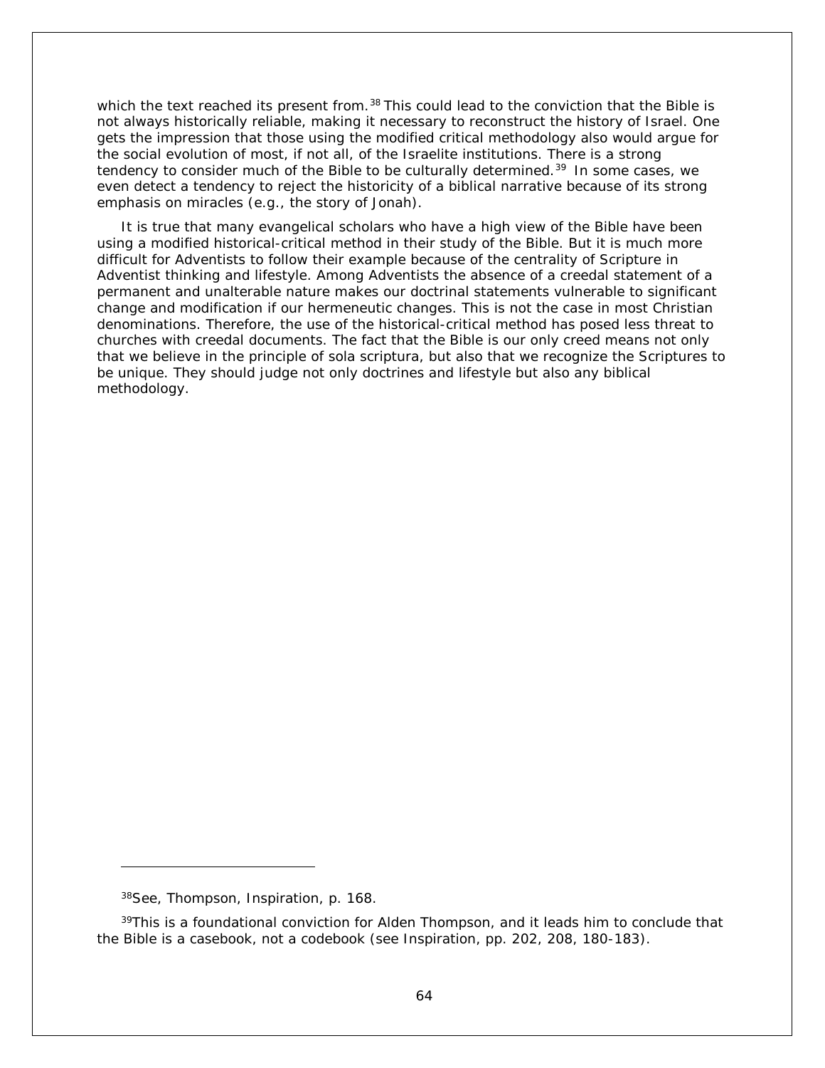which the text reached its present from.[38] This could lead to the conviction that the Bible is not always historically reliable, making it necessary to reconstruct the history of Israel. One gets the impression that those using the modified critical methodology also would argue for the social evolution of most, if not all, of the Israelite institutions. There is a strong tendency to consider much of the Bible to be culturally determined.[39] In some cases, we even detect a tendency to reject the historicity of a biblical narrative because of its strong emphasis on miracles (e.g., the story of Jonah).

It is true that many evangelical scholars who have a high view of the Bible have been using a modified historical-critical method in their study of the Bible. But it is much more difficult for Adventists to follow their example because of the centrality of Scripture in Adventist thinking and lifestyle. Among Adventists the absence of a creedal statement of a permanent and unalterable nature makes our doctrinal statements vulnerable to significant change and modification if our hermeneutic changes. This is not the case in most Christian denominations. Therefore, the use of the historical-critical method has posed less threat to churches with creedal documents. The fact that the Bible is our only creed means not only that we believe in the principle of sola scriptura, but also that we recognize the Scriptures to be unique. They should judge not only doctrines and lifestyle but also any biblical methodology.

---

[38]See, Thompson, *Inspiration*, p. 168.

[39]This is a foundational conviction for Alden Thompson, and it leads him to conclude that the Bible is a casebook, not a codebook (see *Inspiration*, pp. 202, 208, 180-183).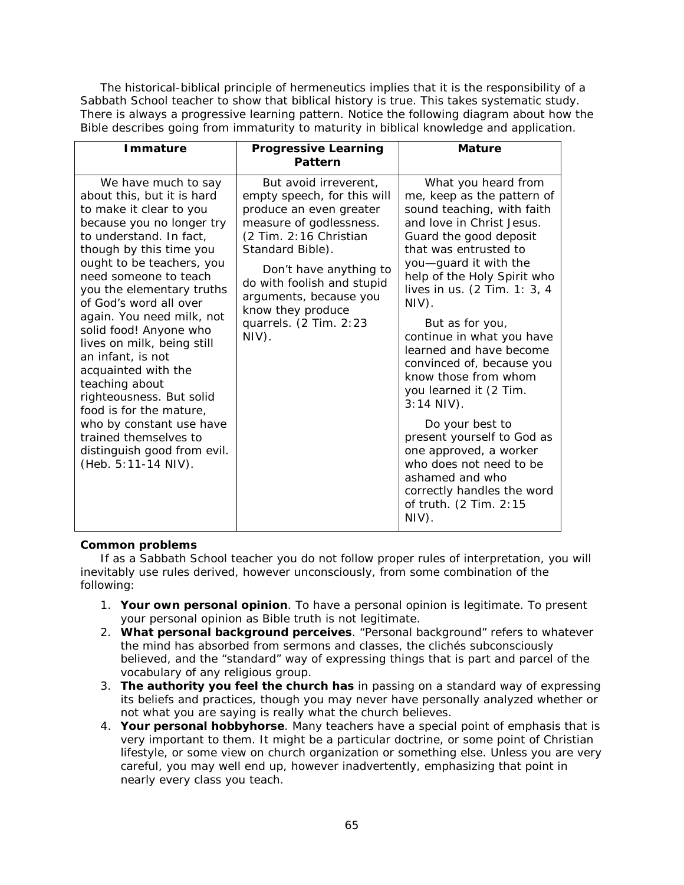The historical-biblical principle of hermeneutics implies that it is the responsibility of a Sabbath School teacher to show that biblical history is true. This takes systematic study. There is always a progressive learning pattern. Notice the following diagram about how the Bible describes going from immaturity to maturity in biblical knowledge and application.

| Immature | Progressive Learning Pattern | Mature |
| --- | --- | --- |
| We have much to say about this, but it is hard to make it clear to you because you no longer try to understand. In fact, though by this time you ought to be teachers, you need someone to teach you the elementary truths of God's word all over again. You need milk, not solid food! Anyone who lives on milk, being still an infant, is not acquainted with the teaching about righteousness. But solid food is for the mature, who by constant use have trained themselves to distinguish good from evil. (Heb. 5:11-14 NIV). | But avoid irreverent, empty speech, for this will produce an even greater measure of godlessness. (2 Tim. 2:16 Christian Standard Bible).<br><br>Don't have anything to do with foolish and stupid arguments, because you know they produce quarrels. (2 Tim. 2:23 NIV). | What you heard from me, keep as the pattern of sound teaching, with faith and love in Christ Jesus. Guard the good deposit that was entrusted to you—guard it with the help of the Holy Spirit who lives in us. (2 Tim. 1: 3, 4 NIV).<br><br>But as for you, continue in what you have learned and have become convinced of, because you know those from whom you learned it (2 Tim. 3:14 NIV).<br><br>Do your best to present yourself to God as one approved, a worker who does not need to be ashamed and who correctly handles the word of truth. (2 Tim. 2:15 NIV). |

**Common problems**

If as a Sabbath School teacher you do not follow proper rules of interpretation, you will inevitably use rules derived, however unconsciously, from some combination of the following:

1. **Your own personal opinion**. To have a personal opinion is legitimate. To present your personal opinion as Bible truth is not legitimate.
2. **What personal background perceives**. "Personal background" refers to whatever the mind has absorbed from sermons and classes, the clichés subconsciously believed, and the "standard" way of expressing things that is part and parcel of the vocabulary of any religious group.
3. **The authority you feel the church has** in passing on a standard way of expressing its beliefs and practices, though you may never have personally analyzed whether or not what you are saying is really what the church believes.
4. **Your personal hobbyhorse**. Many teachers have a special point of emphasis that is very important to them. It might be a particular doctrine, or some point of Christian lifestyle, or some view on church organization or something else. Unless you are very careful, you may well end up, however inadvertently, emphasizing that point in nearly every class you teach.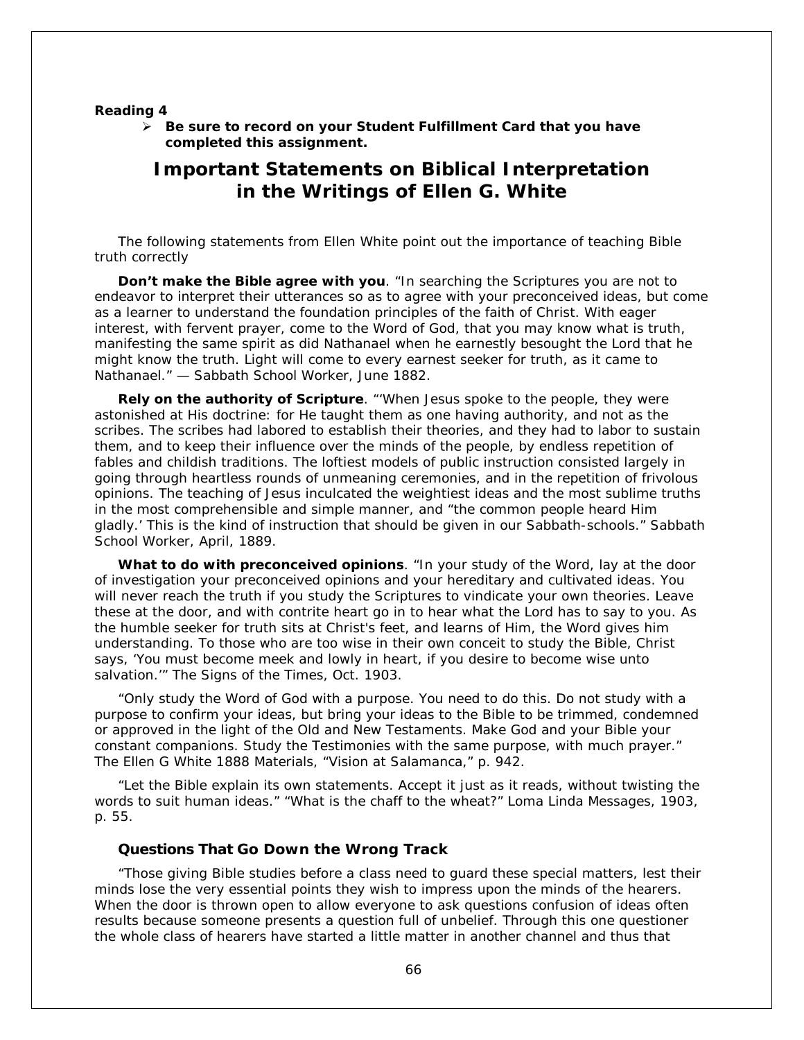**Reading 4**

- **Be sure to record on your Student Fulfillment Card that you have completed this assignment.**

# Important Statements on Biblical Interpretation in the Writings of Ellen G. White

The following statements from Ellen White point out the importance of teaching Bible truth correctly

**Don't make the Bible agree with you**. "In searching the Scriptures you are not to endeavor to interpret their utterances so as to agree with your preconceived ideas, but come as a learner to understand the foundation principles of the faith of Christ. With eager interest, with fervent prayer, come to the Word of God, that you may know what is truth, manifesting the same spirit as did Nathanael when he earnestly besought the Lord that he might know the truth. Light will come to every earnest seeker for truth, as it came to Nathanael." — Sabbath School Worker, June 1882.

**Rely on the authority of Scripture**. "'When Jesus spoke to the people, they were astonished at His doctrine: for He taught them as one having authority, and not as the scribes. The scribes had labored to establish their theories, and they had to labor to sustain them, and to keep their influence over the minds of the people, by endless repetition of fables and childish traditions. The loftiest models of public instruction consisted largely in going through heartless rounds of unmeaning ceremonies, and in the repetition of frivolous opinions. The teaching of Jesus inculcated the weightiest ideas and the most sublime truths in the most comprehensible and simple manner, and "the common people heard Him gladly.' This is the kind of instruction that should be given in our Sabbath-schools." Sabbath School Worker, April, 1889.

**What to do with preconceived opinions**. "In your study of the Word, lay at the door of investigation your preconceived opinions and your hereditary and cultivated ideas. You will never reach the truth if you study the Scriptures to vindicate your own theories. Leave these at the door, and with contrite heart go in to hear what the Lord has to say to you. As the humble seeker for truth sits at Christ's feet, and learns of Him, the Word gives him understanding. To those who are too wise in their own conceit to study the Bible, Christ says, 'You must become meek and lowly in heart, if you desire to become wise unto salvation.'" The Signs of the Times, Oct. 1903.

"Only study the Word of God with a purpose. You need to do this. Do not study with a purpose to confirm your ideas, but bring your ideas to the Bible to be trimmed, condemned or approved in the light of the Old and New Testaments. Make God and your Bible your constant companions. Study the Testimonies with the same purpose, with much prayer." The Ellen G White 1888 Materials, "Vision at Salamanca," p. 942.

"Let the Bible explain its own statements. Accept it just as it reads, without twisting the words to suit human ideas." "What is the chaff to the wheat?" Loma Linda Messages, 1903, p. 55.

### Questions That Go Down the Wrong Track

"Those giving Bible studies before a class need to guard these special matters, lest their minds lose the very essential points they wish to impress upon the minds of the hearers. When the door is thrown open to allow everyone to ask questions confusion of ideas often results because someone presents a question full of unbelief. Through this one questioner the whole class of hearers have started a little matter in another channel and thus that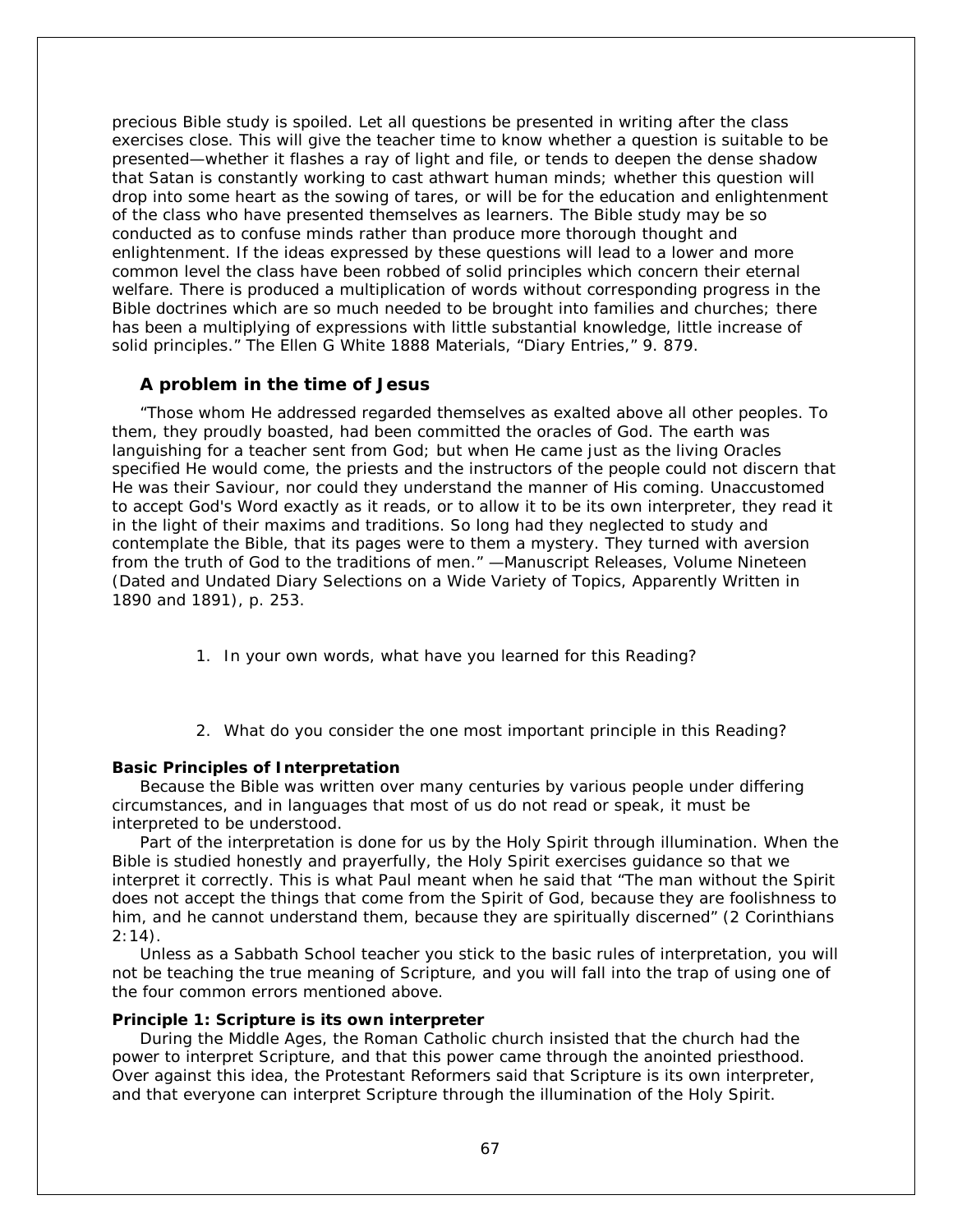precious Bible study is spoiled. Let all questions be presented in writing after the class exercises close. This will give the teacher time to know whether a question is suitable to be presented—whether it flashes a ray of light and file, or tends to deepen the dense shadow that Satan is constantly working to cast athwart human minds; whether this question will drop into some heart as the sowing of tares, or will be for the education and enlightenment of the class who have presented themselves as learners. The Bible study may be so conducted as to confuse minds rather than produce more thorough thought and enlightenment. If the ideas expressed by these questions will lead to a lower and more common level the class have been robbed of solid principles which concern their eternal welfare. There is produced a multiplication of words without corresponding progress in the Bible doctrines which are so much needed to be brought into families and churches; there has been a multiplying of expressions with little substantial knowledge, little increase of solid principles." The Ellen G White 1888 Materials, "Diary Entries," 9. 879.

### A problem in the time of Jesus

"Those whom He addressed regarded themselves as exalted above all other peoples. To them, they proudly boasted, had been committed the oracles of God. The earth was languishing for a teacher sent from God; but when He came just as the living Oracles specified He would come, the priests and the instructors of the people could not discern that He was their Saviour, nor could they understand the manner of His coming. Unaccustomed to accept God's Word exactly as it reads, or to allow it to be its own interpreter, they read it in the light of their maxims and traditions. So long had they neglected to study and contemplate the Bible, that its pages were to them a mystery. They turned with aversion from the truth of God to the traditions of men." —Manuscript Releases, Volume Nineteen (Dated and Undated Diary Selections on a Wide Variety of Topics, Apparently Written in 1890 and 1891), p. 253.

1. In your own words, what have you learned for this Reading?

2. What do you consider the one most important principle in this Reading?

**Basic Principles of Interpretation**

Because the Bible was written over many centuries by various people under differing circumstances, and in languages that most of us do not read or speak, it must be interpreted to be understood.

Part of the interpretation is done for us by the Holy Spirit through illumination. When the Bible is studied honestly and prayerfully, the Holy Spirit exercises guidance so that we interpret it correctly. This is what Paul meant when he said that "The man without the Spirit does not accept the things that come from the Spirit of God, because they are foolishness to him, and he cannot understand them, because they are spiritually discerned" (2 Corinthians 2:14).

Unless as a Sabbath School teacher you stick to the basic rules of interpretation, you will not be teaching the true meaning of Scripture, and you will fall into the trap of using one of the four common errors mentioned above.

**Principle 1: Scripture is its own interpreter**

During the Middle Ages, the Roman Catholic church insisted that the church had the power to interpret Scripture, and that this power came through the anointed priesthood. Over against this idea, the Protestant Reformers said that Scripture is its own interpreter, and that everyone can interpret Scripture through the illumination of the Holy Spirit.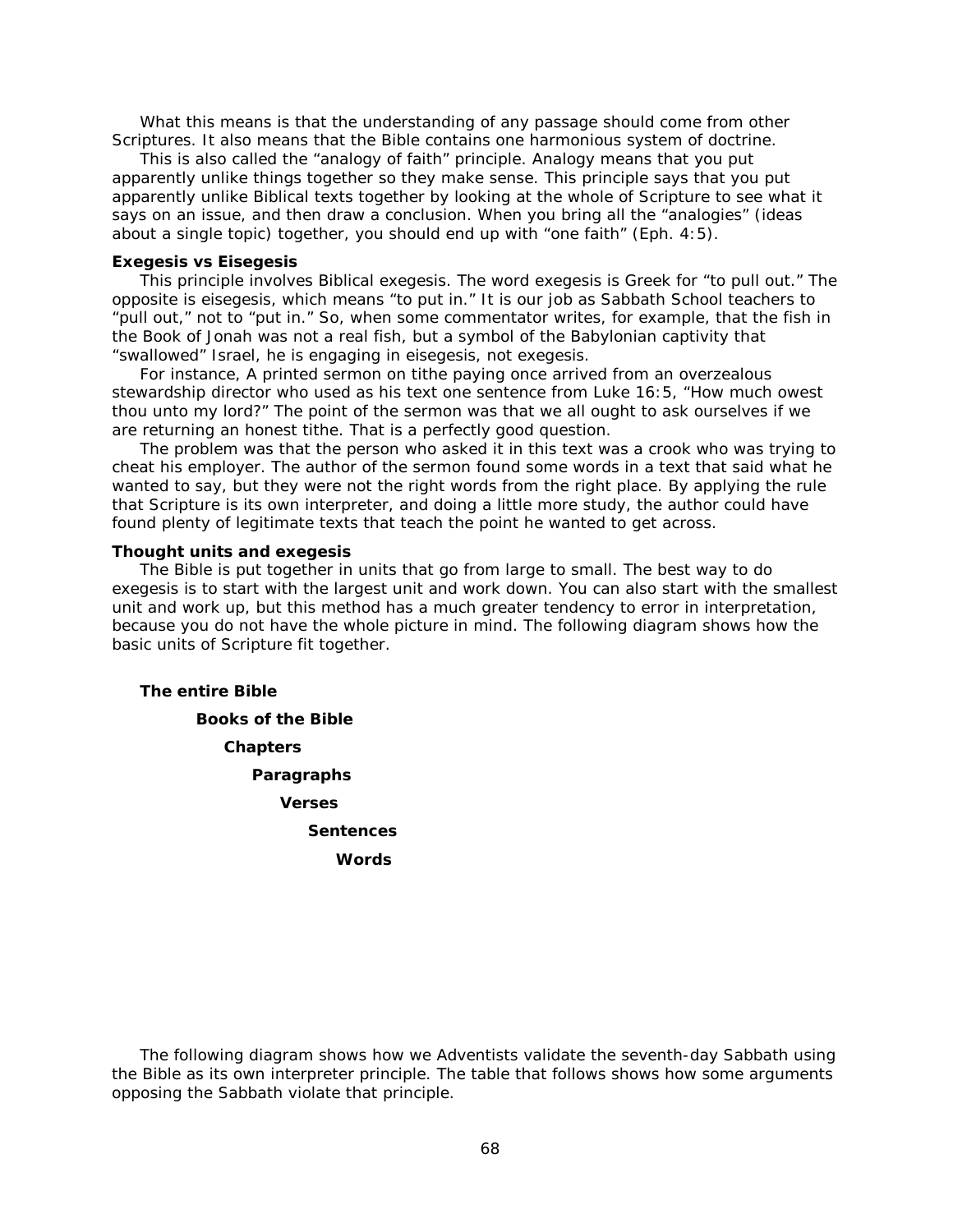What this means is that the understanding of any passage should come from other Scriptures. It also means that the Bible contains one harmonious system of doctrine.

This is also called the "analogy of faith" principle. Analogy means that you put apparently unlike things together so they make sense. This principle says that you put apparently unlike Biblical texts together by looking at the whole of Scripture to see what it says on an issue, and then draw a conclusion. When you bring all the "analogies" (ideas about a single topic) together, you should end up with "one faith" (Eph. 4:5).

**Exegesis vs Eisegesis**

This principle involves Biblical exegesis. The word exegesis is Greek for "to pull out." The opposite is eisegesis, which means "to put in." It is our job as Sabbath School teachers to "pull out," not to "put in." So, when some commentator writes, for example, that the fish in the Book of Jonah was not a real fish, but a symbol of the Babylonian captivity that "swallowed" Israel, he is engaging in eisegesis, not exegesis.

For instance, A printed sermon on tithe paying once arrived from an overzealous stewardship director who used as his text one sentence from Luke 16:5, "How much owest thou unto my lord?" The point of the sermon was that we all ought to ask ourselves if we are returning an honest tithe. That is a perfectly good question.

The problem was that the person who asked it in this text was a crook who was trying to cheat his employer. The author of the sermon found some words in a text that said what he wanted to say, but they were not the right words from the right place. By applying the rule that Scripture is its own interpreter, and doing a little more study, the author could have found plenty of legitimate texts that teach the point he wanted to get across.

**Thought units and exegesis**

The Bible is put together in units that go from large to small. The best way to do exegesis is to start with the largest unit and work down. You can also start with the smallest unit and work up, but this method has a much greater tendency to error in interpretation, because you do not have the whole picture in mind. The following diagram shows how the basic units of Scripture fit together.

- **The entire Bible**
  - **Books of the Bible**
    - **Chapters**
      - **Paragraphs**
        - **Verses**
          - **Sentences**
            - **Words**

The following diagram shows how we Adventists validate the seventh-day Sabbath using the Bible as its own interpreter principle. The table that follows shows how some arguments opposing the Sabbath violate that principle.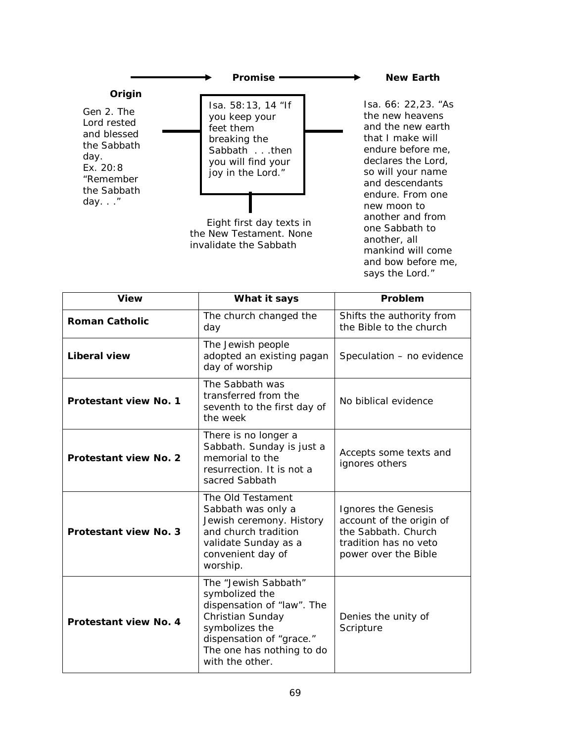**Origin** → **Promise** → **New Earth**

**Origin**

Gen 2. The Lord rested and blessed the Sabbath day.
Ex. 20:8 "Remember the Sabbath day. . ."

**Promise**

Isa. 58:13, 14 "If you keep your feet them breaking the Sabbath . . .then you will find your joy in the Lord."

Eight first day texts in the New Testament. None invalidate the Sabbath

**New Earth**

Isa. 66: 22,23. "As the new heavens and the new earth that I make will endure before me, declares the Lord, so will your name and descendants endure. From one new moon to another and from one Sabbath to another, all mankind will come and bow before me, says the Lord."

| View | What it says | Problem |
|---|---|---|
| **Roman Catholic** | The church changed the day | Shifts the authority from the Bible to the church |
| **Liberal view** | The Jewish people adopted an existing pagan day of worship | Speculation – no evidence |
| **Protestant view No. 1** | The Sabbath was transferred from the seventh to the first day of the week | No biblical evidence |
| **Protestant view No. 2** | There is no longer a Sabbath. Sunday is just a memorial to the resurrection. It is not a sacred Sabbath | Accepts some texts and ignores others |
| **Protestant view No. 3** | The Old Testament Sabbath was only a Jewish ceremony. History and church tradition validate Sunday as a convenient day of worship. | Ignores the Genesis account of the origin of the Sabbath. Church tradition has no veto power over the Bible |
| **Protestant view No. 4** | The "Jewish Sabbath" symbolized the dispensation of "law". The Christian Sunday symbolizes the dispensation of "grace." The one has nothing to do with the other. | Denies the unity of Scripture |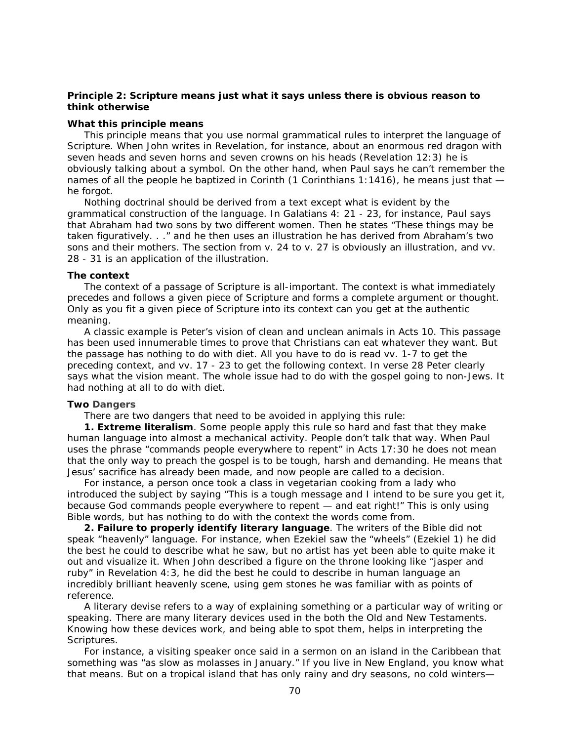**Principle 2: Scripture means just what it says unless there is obvious reason to think otherwise**

**What this principle means**

This principle means that you use normal grammatical rules to interpret the language of Scripture. When John writes in Revelation, for instance, about an enormous red dragon with seven heads and seven horns and seven crowns on his heads (Revelation 12:3) he is obviously talking about a symbol. On the other hand, when Paul says he can't remember the names of all the people he baptized in Corinth (1 Corinthians 1:1416), he means just that — he forgot.

Nothing doctrinal should be derived from a text except what is evident by the grammatical construction of the language. In Galatians 4: 21 - 23, for instance, Paul says that Abraham had two sons by two different women. Then he states "These things may be taken figuratively. . ." and he then uses an illustration he has derived from Abraham's two sons and their mothers. The section from v. 24 to v. 27 is obviously an illustration, and vv. 28 - 31 is an application of the illustration.

**The context**

The context of a passage of Scripture is all-important. The context is what immediately precedes and follows a given piece of Scripture and forms a complete argument or thought. Only as you fit a given piece of Scripture into its context can you get at the authentic meaning.

A classic example is Peter's vision of clean and unclean animals in Acts 10. This passage has been used innumerable times to prove that Christians can eat whatever they want. But the passage has nothing to do with diet. All you have to do is read vv. 1-7 to get the preceding context, and vv. 17 - 23 to get the following context. In verse 28 Peter clearly says what the vision meant. The whole issue had to do with the gospel going to non-Jews. It had nothing at all to do with diet.

**Two Dangers**

There are two dangers that need to be avoided in applying this rule:

**1. Extreme literalism**. Some people apply this rule so hard and fast that they make human language into almost a mechanical activity. People don't talk that way. When Paul uses the phrase "commands people everywhere to repent" in Acts 17:30 he does not mean that the only way to preach the gospel is to be tough, harsh and demanding. He means that Jesus' sacrifice has already been made, and now people are called to a decision.

For instance, a person once took a class in vegetarian cooking from a lady who introduced the subject by saying "This is a tough message and I intend to be sure you get it, because God commands people everywhere to repent — and eat right!" This is only using Bible words, but has nothing to do with the context the words come from.

**2. Failure to properly identify literary language**. The writers of the Bible did not speak "heavenly" language. For instance, when Ezekiel saw the "wheels" (Ezekiel 1) he did the best he could to describe what he saw, but no artist has yet been able to quite make it out and visualize it. When John described a figure on the throne looking like "jasper and ruby" in Revelation 4:3, he did the best he could to describe in human language an incredibly brilliant heavenly scene, using gem stones he was familiar with as points of reference.

A literary devise refers to a way of explaining something or a particular way of writing or speaking. There are many literary devices used in the both the Old and New Testaments. Knowing how these devices work, and being able to spot them, helps in interpreting the Scriptures.

For instance, a visiting speaker once said in a sermon on an island in the Caribbean that something was "as slow as molasses in January." If you live in New England, you know what that means. But on a tropical island that has only rainy and dry seasons, no cold winters—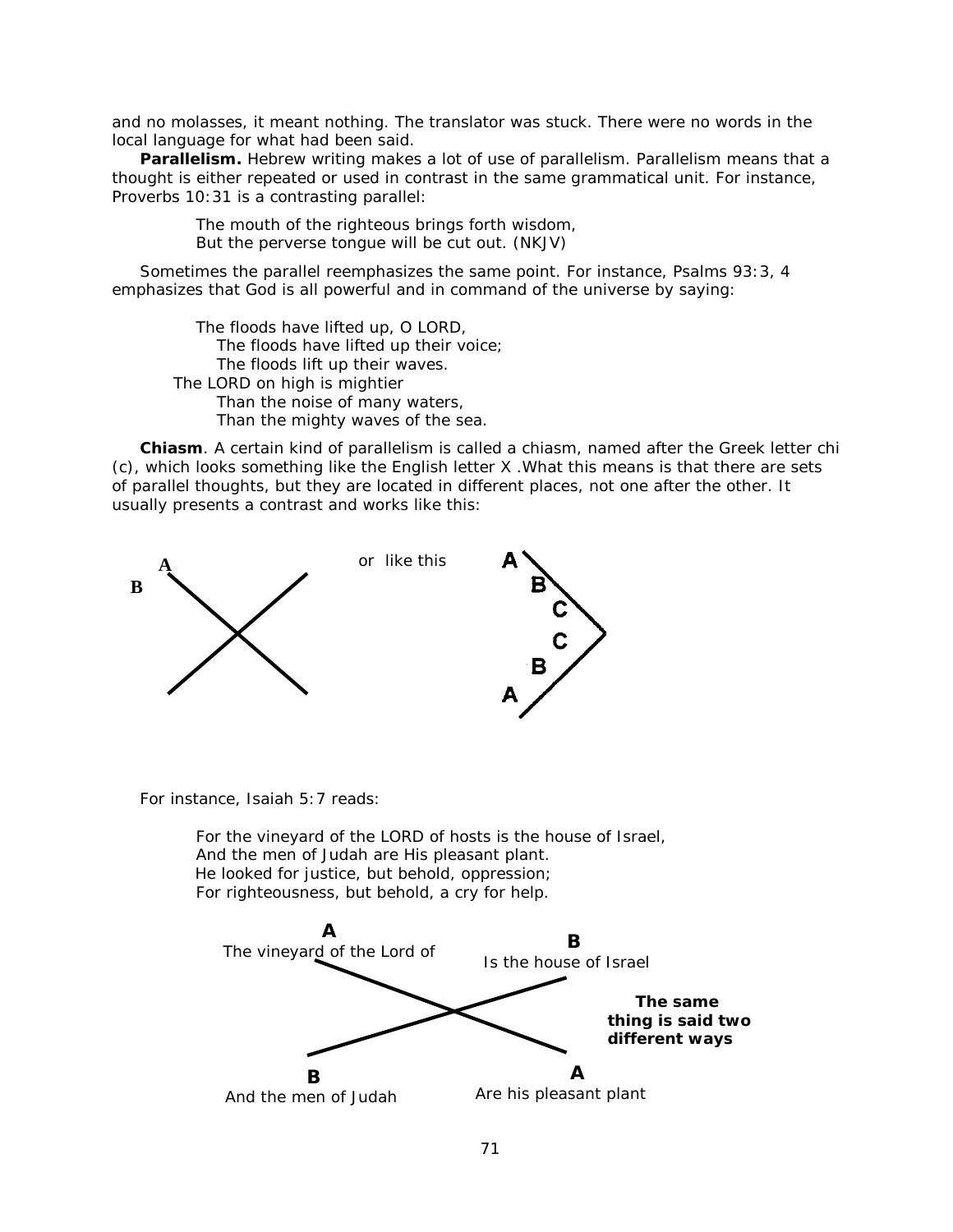and no molasses, it meant nothing. The translator was stuck. There were no words in the local language for what had been said.

**Parallelism.** Hebrew writing makes a lot of use of parallelism. Parallelism means that a thought is either repeated or used in contrast in the same grammatical unit. For instance, Proverbs 10:31 is a contrasting parallel:

> The mouth of the righteous brings forth wisdom,
> But the perverse tongue will be cut out. (NKJV)

Sometimes the parallel reemphasizes the same point. For instance, Psalms 93:3, 4 emphasizes that God is all powerful and in command of the universe by saying:

> The floods have lifted up, O LORD,
> The floods have lifted up their voice;
> The floods lift up their waves.
> The LORD on high is mightier
> Than the noise of many waters,
> Than the mighty waves of the sea.

**Chiasm**. A certain kind of parallelism is called a chiasm, named after the Greek letter chi (c), which looks something like the English letter X .What this means is that there are sets of parallel thoughts, but they are located in different places, not one after the other. It usually presents a contrast and works like this:

A
B

or like this

A
B
C
C
B
A

For instance, Isaiah 5:7 reads:

> For the vineyard of the LORD of hosts is the house of Israel,
> And the men of Judah are His pleasant plant.
> He looked for justice, but behold, oppression;
> For righteousness, but behold, a cry for help.

A — The vineyard of the Lord of
B — Is the house of Israel
B — And the men of Judah
A — Are his pleasant plant

**The same thing is said two different ways**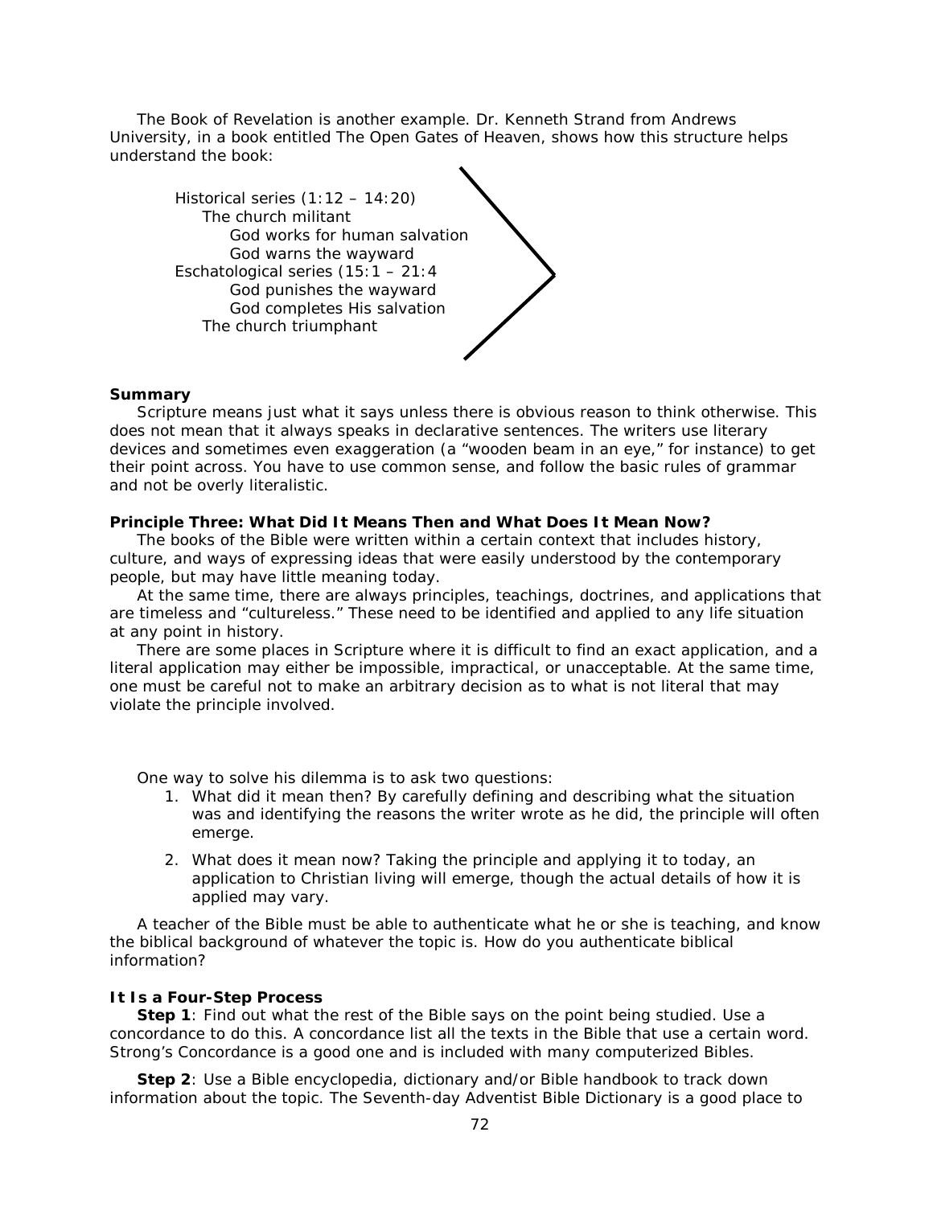The Book of Revelation is another example. Dr. Kenneth Strand from Andrews University, in a book entitled The Open Gates of Heaven, shows how this structure helps understand the book:

> Historical series (1:12 – 14:20)
> &nbsp;&nbsp;&nbsp;&nbsp;The church militant
> &nbsp;&nbsp;&nbsp;&nbsp;&nbsp;&nbsp;&nbsp;&nbsp;God works for human salvation
> &nbsp;&nbsp;&nbsp;&nbsp;&nbsp;&nbsp;&nbsp;&nbsp;God warns the wayward
> Eschatological series (15:1 – 21:4
> &nbsp;&nbsp;&nbsp;&nbsp;&nbsp;&nbsp;&nbsp;&nbsp;God punishes the wayward
> &nbsp;&nbsp;&nbsp;&nbsp;&nbsp;&nbsp;&nbsp;&nbsp;God completes His salvation
> &nbsp;&nbsp;&nbsp;&nbsp;The church triumphant

**Summary**

Scripture means just what it says unless there is obvious reason to think otherwise. This does not mean that it always speaks in declarative sentences. The writers use literary devices and sometimes even exaggeration (a "wooden beam in an eye," for instance) to get their point across. You have to use common sense, and follow the basic rules of grammar and not be overly literalistic.

**Principle Three: What Did It Means Then and What Does It Mean Now?**

The books of the Bible were written within a certain context that includes history, culture, and ways of expressing ideas that were easily understood by the contemporary people, but may have little meaning today.

At the same time, there are always principles, teachings, doctrines, and applications that are timeless and "cultureless." These need to be identified and applied to any life situation at any point in history.

There are some places in Scripture where it is difficult to find an exact application, and a literal application may either be impossible, impractical, or unacceptable. At the same time, one must be careful not to make an arbitrary decision as to what is not literal that may violate the principle involved.

One way to solve his dilemma is to ask two questions:

1. What did it mean then? By carefully defining and describing what the situation was and identifying the reasons the writer wrote as he did, the principle will often emerge.
2. What does it mean now? Taking the principle and applying it to today, an application to Christian living will emerge, though the actual details of how it is applied may vary.

A teacher of the Bible must be able to authenticate what he or she is teaching, and know the biblical background of whatever the topic is. How do you authenticate biblical information?

**It Is a Four-Step Process**

**Step 1**: Find out what the rest of the Bible says on the point being studied. Use a concordance to do this. A concordance list all the texts in the Bible that use a certain word. Strong's Concordance is a good one and is included with many computerized Bibles.

**Step 2**: Use a Bible encyclopedia, dictionary and/or Bible handbook to track down information about the topic. The Seventh-day Adventist Bible Dictionary is a good place to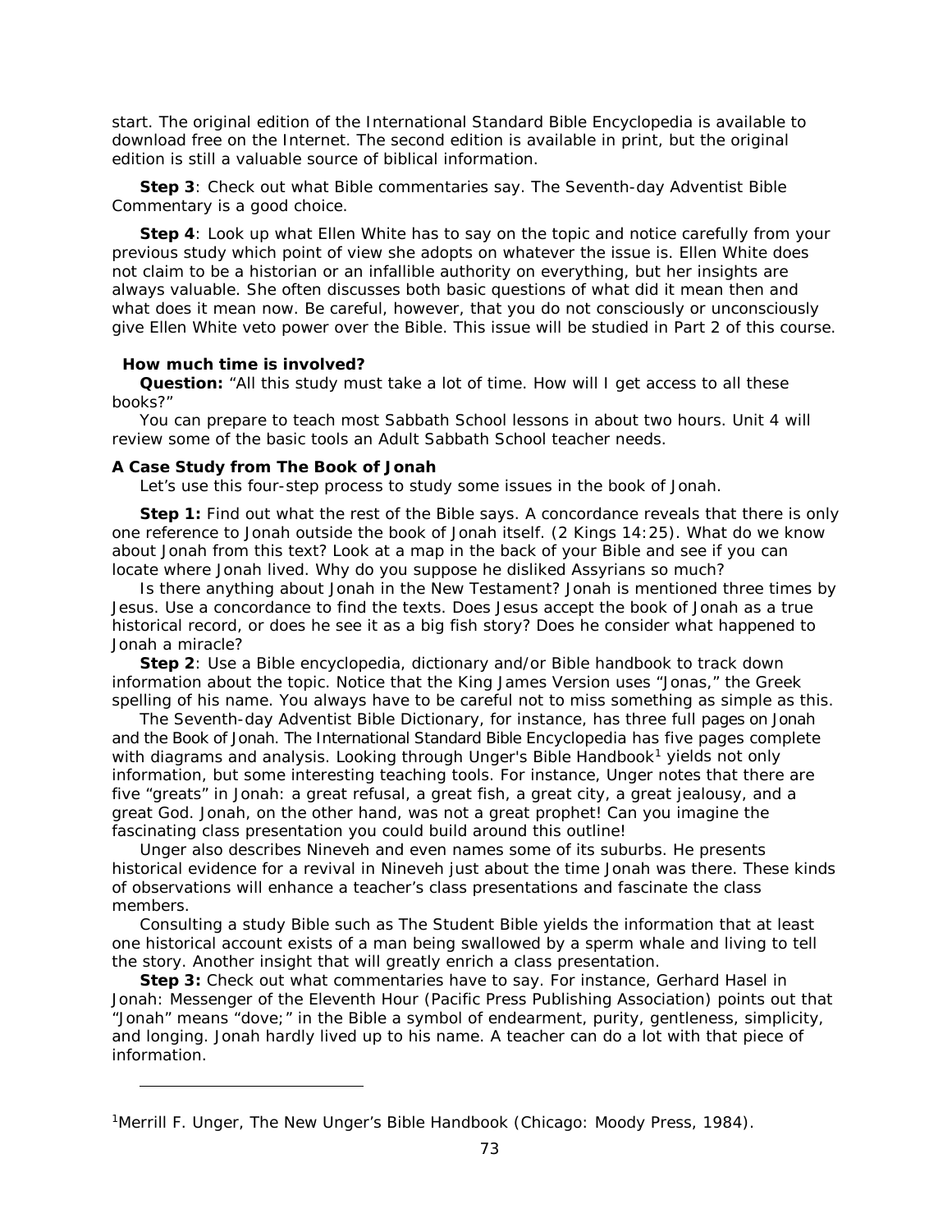start. The original edition of the International Standard Bible Encyclopedia is available to download free on the Internet. The second edition is available in print, but the original edition is still a valuable source of biblical information.

**Step 3**: Check out what Bible commentaries say. The Seventh-day Adventist Bible Commentary is a good choice.

**Step 4**: Look up what Ellen White has to say on the topic and notice carefully from your previous study which point of view she adopts on whatever the issue is. Ellen White does not claim to be a historian or an infallible authority on everything, but her insights are always valuable. She often discusses both basic questions of what did it mean then and what does it mean now. Be careful, however, that you do not consciously or unconsciously give Ellen White veto power over the Bible. This issue will be studied in Part 2 of this course.

**How much time is involved?**

**Question:** "All this study must take a lot of time. How will I get access to all these books?"

You can prepare to teach most Sabbath School lessons in about two hours. Unit 4 will review some of the basic tools an Adult Sabbath School teacher needs.

**A Case Study from The Book of Jonah**

Let's use this four-step process to study some issues in the book of Jonah.

**Step 1:** Find out what the rest of the Bible says. A concordance reveals that there is only one reference to Jonah outside the book of Jonah itself. (2 Kings 14:25). What do we know about Jonah from this text? Look at a map in the back of your Bible and see if you can locate where Jonah lived. Why do you suppose he disliked Assyrians so much?

Is there anything about Jonah in the New Testament? Jonah is mentioned three times by Jesus. Use a concordance to find the texts. Does Jesus accept the book of Jonah as a true historical record, or does he see it as a big fish story? Does he consider what happened to Jonah a miracle?

**Step 2**: Use a Bible encyclopedia, dictionary and/or Bible handbook to track down information about the topic. Notice that the King James Version uses "Jonas," the Greek spelling of his name. You always have to be careful not to miss something as simple as this.

The Seventh-day Adventist Bible Dictionary, for instance, has three full pages on Jonah and the Book of Jonah. The International Standard Bible Encyclopedia has five pages complete with diagrams and analysis. Looking through Unger's Bible Handbook[1] yields not only information, but some interesting teaching tools. For instance, Unger notes that there are five "greats" in Jonah: a great refusal, a great fish, a great city, a great jealousy, and a great God. Jonah, on the other hand, was not a great prophet! Can you imagine the fascinating class presentation you could build around this outline!

Unger also describes Nineveh and even names some of its suburbs. He presents historical evidence for a revival in Nineveh just about the time Jonah was there. These kinds of observations will enhance a teacher's class presentations and fascinate the class members.

Consulting a study Bible such as The Student Bible yields the information that at least one historical account exists of a man being swallowed by a sperm whale and living to tell the story. Another insight that will greatly enrich a class presentation.

**Step 3:** Check out what commentaries have to say. For instance, Gerhard Hasel in Jonah: Messenger of the Eleventh Hour (Pacific Press Publishing Association) points out that "Jonah" means "dove;" in the Bible a symbol of endearment, purity, gentleness, simplicity, and longing. Jonah hardly lived up to his name. A teacher can do a lot with that piece of information.

---

[1]Merrill F. Unger, The New Unger's Bible Handbook (Chicago: Moody Press, 1984).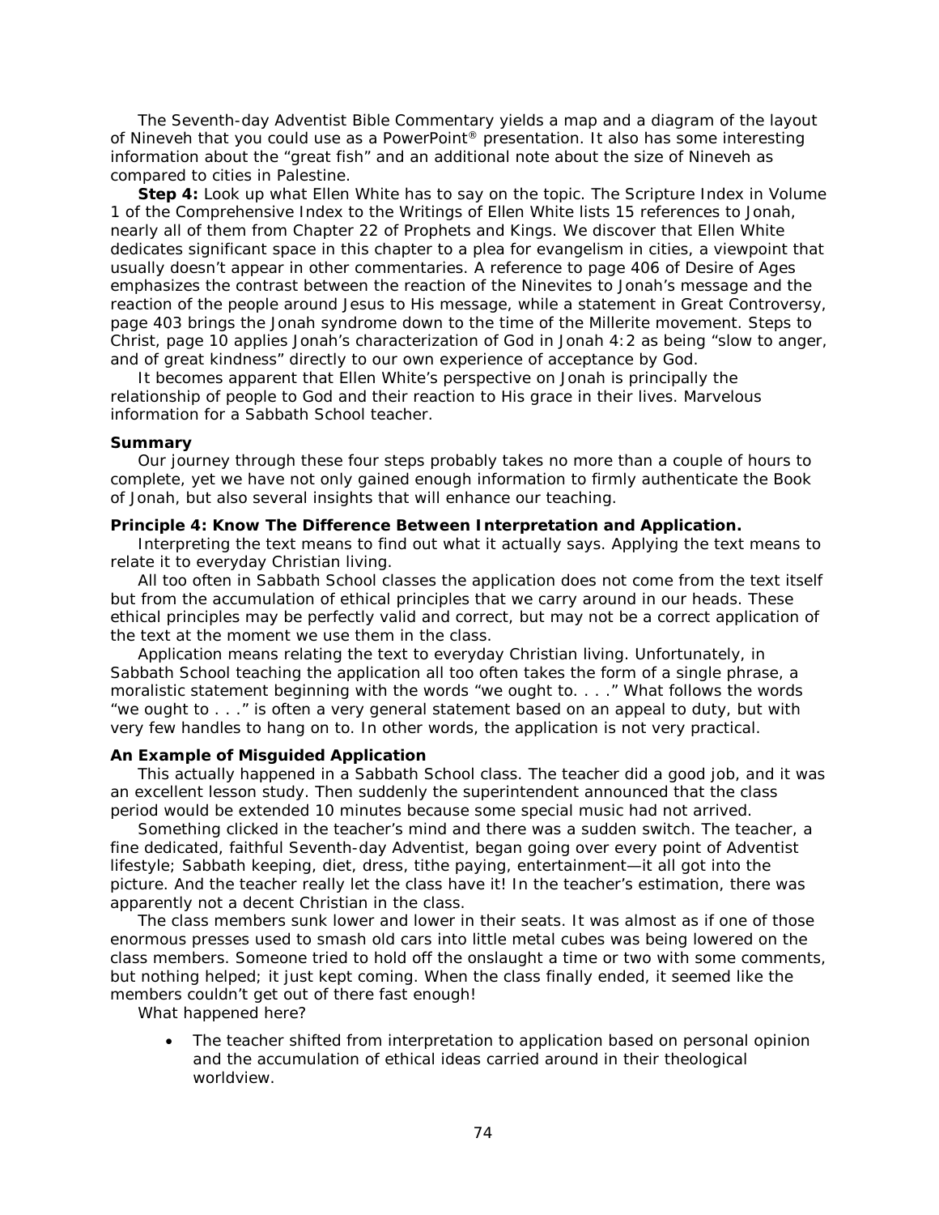The Seventh-day Adventist Bible Commentary yields a map and a diagram of the layout of Nineveh that you could use as a PowerPoint® presentation. It also has some interesting information about the "great fish" and an additional note about the size of Nineveh as compared to cities in Palestine.

**Step 4:** Look up what Ellen White has to say on the topic. The Scripture Index in Volume 1 of the Comprehensive Index to the Writings of Ellen White lists 15 references to Jonah, nearly all of them from Chapter 22 of Prophets and Kings. We discover that Ellen White dedicates significant space in this chapter to a plea for evangelism in cities, a viewpoint that usually doesn't appear in other commentaries. A reference to page 406 of Desire of Ages emphasizes the contrast between the reaction of the Ninevites to Jonah's message and the reaction of the people around Jesus to His message, while a statement in Great Controversy, page 403 brings the Jonah syndrome down to the time of the Millerite movement. Steps to Christ, page 10 applies Jonah's characterization of God in Jonah 4:2 as being "slow to anger, and of great kindness" directly to our own experience of acceptance by God.

It becomes apparent that Ellen White's perspective on Jonah is principally the relationship of people to God and their reaction to His grace in their lives. Marvelous information for a Sabbath School teacher.

**Summary**

Our journey through these four steps probably takes no more than a couple of hours to complete, yet we have not only gained enough information to firmly authenticate the Book of Jonah, but also several insights that will enhance our teaching.

**Principle 4: Know The Difference Between Interpretation and Application.**

Interpreting the text means to find out what it actually says. Applying the text means to relate it to everyday Christian living.

All too often in Sabbath School classes the application does not come from the text itself but from the accumulation of ethical principles that we carry around in our heads. These ethical principles may be perfectly valid and correct, but may not be a correct application of the text at the moment we use them in the class.

Application means relating the text to everyday Christian living. Unfortunately, in Sabbath School teaching the application all too often takes the form of a single phrase, a moralistic statement beginning with the words "we ought to. . . ." What follows the words "we ought to . . ." is often a very general statement based on an appeal to duty, but with very few handles to hang on to. In other words, the application is not very practical.

**An Example of Misguided Application**

This actually happened in a Sabbath School class. The teacher did a good job, and it was an excellent lesson study. Then suddenly the superintendent announced that the class period would be extended 10 minutes because some special music had not arrived.

Something clicked in the teacher's mind and there was a sudden switch. The teacher, a fine dedicated, faithful Seventh-day Adventist, began going over every point of Adventist lifestyle; Sabbath keeping, diet, dress, tithe paying, entertainment—it all got into the picture. And the teacher really let the class have it! In the teacher's estimation, there was apparently not a decent Christian in the class.

The class members sunk lower and lower in their seats. It was almost as if one of those enormous presses used to smash old cars into little metal cubes was being lowered on the class members. Someone tried to hold off the onslaught a time or two with some comments, but nothing helped; it just kept coming. When the class finally ended, it seemed like the members couldn't get out of there fast enough!

What happened here?

- The teacher shifted from interpretation to application based on personal opinion and the accumulation of ethical ideas carried around in their theological worldview.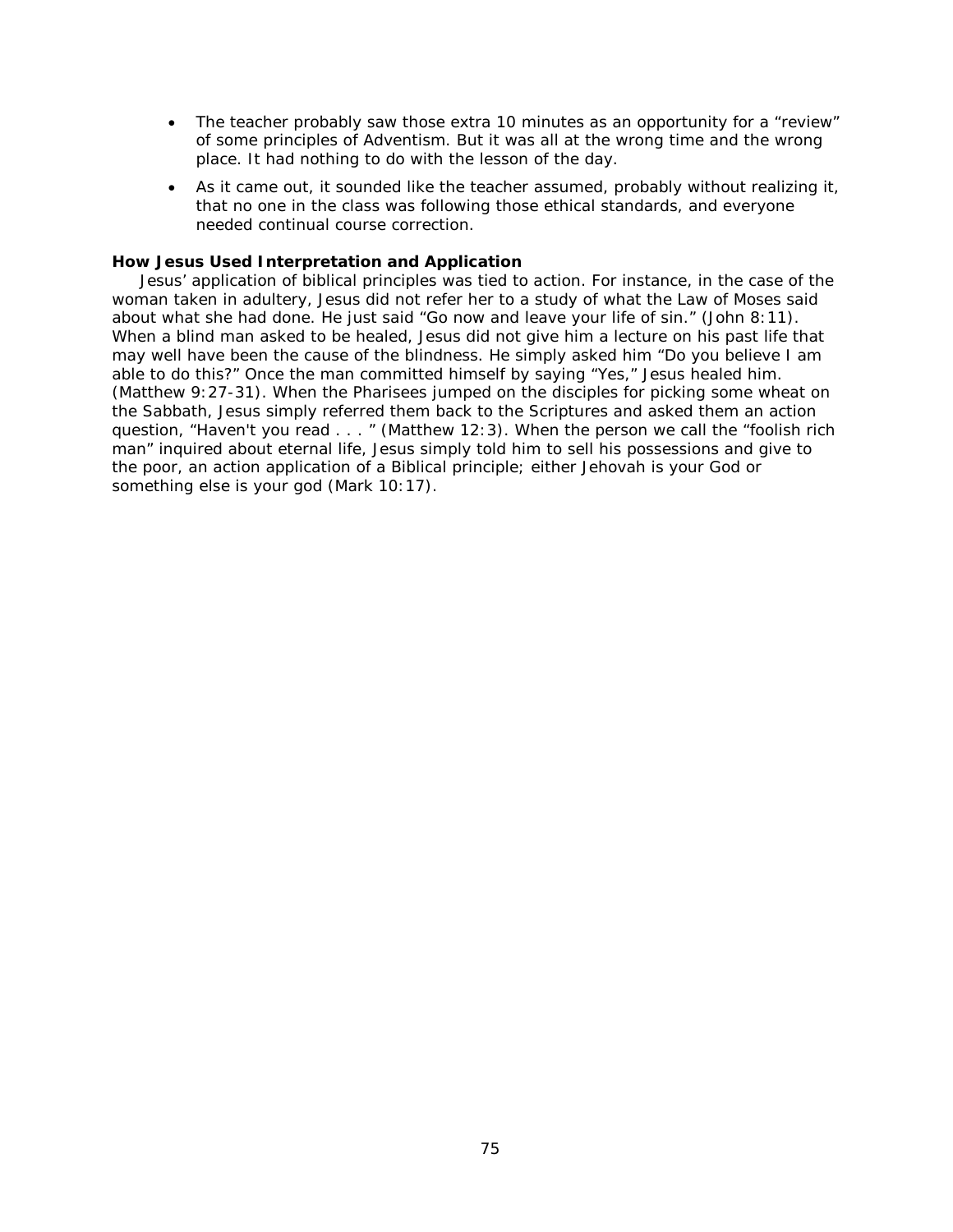- The teacher probably saw those extra 10 minutes as an opportunity for a "review" of some principles of Adventism. But it was all at the wrong time and the wrong place. It had nothing to do with the lesson of the day.
- As it came out, it sounded like the teacher assumed, probably without realizing it, that no one in the class was following those ethical standards, and everyone needed continual course correction.

**How Jesus Used Interpretation and Application**

Jesus' application of biblical principles was tied to action. For instance, in the case of the woman taken in adultery, Jesus did not refer her to a study of what the Law of Moses said about what she had done. He just said "Go now and leave your life of sin." (John 8:11). When a blind man asked to be healed, Jesus did not give him a lecture on his past life that may well have been the cause of the blindness. He simply asked him "Do you believe I am able to do this?" Once the man committed himself by saying "Yes," Jesus healed him. (Matthew 9:27-31). When the Pharisees jumped on the disciples for picking some wheat on the Sabbath, Jesus simply referred them back to the Scriptures and asked them an action question, "Haven't you read . . . " (Matthew 12:3). When the person we call the "foolish rich man" inquired about eternal life, Jesus simply told him to sell his possessions and give to the poor, an action application of a Biblical principle; either Jehovah is your God or something else is your god (Mark 10:17).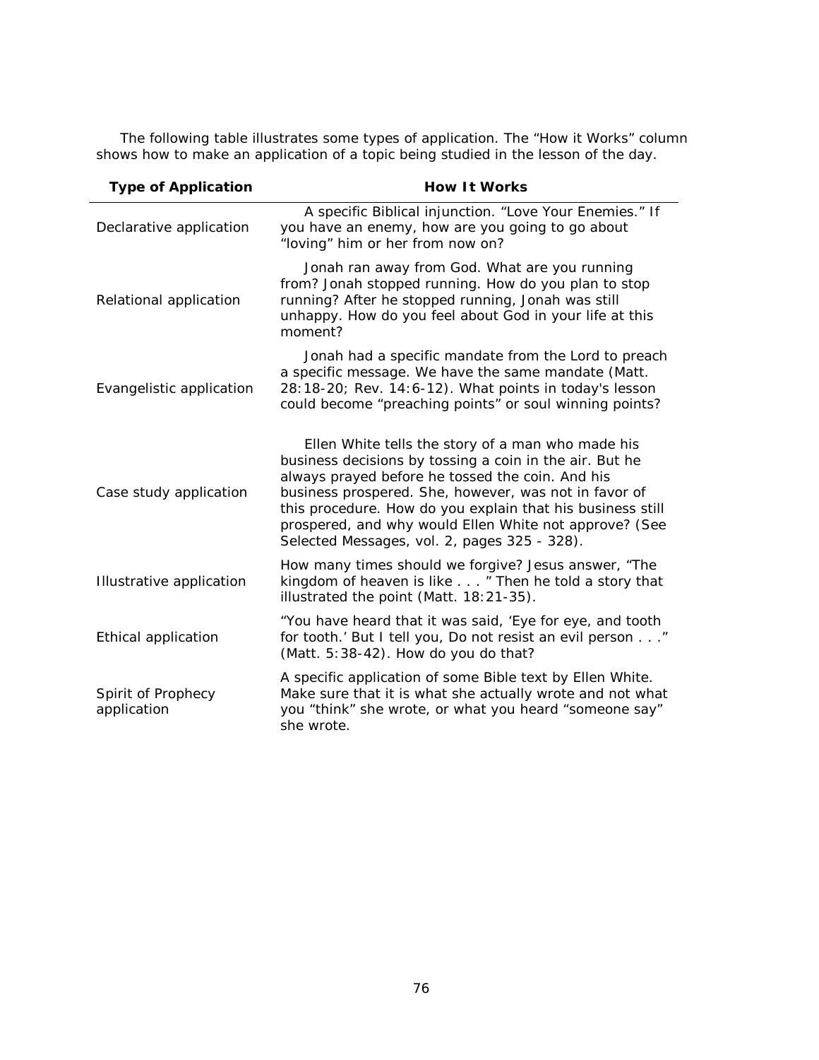The following table illustrates some types of application. The "How it Works" column shows how to make an application of a topic being studied in the lesson of the day.

| Type of Application | How It Works |
|---|---|
| Declarative application | A specific Biblical injunction. "Love Your Enemies." If you have an enemy, how are you going to go about "loving" him or her from now on? |
| Relational application | Jonah ran away from God. What are you running from? Jonah stopped running. How do you plan to stop running? After he stopped running, Jonah was still unhappy. How do you feel about God in your life at this moment? |
| Evangelistic application | Jonah had a specific mandate from the Lord to preach a specific message. We have the same mandate (Matt. 28:18-20; Rev. 14:6-12). What points in today's lesson could become "preaching points" or soul winning points? |
| Case study application | Ellen White tells the story of a man who made his business decisions by tossing a coin in the air. But he always prayed before he tossed the coin. And his business prospered. She, however, was not in favor of this procedure. How do you explain that his business still prospered, and why would Ellen White not approve? (See Selected Messages, vol. 2, pages 325 - 328). |
| Illustrative application | How many times should we forgive? Jesus answer, "The kingdom of heaven is like . . . " Then he told a story that illustrated the point (Matt. 18:21-35). |
| Ethical application | "You have heard that it was said, 'Eye for eye, and tooth for tooth.' But I tell you, Do not resist an evil person . . ." (Matt. 5:38-42). How do you do that? |
| Spirit of Prophecy application | A specific application of some Bible text by Ellen White. Make sure that it is what she actually wrote and not what you "think" she wrote, or what you heard "someone say" she wrote. |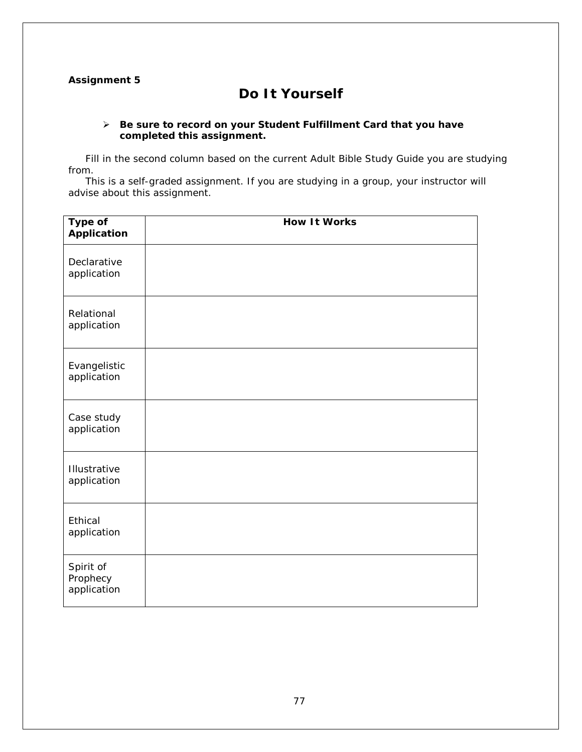**Assignment 5**

# Do It Yourself

- **Be sure to record on your Student Fulfillment Card that you have completed this assignment.**

Fill in the second column based on the current Adult Bible Study Guide you are studying from.

This is a self-graded assignment. If you are studying in a group, your instructor will advise about this assignment.

| Type of Application | How It Works |
|---|---|
| Declarative application | |
| Relational application | |
| Evangelistic application | |
| Case study application | |
| Illustrative application | |
| Ethical application | |
| Spirit of Prophecy application | |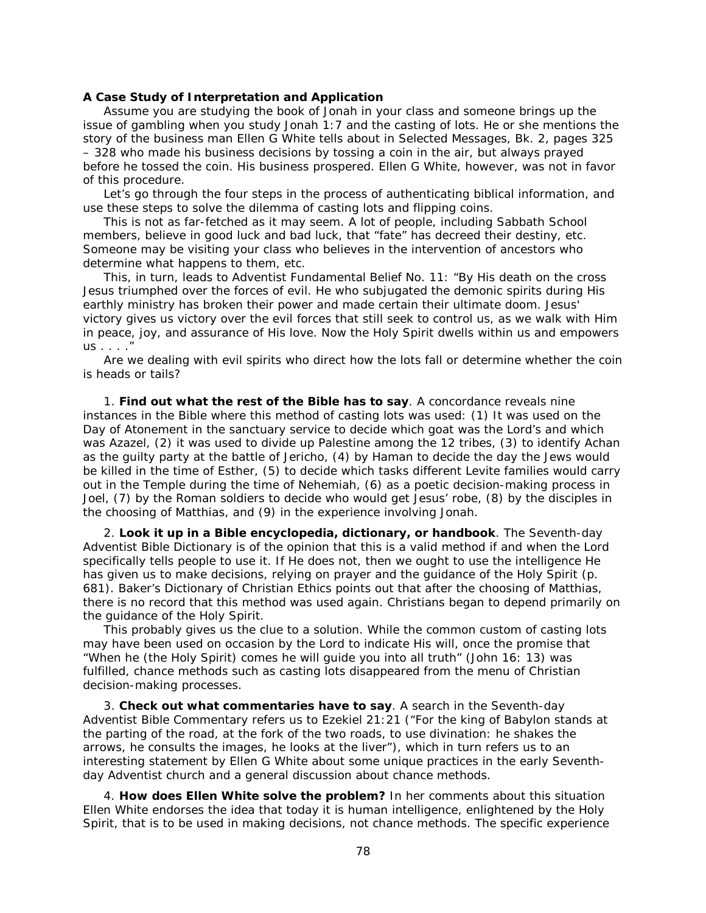**A Case Study of Interpretation and Application**

Assume you are studying the book of Jonah in your class and someone brings up the issue of gambling when you study Jonah 1:7 and the casting of lots. He or she mentions the story of the business man Ellen G White tells about in Selected Messages, Bk. 2, pages 325 – 328 who made his business decisions by tossing a coin in the air, but always prayed before he tossed the coin. His business prospered. Ellen G White, however, was not in favor of this procedure.

Let's go through the four steps in the process of authenticating biblical information, and use these steps to solve the dilemma of casting lots and flipping coins.

This is not as far-fetched as it may seem. A lot of people, including Sabbath School members, believe in good luck and bad luck, that "fate" has decreed their destiny, etc. Someone may be visiting your class who believes in the intervention of ancestors who determine what happens to them, etc.

This, in turn, leads to Adventist Fundamental Belief No. 11: "By His death on the cross Jesus triumphed over the forces of evil. He who subjugated the demonic spirits during His earthly ministry has broken their power and made certain their ultimate doom. Jesus' victory gives us victory over the evil forces that still seek to control us, as we walk with Him in peace, joy, and assurance of His love. Now the Holy Spirit dwells within us and empowers us . . . ."

Are we dealing with evil spirits who direct how the lots fall or determine whether the coin is heads or tails?

1. **Find out what the rest of the Bible has to say**. A concordance reveals nine instances in the Bible where this method of casting lots was used: (1) It was used on the Day of Atonement in the sanctuary service to decide which goat was the Lord's and which was Azazel, (2) it was used to divide up Palestine among the 12 tribes, (3) to identify Achan as the guilty party at the battle of Jericho, (4) by Haman to decide the day the Jews would be killed in the time of Esther, (5) to decide which tasks different Levite families would carry out in the Temple during the time of Nehemiah, (6) as a poetic decision-making process in Joel, (7) by the Roman soldiers to decide who would get Jesus' robe, (8) by the disciples in the choosing of Matthias, and (9) in the experience involving Jonah.

2. **Look it up in a Bible encyclopedia, dictionary, or handbook**. The Seventh-day Adventist Bible Dictionary is of the opinion that this is a valid method if and when the Lord specifically tells people to use it. If He does not, then we ought to use the intelligence He has given us to make decisions, relying on prayer and the guidance of the Holy Spirit (p. 681). Baker's Dictionary of Christian Ethics points out that after the choosing of Matthias, there is no record that this method was used again. Christians began to depend primarily on the guidance of the Holy Spirit.

This probably gives us the clue to a solution. While the common custom of casting lots may have been used on occasion by the Lord to indicate His will, once the promise that "When he (the Holy Spirit) comes he will guide you into all truth" (John 16: 13) was fulfilled, chance methods such as casting lots disappeared from the menu of Christian decision-making processes.

3. **Check out what commentaries have to say**. A search in the Seventh-day Adventist Bible Commentary refers us to Ezekiel 21:21 ("For the king of Babylon stands at the parting of the road, at the fork of the two roads, to use divination: he shakes the arrows, he consults the images, he looks at the liver"), which in turn refers us to an interesting statement by Ellen G White about some unique practices in the early Seventh-day Adventist church and a general discussion about chance methods.

4. **How does Ellen White solve the problem?** In her comments about this situation Ellen White endorses the idea that today it is human intelligence, enlightened by the Holy Spirit, that is to be used in making decisions, not chance methods. The specific experience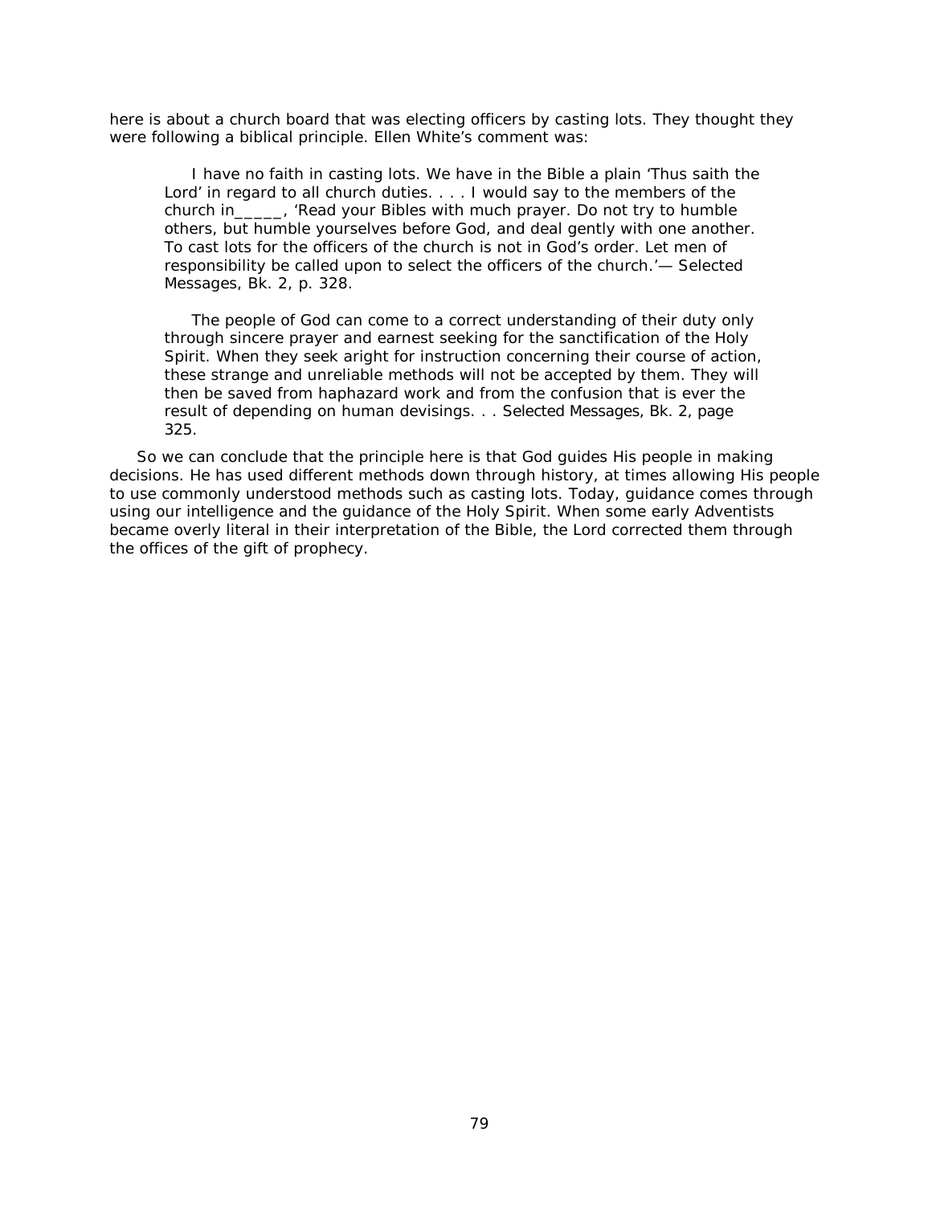here is about a church board that was electing officers by casting lots. They thought they were following a biblical principle. Ellen White's comment was:

> I have no faith in casting lots. We have in the Bible a plain 'Thus saith the Lord' in regard to all church duties. . . . I would say to the members of the church in_____, 'Read your Bibles with much prayer. Do not try to humble others, but humble yourselves before God, and deal gently with one another. To cast lots for the officers of the church is not in God's order. Let men of responsibility be called upon to select the officers of the church.'— Selected Messages, Bk. 2, p. 328.
>
> The people of God can come to a correct understanding of their duty only through sincere prayer and earnest seeking for the sanctification of the Holy Spirit. When they seek aright for instruction concerning their course of action, these strange and unreliable methods will not be accepted by them. They will then be saved from haphazard work and from the confusion that is ever the result of depending on human devisings. . . Selected Messages, Bk. 2, page 325.

So we can conclude that the principle here is that God guides His people in making decisions. He has used different methods down through history, at times allowing His people to use commonly understood methods such as casting lots. Today, guidance comes through using our intelligence and the guidance of the Holy Spirit. When some early Adventists became overly literal in their interpretation of the Bible, the Lord corrected them through the offices of the gift of prophecy.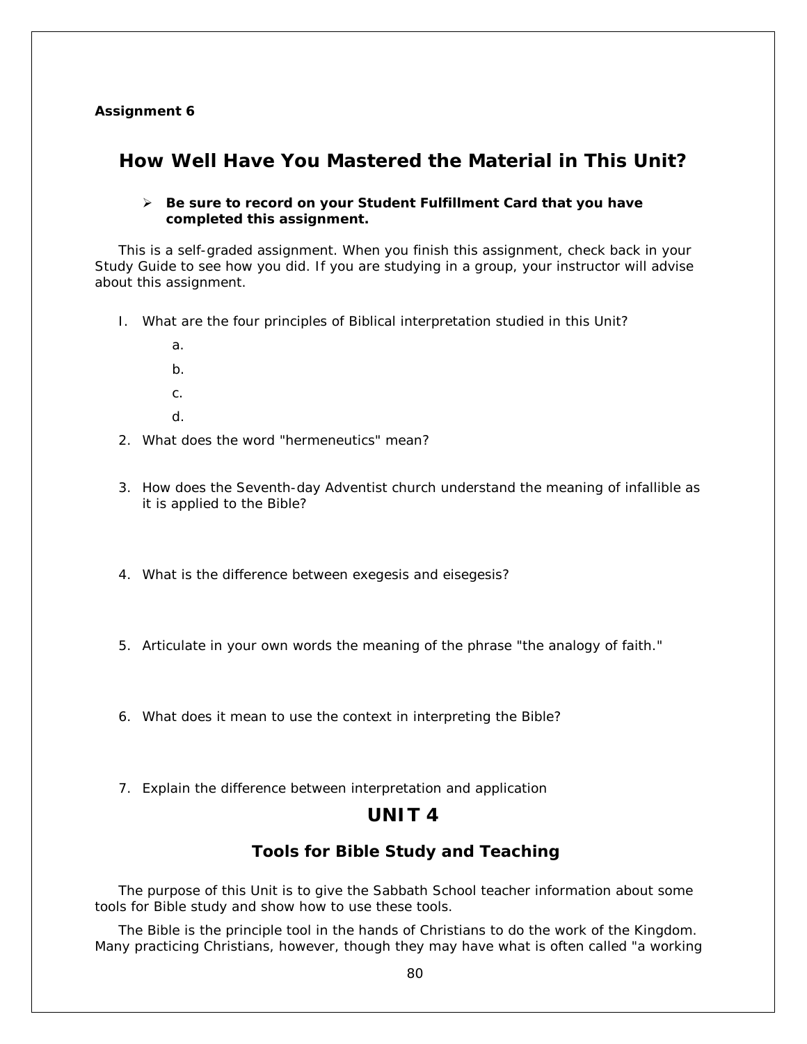**Assignment 6**

## How Well Have You Mastered the Material in This Unit?

- **Be sure to record on your Student Fulfillment Card that you have completed this assignment.**

This is a self-graded assignment. When you finish this assignment, check back in your Study Guide to see how you did. If you are studying in a group, your instructor will advise about this assignment.

I. What are the four principles of Biblical interpretation studied in this Unit?

   a.

   b.

   c.

   d.

2. What does the word "hermeneutics" mean?

3. How does the Seventh-day Adventist church understand the meaning of infallible as it is applied to the Bible?

4. What is the difference between exegesis and eisegesis?

5. Articulate in your own words the meaning of the phrase "the analogy of faith."

6. What does it mean to use the context in interpreting the Bible?

7. Explain the difference between interpretation and application

# UNIT 4

## Tools for Bible Study and Teaching

The purpose of this Unit is to give the Sabbath School teacher information about some tools for Bible study and show how to use these tools.

The Bible is the principle tool in the hands of Christians to do the work of the Kingdom. Many practicing Christians, however, though they may have what is often called "a working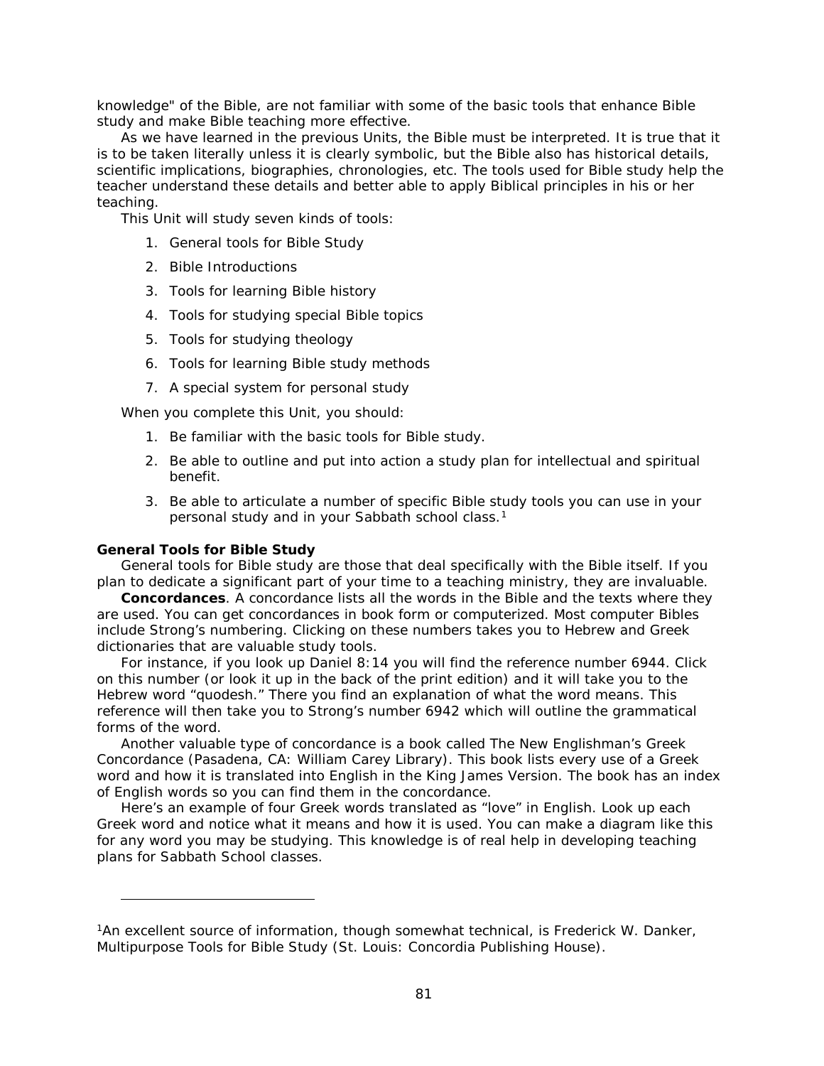knowledge" of the Bible, are not familiar with some of the basic tools that enhance Bible study and make Bible teaching more effective.

As we have learned in the previous Units, the Bible must be interpreted. It is true that it is to be taken literally unless it is clearly symbolic, but the Bible also has historical details, scientific implications, biographies, chronologies, etc. The tools used for Bible study help the teacher understand these details and better able to apply Biblical principles in his or her teaching.

This Unit will study seven kinds of tools:

1. General tools for Bible Study
2. Bible Introductions
3. Tools for learning Bible history
4. Tools for studying special Bible topics
5. Tools for studying theology
6. Tools for learning Bible study methods
7. A special system for personal study

When you complete this Unit, you should:

1. Be familiar with the basic tools for Bible study.
2. Be able to outline and put into action a study plan for intellectual and spiritual benefit.
3. Be able to articulate a number of specific Bible study tools you can use in your personal study and in your Sabbath school class.[1]

**General Tools for Bible Study**

General tools for Bible study are those that deal specifically with the Bible itself. If you plan to dedicate a significant part of your time to a teaching ministry, they are invaluable.

**Concordances**. A concordance lists all the words in the Bible and the texts where they are used. You can get concordances in book form or computerized. Most computer Bibles include Strong's numbering. Clicking on these numbers takes you to Hebrew and Greek dictionaries that are valuable study tools.

For instance, if you look up Daniel 8:14 you will find the reference number 6944. Click on this number (or look it up in the back of the print edition) and it will take you to the Hebrew word "quodesh." There you find an explanation of what the word means. This reference will then take you to Strong's number 6942 which will outline the grammatical forms of the word.

Another valuable type of concordance is a book called The New Englishman's Greek Concordance (Pasadena, CA: William Carey Library). This book lists every use of a Greek word and how it is translated into English in the King James Version. The book has an index of English words so you can find them in the concordance.

Here's an example of four Greek words translated as "love" in English. Look up each Greek word and notice what it means and how it is used. You can make a diagram like this for any word you may be studying. This knowledge is of real help in developing teaching plans for Sabbath School classes.

---

[1]An excellent source of information, though somewhat technical, is Frederick W. Danker, Multipurpose Tools for Bible Study (St. Louis: Concordia Publishing House).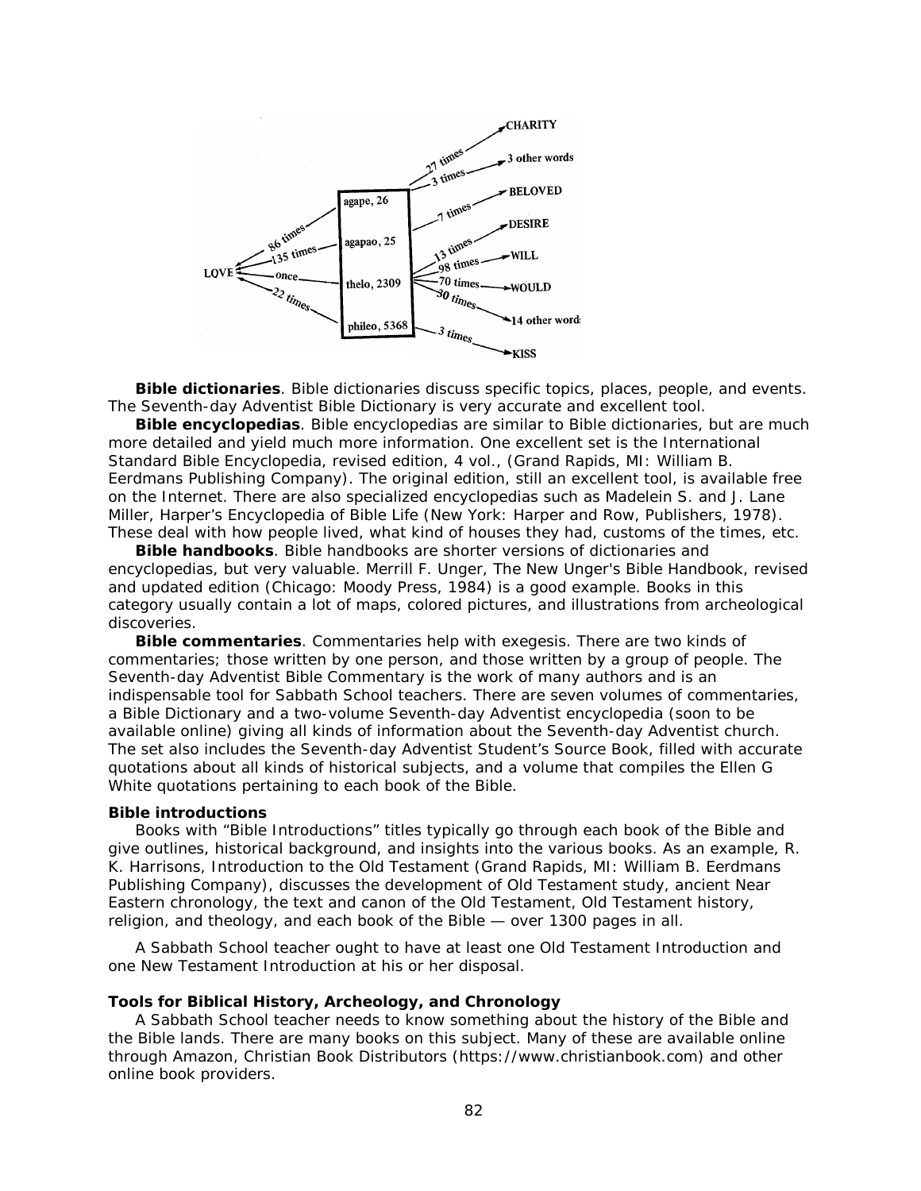**Bible dictionaries**. Bible dictionaries discuss specific topics, places, people, and events. The Seventh-day Adventist Bible Dictionary is very accurate and excellent tool.

**Bible encyclopedias**. Bible encyclopedias are similar to Bible dictionaries, but are much more detailed and yield much more information. One excellent set is the International Standard Bible Encyclopedia, revised edition, 4 vol., (Grand Rapids, MI: William B. Eerdmans Publishing Company). The original edition, still an excellent tool, is available free on the Internet. There are also specialized encyclopedias such as Madelein S. and J. Lane Miller, Harper's Encyclopedia of Bible Life (New York: Harper and Row, Publishers, 1978). These deal with how people lived, what kind of houses they had, customs of the times, etc.

**Bible handbooks**. Bible handbooks are shorter versions of dictionaries and encyclopedias, but very valuable. Merrill F. Unger, The New Unger's Bible Handbook, revised and updated edition (Chicago: Moody Press, 1984) is a good example. Books in this category usually contain a lot of maps, colored pictures, and illustrations from archeological discoveries.

**Bible commentaries**. Commentaries help with exegesis. There are two kinds of commentaries; those written by one person, and those written by a group of people. The Seventh-day Adventist Bible Commentary is the work of many authors and is an indispensable tool for Sabbath School teachers. There are seven volumes of commentaries, a Bible Dictionary and a two-volume Seventh-day Adventist encyclopedia (soon to be available online) giving all kinds of information about the Seventh-day Adventist church. The set also includes the Seventh-day Adventist Student's Source Book, filled with accurate quotations about all kinds of historical subjects, and a volume that compiles the Ellen G White quotations pertaining to each book of the Bible.

**Bible introductions**

Books with "Bible Introductions" titles typically go through each book of the Bible and give outlines, historical background, and insights into the various books. As an example, R. K. Harrisons, Introduction to the Old Testament (Grand Rapids, MI: William B. Eerdmans Publishing Company), discusses the development of Old Testament study, ancient Near Eastern chronology, the text and canon of the Old Testament, Old Testament history, religion, and theology, and each book of the Bible — over 1300 pages in all.

A Sabbath School teacher ought to have at least one Old Testament Introduction and one New Testament Introduction at his or her disposal.

**Tools for Biblical History, Archeology, and Chronology**

A Sabbath School teacher needs to know something about the history of the Bible and the Bible lands. There are many books on this subject. Many of these are available online through Amazon, Christian Book Distributors (https://www.christianbook.com) and other online book providers.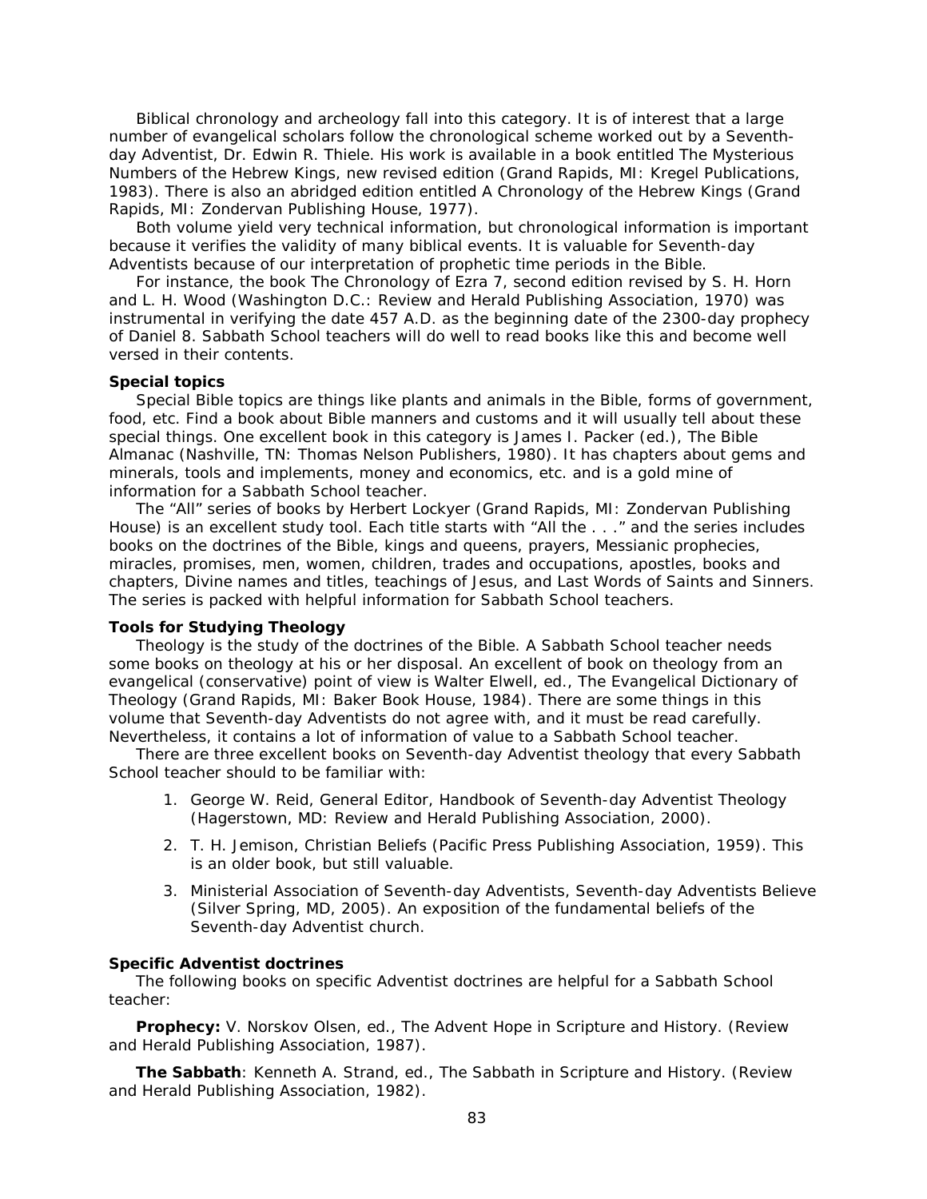Biblical chronology and archeology fall into this category. It is of interest that a large number of evangelical scholars follow the chronological scheme worked out by a Seventh-day Adventist, Dr. Edwin R. Thiele. His work is available in a book entitled The Mysterious Numbers of the Hebrew Kings, new revised edition (Grand Rapids, MI: Kregel Publications, 1983). There is also an abridged edition entitled A Chronology of the Hebrew Kings (Grand Rapids, MI: Zondervan Publishing House, 1977).

Both volume yield very technical information, but chronological information is important because it verifies the validity of many biblical events. It is valuable for Seventh-day Adventists because of our interpretation of prophetic time periods in the Bible.

For instance, the book The Chronology of Ezra 7, second edition revised by S. H. Horn and L. H. Wood (Washington D.C.: Review and Herald Publishing Association, 1970) was instrumental in verifying the date 457 A.D. as the beginning date of the 2300-day prophecy of Daniel 8. Sabbath School teachers will do well to read books like this and become well versed in their contents.

**Special topics**

Special Bible topics are things like plants and animals in the Bible, forms of government, food, etc. Find a book about Bible manners and customs and it will usually tell about these special things. One excellent book in this category is James I. Packer (ed.), The Bible Almanac (Nashville, TN: Thomas Nelson Publishers, 1980). It has chapters about gems and minerals, tools and implements, money and economics, etc. and is a gold mine of information for a Sabbath School teacher.

The "All" series of books by Herbert Lockyer (Grand Rapids, MI: Zondervan Publishing House) is an excellent study tool. Each title starts with "All the . . ." and the series includes books on the doctrines of the Bible, kings and queens, prayers, Messianic prophecies, miracles, promises, men, women, children, trades and occupations, apostles, books and chapters, Divine names and titles, teachings of Jesus, and Last Words of Saints and Sinners. The series is packed with helpful information for Sabbath School teachers.

**Tools for Studying Theology**

Theology is the study of the doctrines of the Bible. A Sabbath School teacher needs some books on theology at his or her disposal. An excellent of book on theology from an evangelical (conservative) point of view is Walter Elwell, ed., The Evangelical Dictionary of Theology (Grand Rapids, MI: Baker Book House, 1984). There are some things in this volume that Seventh-day Adventists do not agree with, and it must be read carefully. Nevertheless, it contains a lot of information of value to a Sabbath School teacher.

There are three excellent books on Seventh-day Adventist theology that every Sabbath School teacher should to be familiar with:

1. George W. Reid, General Editor, Handbook of Seventh-day Adventist Theology (Hagerstown, MD: Review and Herald Publishing Association, 2000).
2. T. H. Jemison, Christian Beliefs (Pacific Press Publishing Association, 1959). This is an older book, but still valuable.
3. Ministerial Association of Seventh-day Adventists, Seventh-day Adventists Believe (Silver Spring, MD, 2005). An exposition of the fundamental beliefs of the Seventh-day Adventist church.

**Specific Adventist doctrines**

The following books on specific Adventist doctrines are helpful for a Sabbath School teacher:

**Prophecy:** V. Norskov Olsen, ed., The Advent Hope in Scripture and History. (Review and Herald Publishing Association, 1987).

**The Sabbath**: Kenneth A. Strand, ed., The Sabbath in Scripture and History. (Review and Herald Publishing Association, 1982).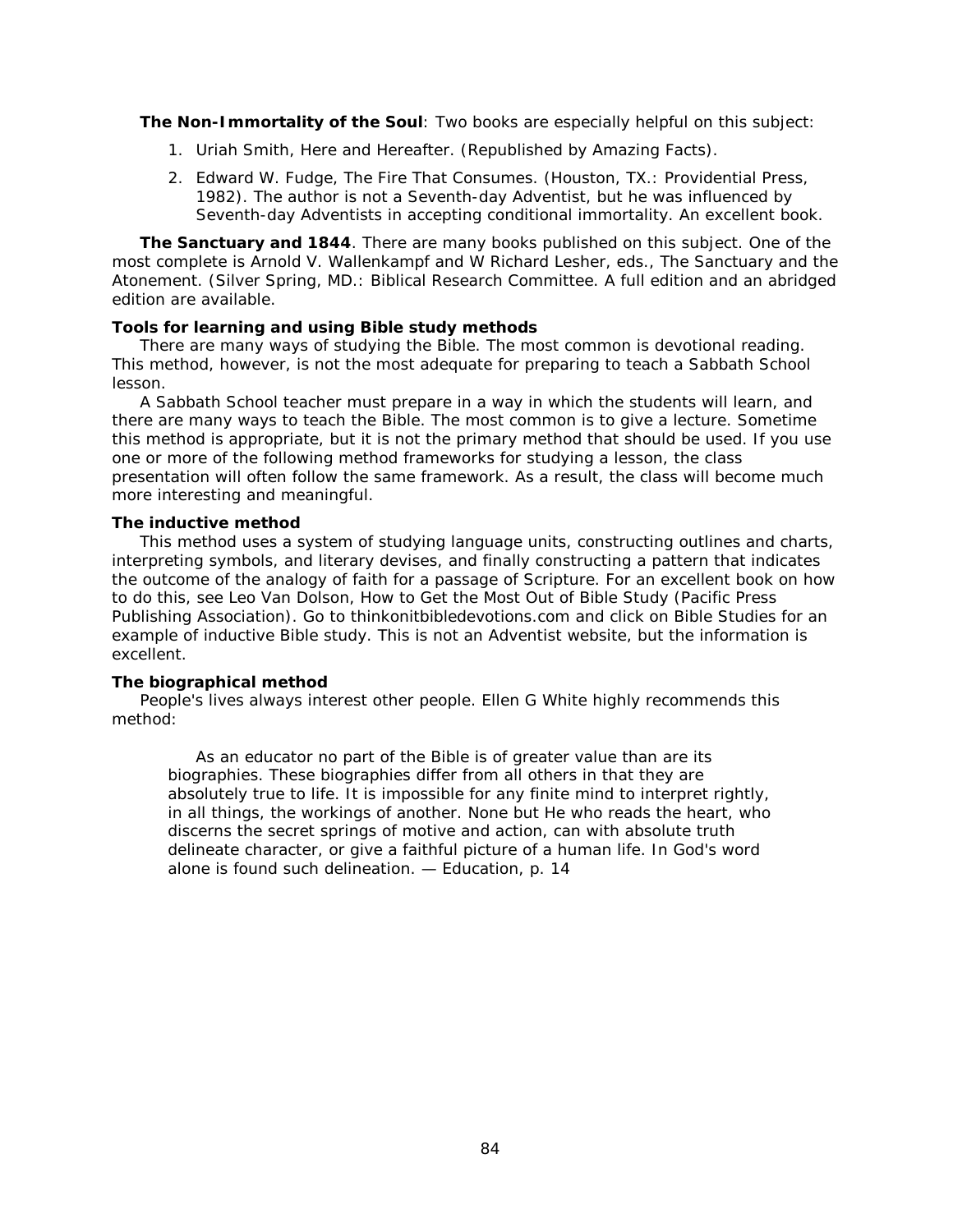**The Non-Immortality of the Soul**: Two books are especially helpful on this subject:

1. Uriah Smith, Here and Hereafter. (Republished by Amazing Facts).
2. Edward W. Fudge, The Fire That Consumes. (Houston, TX.: Providential Press, 1982). The author is not a Seventh-day Adventist, but he was influenced by Seventh-day Adventists in accepting conditional immortality. An excellent book.

**The Sanctuary and 1844**. There are many books published on this subject. One of the most complete is Arnold V. Wallenkampf and W Richard Lesher, eds., The Sanctuary and the Atonement. (Silver Spring, MD.: Biblical Research Committee. A full edition and an abridged edition are available.

### Tools for learning and using Bible study methods

There are many ways of studying the Bible. The most common is devotional reading. This method, however, is not the most adequate for preparing to teach a Sabbath School lesson.

A Sabbath School teacher must prepare in a way in which the students will learn, and there are many ways to teach the Bible. The most common is to give a lecture. Sometime this method is appropriate, but it is not the primary method that should be used. If you use one or more of the following method frameworks for studying a lesson, the class presentation will often follow the same framework. As a result, the class will become much more interesting and meaningful.

### The inductive method

This method uses a system of studying language units, constructing outlines and charts, interpreting symbols, and literary devises, and finally constructing a pattern that indicates the outcome of the analogy of faith for a passage of Scripture. For an excellent book on how to do this, see Leo Van Dolson, How to Get the Most Out of Bible Study (Pacific Press Publishing Association). Go to thinkonitbibledevotions.com and click on Bible Studies for an example of inductive Bible study. This is not an Adventist website, but the information is excellent.

### The biographical method

People's lives always interest other people. Ellen G White highly recommends this method:

> As an educator no part of the Bible is of greater value than are its biographies. These biographies differ from all others in that they are absolutely true to life. It is impossible for any finite mind to interpret rightly, in all things, the workings of another. None but He who reads the heart, who discerns the secret springs of motive and action, can with absolute truth delineate character, or give a faithful picture of a human life. In God's word alone is found such delineation. — Education, p. 14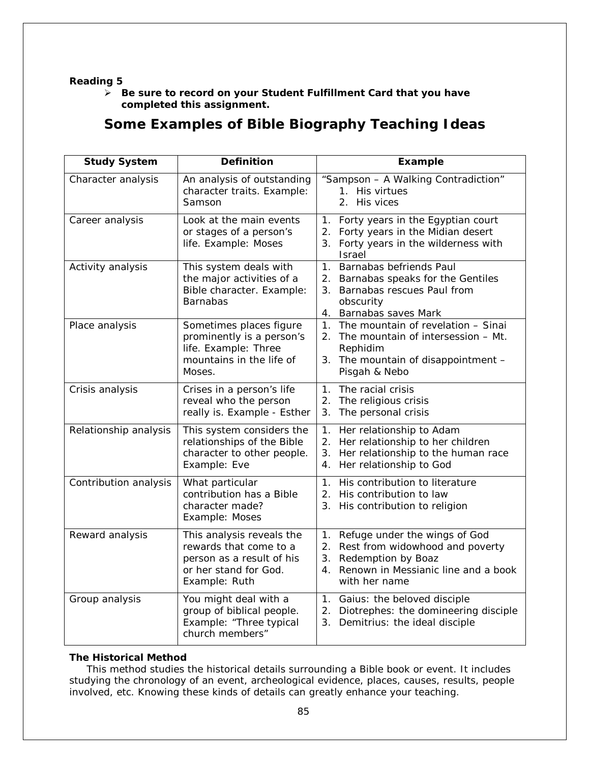**Reading 5**

- **Be sure to record on your Student Fulfillment Card that you have completed this assignment.**

# Some Examples of Bible Biography Teaching Ideas

| Study System | Definition | Example |
|---|---|---|
| Character analysis | An analysis of outstanding character traits. Example: Samson | "Sampson – A Walking Contradiction"<br>1. His virtues<br>2. His vices |
| Career analysis | Look at the main events or stages of a person's life. Example: Moses | 1. Forty years in the Egyptian court<br>2. Forty years in the Midian desert<br>3. Forty years in the wilderness with Israel |
| Activity analysis | This system deals with the major activities of a Bible character. Example: Barnabas | 1. Barnabas befriends Paul<br>2. Barnabas speaks for the Gentiles<br>3. Barnabas rescues Paul from obscurity<br>4. Barnabas saves Mark |
| Place analysis | Sometimes places figure prominently is a person's life. Example: Three mountains in the life of Moses. | 1. The mountain of revelation – Sinai<br>2. The mountain of intersession – Mt. Rephidim<br>3. The mountain of disappointment – Pisgah & Nebo |
| Crisis analysis | Crises in a person's life reveal who the person really is. Example - Esther | 1. The racial crisis<br>2. The religious crisis<br>3. The personal crisis |
| Relationship analysis | This system considers the relationships of the Bible character to other people. Example: Eve | 1. Her relationship to Adam<br>2. Her relationship to her children<br>3. Her relationship to the human race<br>4. Her relationship to God |
| Contribution analysis | What particular contribution has a Bible character made? Example: Moses | 1. His contribution to literature<br>2. His contribution to law<br>3. His contribution to religion |
| Reward analysis | This analysis reveals the rewards that come to a person as a result of his or her stand for God. Example: Ruth | 1. Refuge under the wings of God<br>2. Rest from widowhood and poverty<br>3. Redemption by Boaz<br>4. Renown in Messianic line and a book with her name |
| Group analysis | You might deal with a group of biblical people. Example: "Three typical church members" | 1. Gaius: the beloved disciple<br>2. Diotrephes: the domineering disciple<br>3. Demitrius: the ideal disciple |

**The Historical Method**

This method studies the historical details surrounding a Bible book or event. It includes studying the chronology of an event, archeological evidence, places, causes, results, people involved, etc. Knowing these kinds of details can greatly enhance your teaching.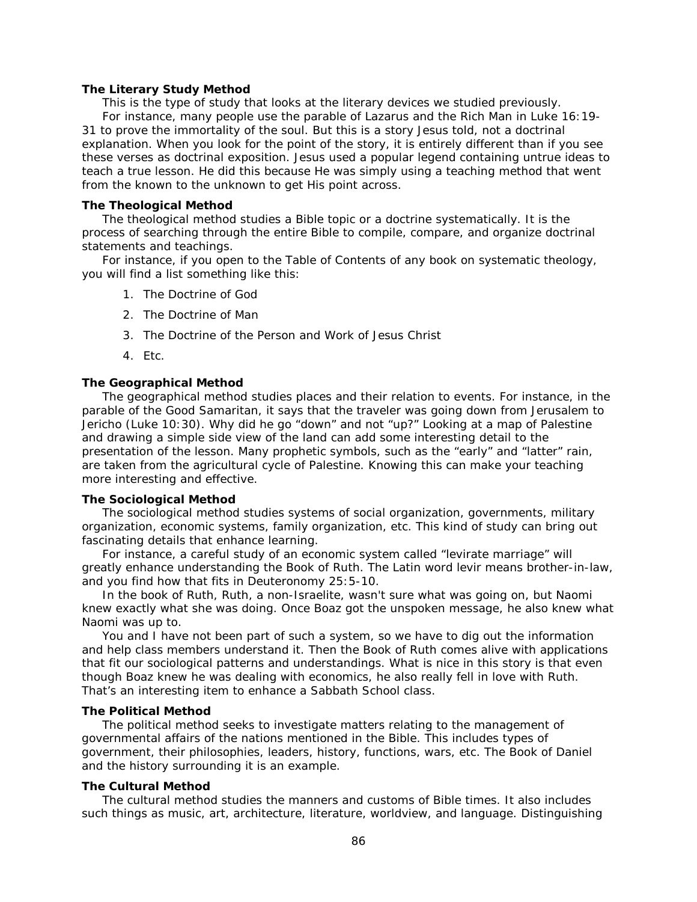**The Literary Study Method**

This is the type of study that looks at the literary devices we studied previously.

For instance, many people use the parable of Lazarus and the Rich Man in Luke 16:19-31 to prove the immortality of the soul. But this is a story Jesus told, not a doctrinal explanation. When you look for the point of the story, it is entirely different than if you see these verses as doctrinal exposition. Jesus used a popular legend containing untrue ideas to teach a true lesson. He did this because He was simply using a teaching method that went from the known to the unknown to get His point across.

**The Theological Method**

The theological method studies a Bible topic or a doctrine systematically. It is the process of searching through the entire Bible to compile, compare, and organize doctrinal statements and teachings.

For instance, if you open to the Table of Contents of any book on systematic theology, you will find a list something like this:

1. The Doctrine of God
2. The Doctrine of Man
3. The Doctrine of the Person and Work of Jesus Christ
4. Etc.

**The Geographical Method**

The geographical method studies places and their relation to events. For instance, in the parable of the Good Samaritan, it says that the traveler was going down from Jerusalem to Jericho (Luke 10:30). Why did he go "down" and not "up?" Looking at a map of Palestine and drawing a simple side view of the land can add some interesting detail to the presentation of the lesson. Many prophetic symbols, such as the "early" and "latter" rain, are taken from the agricultural cycle of Palestine. Knowing this can make your teaching more interesting and effective.

**The Sociological Method**

The sociological method studies systems of social organization, governments, military organization, economic systems, family organization, etc. This kind of study can bring out fascinating details that enhance learning.

For instance, a careful study of an economic system called "levirate marriage" will greatly enhance understanding the Book of Ruth. The Latin word levir means brother-in-law, and you find how that fits in Deuteronomy 25:5-10.

In the book of Ruth, Ruth, a non-Israelite, wasn't sure what was going on, but Naomi knew exactly what she was doing. Once Boaz got the unspoken message, he also knew what Naomi was up to.

You and I have not been part of such a system, so we have to dig out the information and help class members understand it. Then the Book of Ruth comes alive with applications that fit our sociological patterns and understandings. What is nice in this story is that even though Boaz knew he was dealing with economics, he also really fell in love with Ruth. That's an interesting item to enhance a Sabbath School class.

**The Political Method**

The political method seeks to investigate matters relating to the management of governmental affairs of the nations mentioned in the Bible. This includes types of government, their philosophies, leaders, history, functions, wars, etc. The Book of Daniel and the history surrounding it is an example.

**The Cultural Method**

The cultural method studies the manners and customs of Bible times. It also includes such things as music, art, architecture, literature, worldview, and language. Distinguishing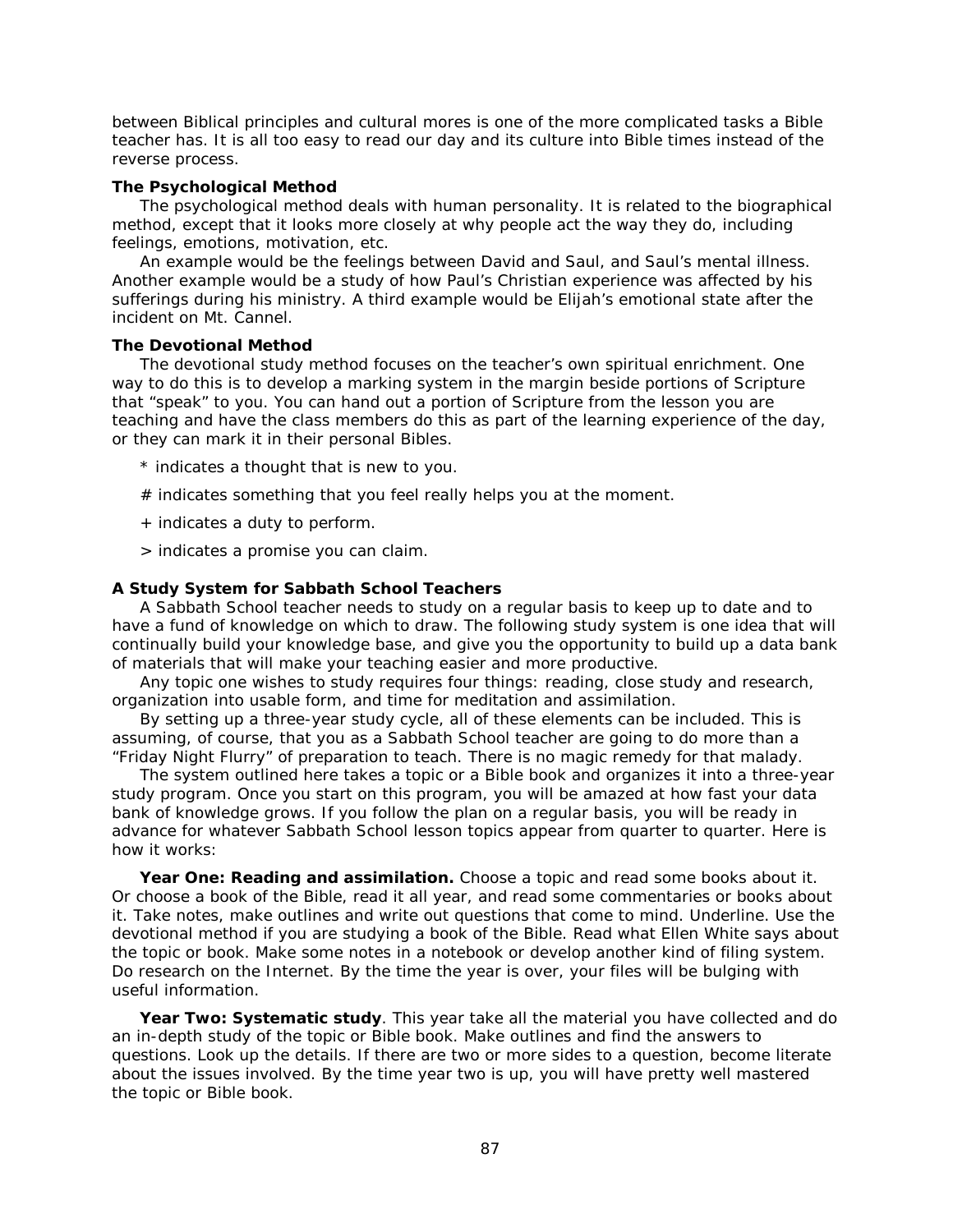between Biblical principles and cultural mores is one of the more complicated tasks a Bible teacher has. It is all too easy to read our day and its culture into Bible times instead of the reverse process.

### The Psychological Method

The psychological method deals with human personality. It is related to the biographical method, except that it looks more closely at why people act the way they do, including feelings, emotions, motivation, etc.

An example would be the feelings between David and Saul, and Saul's mental illness. Another example would be a study of how Paul's Christian experience was affected by his sufferings during his ministry. A third example would be Elijah's emotional state after the incident on Mt. Cannel.

### The Devotional Method

The devotional study method focuses on the teacher's own spiritual enrichment. One way to do this is to develop a marking system in the margin beside portions of Scripture that "speak" to you. You can hand out a portion of Scripture from the lesson you are teaching and have the class members do this as part of the learning experience of the day, or they can mark it in their personal Bibles.

* indicates a thought that is new to you.

# indicates something that you feel really helps you at the moment.

+ indicates a duty to perform.

> indicates a promise you can claim.

### A Study System for Sabbath School Teachers

A Sabbath School teacher needs to study on a regular basis to keep up to date and to have a fund of knowledge on which to draw. The following study system is one idea that will continually build your knowledge base, and give you the opportunity to build up a data bank of materials that will make your teaching easier and more productive.

Any topic one wishes to study requires four things: reading, close study and research, organization into usable form, and time for meditation and assimilation.

By setting up a three-year study cycle, all of these elements can be included. This is assuming, of course, that you as a Sabbath School teacher are going to do more than a "Friday Night Flurry" of preparation to teach. There is no magic remedy for that malady.

The system outlined here takes a topic or a Bible book and organizes it into a three-year study program. Once you start on this program, you will be amazed at how fast your data bank of knowledge grows. If you follow the plan on a regular basis, you will be ready in advance for whatever Sabbath School lesson topics appear from quarter to quarter. Here is how it works:

**Year One: Reading and assimilation.** Choose a topic and read some books about it. Or choose a book of the Bible, read it all year, and read some commentaries or books about it. Take notes, make outlines and write out questions that come to mind. Underline. Use the devotional method if you are studying a book of the Bible. Read what Ellen White says about the topic or book. Make some notes in a notebook or develop another kind of filing system. Do research on the Internet. By the time the year is over, your files will be bulging with useful information.

**Year Two: Systematic study**. This year take all the material you have collected and do an in-depth study of the topic or Bible book. Make outlines and find the answers to questions. Look up the details. If there are two or more sides to a question, become literate about the issues involved. By the time year two is up, you will have pretty well mastered the topic or Bible book.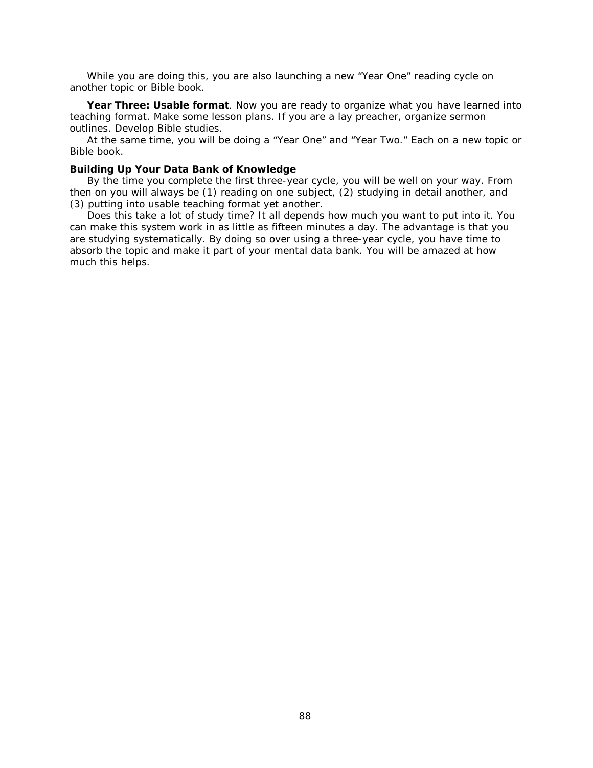While you are doing this, you are also launching a new “Year One” reading cycle on another topic or Bible book.

**Year Three: Usable format**. Now you are ready to organize what you have learned into teaching format. Make some lesson plans. If you are a lay preacher, organize sermon outlines. Develop Bible studies.

At the same time, you will be doing a “Year One” and “Year Two.” Each on a new topic or Bible book.

**Building Up Your Data Bank of Knowledge**

By the time you complete the first three-year cycle, you will be well on your way. From then on you will always be (1) reading on one subject, (2) studying in detail another, and (3) putting into usable teaching format yet another.

Does this take a lot of study time? It all depends how much you want to put into it. You can make this system work in as little as fifteen minutes a day. The advantage is that you are studying systematically. By doing so over using a three-year cycle, you have time to absorb the topic and make it part of your mental data bank. You will be amazed at how much this helps.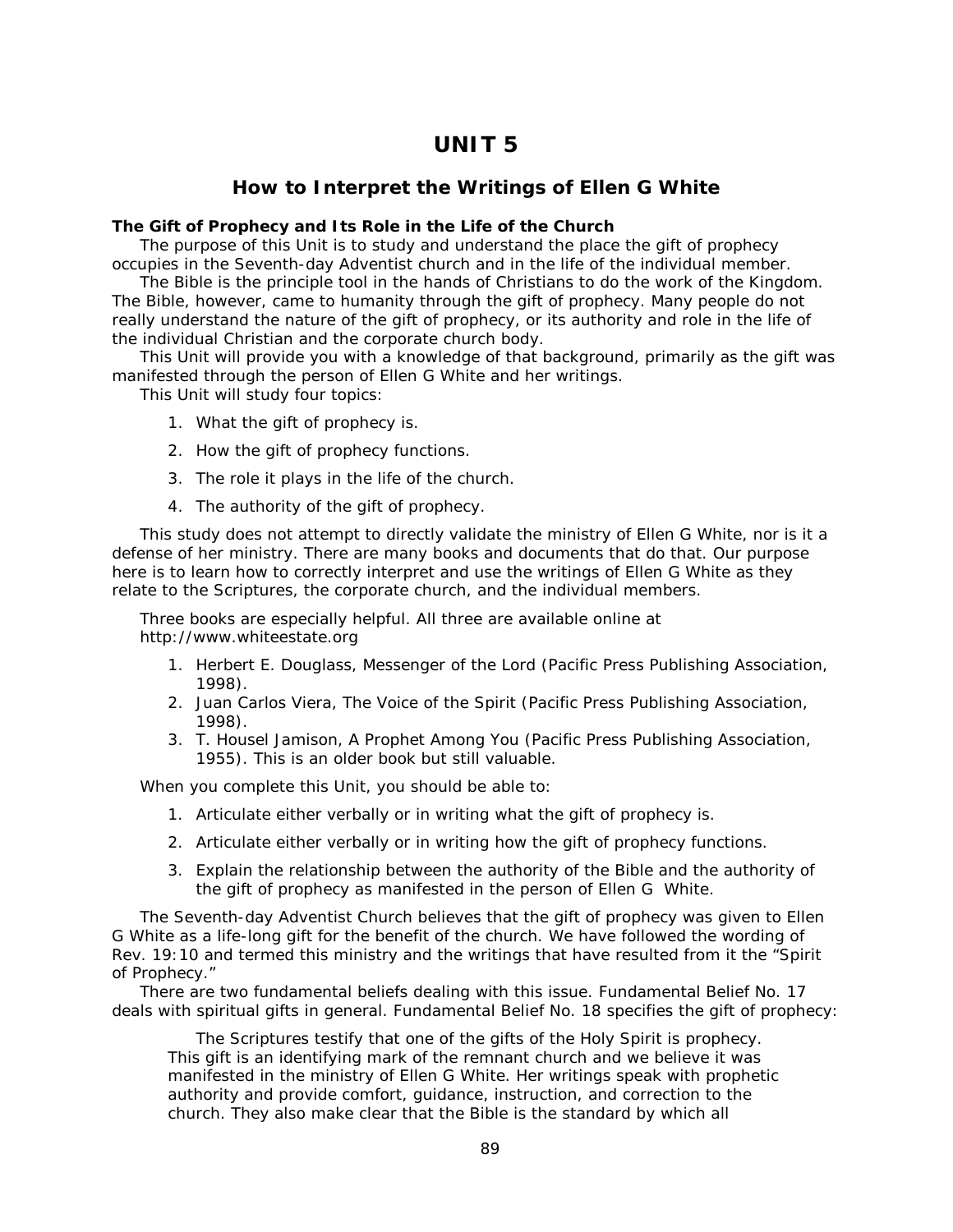# UNIT 5

## How to Interpret the Writings of Ellen G White

**The Gift of Prophecy and Its Role in the Life of the Church**

The purpose of this Unit is to study and understand the place the gift of prophecy occupies in the Seventh-day Adventist church and in the life of the individual member.

The Bible is the principle tool in the hands of Christians to do the work of the Kingdom. The Bible, however, came to humanity through the gift of prophecy. Many people do not really understand the nature of the gift of prophecy, or its authority and role in the life of the individual Christian and the corporate church body.

This Unit will provide you with a knowledge of that background, primarily as the gift was manifested through the person of Ellen G White and her writings.

This Unit will study four topics:

1. What the gift of prophecy is.
2. How the gift of prophecy functions.
3. The role it plays in the life of the church.
4. The authority of the gift of prophecy.

This study does not attempt to directly validate the ministry of Ellen G White, nor is it a defense of her ministry. There are many books and documents that do that. Our purpose here is to learn how to correctly interpret and use the writings of Ellen G White as they relate to the Scriptures, the corporate church, and the individual members.

Three books are especially helpful. All three are available online at http://www.whiteestate.org

1. Herbert E. Douglass, Messenger of the Lord (Pacific Press Publishing Association, 1998).
2. Juan Carlos Viera, The Voice of the Spirit (Pacific Press Publishing Association, 1998).
3. T. Housel Jamison, A Prophet Among You (Pacific Press Publishing Association, 1955). This is an older book but still valuable.

When you complete this Unit, you should be able to:

1. Articulate either verbally or in writing what the gift of prophecy is.
2. Articulate either verbally or in writing how the gift of prophecy functions.
3. Explain the relationship between the authority of the Bible and the authority of the gift of prophecy as manifested in the person of Ellen G White.

The Seventh-day Adventist Church believes that the gift of prophecy was given to Ellen G White as a life-long gift for the benefit of the church. We have followed the wording of Rev. 19:10 and termed this ministry and the writings that have resulted from it the "Spirit of Prophecy."

There are two fundamental beliefs dealing with this issue. Fundamental Belief No. 17 deals with spiritual gifts in general. Fundamental Belief No. 18 specifies the gift of prophecy:

> The Scriptures testify that one of the gifts of the Holy Spirit is prophecy. This gift is an identifying mark of the remnant church and we believe it was manifested in the ministry of Ellen G White. Her writings speak with prophetic authority and provide comfort, guidance, instruction, and correction to the church. They also make clear that the Bible is the standard by which all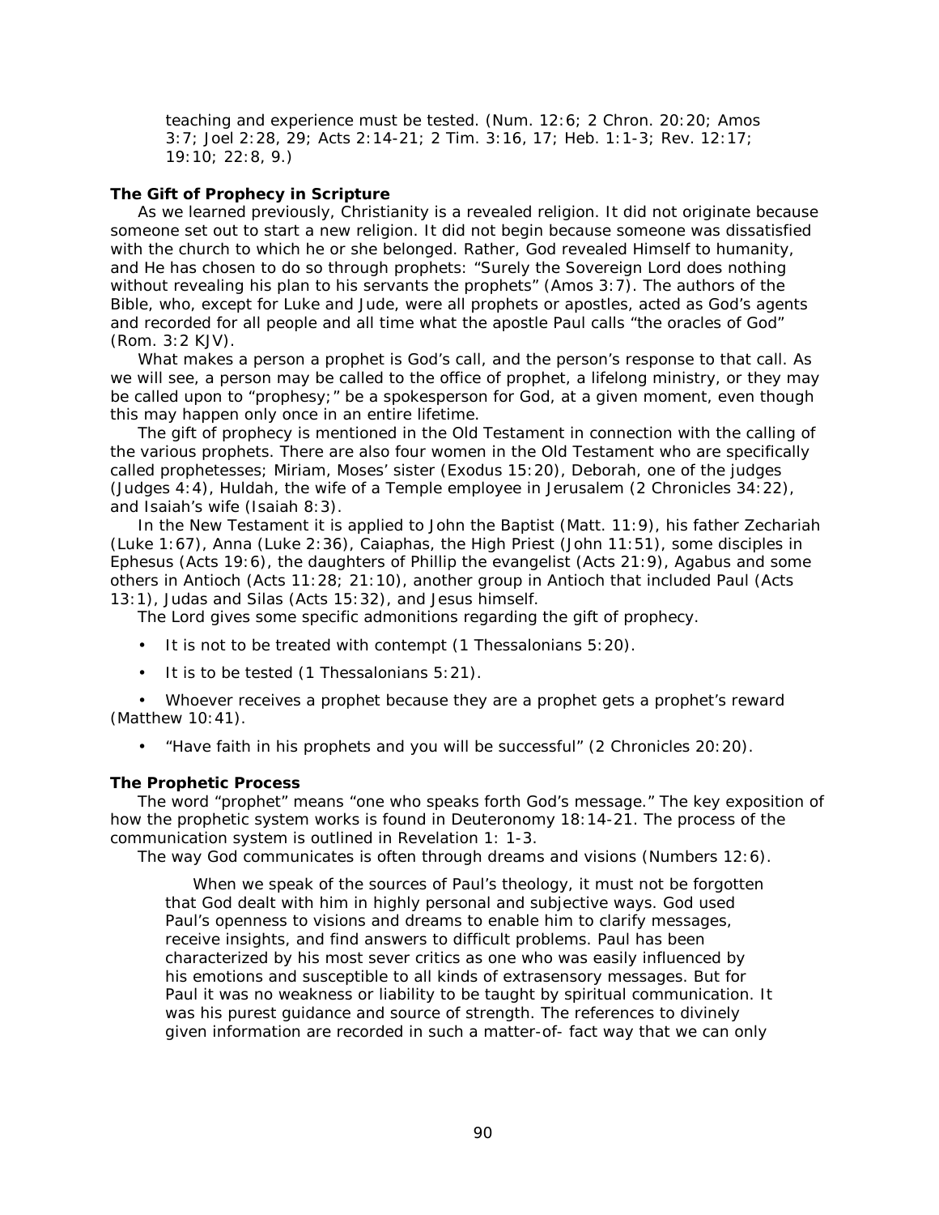teaching and experience must be tested. (Num. 12:6; 2 Chron. 20:20; Amos 3:7; Joel 2:28, 29; Acts 2:14-21; 2 Tim. 3:16, 17; Heb. 1:1-3; Rev. 12:17; 19:10; 22:8, 9.)

**The Gift of Prophecy in Scripture**

As we learned previously, Christianity is a revealed religion. It did not originate because someone set out to start a new religion. It did not begin because someone was dissatisfied with the church to which he or she belonged. Rather, God revealed Himself to humanity, and He has chosen to do so through prophets: "Surely the Sovereign Lord does nothing without revealing his plan to his servants the prophets" (Amos 3:7). The authors of the Bible, who, except for Luke and Jude, were all prophets or apostles, acted as God's agents and recorded for all people and all time what the apostle Paul calls "the oracles of God" (Rom. 3:2 KJV).

What makes a person a prophet is God's call, and the person's response to that call. As we will see, a person may be called to the office of prophet, a lifelong ministry, or they may be called upon to "prophesy;" be a spokesperson for God, at a given moment, even though this may happen only once in an entire lifetime.

The gift of prophecy is mentioned in the Old Testament in connection with the calling of the various prophets. There are also four women in the Old Testament who are specifically called prophetesses; Miriam, Moses' sister (Exodus 15:20), Deborah, one of the judges (Judges 4:4), Huldah, the wife of a Temple employee in Jerusalem (2 Chronicles 34:22), and Isaiah's wife (Isaiah 8:3).

In the New Testament it is applied to John the Baptist (Matt. 11:9), his father Zechariah (Luke 1:67), Anna (Luke 2:36), Caiaphas, the High Priest (John 11:51), some disciples in Ephesus (Acts 19:6), the daughters of Phillip the evangelist (Acts 21:9), Agabus and some others in Antioch (Acts 11:28; 21:10), another group in Antioch that included Paul (Acts 13:1), Judas and Silas (Acts 15:32), and Jesus himself.

The Lord gives some specific admonitions regarding the gift of prophecy.

- It is not to be treated with contempt (1 Thessalonians 5:20).
- It is to be tested (1 Thessalonians 5:21).
- Whoever receives a prophet because they are a prophet gets a prophet's reward (Matthew 10:41).
- "Have faith in his prophets and you will be successful" (2 Chronicles 20:20).

**The Prophetic Process**

The word "prophet" means "one who speaks forth God's message." The key exposition of how the prophetic system works is found in Deuteronomy 18:14-21. The process of the communication system is outlined in Revelation 1: 1-3.

The way God communicates is often through dreams and visions (Numbers 12:6).

> When we speak of the sources of Paul's theology, it must not be forgotten that God dealt with him in highly personal and subjective ways. God used Paul's openness to visions and dreams to enable him to clarify messages, receive insights, and find answers to difficult problems. Paul has been characterized by his most sever critics as one who was easily influenced by his emotions and susceptible to all kinds of extrasensory messages. But for Paul it was no weakness or liability to be taught by spiritual communication. It was his purest guidance and source of strength. The references to divinely given information are recorded in such a matter-of- fact way that we can only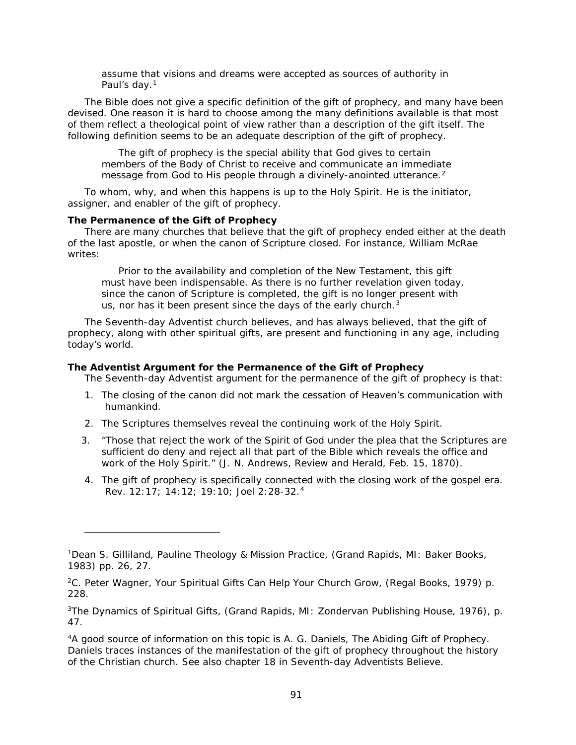> assume that visions and dreams were accepted as sources of authority in Paul's day.[1]

The Bible does not give a specific definition of the gift of prophecy, and many have been devised. One reason it is hard to choose among the many definitions available is that most of them reflect a theological point of view rather than a description of the gift itself. The following definition seems to be an adequate description of the gift of prophecy.

> The gift of prophecy is the special ability that God gives to certain members of the Body of Christ to receive and communicate an immediate message from God to His people through a divinely-anointed utterance.[2]

To whom, why, and when this happens is up to the Holy Spirit. He is the initiator, assigner, and enabler of the gift of prophecy.

**The Permanence of the Gift of Prophecy**

There are many churches that believe that the gift of prophecy ended either at the death of the last apostle, or when the canon of Scripture closed. For instance, William McRae writes:

> Prior to the availability and completion of the New Testament, this gift must have been indispensable. As there is no further revelation given today, since the canon of Scripture is completed, the gift is no longer present with us, nor has it been present since the days of the early church.[3]

The Seventh-day Adventist church believes, and has always believed, that the gift of prophecy, along with other spiritual gifts, are present and functioning in any age, including today's world.

**The Adventist Argument for the Permanence of the Gift of Prophecy**

The Seventh-day Adventist argument for the permanence of the gift of prophecy is that:

1. The closing of the canon did not mark the cessation of Heaven's communication with humankind.
2. The Scriptures themselves reveal the continuing work of the Holy Spirit.
3. "Those that reject the work of the Spirit of God under the plea that the Scriptures are sufficient do deny and reject all that part of the Bible which reveals the office and work of the Holy Spirit." (J. N. Andrews, Review and Herald, Feb. 15, 1870).
4. The gift of prophecy is specifically connected with the closing work of the gospel era. Rev. 12:17; 14:12; 19:10; Joel 2:28-32.[4]

---

[1]Dean S. Gilliland, Pauline Theology & Mission Practice, (Grand Rapids, MI: Baker Books, 1983) pp. 26, 27.

[2]C. Peter Wagner, Your Spiritual Gifts Can Help Your Church Grow, (Regal Books, 1979) p. 228.

[3]The Dynamics of Spiritual Gifts, (Grand Rapids, MI: Zondervan Publishing House, 1976), p. 47.

[4]A good source of information on this topic is A. G. Daniels, The Abiding Gift of Prophecy. Daniels traces instances of the manifestation of the gift of prophecy throughout the history of the Christian church. See also chapter 18 in Seventh-day Adventists Believe.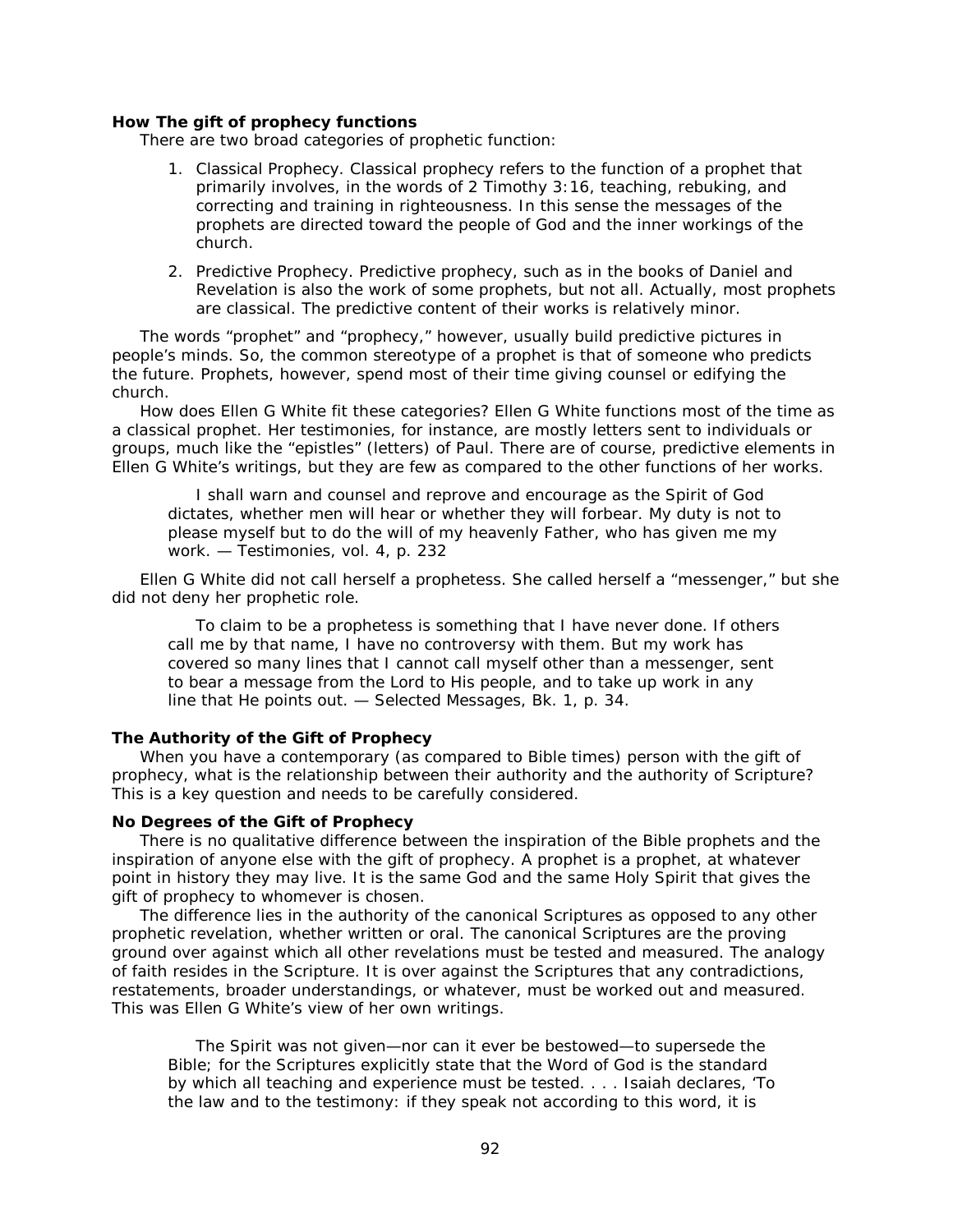### How The gift of prophecy functions

There are two broad categories of prophetic function:

1. Classical Prophecy. Classical prophecy refers to the function of a prophet that primarily involves, in the words of 2 Timothy 3:16, teaching, rebuking, and correcting and training in righteousness. In this sense the messages of the prophets are directed toward the people of God and the inner workings of the church.
2. Predictive Prophecy. Predictive prophecy, such as in the books of Daniel and Revelation is also the work of some prophets, but not all. Actually, most prophets are classical. The predictive content of their works is relatively minor.

The words "prophet" and "prophecy," however, usually build predictive pictures in people's minds. So, the common stereotype of a prophet is that of someone who predicts the future. Prophets, however, spend most of their time giving counsel or edifying the church.

How does Ellen G White fit these categories? Ellen G White functions most of the time as a classical prophet. Her testimonies, for instance, are mostly letters sent to individuals or groups, much like the "epistles" (letters) of Paul. There are of course, predictive elements in Ellen G White's writings, but they are few as compared to the other functions of her works.

> I shall warn and counsel and reprove and encourage as the Spirit of God dictates, whether men will hear or whether they will forbear. My duty is not to please myself but to do the will of my heavenly Father, who has given me my work. — Testimonies, vol. 4, p. 232

Ellen G White did not call herself a prophetess. She called herself a "messenger," but she did not deny her prophetic role.

> To claim to be a prophetess is something that I have never done. If others call me by that name, I have no controversy with them. But my work has covered so many lines that I cannot call myself other than a messenger, sent to bear a message from the Lord to His people, and to take up work in any line that He points out. — Selected Messages, Bk. 1, p. 34.

### The Authority of the Gift of Prophecy

When you have a contemporary (as compared to Bible times) person with the gift of prophecy, what is the relationship between their authority and the authority of Scripture? This is a key question and needs to be carefully considered.

### No Degrees of the Gift of Prophecy

There is no qualitative difference between the inspiration of the Bible prophets and the inspiration of anyone else with the gift of prophecy. A prophet is a prophet, at whatever point in history they may live. It is the same God and the same Holy Spirit that gives the gift of prophecy to whomever is chosen.

The difference lies in the authority of the canonical Scriptures as opposed to any other prophetic revelation, whether written or oral. The canonical Scriptures are the proving ground over against which all other revelations must be tested and measured. The analogy of faith resides in the Scripture. It is over against the Scriptures that any contradictions, restatements, broader understandings, or whatever, must be worked out and measured. This was Ellen G White's view of her own writings.

> The Spirit was not given—nor can it ever be bestowed—to supersede the Bible; for the Scriptures explicitly state that the Word of God is the standard by which all teaching and experience must be tested. . . . Isaiah declares, 'To the law and to the testimony: if they speak not according to this word, it is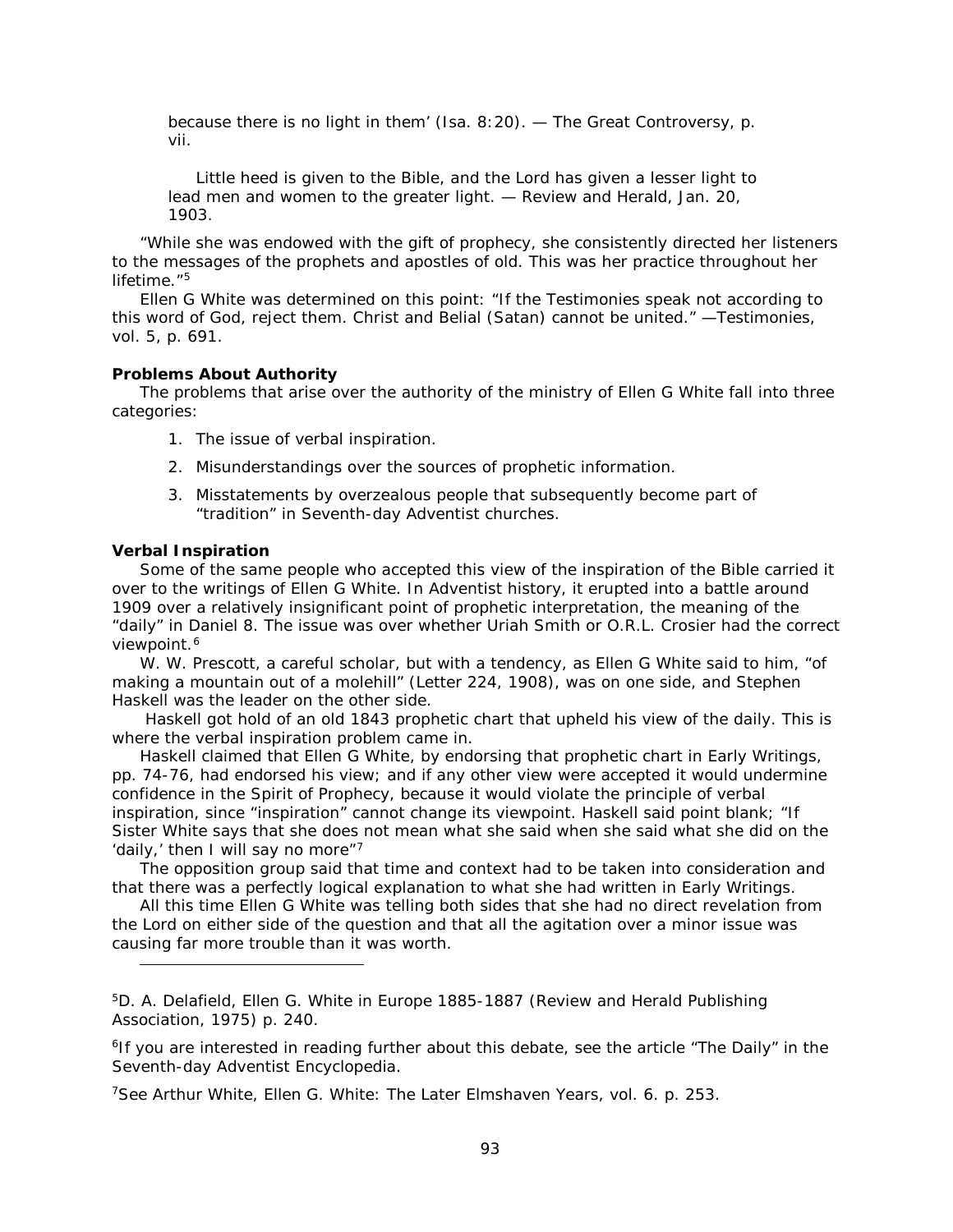> because there is no light in them' (Isa. 8:20). — The Great Controversy, p. vii.
>
> Little heed is given to the Bible, and the Lord has given a lesser light to lead men and women to the greater light. — Review and Herald, Jan. 20, 1903.

"While she was endowed with the gift of prophecy, she consistently directed her listeners to the messages of the prophets and apostles of old. This was her practice throughout her lifetime."[5]

Ellen G White was determined on this point: "If the Testimonies speak not according to this word of God, reject them. Christ and Belial (Satan) cannot be united." —Testimonies, vol. 5, p. 691.

**Problems About Authority**

The problems that arise over the authority of the ministry of Ellen G White fall into three categories:

1. The issue of verbal inspiration.
2. Misunderstandings over the sources of prophetic information.
3. Misstatements by overzealous people that subsequently become part of "tradition" in Seventh-day Adventist churches.

**Verbal Inspiration**

Some of the same people who accepted this view of the inspiration of the Bible carried it over to the writings of Ellen G White. In Adventist history, it erupted into a battle around 1909 over a relatively insignificant point of prophetic interpretation, the meaning of the "daily" in Daniel 8. The issue was over whether Uriah Smith or O.R.L. Crosier had the correct viewpoint.[6]

W. W. Prescott, a careful scholar, but with a tendency, as Ellen G White said to him, "of making a mountain out of a molehill" (Letter 224, 1908), was on one side, and Stephen Haskell was the leader on the other side.

Haskell got hold of an old 1843 prophetic chart that upheld his view of the daily. This is where the verbal inspiration problem came in.

Haskell claimed that Ellen G White, by endorsing that prophetic chart in Early Writings, pp. 74-76, had endorsed his view; and if any other view were accepted it would undermine confidence in the Spirit of Prophecy, because it would violate the principle of verbal inspiration, since "inspiration" cannot change its viewpoint. Haskell said point blank; "If Sister White says that she does not mean what she said when she said what she did on the 'daily,' then I will say no more"[7]

The opposition group said that time and context had to be taken into consideration and that there was a perfectly logical explanation to what she had written in Early Writings.

All this time Ellen G White was telling both sides that she had no direct revelation from the Lord on either side of the question and that all the agitation over a minor issue was causing far more trouble than it was worth.

---

[5]D. A. Delafield, Ellen G. White in Europe 1885-1887 (Review and Herald Publishing Association, 1975) p. 240.

[6]If you are interested in reading further about this debate, see the article "The Daily" in the Seventh-day Adventist Encyclopedia.

[7]See Arthur White, Ellen G. White: The Later Elmshaven Years, vol. 6. p. 253.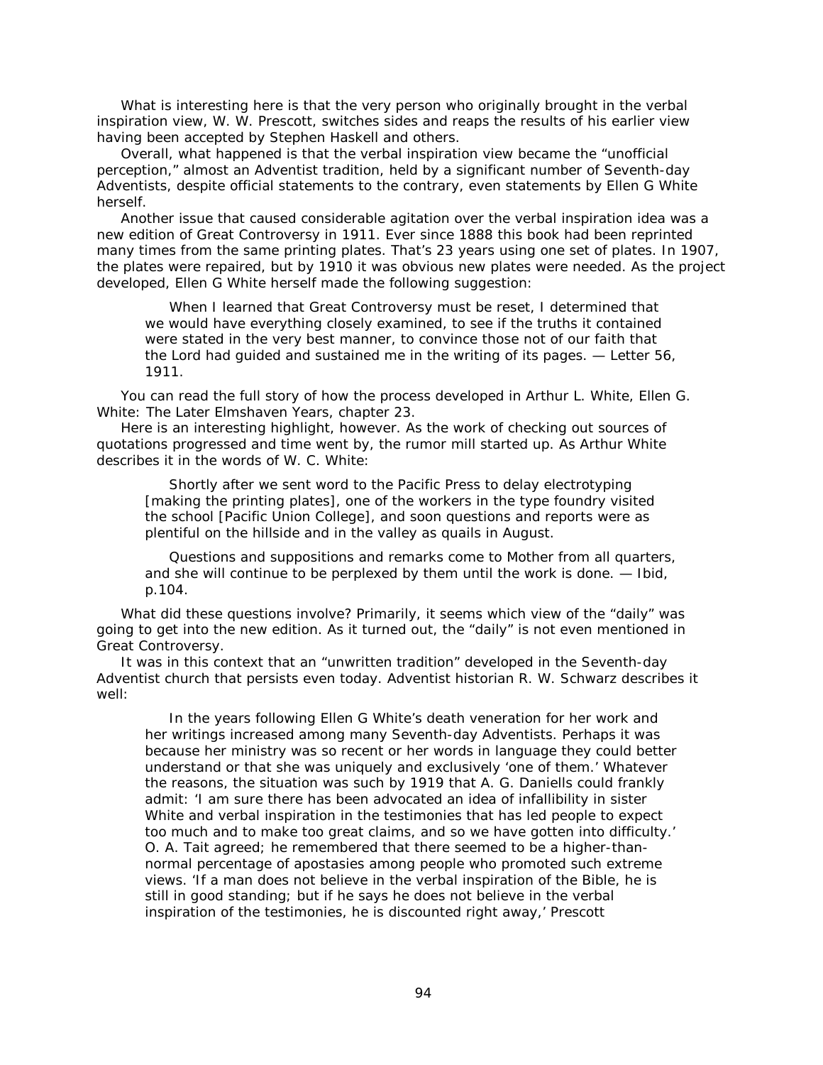What is interesting here is that the very person who originally brought in the verbal inspiration view, W. W. Prescott, switches sides and reaps the results of his earlier view having been accepted by Stephen Haskell and others.

Overall, what happened is that the verbal inspiration view became the "unofficial perception," almost an Adventist tradition, held by a significant number of Seventh-day Adventists, despite official statements to the contrary, even statements by Ellen G White herself.

Another issue that caused considerable agitation over the verbal inspiration idea was a new edition of Great Controversy in 1911. Ever since 1888 this book had been reprinted many times from the same printing plates. That's 23 years using one set of plates. In 1907, the plates were repaired, but by 1910 it was obvious new plates were needed. As the project developed, Ellen G White herself made the following suggestion:

> When I learned that Great Controversy must be reset, I determined that we would have everything closely examined, to see if the truths it contained were stated in the very best manner, to convince those not of our faith that the Lord had guided and sustained me in the writing of its pages. — Letter 56, 1911.

You can read the full story of how the process developed in Arthur L. White, Ellen G. White: The Later Elmshaven Years, chapter 23.

Here is an interesting highlight, however. As the work of checking out sources of quotations progressed and time went by, the rumor mill started up. As Arthur White describes it in the words of W. C. White:

> Shortly after we sent word to the Pacific Press to delay electrotyping [making the printing plates], one of the workers in the type foundry visited the school [Pacific Union College], and soon questions and reports were as plentiful on the hillside and in the valley as quails in August.
>
> Questions and suppositions and remarks come to Mother from all quarters, and she will continue to be perplexed by them until the work is done. — Ibid, p.104.

What did these questions involve? Primarily, it seems which view of the "daily" was going to get into the new edition. As it turned out, the "daily" is not even mentioned in Great Controversy.

It was in this context that an "unwritten tradition" developed in the Seventh-day Adventist church that persists even today. Adventist historian R. W. Schwarz describes it well:

> In the years following Ellen G White's death veneration for her work and her writings increased among many Seventh-day Adventists. Perhaps it was because her ministry was so recent or her words in language they could better understand or that she was uniquely and exclusively 'one of them.' Whatever the reasons, the situation was such by 1919 that A. G. Daniells could frankly admit: 'I am sure there has been advocated an idea of infallibility in sister White and verbal inspiration in the testimonies that has led people to expect too much and to make too great claims, and so we have gotten into difficulty.' O. A. Tait agreed; he remembered that there seemed to be a higher-than-normal percentage of apostasies among people who promoted such extreme views. 'If a man does not believe in the verbal inspiration of the Bible, he is still in good standing; but if he says he does not believe in the verbal inspiration of the testimonies, he is discounted right away,' Prescott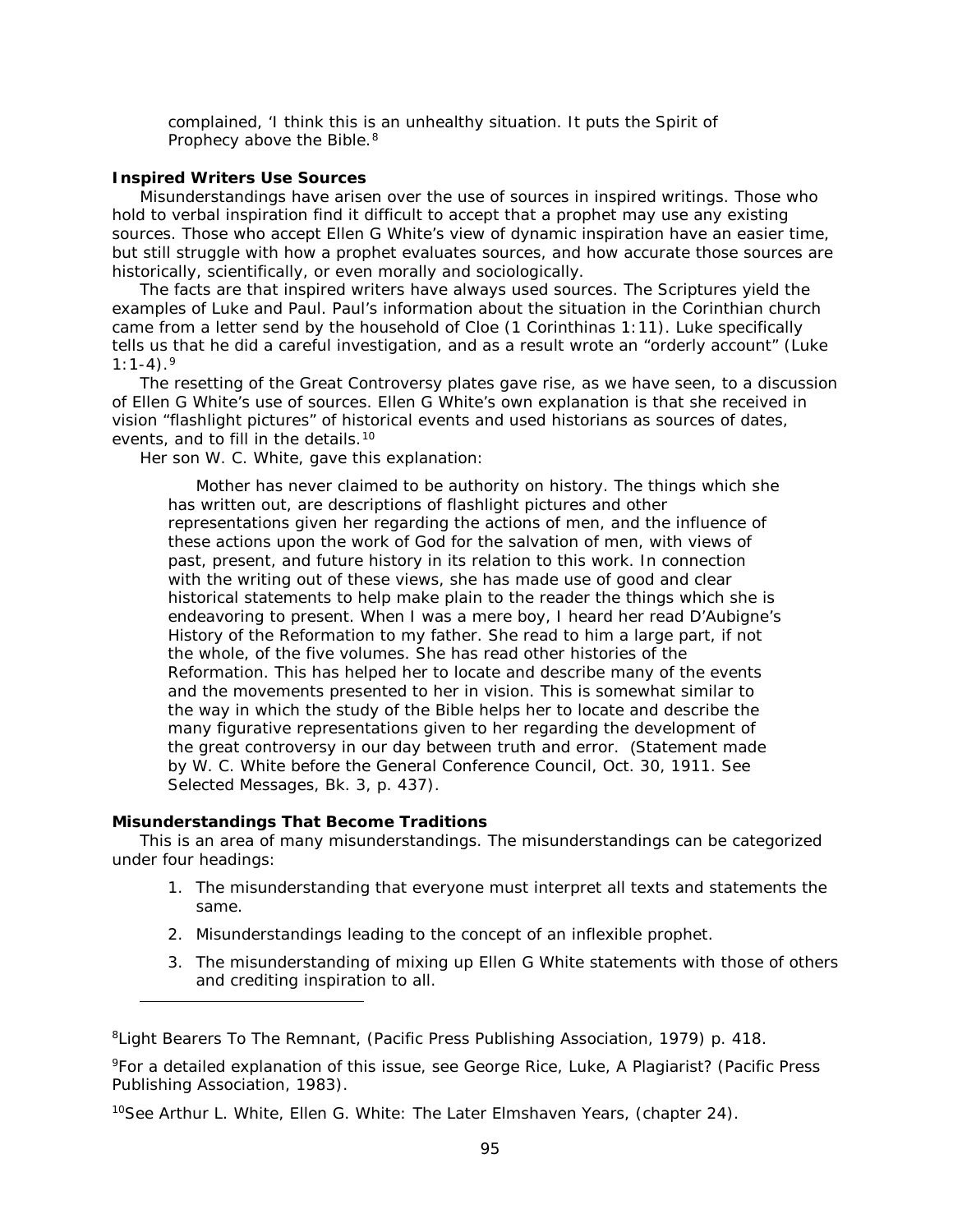complained, 'I think this is an unhealthy situation. It puts the Spirit of Prophecy above the Bible.[8]

**Inspired Writers Use Sources**

Misunderstandings have arisen over the use of sources in inspired writings. Those who hold to verbal inspiration find it difficult to accept that a prophet may use any existing sources. Those who accept Ellen G White's view of dynamic inspiration have an easier time, but still struggle with how a prophet evaluates sources, and how accurate those sources are historically, scientifically, or even morally and sociologically.

The facts are that inspired writers have always used sources. The Scriptures yield the examples of Luke and Paul. Paul's information about the situation in the Corinthian church came from a letter send by the household of Cloe (1 Corinthinas 1:11). Luke specifically tells us that he did a careful investigation, and as a result wrote an "orderly account" (Luke 1:1-4).[9]

The resetting of the Great Controversy plates gave rise, as we have seen, to a discussion of Ellen G White's use of sources. Ellen G White's own explanation is that she received in vision "flashlight pictures" of historical events and used historians as sources of dates, events, and to fill in the details.[10]

Her son W. C. White, gave this explanation:

> Mother has never claimed to be authority on history. The things which she has written out, are descriptions of flashlight pictures and other representations given her regarding the actions of men, and the influence of these actions upon the work of God for the salvation of men, with views of past, present, and future history in its relation to this work. In connection with the writing out of these views, she has made use of good and clear historical statements to help make plain to the reader the things which she is endeavoring to present. When I was a mere boy, I heard her read D'Aubigne's History of the Reformation to my father. She read to him a large part, if not the whole, of the five volumes. She has read other histories of the Reformation. This has helped her to locate and describe many of the events and the movements presented to her in vision. This is somewhat similar to the way in which the study of the Bible helps her to locate and describe the many figurative representations given to her regarding the development of the great controversy in our day between truth and error. (Statement made by W. C. White before the General Conference Council, Oct. 30, 1911. See Selected Messages, Bk. 3, p. 437).

**Misunderstandings That Become Traditions**

This is an area of many misunderstandings. The misunderstandings can be categorized under four headings:

1. The misunderstanding that everyone must interpret all texts and statements the same.
2. Misunderstandings leading to the concept of an inflexible prophet.
3. The misunderstanding of mixing up Ellen G White statements with those of others and crediting inspiration to all.

---

[8] Light Bearers To The Remnant, (Pacific Press Publishing Association, 1979) p. 418.

[9] For a detailed explanation of this issue, see George Rice, Luke, A Plagiarist? (Pacific Press Publishing Association, 1983).

[10] See Arthur L. White, Ellen G. White: The Later Elmshaven Years, (chapter 24).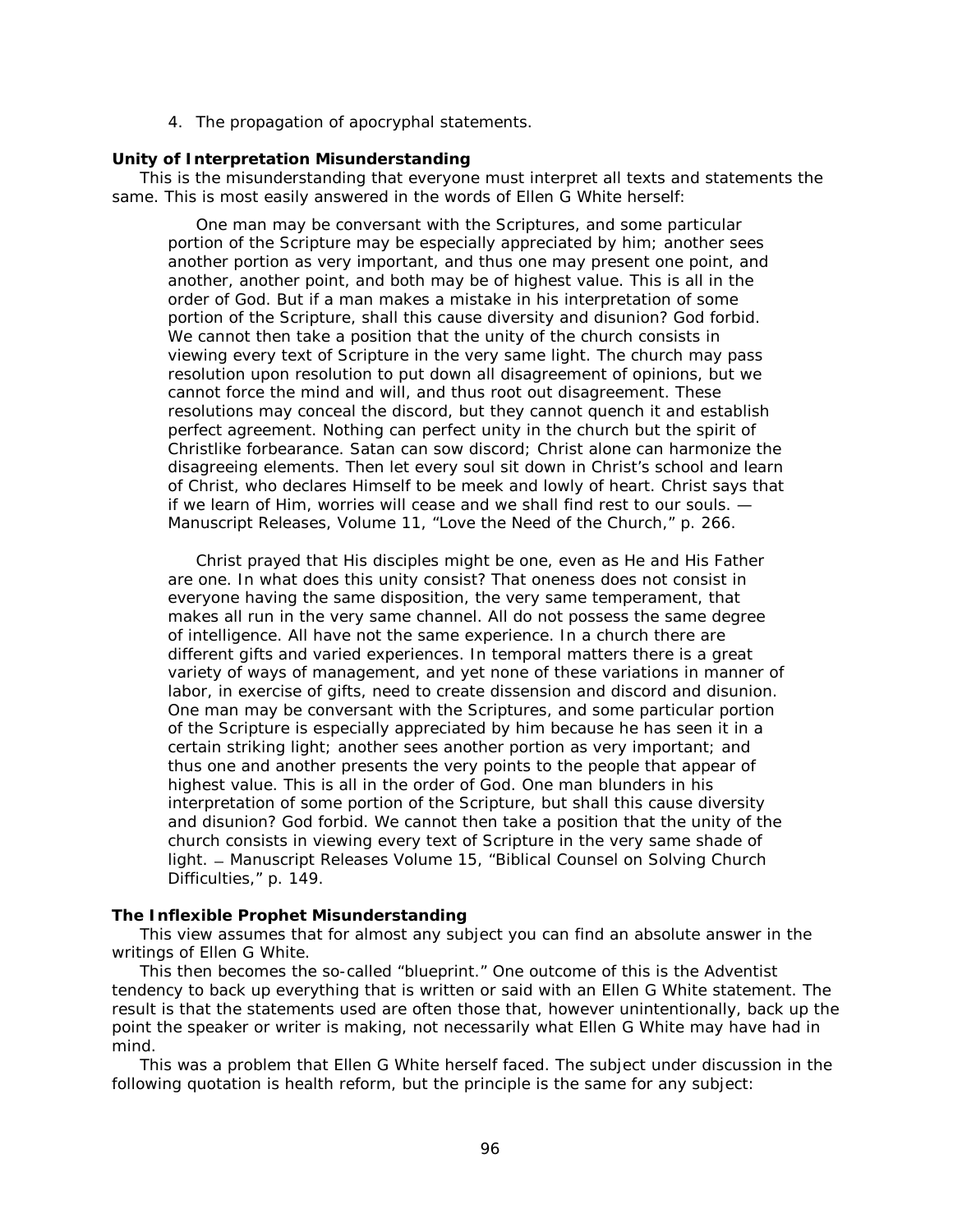4. The propagation of apocryphal statements.

### Unity of Interpretation Misunderstanding

This is the misunderstanding that everyone must interpret all texts and statements the same. This is most easily answered in the words of Ellen G White herself:

> One man may be conversant with the Scriptures, and some particular portion of the Scripture may be especially appreciated by him; another sees another portion as very important, and thus one may present one point, and another, another point, and both may be of highest value. This is all in the order of God. But if a man makes a mistake in his interpretation of some portion of the Scripture, shall this cause diversity and disunion? God forbid. We cannot then take a position that the unity of the church consists in viewing every text of Scripture in the very same light. The church may pass resolution upon resolution to put down all disagreement of opinions, but we cannot force the mind and will, and thus root out disagreement. These resolutions may conceal the discord, but they cannot quench it and establish perfect agreement. Nothing can perfect unity in the church but the spirit of Christlike forbearance. Satan can sow discord; Christ alone can harmonize the disagreeing elements. Then let every soul sit down in Christ's school and learn of Christ, who declares Himself to be meek and lowly of heart. Christ says that if we learn of Him, worries will cease and we shall find rest to our souls. — Manuscript Releases, Volume 11, "Love the Need of the Church," p. 266.

> Christ prayed that His disciples might be one, even as He and His Father are one. In what does this unity consist? That oneness does not consist in everyone having the same disposition, the very same temperament, that makes all run in the very same channel. All do not possess the same degree of intelligence. All have not the same experience. In a church there are different gifts and varied experiences. In temporal matters there is a great variety of ways of management, and yet none of these variations in manner of labor, in exercise of gifts, need to create dissension and discord and disunion. One man may be conversant with the Scriptures, and some particular portion of the Scripture is especially appreciated by him because he has seen it in a certain striking light; another sees another portion as very important; and thus one and another presents the very points to the people that appear of highest value. This is all in the order of God. One man blunders in his interpretation of some portion of the Scripture, but shall this cause diversity and disunion? God forbid. We cannot then take a position that the unity of the church consists in viewing every text of Scripture in the very same shade of light. — Manuscript Releases Volume 15, "Biblical Counsel on Solving Church Difficulties," p. 149.

### The Inflexible Prophet Misunderstanding

This view assumes that for almost any subject you can find an absolute answer in the writings of Ellen G White.

This then becomes the so-called "blueprint." One outcome of this is the Adventist tendency to back up everything that is written or said with an Ellen G White statement. The result is that the statements used are often those that, however unintentionally, back up the point the speaker or writer is making, not necessarily what Ellen G White may have had in mind.

This was a problem that Ellen G White herself faced. The subject under discussion in the following quotation is health reform, but the principle is the same for any subject: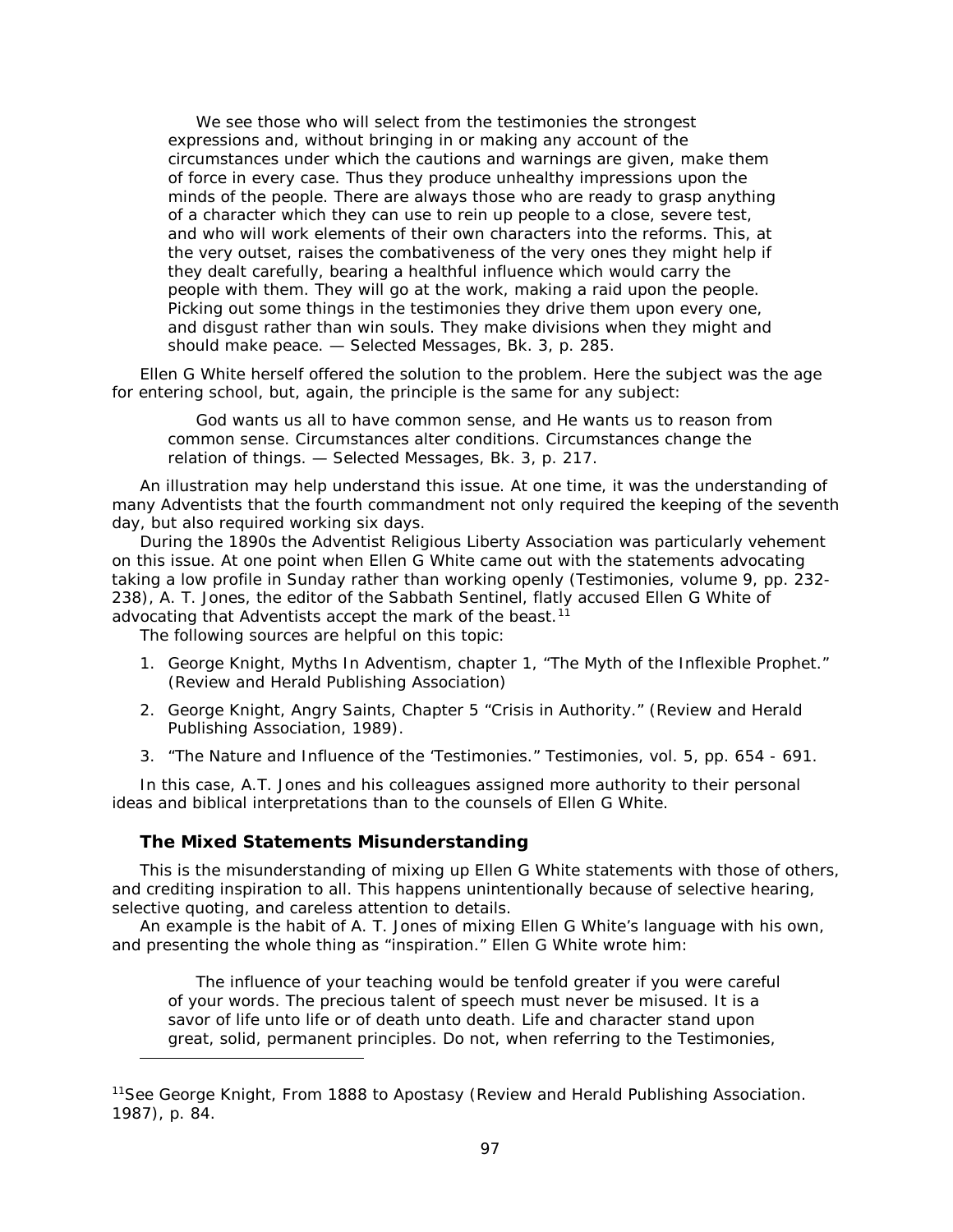> We see those who will select from the testimonies the strongest expressions and, without bringing in or making any account of the circumstances under which the cautions and warnings are given, make them of force in every case. Thus they produce unhealthy impressions upon the minds of the people. There are always those who are ready to grasp anything of a character which they can use to rein up people to a close, severe test, and who will work elements of their own characters into the reforms. This, at the very outset, raises the combativeness of the very ones they might help if they dealt carefully, bearing a healthful influence which would carry the people with them. They will go at the work, making a raid upon the people. Picking out some things in the testimonies they drive them upon every one, and disgust rather than win souls. They make divisions when they might and should make peace. — Selected Messages, Bk. 3, p. 285.

Ellen G White herself offered the solution to the problem. Here the subject was the age for entering school, but, again, the principle is the same for any subject:

> God wants us all to have common sense, and He wants us to reason from common sense. Circumstances alter conditions. Circumstances change the relation of things. — Selected Messages, Bk. 3, p. 217.

An illustration may help understand this issue. At one time, it was the understanding of many Adventists that the fourth commandment not only required the keeping of the seventh day, but also required working six days.

During the 1890s the Adventist Religious Liberty Association was particularly vehement on this issue. At one point when Ellen G White came out with the statements advocating taking a low profile in Sunday rather than working openly (Testimonies, volume 9, pp. 232-238), A. T. Jones, the editor of the Sabbath Sentinel, flatly accused Ellen G White of advocating that Adventists accept the mark of the beast.[11]

The following sources are helpful on this topic:

1. George Knight, Myths In Adventism, chapter 1, "The Myth of the Inflexible Prophet." (Review and Herald Publishing Association)
2. George Knight, Angry Saints, Chapter 5 "Crisis in Authority." (Review and Herald Publishing Association, 1989).
3. "The Nature and Influence of the 'Testimonies." Testimonies, vol. 5, pp. 654 - 691.

In this case, A.T. Jones and his colleagues assigned more authority to their personal ideas and biblical interpretations than to the counsels of Ellen G White.

### The Mixed Statements Misunderstanding

This is the misunderstanding of mixing up Ellen G White statements with those of others, and crediting inspiration to all. This happens unintentionally because of selective hearing, selective quoting, and careless attention to details.

An example is the habit of A. T. Jones of mixing Ellen G White's language with his own, and presenting the whole thing as "inspiration." Ellen G White wrote him:

> The influence of your teaching would be tenfold greater if you were careful of your words. The precious talent of speech must never be misused. It is a savor of life unto life or of death unto death. Life and character stand upon great, solid, permanent principles. Do not, when referring to the Testimonies,

---

[11] See George Knight, From 1888 to Apostasy (Review and Herald Publishing Association. 1987), p. 84.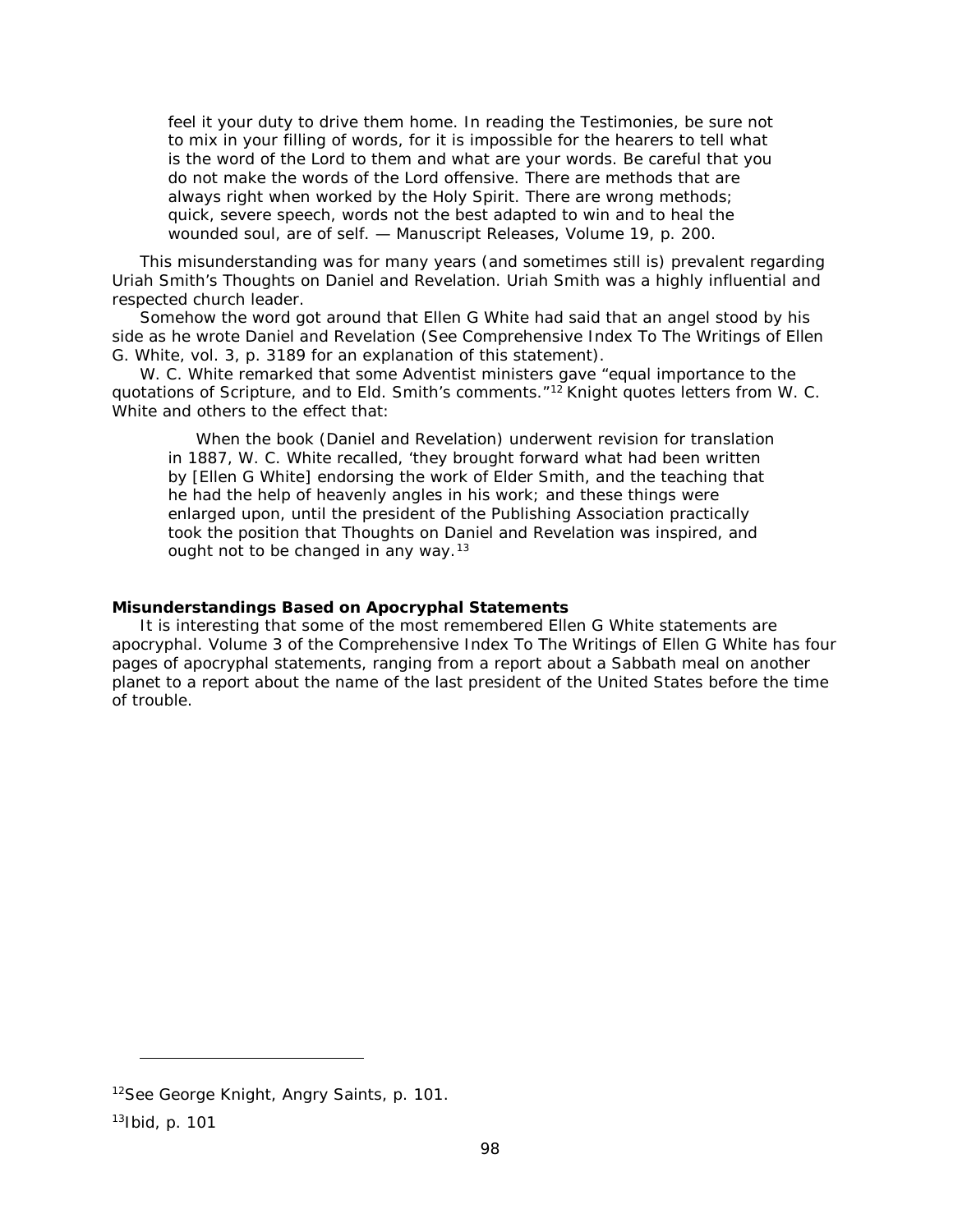> feel it your duty to drive them home. In reading the Testimonies, be sure not to mix in your filling of words, for it is impossible for the hearers to tell what is the word of the Lord to them and what are your words. Be careful that you do not make the words of the Lord offensive. There are methods that are always right when worked by the Holy Spirit. There are wrong methods; quick, severe speech, words not the best adapted to win and to heal the wounded soul, are of self. — Manuscript Releases, Volume 19, p. 200.

This misunderstanding was for many years (and sometimes still is) prevalent regarding Uriah Smith's Thoughts on Daniel and Revelation. Uriah Smith was a highly influential and respected church leader.

Somehow the word got around that Ellen G White had said that an angel stood by his side as he wrote Daniel and Revelation (See Comprehensive Index To The Writings of Ellen G. White, vol. 3, p. 3189 for an explanation of this statement).

W. C. White remarked that some Adventist ministers gave "equal importance to the quotations of Scripture, and to Eld. Smith's comments."[12] Knight quotes letters from W. C. White and others to the effect that:

> When the book (Daniel and Revelation) underwent revision for translation in 1887, W. C. White recalled, 'they brought forward what had been written by [Ellen G White] endorsing the work of Elder Smith, and the teaching that he had the help of heavenly angles in his work; and these things were enlarged upon, until the president of the Publishing Association practically took the position that Thoughts on Daniel and Revelation was inspired, and ought not to be changed in any way.[13]

**Misunderstandings Based on Apocryphal Statements**

It is interesting that some of the most remembered Ellen G White statements are apocryphal. Volume 3 of the Comprehensive Index To The Writings of Ellen G White has four pages of apocryphal statements, ranging from a report about a Sabbath meal on another planet to a report about the name of the last president of the United States before the time of trouble.

---

[12] See George Knight, Angry Saints, p. 101.

[13] Ibid, p. 101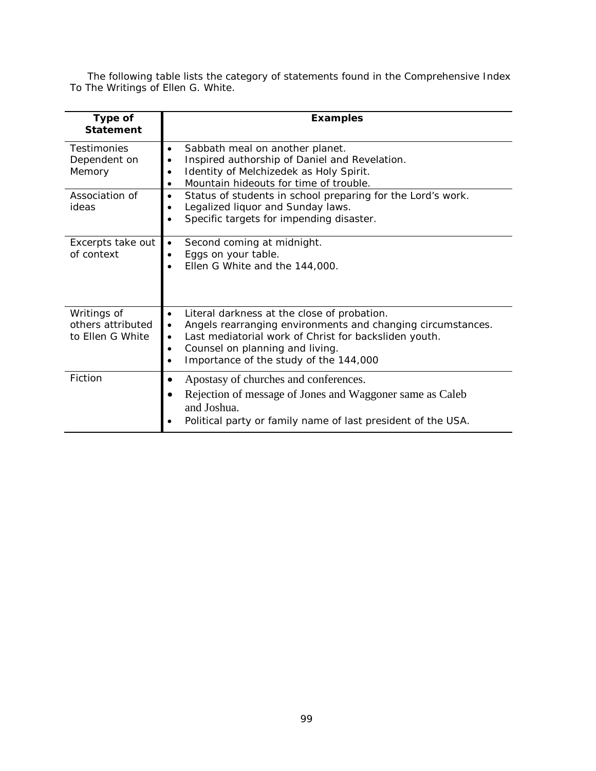The following table lists the category of statements found in the Comprehensive Index To The Writings of Ellen G. White.

| Type of Statement | Examples |
|---|---|
| Testimonies Dependent on Memory | • Sabbath meal on another planet.<br>• Inspired authorship of Daniel and Revelation.<br>• Identity of Melchizedek as Holy Spirit.<br>• Mountain hideouts for time of trouble. |
| Association of ideas | • Status of students in school preparing for the Lord's work.<br>• Legalized liquor and Sunday laws.<br>• Specific targets for impending disaster. |
| Excerpts take out of context | • Second coming at midnight.<br>• Eggs on your table.<br>• Ellen G White and the 144,000. |
| Writings of others attributed to Ellen G White | • Literal darkness at the close of probation.<br>• Angels rearranging environments and changing circumstances.<br>• Last mediatorial work of Christ for backsliden youth.<br>• Counsel on planning and living.<br>• Importance of the study of the 144,000 |
| Fiction | • Apostasy of churches and conferences.<br>• Rejection of message of Jones and Waggoner same as Caleb and Joshua.<br>• Political party or family name of last president of the USA. |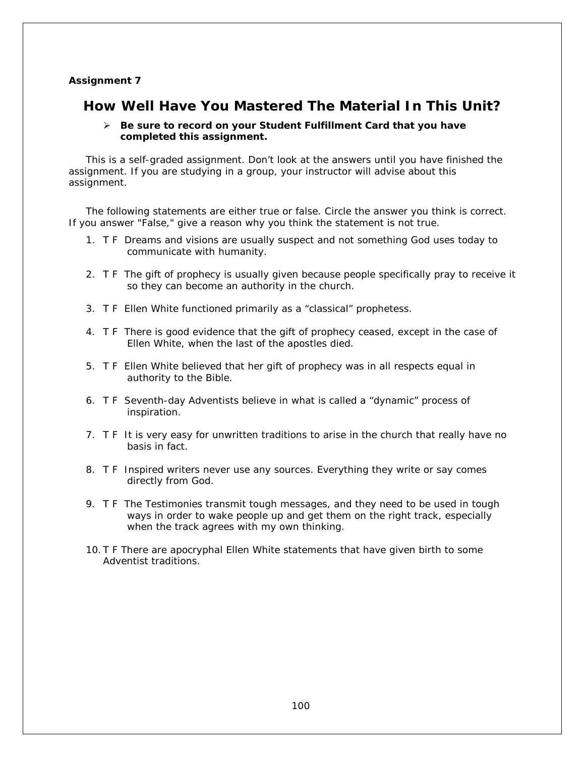**Assignment 7**

## How Well Have You Mastered The Material In This Unit?

- **Be sure to record on your Student Fulfillment Card that you have completed this assignment.**

This is a self-graded assignment. Don't look at the answers until you have finished the assignment. If you are studying in a group, your instructor will advise about this assignment.

The following statements are either true or false. Circle the answer you think is correct. If you answer "False," give a reason why you think the statement is not true.

1. T F Dreams and visions are usually suspect and not something God uses today to communicate with humanity.
2. T F The gift of prophecy is usually given because people specifically pray to receive it so they can become an authority in the church.
3. T F Ellen White functioned primarily as a "classical" prophetess.
4. T F There is good evidence that the gift of prophecy ceased, except in the case of Ellen White, when the last of the apostles died.
5. T F Ellen White believed that her gift of prophecy was in all respects equal in authority to the Bible.
6. T F Seventh-day Adventists believe in what is called a "dynamic" process of inspiration.
7. T F It is very easy for unwritten traditions to arise in the church that really have no basis in fact.
8. T F Inspired writers never use any sources. Everything they write or say comes directly from God.
9. T F The Testimonies transmit tough messages, and they need to be used in tough ways in order to wake people up and get them on the right track, especially when the track agrees with my own thinking.
10. T F There are apocryphal Ellen White statements that have given birth to some Adventist traditions.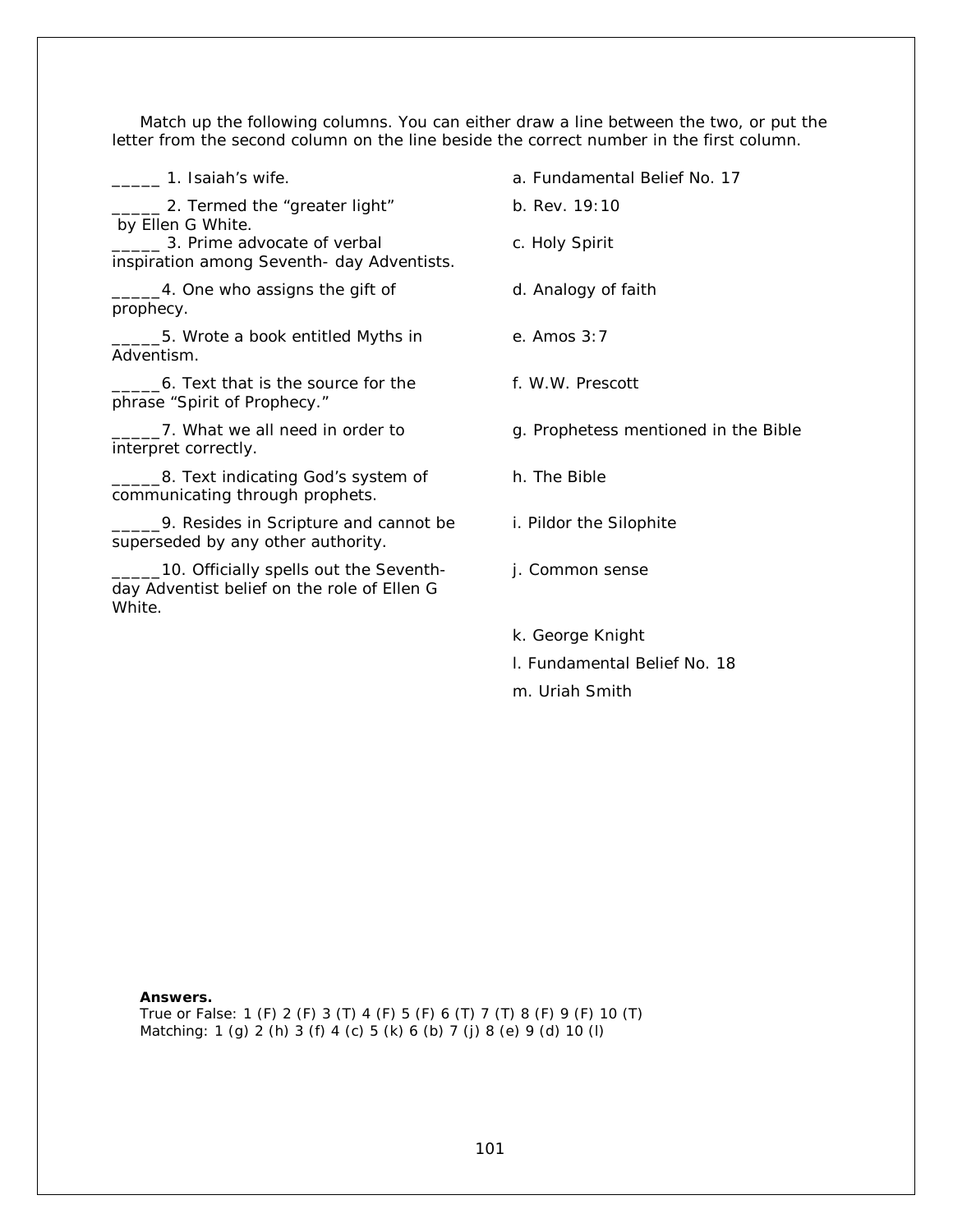Match up the following columns. You can either draw a line between the two, or put the letter from the second column on the line beside the correct number in the first column.

_____ 1. Isaiah's wife.

_____ 2. Termed the "greater light" by Ellen G White.

_____ 3. Prime advocate of verbal inspiration among Seventh- day Adventists.

_____4. One who assigns the gift of prophecy.

_____5. Wrote a book entitled Myths in Adventism.

_____6. Text that is the source for the phrase "Spirit of Prophecy."

_____7. What we all need in order to interpret correctly.

_____8. Text indicating God's system of communicating through prophets.

_____9. Resides in Scripture and cannot be superseded by any other authority.

_____10. Officially spells out the Seventh-day Adventist belief on the role of Ellen G White.

a. Fundamental Belief No. 17

b. Rev. 19:10

c. Holy Spirit

d. Analogy of faith

e. Amos 3:7

f. W.W. Prescott

g. Prophetess mentioned in the Bible

h. The Bible

i. Pildor the Silophite

j. Common sense

k. George Knight

l. Fundamental Belief No. 18

m. Uriah Smith

**Answers.**

True or False: 1 (F) 2 (F) 3 (T) 4 (F) 5 (F) 6 (T) 7 (T) 8 (F) 9 (F) 10 (T)

Matching: 1 (g) 2 (h) 3 (f) 4 (c) 5 (k) 6 (b) 7 (j) 8 (e) 9 (d) 10 (l)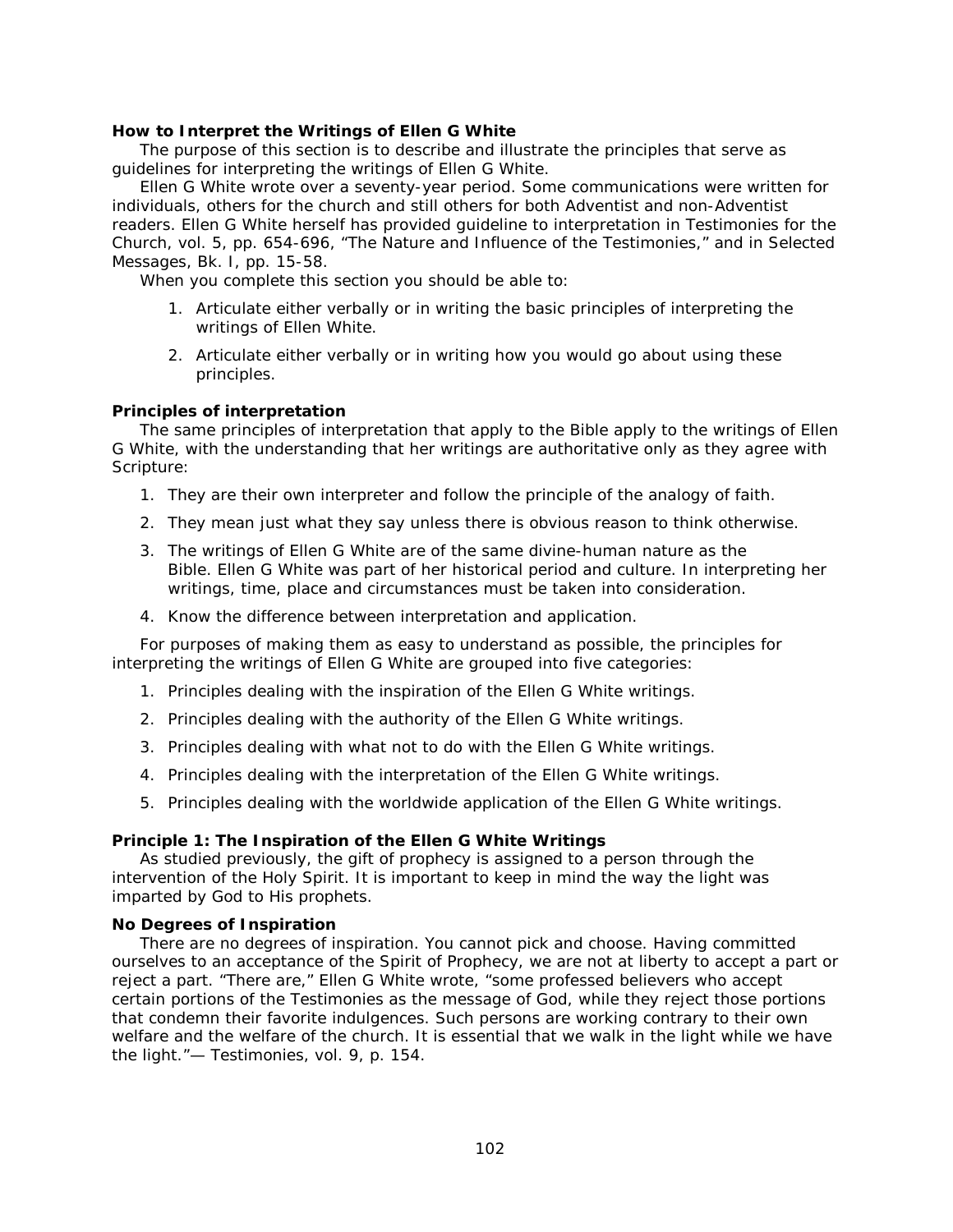**How to Interpret the Writings of Ellen G White**

The purpose of this section is to describe and illustrate the principles that serve as guidelines for interpreting the writings of Ellen G White.

Ellen G White wrote over a seventy-year period. Some communications were written for individuals, others for the church and still others for both Adventist and non-Adventist readers. Ellen G White herself has provided guideline to interpretation in Testimonies for the Church, vol. 5, pp. 654-696, "The Nature and Influence of the Testimonies," and in Selected Messages, Bk. I, pp. 15-58.

When you complete this section you should be able to:

1. Articulate either verbally or in writing the basic principles of interpreting the writings of Ellen White.
2. Articulate either verbally or in writing how you would go about using these principles.

**Principles of interpretation**

The same principles of interpretation that apply to the Bible apply to the writings of Ellen G White, with the understanding that her writings are authoritative only as they agree with Scripture:

1. They are their own interpreter and follow the principle of the analogy of faith.
2. They mean just what they say unless there is obvious reason to think otherwise.
3. The writings of Ellen G White are of the same divine-human nature as the Bible. Ellen G White was part of her historical period and culture. In interpreting her writings, time, place and circumstances must be taken into consideration.
4. Know the difference between interpretation and application.

For purposes of making them as easy to understand as possible, the principles for interpreting the writings of Ellen G White are grouped into five categories:

1. Principles dealing with the inspiration of the Ellen G White writings.
2. Principles dealing with the authority of the Ellen G White writings.
3. Principles dealing with what not to do with the Ellen G White writings.
4. Principles dealing with the interpretation of the Ellen G White writings.
5. Principles dealing with the worldwide application of the Ellen G White writings.

**Principle 1: The Inspiration of the Ellen G White Writings**

As studied previously, the gift of prophecy is assigned to a person through the intervention of the Holy Spirit. It is important to keep in mind the way the light was imparted by God to His prophets.

**No Degrees of Inspiration**

There are no degrees of inspiration. You cannot pick and choose. Having committed ourselves to an acceptance of the Spirit of Prophecy, we are not at liberty to accept a part or reject a part. "There are," Ellen G White wrote, "some professed believers who accept certain portions of the Testimonies as the message of God, while they reject those portions that condemn their favorite indulgences. Such persons are working contrary to their own welfare and the welfare of the church. It is essential that we walk in the light while we have the light."— Testimonies, vol. 9, p. 154.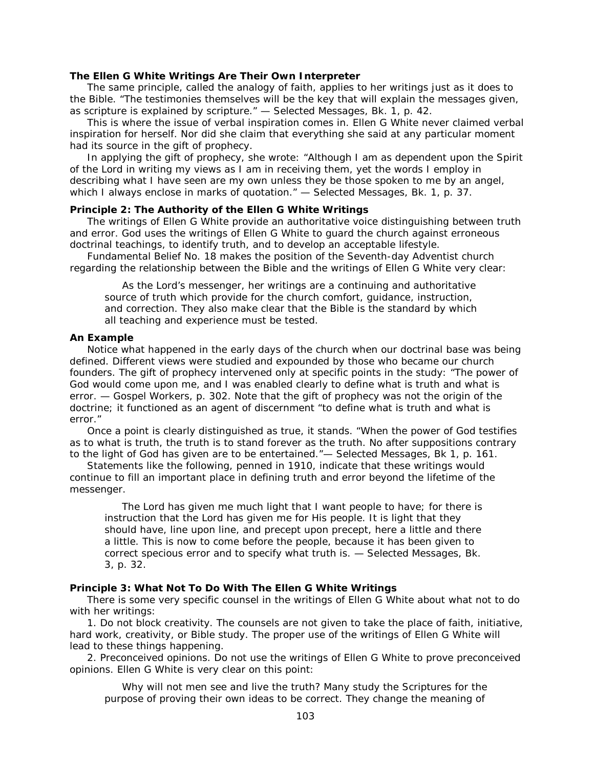**The Ellen G White Writings Are Their Own Interpreter**

The same principle, called the analogy of faith, applies to her writings just as it does to the Bible. "The testimonies themselves will be the key that will explain the messages given, as scripture is explained by scripture." — Selected Messages, Bk. 1, p. 42.

This is where the issue of verbal inspiration comes in. Ellen G White never claimed verbal inspiration for herself. Nor did she claim that everything she said at any particular moment had its source in the gift of prophecy.

In applying the gift of prophecy, she wrote: "Although I am as dependent upon the Spirit of the Lord in writing my views as I am in receiving them, yet the words I employ in describing what I have seen are my own unless they be those spoken to me by an angel, which I always enclose in marks of quotation." — Selected Messages, Bk. 1, p. 37.

**Principle 2: The Authority of the Ellen G White Writings**

The writings of Ellen G White provide an authoritative voice distinguishing between truth and error. God uses the writings of Ellen G White to guard the church against erroneous doctrinal teachings, to identify truth, and to develop an acceptable lifestyle.

Fundamental Belief No. 18 makes the position of the Seventh-day Adventist church regarding the relationship between the Bible and the writings of Ellen G White very clear:

> As the Lord's messenger, her writings are a continuing and authoritative source of truth which provide for the church comfort, guidance, instruction, and correction. They also make clear that the Bible is the standard by which all teaching and experience must be tested.

**An Example**

Notice what happened in the early days of the church when our doctrinal base was being defined. Different views were studied and expounded by those who became our church founders. The gift of prophecy intervened only at specific points in the study: "The power of God would come upon me, and I was enabled clearly to define what is truth and what is error. — Gospel Workers, p. 302. Note that the gift of prophecy was not the origin of the doctrine; it functioned as an agent of discernment "to define what is truth and what is error."

Once a point is clearly distinguished as true, it stands. "When the power of God testifies as to what is truth, the truth is to stand forever as the truth. No after suppositions contrary to the light of God has given are to be entertained."— Selected Messages, Bk 1, p. 161.

Statements like the following, penned in 1910, indicate that these writings would continue to fill an important place in defining truth and error beyond the lifetime of the messenger.

> The Lord has given me much light that I want people to have; for there is instruction that the Lord has given me for His people. It is light that they should have, line upon line, and precept upon precept, here a little and there a little. This is now to come before the people, because it has been given to correct specious error and to specify what truth is. — Selected Messages, Bk. 3, p. 32.

**Principle 3: What Not To Do With The Ellen G White Writings**

There is some very specific counsel in the writings of Ellen G White about what not to do with her writings:

1. Do not block creativity. The counsels are not given to take the place of faith, initiative, hard work, creativity, or Bible study. The proper use of the writings of Ellen G White will lead to these things happening.

2. Preconceived opinions. Do not use the writings of Ellen G White to prove preconceived opinions. Ellen G White is very clear on this point:

> Why will not men see and live the truth? Many study the Scriptures for the purpose of proving their own ideas to be correct. They change the meaning of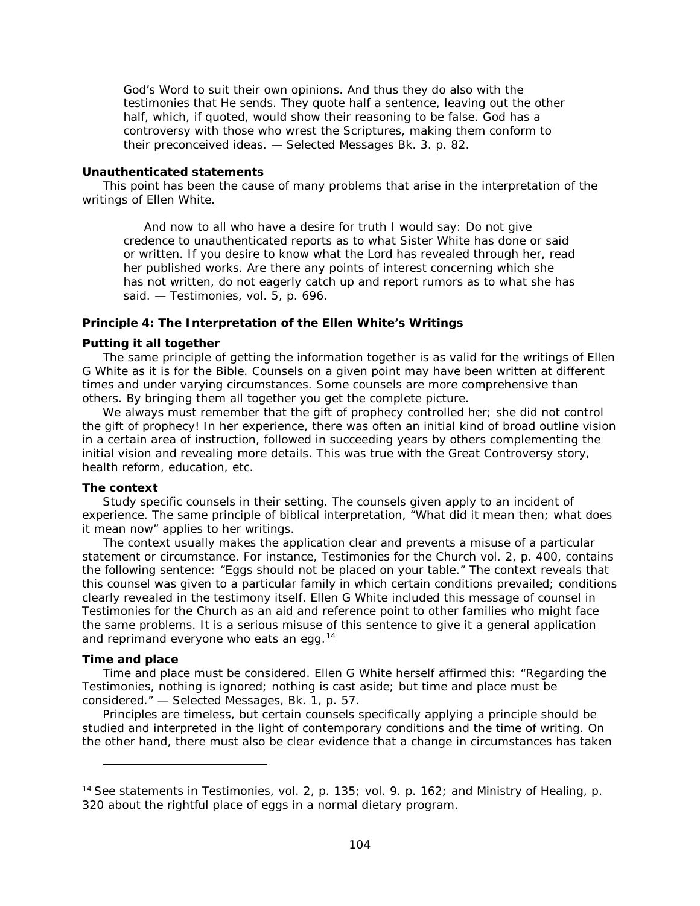> God's Word to suit their own opinions. And thus they do also with the testimonies that He sends. They quote half a sentence, leaving out the other half, which, if quoted, would show their reasoning to be false. God has a controversy with those who wrest the Scriptures, making them conform to their preconceived ideas. — Selected Messages Bk. 3. p. 82.

**Unauthenticated statements**

This point has been the cause of many problems that arise in the interpretation of the writings of Ellen White.

> And now to all who have a desire for truth I would say: Do not give credence to unauthenticated reports as to what Sister White has done or said or written. If you desire to know what the Lord has revealed through her, read her published works. Are there any points of interest concerning which she has not written, do not eagerly catch up and report rumors as to what she has said. — Testimonies, vol. 5, p. 696.

**Principle 4: The Interpretation of the Ellen White's Writings**

**Putting it all together**

The same principle of getting the information together is as valid for the writings of Ellen G White as it is for the Bible. Counsels on a given point may have been written at different times and under varying circumstances. Some counsels are more comprehensive than others. By bringing them all together you get the complete picture.

We always must remember that the gift of prophecy controlled her; she did not control the gift of prophecy! In her experience, there was often an initial kind of broad outline vision in a certain area of instruction, followed in succeeding years by others complementing the initial vision and revealing more details. This was true with the Great Controversy story, health reform, education, etc.

**The context**

Study specific counsels in their setting. The counsels given apply to an incident of experience. The same principle of biblical interpretation, "What did it mean then; what does it mean now" applies to her writings.

The context usually makes the application clear and prevents a misuse of a particular statement or circumstance. For instance, Testimonies for the Church vol. 2, p. 400, contains the following sentence: "Eggs should not be placed on your table." The context reveals that this counsel was given to a particular family in which certain conditions prevailed; conditions clearly revealed in the testimony itself. Ellen G White included this message of counsel in Testimonies for the Church as an aid and reference point to other families who might face the same problems. It is a serious misuse of this sentence to give it a general application and reprimand everyone who eats an egg.[14]

**Time and place**

Time and place must be considered. Ellen G White herself affirmed this: "Regarding the Testimonies, nothing is ignored; nothing is cast aside; but time and place must be considered." — Selected Messages, Bk. 1, p. 57.

Principles are timeless, but certain counsels specifically applying a principle should be studied and interpreted in the light of contemporary conditions and the time of writing. On the other hand, there must also be clear evidence that a change in circumstances has taken

---

[14] See statements in Testimonies, vol. 2, p. 135; vol. 9. p. 162; and Ministry of Healing, p. 320 about the rightful place of eggs in a normal dietary program.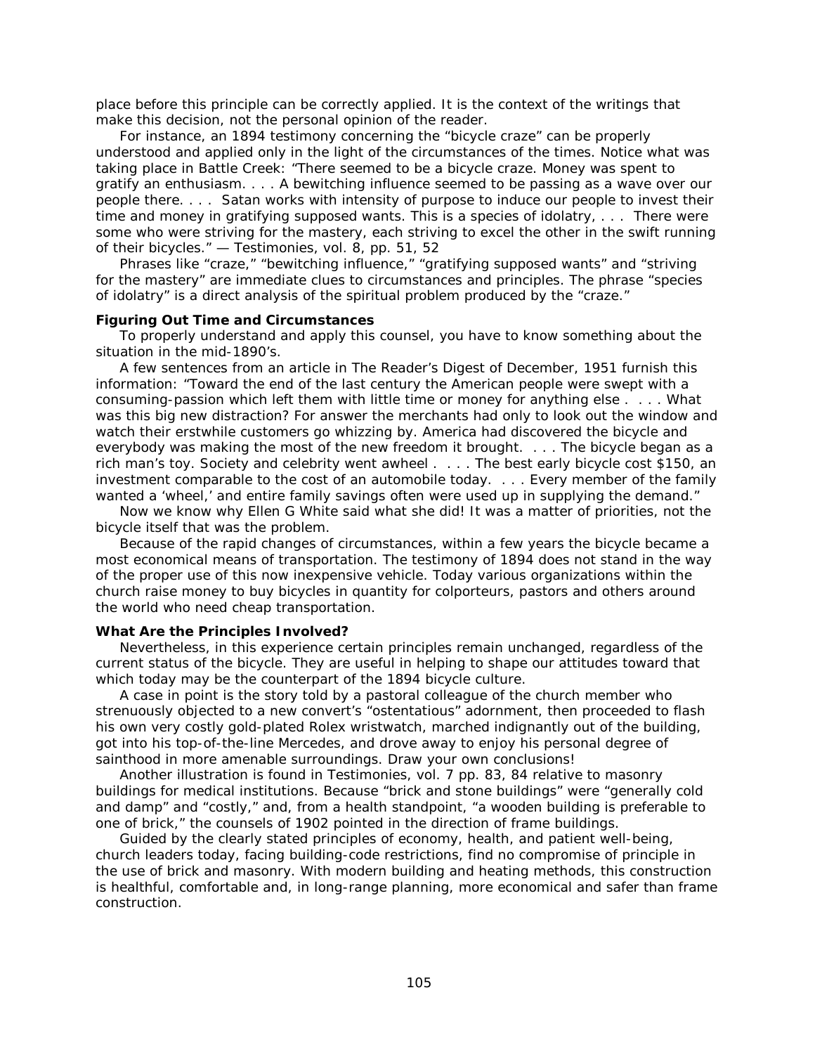place before this principle can be correctly applied. It is the context of the writings that make this decision, not the personal opinion of the reader.

For instance, an 1894 testimony concerning the "bicycle craze" can be properly understood and applied only in the light of the circumstances of the times. Notice what was taking place in Battle Creek: "There seemed to be a bicycle craze. Money was spent to gratify an enthusiasm. . . . A bewitching influence seemed to be passing as a wave over our people there. . . . Satan works with intensity of purpose to induce our people to invest their time and money in gratifying supposed wants. This is a species of idolatry, . . . There were some who were striving for the mastery, each striving to excel the other in the swift running of their bicycles." — Testimonies, vol. 8, pp. 51, 52

Phrases like "craze," "bewitching influence," "gratifying supposed wants" and "striving for the mastery" are immediate clues to circumstances and principles. The phrase "species of idolatry" is a direct analysis of the spiritual problem produced by the "craze."

**Figuring Out Time and Circumstances**

To properly understand and apply this counsel, you have to know something about the situation in the mid-1890's.

A few sentences from an article in The Reader's Digest of December, 1951 furnish this information: "Toward the end of the last century the American people were swept with a consuming-passion which left them with little time or money for anything else . . . . What was this big new distraction? For answer the merchants had only to look out the window and watch their erstwhile customers go whizzing by. America had discovered the bicycle and everybody was making the most of the new freedom it brought. . . . The bicycle began as a rich man's toy. Society and celebrity went awheel . . . . The best early bicycle cost $150, an investment comparable to the cost of an automobile today. . . . Every member of the family wanted a 'wheel,' and entire family savings often were used up in supplying the demand."

Now we know why Ellen G White said what she did! It was a matter of priorities, not the bicycle itself that was the problem.

Because of the rapid changes of circumstances, within a few years the bicycle became a most economical means of transportation. The testimony of 1894 does not stand in the way of the proper use of this now inexpensive vehicle. Today various organizations within the church raise money to buy bicycles in quantity for colporteurs, pastors and others around the world who need cheap transportation.

**What Are the Principles Involved?**

Nevertheless, in this experience certain principles remain unchanged, regardless of the current status of the bicycle. They are useful in helping to shape our attitudes toward that which today may be the counterpart of the 1894 bicycle culture.

A case in point is the story told by a pastoral colleague of the church member who strenuously objected to a new convert's "ostentatious" adornment, then proceeded to flash his own very costly gold-plated Rolex wristwatch, marched indignantly out of the building, got into his top-of-the-line Mercedes, and drove away to enjoy his personal degree of sainthood in more amenable surroundings. Draw your own conclusions!

Another illustration is found in Testimonies, vol. 7 pp. 83, 84 relative to masonry buildings for medical institutions. Because "brick and stone buildings" were "generally cold and damp" and "costly," and, from a health standpoint, "a wooden building is preferable to one of brick," the counsels of 1902 pointed in the direction of frame buildings.

Guided by the clearly stated principles of economy, health, and patient well-being, church leaders today, facing building-code restrictions, find no compromise of principle in the use of brick and masonry. With modern building and heating methods, this construction is healthful, comfortable and, in long-range planning, more economical and safer than frame construction.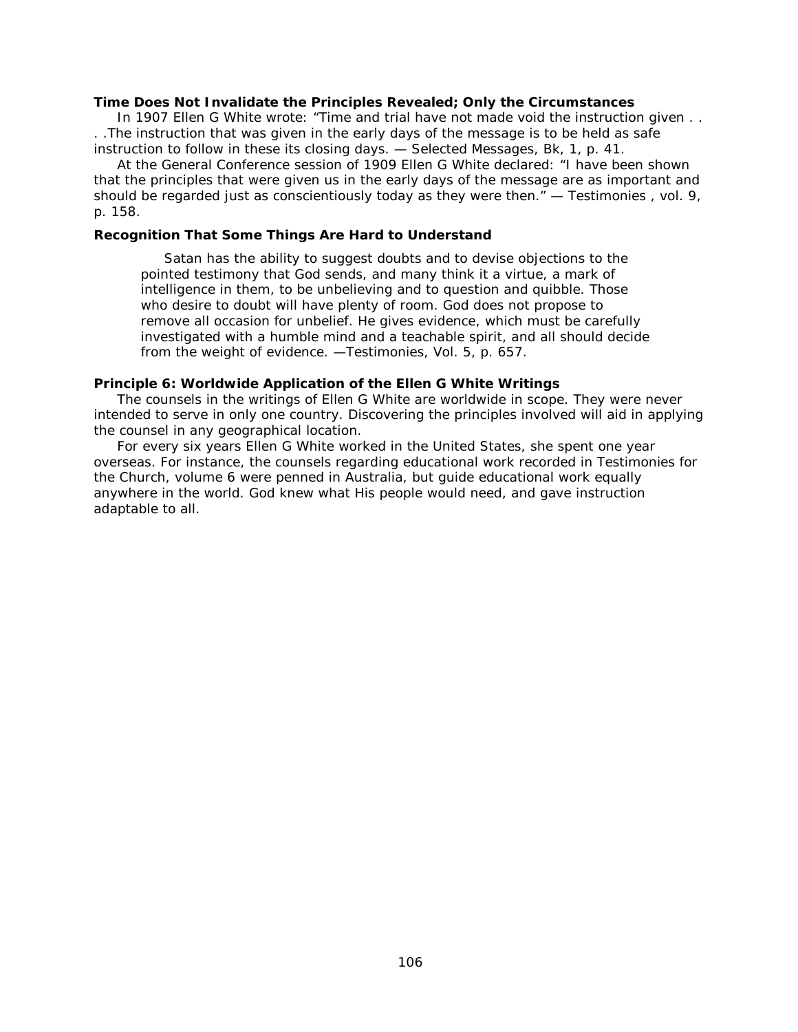**Time Does Not Invalidate the Principles Revealed; Only the Circumstances**

In 1907 Ellen G White wrote: "Time and trial have not made void the instruction given . . . .The instruction that was given in the early days of the message is to be held as safe instruction to follow in these its closing days. — Selected Messages, Bk, 1, p. 41.

At the General Conference session of 1909 Ellen G White declared: "I have been shown that the principles that were given us in the early days of the message are as important and should be regarded just as conscientiously today as they were then." — Testimonies , vol. 9, p. 158.

**Recognition That Some Things Are Hard to Understand**

> Satan has the ability to suggest doubts and to devise objections to the pointed testimony that God sends, and many think it a virtue, a mark of intelligence in them, to be unbelieving and to question and quibble. Those who desire to doubt will have plenty of room. God does not propose to remove all occasion for unbelief. He gives evidence, which must be carefully investigated with a humble mind and a teachable spirit, and all should decide from the weight of evidence. —Testimonies, Vol. 5, p. 657.

**Principle 6: Worldwide Application of the Ellen G White Writings**

The counsels in the writings of Ellen G White are worldwide in scope. They were never intended to serve in only one country. Discovering the principles involved will aid in applying the counsel in any geographical location.

For every six years Ellen G White worked in the United States, she spent one year overseas. For instance, the counsels regarding educational work recorded in Testimonies for the Church, volume 6 were penned in Australia, but guide educational work equally anywhere in the world. God knew what His people would need, and gave instruction adaptable to all.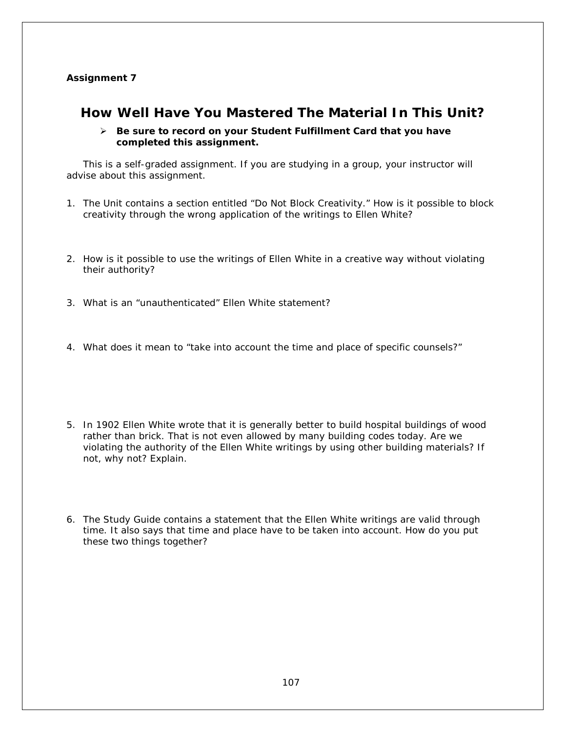**Assignment 7**

## How Well Have You Mastered The Material In This Unit?

- **Be sure to record on your Student Fulfillment Card that you have completed this assignment.**

This is a self-graded assignment. If you are studying in a group, your instructor will advise about this assignment.

1. The Unit contains a section entitled "Do Not Block Creativity." How is it possible to block creativity through the wrong application of the writings to Ellen White?

2. How is it possible to use the writings of Ellen White in a creative way without violating their authority?

3. What is an "unauthenticated" Ellen White statement?

4. What does it mean to "take into account the time and place of specific counsels?"

5. In 1902 Ellen White wrote that it is generally better to build hospital buildings of wood rather than brick. That is not even allowed by many building codes today. Are we violating the authority of the Ellen White writings by using other building materials? If not, why not? Explain.

6. The Study Guide contains a statement that the Ellen White writings are valid through time. It also says that time and place have to be taken into account. How do you put these two things together?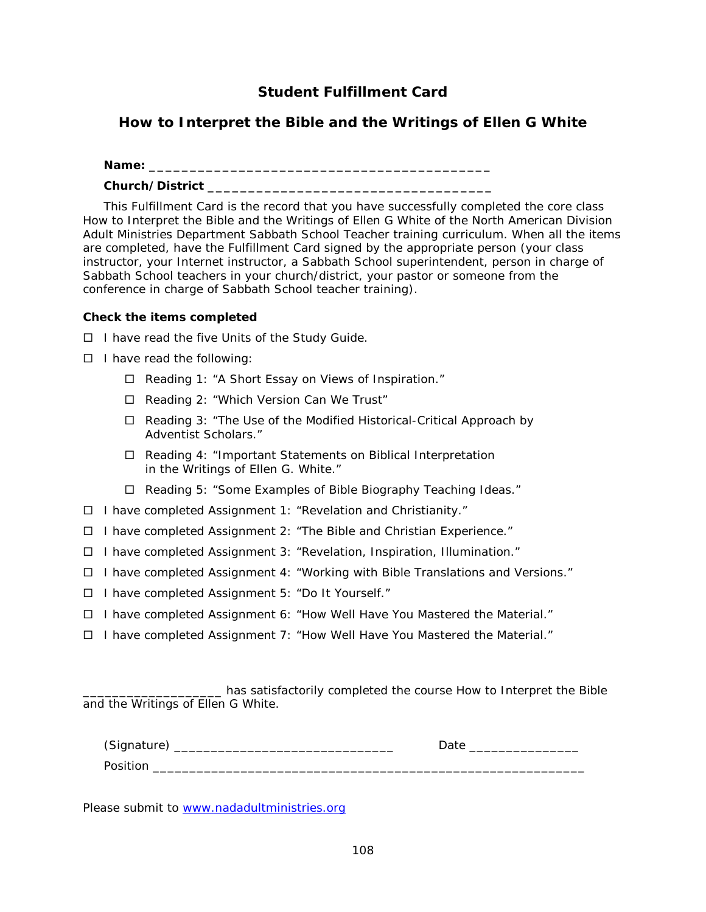## Student Fulfillment Card

## How to Interpret the Bible and the Writings of Ellen G White

**Name:** ___________________________________________

**Church/District** ____________________________________

This Fulfillment Card is the record that you have successfully completed the core class How to Interpret the Bible and the Writings of Ellen G White of the North American Division Adult Ministries Department Sabbath School Teacher training curriculum. When all the items are completed, have the Fulfillment Card signed by the appropriate person (your class instructor, your Internet instructor, a Sabbath School superintendent, person in charge of Sabbath School teachers in your church/district, your pastor or someone from the conference in charge of Sabbath School teacher training).

**Check the items completed**

- ☐ I have read the five Units of the Study Guide.
- ☐ I have read the following:
  - ☐ Reading 1: "A Short Essay on Views of Inspiration."
  - ☐ Reading 2: "Which Version Can We Trust"
  - ☐ Reading 3: "The Use of the Modified Historical-Critical Approach by Adventist Scholars."
  - ☐ Reading 4: "Important Statements on Biblical Interpretation in the Writings of Ellen G. White."
  - ☐ Reading 5: "Some Examples of Bible Biography Teaching Ideas."
- ☐ I have completed Assignment 1: "Revelation and Christianity."
- ☐ I have completed Assignment 2: "The Bible and Christian Experience."
- ☐ I have completed Assignment 3: "Revelation, Inspiration, Illumination."
- ☐ I have completed Assignment 4: "Working with Bible Translations and Versions."
- ☐ I have completed Assignment 5: "Do It Yourself."
- ☐ I have completed Assignment 6: "How Well Have You Mastered the Material."
- ☐ I have completed Assignment 7: "How Well Have You Mastered the Material."

___________________ has satisfactorily completed the course How to Interpret the Bible and the Writings of Ellen G White.

(Signature) ______________________________ Date _______________

Position ___________________________________________________________

Please submit to www.nadadultministries.org